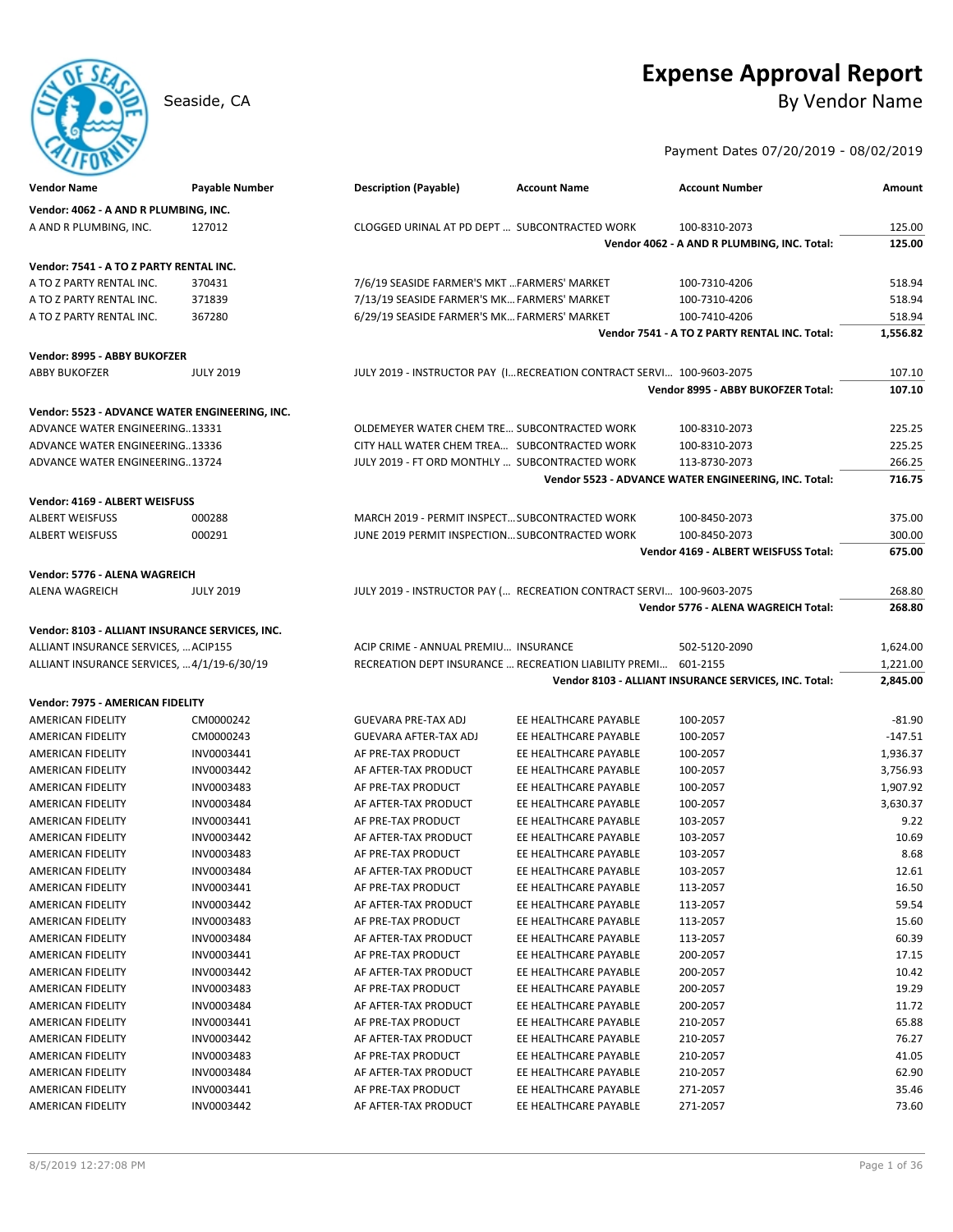# Expense Approval Report

Seaside, CA

## By Vendor Name

Payment Dates 07/20/2019 - 08/02/2019

| Vendor Name | Payable Number | Description (Payable) | Account Name | Account Number | Amount |
|---|---|---|---|---|---|
| **Vendor: 4062 - A AND R PLUMBING, INC.** | | | | | |
| A AND R PLUMBING, INC. | 127012 | CLOGGED URINAL AT PD DEPT ... | SUBCONTRACTED WORK | 100-8310-2073 | 125.00 |
| | | | | **Vendor 4062 - A AND R PLUMBING, INC. Total:** | **125.00** |
| **Vendor: 7541 - A TO Z PARTY RENTAL INC.** | | | | | |
| A TO Z PARTY RENTAL INC. | 370431 | 7/6/19 SEASIDE FARMER'S MKT ... | FARMERS' MARKET | 100-7310-4206 | 518.94 |
| A TO Z PARTY RENTAL INC. | 371839 | 7/13/19 SEASIDE FARMER'S MK... | FARMERS' MARKET | 100-7310-4206 | 518.94 |
| A TO Z PARTY RENTAL INC. | 367280 | 6/29/19 SEASIDE FARMER'S MK... | FARMERS' MARKET | 100-7410-4206 | 518.94 |
| | | | | **Vendor 7541 - A TO Z PARTY RENTAL INC. Total:** | **1,556.82** |
| **Vendor: 8995 - ABBY BUKOFZER** | | | | | |
| ABBY BUKOFZER | JULY 2019 | JULY 2019 - INSTRUCTOR PAY (I... | RECREATION CONTRACT SERVI... | 100-9603-2075 | 107.10 |
| | | | | **Vendor 8995 - ABBY BUKOFZER Total:** | **107.10** |
| **Vendor: 5523 - ADVANCE WATER ENGINEERING, INC.** | | | | | |
| ADVANCE WATER ENGINEERING... | 13331 | OLDEMEYER WATER CHEM TRE... | SUBCONTRACTED WORK | 100-8310-2073 | 225.25 |
| ADVANCE WATER ENGINEERING... | 13336 | CITY HALL WATER CHEM TREA... | SUBCONTRACTED WORK | 100-8310-2073 | 225.25 |
| ADVANCE WATER ENGINEERING... | 13724 | JULY 2019 - FT ORD MONTHLY ... | SUBCONTRACTED WORK | 113-8730-2073 | 266.25 |
| | | | | **Vendor 5523 - ADVANCE WATER ENGINEERING, INC. Total:** | **716.75** |
| **Vendor: 4169 - ALBERT WEISFUSS** | | | | | |
| ALBERT WEISFUSS | 000288 | MARCH 2019 - PERMIT INSPECT... | SUBCONTRACTED WORK | 100-8450-2073 | 375.00 |
| ALBERT WEISFUSS | 000291 | JUNE 2019 PERMIT INSPECTION... | SUBCONTRACTED WORK | 100-8450-2073 | 300.00 |
| | | | | **Vendor 4169 - ALBERT WEISFUSS Total:** | **675.00** |
| **Vendor: 5776 - ALENA WAGREICH** | | | | | |
| ALENA WAGREICH | JULY 2019 | JULY 2019 - INSTRUCTOR PAY (... | RECREATION CONTRACT SERVI... | 100-9603-2075 | 268.80 |
| | | | | **Vendor 5776 - ALENA WAGREICH Total:** | **268.80** |
| **Vendor: 8103 - ALLIANT INSURANCE SERVICES, INC.** | | | | | |
| ALLIANT INSURANCE SERVICES, ... | ACIP155 | ACIP CRIME - ANNUAL PREMIU... | INSURANCE | 502-5120-2090 | 1,624.00 |
| ALLIANT INSURANCE SERVICES, ... | 4/1/19-6/30/19 | RECREATION DEPT INSURANCE ... | RECREATION LIABILITY PREMI... | 601-2155 | 1,221.00 |
| | | | | **Vendor 8103 - ALLIANT INSURANCE SERVICES, INC. Total:** | **2,845.00** |
| **Vendor: 7975 - AMERICAN FIDELITY** | | | | | |
| AMERICAN FIDELITY | CM0000242 | GUEVARA PRE-TAX ADJ | EE HEALTHCARE PAYABLE | 100-2057 | -81.90 |
| AMERICAN FIDELITY | CM0000243 | GUEVARA AFTER-TAX ADJ | EE HEALTHCARE PAYABLE | 100-2057 | -147.51 |
| AMERICAN FIDELITY | INV0003441 | AF PRE-TAX PRODUCT | EE HEALTHCARE PAYABLE | 100-2057 | 1,936.37 |
| AMERICAN FIDELITY | INV0003442 | AF AFTER-TAX PRODUCT | EE HEALTHCARE PAYABLE | 100-2057 | 3,756.93 |
| AMERICAN FIDELITY | INV0003483 | AF PRE-TAX PRODUCT | EE HEALTHCARE PAYABLE | 100-2057 | 1,907.92 |
| AMERICAN FIDELITY | INV0003484 | AF AFTER-TAX PRODUCT | EE HEALTHCARE PAYABLE | 100-2057 | 3,630.37 |
| AMERICAN FIDELITY | INV0003441 | AF PRE-TAX PRODUCT | EE HEALTHCARE PAYABLE | 103-2057 | 9.22 |
| AMERICAN FIDELITY | INV0003442 | AF AFTER-TAX PRODUCT | EE HEALTHCARE PAYABLE | 103-2057 | 10.69 |
| AMERICAN FIDELITY | INV0003483 | AF PRE-TAX PRODUCT | EE HEALTHCARE PAYABLE | 103-2057 | 8.68 |
| AMERICAN FIDELITY | INV0003484 | AF AFTER-TAX PRODUCT | EE HEALTHCARE PAYABLE | 103-2057 | 12.61 |
| AMERICAN FIDELITY | INV0003441 | AF PRE-TAX PRODUCT | EE HEALTHCARE PAYABLE | 113-2057 | 16.50 |
| AMERICAN FIDELITY | INV0003442 | AF AFTER-TAX PRODUCT | EE HEALTHCARE PAYABLE | 113-2057 | 59.54 |
| AMERICAN FIDELITY | INV0003483 | AF PRE-TAX PRODUCT | EE HEALTHCARE PAYABLE | 113-2057 | 15.60 |
| AMERICAN FIDELITY | INV0003484 | AF AFTER-TAX PRODUCT | EE HEALTHCARE PAYABLE | 113-2057 | 60.39 |
| AMERICAN FIDELITY | INV0003441 | AF PRE-TAX PRODUCT | EE HEALTHCARE PAYABLE | 200-2057 | 17.15 |
| AMERICAN FIDELITY | INV0003442 | AF AFTER-TAX PRODUCT | EE HEALTHCARE PAYABLE | 200-2057 | 10.42 |
| AMERICAN FIDELITY | INV0003483 | AF PRE-TAX PRODUCT | EE HEALTHCARE PAYABLE | 200-2057 | 19.29 |
| AMERICAN FIDELITY | INV0003484 | AF AFTER-TAX PRODUCT | EE HEALTHCARE PAYABLE | 200-2057 | 11.72 |
| AMERICAN FIDELITY | INV0003441 | AF PRE-TAX PRODUCT | EE HEALTHCARE PAYABLE | 210-2057 | 65.88 |
| AMERICAN FIDELITY | INV0003442 | AF AFTER-TAX PRODUCT | EE HEALTHCARE PAYABLE | 210-2057 | 76.27 |
| AMERICAN FIDELITY | INV0003483 | AF PRE-TAX PRODUCT | EE HEALTHCARE PAYABLE | 210-2057 | 41.05 |
| AMERICAN FIDELITY | INV0003484 | AF AFTER-TAX PRODUCT | EE HEALTHCARE PAYABLE | 210-2057 | 62.90 |
| AMERICAN FIDELITY | INV0003441 | AF PRE-TAX PRODUCT | EE HEALTHCARE PAYABLE | 271-2057 | 35.46 |
| AMERICAN FIDELITY | INV0003442 | AF AFTER-TAX PRODUCT | EE HEALTHCARE PAYABLE | 271-2057 | 73.60 |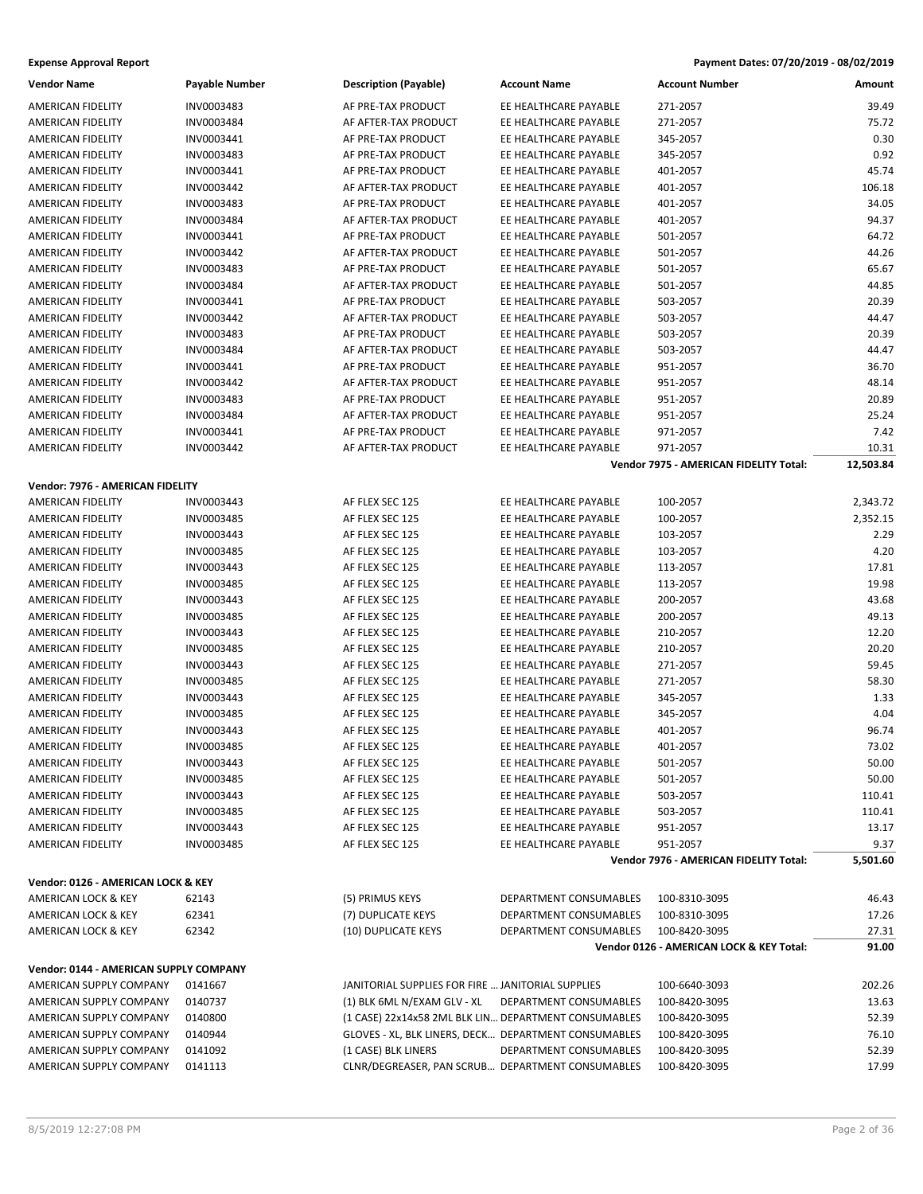**Expense Approval Report** — Payment Dates: 07/20/2019 - 08/02/2019

| Vendor Name | Payable Number | Description (Payable) | Account Name | Account Number | Amount |
|---|---|---|---|---|---|
| AMERICAN FIDELITY | INV0003483 | AF PRE-TAX PRODUCT | EE HEALTHCARE PAYABLE | 271-2057 | 39.49 |
| AMERICAN FIDELITY | INV0003484 | AF AFTER-TAX PRODUCT | EE HEALTHCARE PAYABLE | 271-2057 | 75.72 |
| AMERICAN FIDELITY | INV0003441 | AF PRE-TAX PRODUCT | EE HEALTHCARE PAYABLE | 345-2057 | 0.30 |
| AMERICAN FIDELITY | INV0003483 | AF PRE-TAX PRODUCT | EE HEALTHCARE PAYABLE | 345-2057 | 0.92 |
| AMERICAN FIDELITY | INV0003441 | AF PRE-TAX PRODUCT | EE HEALTHCARE PAYABLE | 401-2057 | 45.74 |
| AMERICAN FIDELITY | INV0003442 | AF AFTER-TAX PRODUCT | EE HEALTHCARE PAYABLE | 401-2057 | 106.18 |
| AMERICAN FIDELITY | INV0003483 | AF PRE-TAX PRODUCT | EE HEALTHCARE PAYABLE | 401-2057 | 34.05 |
| AMERICAN FIDELITY | INV0003484 | AF AFTER-TAX PRODUCT | EE HEALTHCARE PAYABLE | 401-2057 | 94.37 |
| AMERICAN FIDELITY | INV0003441 | AF PRE-TAX PRODUCT | EE HEALTHCARE PAYABLE | 501-2057 | 64.72 |
| AMERICAN FIDELITY | INV0003442 | AF AFTER-TAX PRODUCT | EE HEALTHCARE PAYABLE | 501-2057 | 44.26 |
| AMERICAN FIDELITY | INV0003483 | AF PRE-TAX PRODUCT | EE HEALTHCARE PAYABLE | 501-2057 | 65.67 |
| AMERICAN FIDELITY | INV0003484 | AF AFTER-TAX PRODUCT | EE HEALTHCARE PAYABLE | 501-2057 | 44.85 |
| AMERICAN FIDELITY | INV0003441 | AF PRE-TAX PRODUCT | EE HEALTHCARE PAYABLE | 503-2057 | 20.39 |
| AMERICAN FIDELITY | INV0003442 | AF AFTER-TAX PRODUCT | EE HEALTHCARE PAYABLE | 503-2057 | 44.47 |
| AMERICAN FIDELITY | INV0003483 | AF PRE-TAX PRODUCT | EE HEALTHCARE PAYABLE | 503-2057 | 20.39 |
| AMERICAN FIDELITY | INV0003484 | AF AFTER-TAX PRODUCT | EE HEALTHCARE PAYABLE | 503-2057 | 44.47 |
| AMERICAN FIDELITY | INV0003441 | AF PRE-TAX PRODUCT | EE HEALTHCARE PAYABLE | 951-2057 | 36.70 |
| AMERICAN FIDELITY | INV0003442 | AF AFTER-TAX PRODUCT | EE HEALTHCARE PAYABLE | 951-2057 | 48.14 |
| AMERICAN FIDELITY | INV0003483 | AF PRE-TAX PRODUCT | EE HEALTHCARE PAYABLE | 951-2057 | 20.89 |
| AMERICAN FIDELITY | INV0003484 | AF AFTER-TAX PRODUCT | EE HEALTHCARE PAYABLE | 951-2057 | 25.24 |
| AMERICAN FIDELITY | INV0003441 | AF PRE-TAX PRODUCT | EE HEALTHCARE PAYABLE | 971-2057 | 7.42 |
| AMERICAN FIDELITY | INV0003442 | AF AFTER-TAX PRODUCT | EE HEALTHCARE PAYABLE | 971-2057 | 10.31 |
| | | | | **Vendor 7975 - AMERICAN FIDELITY Total:** | **12,503.84** |
| **Vendor: 7976 - AMERICAN FIDELITY** | | | | | |
| AMERICAN FIDELITY | INV0003443 | AF FLEX SEC 125 | EE HEALTHCARE PAYABLE | 100-2057 | 2,343.72 |
| AMERICAN FIDELITY | INV0003485 | AF FLEX SEC 125 | EE HEALTHCARE PAYABLE | 100-2057 | 2,352.15 |
| AMERICAN FIDELITY | INV0003443 | AF FLEX SEC 125 | EE HEALTHCARE PAYABLE | 103-2057 | 2.29 |
| AMERICAN FIDELITY | INV0003485 | AF FLEX SEC 125 | EE HEALTHCARE PAYABLE | 103-2057 | 4.20 |
| AMERICAN FIDELITY | INV0003443 | AF FLEX SEC 125 | EE HEALTHCARE PAYABLE | 113-2057 | 17.81 |
| AMERICAN FIDELITY | INV0003485 | AF FLEX SEC 125 | EE HEALTHCARE PAYABLE | 113-2057 | 19.98 |
| AMERICAN FIDELITY | INV0003443 | AF FLEX SEC 125 | EE HEALTHCARE PAYABLE | 200-2057 | 43.68 |
| AMERICAN FIDELITY | INV0003485 | AF FLEX SEC 125 | EE HEALTHCARE PAYABLE | 200-2057 | 49.13 |
| AMERICAN FIDELITY | INV0003443 | AF FLEX SEC 125 | EE HEALTHCARE PAYABLE | 210-2057 | 12.20 |
| AMERICAN FIDELITY | INV0003485 | AF FLEX SEC 125 | EE HEALTHCARE PAYABLE | 210-2057 | 20.20 |
| AMERICAN FIDELITY | INV0003443 | AF FLEX SEC 125 | EE HEALTHCARE PAYABLE | 271-2057 | 59.45 |
| AMERICAN FIDELITY | INV0003485 | AF FLEX SEC 125 | EE HEALTHCARE PAYABLE | 271-2057 | 58.30 |
| AMERICAN FIDELITY | INV0003443 | AF FLEX SEC 125 | EE HEALTHCARE PAYABLE | 345-2057 | 1.33 |
| AMERICAN FIDELITY | INV0003485 | AF FLEX SEC 125 | EE HEALTHCARE PAYABLE | 345-2057 | 4.04 |
| AMERICAN FIDELITY | INV0003443 | AF FLEX SEC 125 | EE HEALTHCARE PAYABLE | 401-2057 | 96.74 |
| AMERICAN FIDELITY | INV0003485 | AF FLEX SEC 125 | EE HEALTHCARE PAYABLE | 401-2057 | 73.02 |
| AMERICAN FIDELITY | INV0003443 | AF FLEX SEC 125 | EE HEALTHCARE PAYABLE | 501-2057 | 50.00 |
| AMERICAN FIDELITY | INV0003485 | AF FLEX SEC 125 | EE HEALTHCARE PAYABLE | 501-2057 | 50.00 |
| AMERICAN FIDELITY | INV0003443 | AF FLEX SEC 125 | EE HEALTHCARE PAYABLE | 503-2057 | 110.41 |
| AMERICAN FIDELITY | INV0003485 | AF FLEX SEC 125 | EE HEALTHCARE PAYABLE | 503-2057 | 110.41 |
| AMERICAN FIDELITY | INV0003443 | AF FLEX SEC 125 | EE HEALTHCARE PAYABLE | 951-2057 | 13.17 |
| AMERICAN FIDELITY | INV0003485 | AF FLEX SEC 125 | EE HEALTHCARE PAYABLE | 951-2057 | 9.37 |
| | | | | **Vendor 7976 - AMERICAN FIDELITY Total:** | **5,501.60** |
| **Vendor: 0126 - AMERICAN LOCK & KEY** | | | | | |
| AMERICAN LOCK & KEY | 62143 | (5) PRIMUS KEYS | DEPARTMENT CONSUMABLES | 100-8310-3095 | 46.43 |
| AMERICAN LOCK & KEY | 62341 | (7) DUPLICATE KEYS | DEPARTMENT CONSUMABLES | 100-8310-3095 | 17.26 |
| AMERICAN LOCK & KEY | 62342 | (10) DUPLICATE KEYS | DEPARTMENT CONSUMABLES | 100-8420-3095 | 27.31 |
| | | | | **Vendor 0126 - AMERICAN LOCK & KEY Total:** | **91.00** |
| **Vendor: 0144 - AMERICAN SUPPLY COMPANY** | | | | | |
| AMERICAN SUPPLY COMPANY | 0141667 | JANITORIAL SUPPLIES FOR FIRE ... | JANITORIAL SUPPLIES | 100-6640-3093 | 202.26 |
| AMERICAN SUPPLY COMPANY | 0140737 | (1) BLK 6ML N/EXAM GLV - XL | DEPARTMENT CONSUMABLES | 100-8420-3095 | 13.63 |
| AMERICAN SUPPLY COMPANY | 0140800 | (1 CASE) 22x14x58 2ML BLK LIN... | DEPARTMENT CONSUMABLES | 100-8420-3095 | 52.39 |
| AMERICAN SUPPLY COMPANY | 0140944 | GLOVES - XL, BLK LINERS, DECK... | DEPARTMENT CONSUMABLES | 100-8420-3095 | 76.10 |
| AMERICAN SUPPLY COMPANY | 0141092 | (1 CASE) BLK LINERS | DEPARTMENT CONSUMABLES | 100-8420-3095 | 52.39 |
| AMERICAN SUPPLY COMPANY | 0141113 | CLNR/DEGREASER, PAN SCRUB... | DEPARTMENT CONSUMABLES | 100-8420-3095 | 17.99 |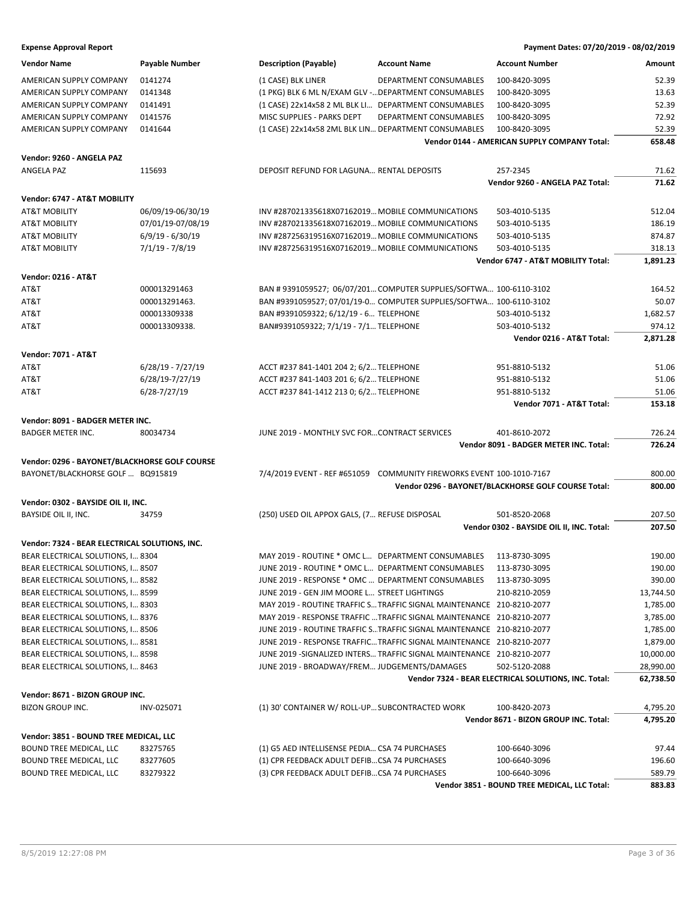**Expense Approval Report** | **Payment Dates: 07/20/2019 - 08/02/2019**

| Vendor Name | Payable Number | Description (Payable) | Account Name | Account Number | Amount |
|---|---|---|---|---|---|
| AMERICAN SUPPLY COMPANY | 0141274 | (1 CASE) BLK LINER | DEPARTMENT CONSUMABLES | 100-8420-3095 | 52.39 |
| AMERICAN SUPPLY COMPANY | 0141348 | (1 PKG) BLK 6 ML N/EXAM GLV -... | DEPARTMENT CONSUMABLES | 100-8420-3095 | 13.63 |
| AMERICAN SUPPLY COMPANY | 0141491 | (1 CASE) 22x14x58 2 ML BLK LI... | DEPARTMENT CONSUMABLES | 100-8420-3095 | 52.39 |
| AMERICAN SUPPLY COMPANY | 0141576 | MISC SUPPLIES - PARKS DEPT | DEPARTMENT CONSUMABLES | 100-8420-3095 | 72.92 |
| AMERICAN SUPPLY COMPANY | 0141644 | (1 CASE) 22x14x58 2ML BLK LIN... | DEPARTMENT CONSUMABLES | 100-8420-3095 | 52.39 |
| | | | | **Vendor 0144 - AMERICAN SUPPLY COMPANY Total:** | **658.48** |
| **Vendor: 9260 - ANGELA PAZ** | | | | | |
| ANGELA PAZ | 115693 | DEPOSIT REFUND FOR LAGUNA... | RENTAL DEPOSITS | 257-2345 | 71.62 |
| | | | | **Vendor 9260 - ANGELA PAZ Total:** | **71.62** |
| **Vendor: 6747 - AT&T MOBILITY** | | | | | |
| AT&T MOBILITY | 06/09/19-06/30/19 | INV #287021335618X07162019... | MOBILE COMMUNICATIONS | 503-4010-5135 | 512.04 |
| AT&T MOBILITY | 07/01/19-07/08/19 | INV #287021335618X07162019... | MOBILE COMMUNICATIONS | 503-4010-5135 | 186.19 |
| AT&T MOBILITY | 6/9/19 - 6/30/19 | INV #287256319516X07162019... | MOBILE COMMUNICATIONS | 503-4010-5135 | 874.87 |
| AT&T MOBILITY | 7/1/19 - 7/8/19 | INV #287256319516X07162019... | MOBILE COMMUNICATIONS | 503-4010-5135 | 318.13 |
| | | | | **Vendor 6747 - AT&T MOBILITY Total:** | **1,891.23** |
| **Vendor: 0216 - AT&T** | | | | | |
| AT&T | 000013291463 | BAN # 9391059527; 06/07/201... | COMPUTER SUPPLIES/SOFTWA... | 100-6110-3102 | 164.52 |
| AT&T | 000013291463. | BAN #9391059527; 07/01/19-0... | COMPUTER SUPPLIES/SOFTWA... | 100-6110-3102 | 50.07 |
| AT&T | 000013309338 | BAN #9391059322; 6/12/19 - 6... | TELEPHONE | 503-4010-5132 | 1,682.57 |
| AT&T | 000013309338. | BAN#9391059322; 7/1/19 - 7/1... | TELEPHONE | 503-4010-5132 | 974.12 |
| | | | | **Vendor 0216 - AT&T Total:** | **2,871.28** |
| **Vendor: 7071 - AT&T** | | | | | |
| AT&T | 6/28/19 - 7/27/19 | ACCT #237 841-1401 204 2; 6/2... | TELEPHONE | 951-8810-5132 | 51.06 |
| AT&T | 6/28/19-7/27/19 | ACCT #237 841-1403 201 6; 6/2... | TELEPHONE | 951-8810-5132 | 51.06 |
| AT&T | 6/28-7/27/19 | ACCT #237 841-1412 213 0; 6/2... | TELEPHONE | 951-8810-5132 | 51.06 |
| | | | | **Vendor 7071 - AT&T Total:** | **153.18** |
| **Vendor: 8091 - BADGER METER INC.** | | | | | |
| BADGER METER INC. | 80034734 | JUNE 2019 - MONTHLY SVC FOR... | CONTRACT SERVICES | 401-8610-2072 | 726.24 |
| | | | | **Vendor 8091 - BADGER METER INC. Total:** | **726.24** |
| **Vendor: 0296 - BAYONET/BLACKHORSE GOLF COURSE** | | | | | |
| BAYONET/BLACKHORSE GOLF ... | BQ915819 | 7/4/2019 EVENT - REF #651059 | COMMUNITY FIREWORKS EVENT | 100-1010-7167 | 800.00 |
| | | | | **Vendor 0296 - BAYONET/BLACKHORSE GOLF COURSE Total:** | **800.00** |
| **Vendor: 0302 - BAYSIDE OIL II, INC.** | | | | | |
| BAYSIDE OIL II, INC. | 34759 | (250) USED OIL APPOX GALS, (7... | REFUSE DISPOSAL | 501-8520-2068 | 207.50 |
| | | | | **Vendor 0302 - BAYSIDE OIL II, INC. Total:** | **207.50** |
| **Vendor: 7324 - BEAR ELECTRICAL SOLUTIONS, INC.** | | | | | |
| BEAR ELECTRICAL SOLUTIONS, I... | 8304 | MAY 2019 - ROUTINE * OMC L... | DEPARTMENT CONSUMABLES | 113-8730-3095 | 190.00 |
| BEAR ELECTRICAL SOLUTIONS, I... | 8507 | JUNE 2019 - ROUTINE * OMC L... | DEPARTMENT CONSUMABLES | 113-8730-3095 | 190.00 |
| BEAR ELECTRICAL SOLUTIONS, I... | 8582 | JUNE 2019 - RESPONSE * OMC ... | DEPARTMENT CONSUMABLES | 113-8730-3095 | 390.00 |
| BEAR ELECTRICAL SOLUTIONS, I... | 8599 | JUNE 2019 - GEN JIM MOORE L... | STREET LIGHTINGS | 210-8210-2059 | 13,744.50 |
| BEAR ELECTRICAL SOLUTIONS, I... | 8303 | MAY 2019 - ROUTINE TRAFFIC S... | TRAFFIC SIGNAL MAINTENANCE | 210-8210-2077 | 1,785.00 |
| BEAR ELECTRICAL SOLUTIONS, I... | 8376 | MAY 2019 - RESPONSE TRAFFIC ... | TRAFFIC SIGNAL MAINTENANCE | 210-8210-2077 | 3,785.00 |
| BEAR ELECTRICAL SOLUTIONS, I... | 8506 | JUNE 2019 - ROUTINE TRAFFIC S... | TRAFFIC SIGNAL MAINTENANCE | 210-8210-2077 | 1,785.00 |
| BEAR ELECTRICAL SOLUTIONS, I... | 8581 | JUNE 2019 - RESPONSE TRAFFIC... | TRAFFIC SIGNAL MAINTENANCE | 210-8210-2077 | 1,879.00 |
| BEAR ELECTRICAL SOLUTIONS, I... | 8598 | JUNE 2019 -SIGNALIZED INTERS... | TRAFFIC SIGNAL MAINTENANCE | 210-8210-2077 | 10,000.00 |
| BEAR ELECTRICAL SOLUTIONS, I... | 8463 | JUNE 2019 - BROADWAY/FREM... | JUDGEMENTS/DAMAGES | 502-5120-2088 | 28,990.00 |
| | | | | **Vendor 7324 - BEAR ELECTRICAL SOLUTIONS, INC. Total:** | **62,738.50** |
| **Vendor: 8671 - BIZON GROUP INC.** | | | | | |
| BIZON GROUP INC. | INV-025071 | (1) 30' CONTAINER W/ ROLL-UP... | SUBCONTRACTED WORK | 100-8420-2073 | 4,795.20 |
| | | | | **Vendor 8671 - BIZON GROUP INC. Total:** | **4,795.20** |
| **Vendor: 3851 - BOUND TREE MEDICAL, LLC** | | | | | |
| BOUND TREE MEDICAL, LLC | 83275765 | (1) G5 AED INTELLISENSE PEDIA... | CSA 74 PURCHASES | 100-6640-3096 | 97.44 |
| BOUND TREE MEDICAL, LLC | 83277605 | (1) CPR FEEDBACK ADULT DEFIB... | CSA 74 PURCHASES | 100-6640-3096 | 196.60 |
| BOUND TREE MEDICAL, LLC | 83279322 | (3) CPR FEEDBACK ADULT DEFIB... | CSA 74 PURCHASES | 100-6640-3096 | 589.79 |
| | | | | **Vendor 3851 - BOUND TREE MEDICAL, LLC Total:** | **883.83** |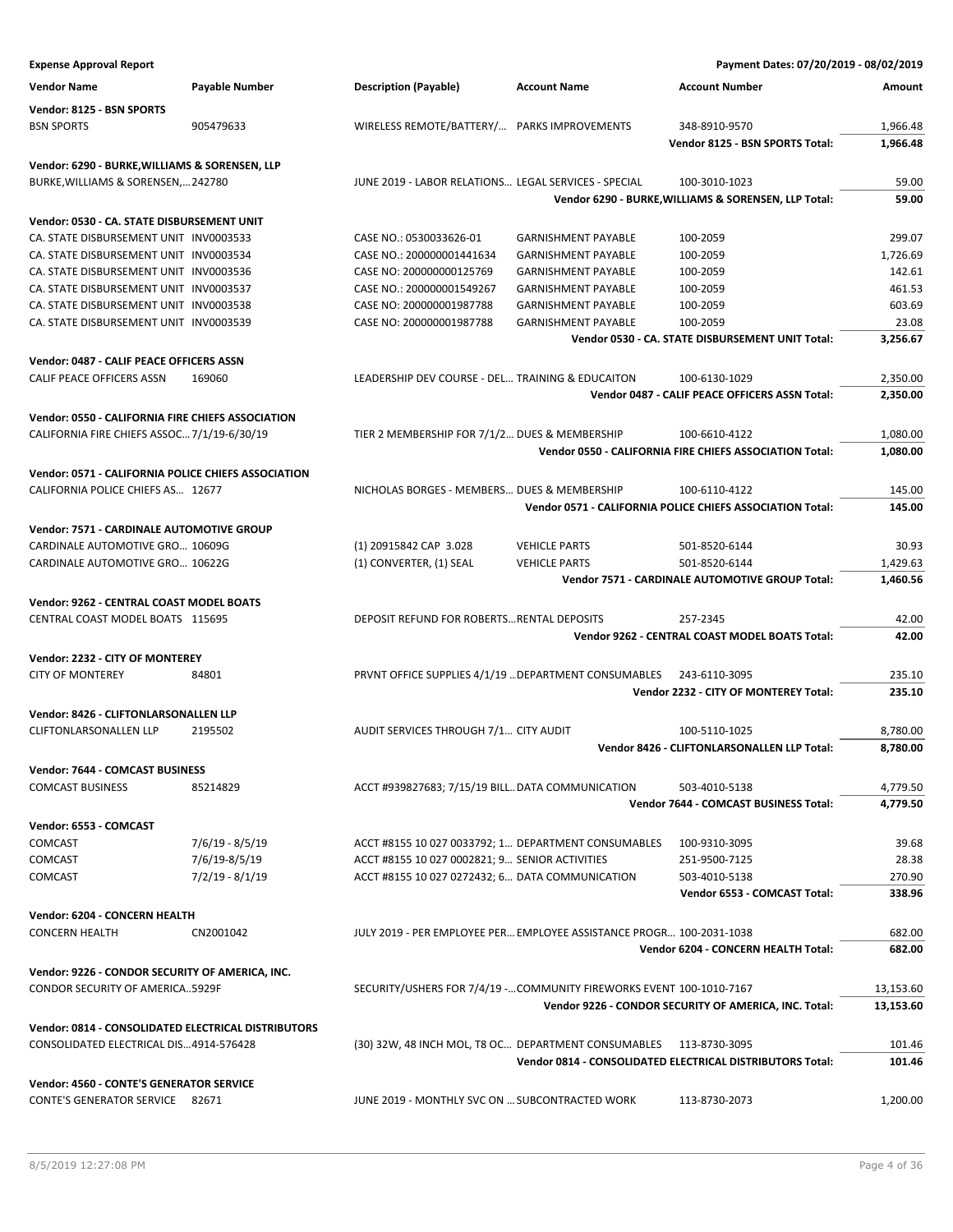**Expense Approval Report** — Payment Dates: 07/20/2019 - 08/02/2019

| Vendor Name | Payable Number | Description (Payable) | Account Name | Account Number | Amount |
|---|---|---|---|---|---|
| **Vendor: 8125 - BSN SPORTS** | | | | | |
| BSN SPORTS | 905479633 | WIRELESS REMOTE/BATTERY/... | PARKS IMPROVEMENTS | 348-8910-9570 | 1,966.48 |
| | | | | **Vendor 8125 - BSN SPORTS Total:** | **1,966.48** |
| **Vendor: 6290 - BURKE,WILLIAMS & SORENSEN, LLP** | | | | | |
| BURKE,WILLIAMS & SORENSEN,... | 242780 | JUNE 2019 - LABOR RELATIONS... | LEGAL SERVICES - SPECIAL | 100-3010-1023 | 59.00 |
| | | | | **Vendor 6290 - BURKE,WILLIAMS & SORENSEN, LLP Total:** | **59.00** |
| **Vendor: 0530 - CA. STATE DISBURSEMENT UNIT** | | | | | |
| CA. STATE DISBURSEMENT UNIT | INV0003533 | CASE NO.: 0530033626-01 | GARNISHMENT PAYABLE | 100-2059 | 299.07 |
| CA. STATE DISBURSEMENT UNIT | INV0003534 | CASE NO.: 200000001441634 | GARNISHMENT PAYABLE | 100-2059 | 1,726.69 |
| CA. STATE DISBURSEMENT UNIT | INV0003536 | CASE NO: 200000000125769 | GARNISHMENT PAYABLE | 100-2059 | 142.61 |
| CA. STATE DISBURSEMENT UNIT | INV0003537 | CASE NO.: 200000001549267 | GARNISHMENT PAYABLE | 100-2059 | 461.53 |
| CA. STATE DISBURSEMENT UNIT | INV0003538 | CASE NO: 200000001987788 | GARNISHMENT PAYABLE | 100-2059 | 603.69 |
| CA. STATE DISBURSEMENT UNIT | INV0003539 | CASE NO: 200000001987788 | GARNISHMENT PAYABLE | 100-2059 | 23.08 |
| | | | | **Vendor 0530 - CA. STATE DISBURSEMENT UNIT Total:** | **3,256.67** |
| **Vendor: 0487 - CALIF PEACE OFFICERS ASSN** | | | | | |
| CALIF PEACE OFFICERS ASSN | 169060 | LEADERSHIP DEV COURSE - DEL... | TRAINING & EDUCAITON | 100-6130-1029 | 2,350.00 |
| | | | | **Vendor 0487 - CALIF PEACE OFFICERS ASSN Total:** | **2,350.00** |
| **Vendor: 0550 - CALIFORNIA FIRE CHIEFS ASSOCIATION** | | | | | |
| CALIFORNIA FIRE CHIEFS ASSOC... | 7/1/19-6/30/19 | TIER 2 MEMBERSHIP FOR 7/1/2... | DUES & MEMBERSHIP | 100-6610-4122 | 1,080.00 |
| | | | | **Vendor 0550 - CALIFORNIA FIRE CHIEFS ASSOCIATION Total:** | **1,080.00** |
| **Vendor: 0571 - CALIFORNIA POLICE CHIEFS ASSOCIATION** | | | | | |
| CALIFORNIA POLICE CHIEFS AS... | 12677 | NICHOLAS BORGES - MEMBERS... | DUES & MEMBERSHIP | 100-6110-4122 | 145.00 |
| | | | | **Vendor 0571 - CALIFORNIA POLICE CHIEFS ASSOCIATION Total:** | **145.00** |
| **Vendor: 7571 - CARDINALE AUTOMOTIVE GROUP** | | | | | |
| CARDINALE AUTOMOTIVE GRO... | 10609G | (1) 20915842 CAP 3.028 | VEHICLE PARTS | 501-8520-6144 | 30.93 |
| CARDINALE AUTOMOTIVE GRO... | 10622G | (1) CONVERTER, (1) SEAL | VEHICLE PARTS | 501-8520-6144 | 1,429.63 |
| | | | | **Vendor 7571 - CARDINALE AUTOMOTIVE GROUP Total:** | **1,460.56** |
| **Vendor: 9262 - CENTRAL COAST MODEL BOATS** | | | | | |
| CENTRAL COAST MODEL BOATS | 115695 | DEPOSIT REFUND FOR ROBERTS... | RENTAL DEPOSITS | 257-2345 | 42.00 |
| | | | | **Vendor 9262 - CENTRAL COAST MODEL BOATS Total:** | **42.00** |
| **Vendor: 2232 - CITY OF MONTEREY** | | | | | |
| CITY OF MONTEREY | 84801 | PRVNT OFFICE SUPPLIES 4/1/19 ... | DEPARTMENT CONSUMABLES | 243-6110-3095 | 235.10 |
| | | | | **Vendor 2232 - CITY OF MONTEREY Total:** | **235.10** |
| **Vendor: 8426 - CLIFTONLARSONALLEN LLP** | | | | | |
| CLIFTONLARSONALLEN LLP | 2195502 | AUDIT SERVICES THROUGH 7/1... | CITY AUDIT | 100-5110-1025 | 8,780.00 |
| | | | | **Vendor 8426 - CLIFTONLARSONALLEN LLP Total:** | **8,780.00** |
| **Vendor: 7644 - COMCAST BUSINESS** | | | | | |
| COMCAST BUSINESS | 85214829 | ACCT #939827683; 7/15/19 BILL... | DATA COMMUNICATION | 503-4010-5138 | 4,779.50 |
| | | | | **Vendor 7644 - COMCAST BUSINESS Total:** | **4,779.50** |
| **Vendor: 6553 - COMCAST** | | | | | |
| COMCAST | 7/6/19 - 8/5/19 | ACCT #8155 10 027 0033792; 1... | DEPARTMENT CONSUMABLES | 100-9310-3095 | 39.68 |
| COMCAST | 7/6/19-8/5/19 | ACCT #8155 10 027 0002821; 9... | SENIOR ACTIVITIES | 251-9500-7125 | 28.38 |
| COMCAST | 7/2/19 - 8/1/19 | ACCT #8155 10 027 0272432; 6... | DATA COMMUNICATION | 503-4010-5138 | 270.90 |
| | | | | **Vendor 6553 - COMCAST Total:** | **338.96** |
| **Vendor: 6204 - CONCERN HEALTH** | | | | | |
| CONCERN HEALTH | CN2001042 | JULY 2019 - PER EMPLOYEE PER... | EMPLOYEE ASSISTANCE PROGR... | 100-2031-1038 | 682.00 |
| | | | | **Vendor 6204 - CONCERN HEALTH Total:** | **682.00** |
| **Vendor: 9226 - CONDOR SECURITY OF AMERICA, INC.** | | | | | |
| CONDOR SECURITY OF AMERICA... | 5929F | SECURITY/USHERS FOR 7/4/19 -... | COMMUNITY FIREWORKS EVENT | 100-1010-7167 | 13,153.60 |
| | | | | **Vendor 9226 - CONDOR SECURITY OF AMERICA, INC. Total:** | **13,153.60** |
| **Vendor: 0814 - CONSOLIDATED ELECTRICAL DISTRIBUTORS** | | | | | |
| CONSOLIDATED ELECTRICAL DIS... | 4914-576428 | (30) 32W, 48 INCH MOL, T8 OC... | DEPARTMENT CONSUMABLES | 113-8730-3095 | 101.46 |
| | | | | **Vendor 0814 - CONSOLIDATED ELECTRICAL DISTRIBUTORS Total:** | **101.46** |
| **Vendor: 4560 - CONTE'S GENERATOR SERVICE** | | | | | |
| CONTE'S GENERATOR SERVICE | 82671 | JUNE 2019 - MONTHLY SVC ON ... | SUBCONTRACTED WORK | 113-8730-2073 | 1,200.00 |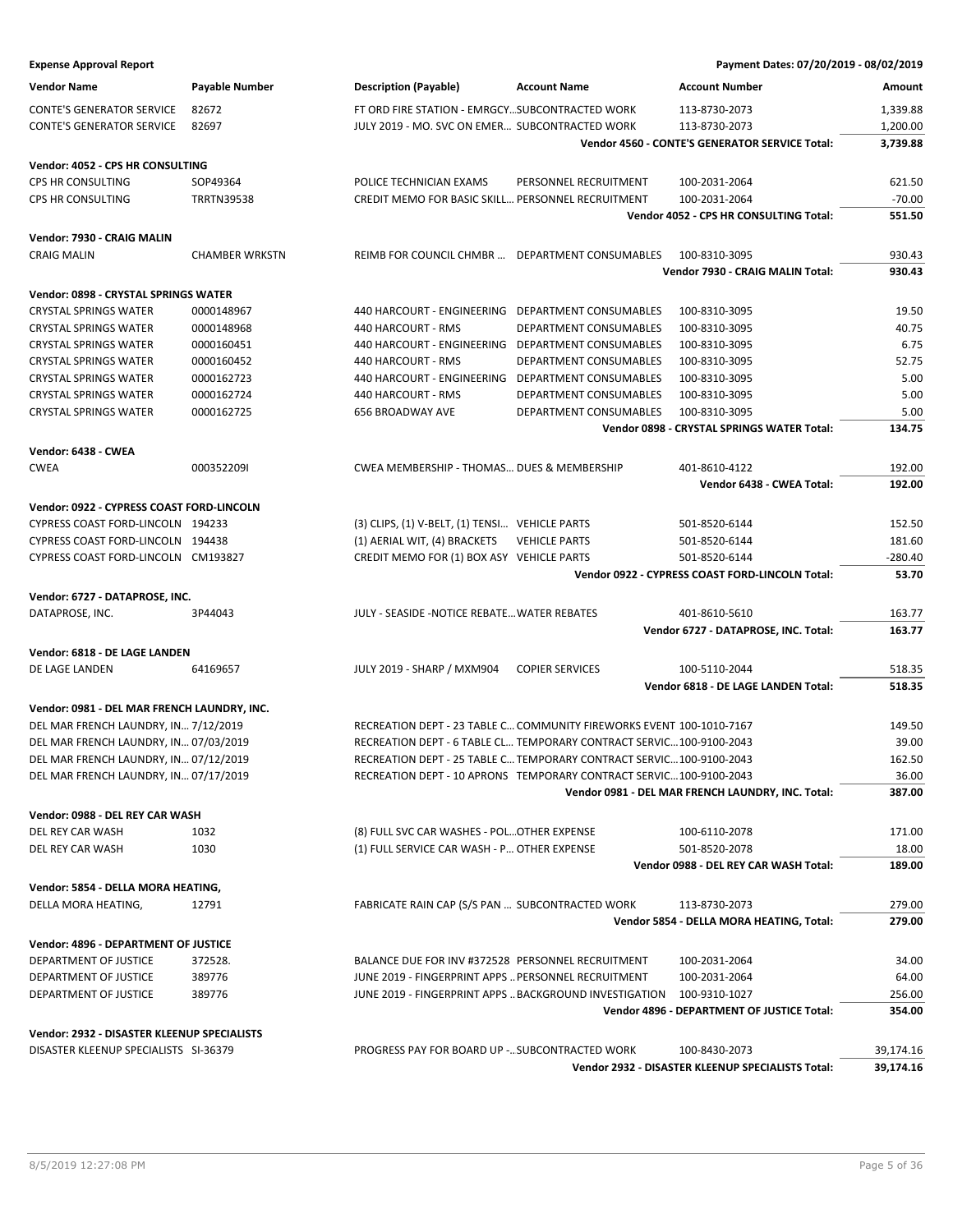**Expense Approval Report** — Payment Dates: 07/20/2019 - 08/02/2019

| Vendor Name | Payable Number | Description (Payable) | Account Name | Account Number | Amount |
|---|---|---|---|---|---|
| CONTE'S GENERATOR SERVICE | 82672 | FT ORD FIRE STATION - EMRGCY… | SUBCONTRACTED WORK | 113-8730-2073 | 1,339.88 |
| CONTE'S GENERATOR SERVICE | 82697 | JULY 2019 - MO. SVC ON EMER… | SUBCONTRACTED WORK | 113-8730-2073 | 1,200.00 |
| | | | | **Vendor 4560 - CONTE'S GENERATOR SERVICE Total:** | **3,739.88** |
| **Vendor: 4052 - CPS HR CONSULTING** | | | | | |
| CPS HR CONSULTING | SOP49364 | POLICE TECHNICIAN EXAMS | PERSONNEL RECRUITMENT | 100-2031-2064 | 621.50 |
| CPS HR CONSULTING | TRRTN39538 | CREDIT MEMO FOR BASIC SKILL… | PERSONNEL RECRUITMENT | 100-2031-2064 | -70.00 |
| | | | | **Vendor 4052 - CPS HR CONSULTING Total:** | **551.50** |
| **Vendor: 7930 - CRAIG MALIN** | | | | | |
| CRAIG MALIN | CHAMBER WRKSTN | REIMB FOR COUNCIL CHMBR … | DEPARTMENT CONSUMABLES | 100-8310-3095 | 930.43 |
| | | | | **Vendor 7930 - CRAIG MALIN Total:** | **930.43** |
| **Vendor: 0898 - CRYSTAL SPRINGS WATER** | | | | | |
| CRYSTAL SPRINGS WATER | 0000148967 | 440 HARCOURT - ENGINEERING | DEPARTMENT CONSUMABLES | 100-8310-3095 | 19.50 |
| CRYSTAL SPRINGS WATER | 0000148968 | 440 HARCOURT - RMS | DEPARTMENT CONSUMABLES | 100-8310-3095 | 40.75 |
| CRYSTAL SPRINGS WATER | 0000160451 | 440 HARCOURT - ENGINEERING | DEPARTMENT CONSUMABLES | 100-8310-3095 | 6.75 |
| CRYSTAL SPRINGS WATER | 0000160452 | 440 HARCOURT - RMS | DEPARTMENT CONSUMABLES | 100-8310-3095 | 52.75 |
| CRYSTAL SPRINGS WATER | 0000162723 | 440 HARCOURT - ENGINEERING | DEPARTMENT CONSUMABLES | 100-8310-3095 | 5.00 |
| CRYSTAL SPRINGS WATER | 0000162724 | 440 HARCOURT - RMS | DEPARTMENT CONSUMABLES | 100-8310-3095 | 5.00 |
| CRYSTAL SPRINGS WATER | 0000162725 | 656 BROADWAY AVE | DEPARTMENT CONSUMABLES | 100-8310-3095 | 5.00 |
| | | | | **Vendor 0898 - CRYSTAL SPRINGS WATER Total:** | **134.75** |
| **Vendor: 6438 - CWEA** | | | | | |
| CWEA | 000352209I | CWEA MEMBERSHIP - THOMAS… | DUES & MEMBERSHIP | 401-8610-4122 | 192.00 |
| | | | | **Vendor 6438 - CWEA Total:** | **192.00** |
| **Vendor: 0922 - CYPRESS COAST FORD-LINCOLN** | | | | | |
| CYPRESS COAST FORD-LINCOLN | 194233 | (3) CLIPS, (1) V-BELT, (1) TENSI… | VEHICLE PARTS | 501-8520-6144 | 152.50 |
| CYPRESS COAST FORD-LINCOLN | 194438 | (1) AERIAL WIT, (4) BRACKETS | VEHICLE PARTS | 501-8520-6144 | 181.60 |
| CYPRESS COAST FORD-LINCOLN | CM193827 | CREDIT MEMO FOR (1) BOX ASY | VEHICLE PARTS | 501-8520-6144 | -280.40 |
| | | | | **Vendor 0922 - CYPRESS COAST FORD-LINCOLN Total:** | **53.70** |
| **Vendor: 6727 - DATAPROSE, INC.** | | | | | |
| DATAPROSE, INC. | 3P44043 | JULY - SEASIDE -NOTICE REBATE… | WATER REBATES | 401-8610-5610 | 163.77 |
| | | | | **Vendor 6727 - DATAPROSE, INC. Total:** | **163.77** |
| **Vendor: 6818 - DE LAGE LANDEN** | | | | | |
| DE LAGE LANDEN | 64169657 | JULY 2019 - SHARP / MXM904 | COPIER SERVICES | 100-5110-2044 | 518.35 |
| | | | | **Vendor 6818 - DE LAGE LANDEN Total:** | **518.35** |
| **Vendor: 0981 - DEL MAR FRENCH LAUNDRY, INC.** | | | | | |
| DEL MAR FRENCH LAUNDRY, IN… | 7/12/2019 | RECREATION DEPT - 23 TABLE C… | COMMUNITY FIREWORKS EVENT | 100-1010-7167 | 149.50 |
| DEL MAR FRENCH LAUNDRY, IN… | 07/03/2019 | RECREATION DEPT - 6 TABLE CL… | TEMPORARY CONTRACT SERVIC… | 100-9100-2043 | 39.00 |
| DEL MAR FRENCH LAUNDRY, IN… | 07/12/2019 | RECREATION DEPT - 25 TABLE C… | TEMPORARY CONTRACT SERVIC… | 100-9100-2043 | 162.50 |
| DEL MAR FRENCH LAUNDRY, IN… | 07/17/2019 | RECREATION DEPT - 10 APRONS | TEMPORARY CONTRACT SERVIC… | 100-9100-2043 | 36.00 |
| | | | | **Vendor 0981 - DEL MAR FRENCH LAUNDRY, INC. Total:** | **387.00** |
| **Vendor: 0988 - DEL REY CAR WASH** | | | | | |
| DEL REY CAR WASH | 1032 | (8) FULL SVC CAR WASHES - POL… | OTHER EXPENSE | 100-6110-2078 | 171.00 |
| DEL REY CAR WASH | 1030 | (1) FULL SERVICE CAR WASH - P… | OTHER EXPENSE | 501-8520-2078 | 18.00 |
| | | | | **Vendor 0988 - DEL REY CAR WASH Total:** | **189.00** |
| **Vendor: 5854 - DELLA MORA HEATING,** | | | | | |
| DELLA MORA HEATING, | 12791 | FABRICATE RAIN CAP (S/S PAN … | SUBCONTRACTED WORK | 113-8730-2073 | 279.00 |
| | | | | **Vendor 5854 - DELLA MORA HEATING, Total:** | **279.00** |
| **Vendor: 4896 - DEPARTMENT OF JUSTICE** | | | | | |
| DEPARTMENT OF JUSTICE | 372528. | BALANCE DUE FOR INV #372528 | PERSONNEL RECRUITMENT | 100-2031-2064 | 34.00 |
| DEPARTMENT OF JUSTICE | 389776 | JUNE 2019 - FINGERPRINT APPS … | PERSONNEL RECRUITMENT | 100-2031-2064 | 64.00 |
| DEPARTMENT OF JUSTICE | 389776 | JUNE 2019 - FINGERPRINT APPS … | BACKGROUND INVESTIGATION | 100-9310-1027 | 256.00 |
| | | | | **Vendor 4896 - DEPARTMENT OF JUSTICE Total:** | **354.00** |
| **Vendor: 2932 - DISASTER KLEENUP SPECIALISTS** | | | | | |
| DISASTER KLEENUP SPECIALISTS | SI-36379 | PROGRESS PAY FOR BOARD UP -… | SUBCONTRACTED WORK | 100-8430-2073 | 39,174.16 |
| | | | | **Vendor 2932 - DISASTER KLEENUP SPECIALISTS Total:** | **39,174.16** |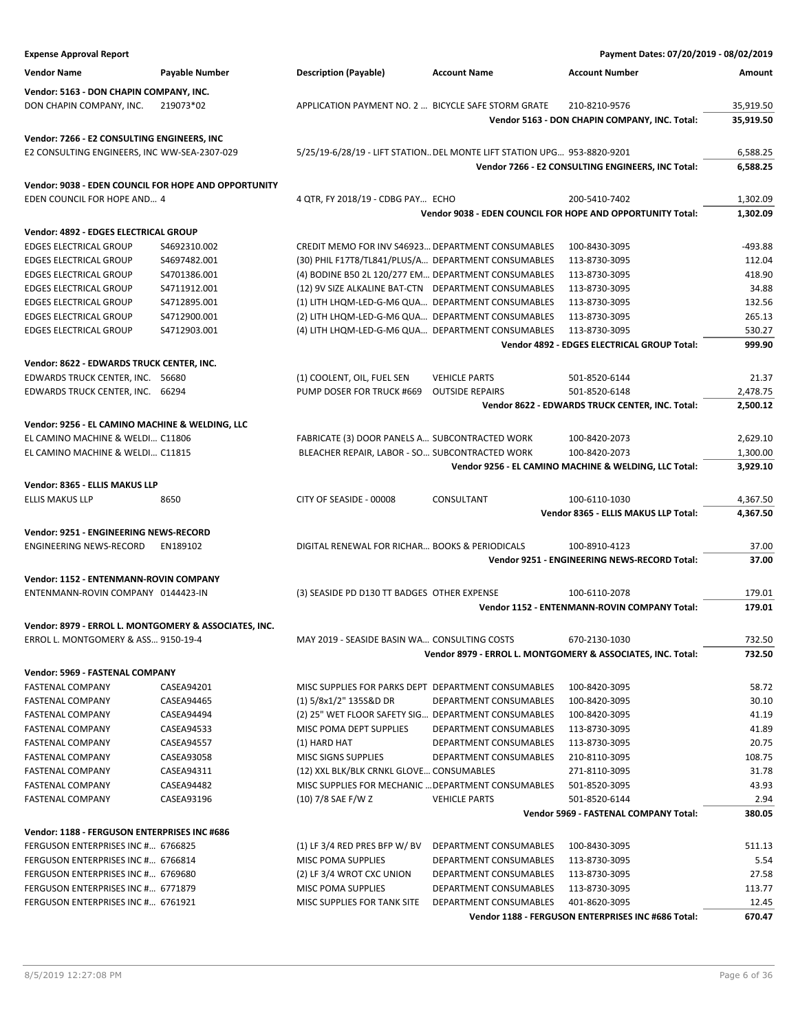**Expense Approval Report** — Payment Dates: 07/20/2019 - 08/02/2019

| Vendor Name | Payable Number | Description (Payable) | Account Name | Account Number | Amount |
|---|---|---|---|---|---|
| **Vendor: 5163 - DON CHAPIN COMPANY, INC.** | | | | | |
| DON CHAPIN COMPANY, INC. | 219073*02 | APPLICATION PAYMENT NO. 2 ... | BICYCLE SAFE STORM GRATE | 210-8210-9576 | 35,919.50 |
| | | | | **Vendor 5163 - DON CHAPIN COMPANY, INC. Total:** | **35,919.50** |
| **Vendor: 7266 - E2 CONSULTING ENGINEERS, INC** | | | | | |
| E2 CONSULTING ENGINEERS, INC | WW-SEA-2307-029 | 5/25/19-6/28/19 - LIFT STATION... | DEL MONTE LIFT STATION UPG... | 953-8820-9201 | 6,588.25 |
| | | | | **Vendor 7266 - E2 CONSULTING ENGINEERS, INC Total:** | **6,588.25** |
| **Vendor: 9038 - EDEN COUNCIL FOR HOPE AND OPPORTUNITY** | | | | | |
| EDEN COUNCIL FOR HOPE AND... | 4 | 4 QTR, FY 2018/19 - CDBG PAY... | ECHO | 200-5410-7402 | 1,302.09 |
| | | | | **Vendor 9038 - EDEN COUNCIL FOR HOPE AND OPPORTUNITY Total:** | **1,302.09** |
| **Vendor: 4892 - EDGES ELECTRICAL GROUP** | | | | | |
| EDGES ELECTRICAL GROUP | S4692310.002 | CREDIT MEMO FOR INV S46923... | DEPARTMENT CONSUMABLES | 100-8430-3095 | -493.88 |
| EDGES ELECTRICAL GROUP | S4697482.001 | (30) PHIL F17T8/TL841/PLUS/A... | DEPARTMENT CONSUMABLES | 113-8730-3095 | 112.04 |
| EDGES ELECTRICAL GROUP | S4701386.001 | (4) BODINE B50 2L 120/277 EM... | DEPARTMENT CONSUMABLES | 113-8730-3095 | 418.90 |
| EDGES ELECTRICAL GROUP | S4711912.001 | (12) 9V SIZE ALKALINE BAT-CTN | DEPARTMENT CONSUMABLES | 113-8730-3095 | 34.88 |
| EDGES ELECTRICAL GROUP | S4712895.001 | (1) LITH LHQM-LED-G-M6 QUA... | DEPARTMENT CONSUMABLES | 113-8730-3095 | 132.56 |
| EDGES ELECTRICAL GROUP | S4712900.001 | (2) LITH LHQM-LED-G-M6 QUA... | DEPARTMENT CONSUMABLES | 113-8730-3095 | 265.13 |
| EDGES ELECTRICAL GROUP | S4712903.001 | (4) LITH LHQM-LED-G-M6 QUA... | DEPARTMENT CONSUMABLES | 113-8730-3095 | 530.27 |
| | | | | **Vendor 4892 - EDGES ELECTRICAL GROUP Total:** | **999.90** |
| **Vendor: 8622 - EDWARDS TRUCK CENTER, INC.** | | | | | |
| EDWARDS TRUCK CENTER, INC. | 56680 | (1) COOLENT, OIL, FUEL SEN | VEHICLE PARTS | 501-8520-6144 | 21.37 |
| EDWARDS TRUCK CENTER, INC. | 66294 | PUMP DOSER FOR TRUCK #669 | OUTSIDE REPAIRS | 501-8520-6148 | 2,478.75 |
| | | | | **Vendor 8622 - EDWARDS TRUCK CENTER, INC. Total:** | **2,500.12** |
| **Vendor: 9256 - EL CAMINO MACHINE & WELDING, LLC** | | | | | |
| EL CAMINO MACHINE & WELDI... | C11806 | FABRICATE (3) DOOR PANELS A... | SUBCONTRACTED WORK | 100-8420-2073 | 2,629.10 |
| EL CAMINO MACHINE & WELDI... | C11815 | BLEACHER REPAIR, LABOR - SO... | SUBCONTRACTED WORK | 100-8420-2073 | 1,300.00 |
| | | | | **Vendor 9256 - EL CAMINO MACHINE & WELDING, LLC Total:** | **3,929.10** |
| **Vendor: 8365 - ELLIS MAKUS LLP** | | | | | |
| ELLIS MAKUS LLP | 8650 | CITY OF SEASIDE - 00008 | CONSULTANT | 100-6110-1030 | 4,367.50 |
| | | | | **Vendor 8365 - ELLIS MAKUS LLP Total:** | **4,367.50** |
| **Vendor: 9251 - ENGINEERING NEWS-RECORD** | | | | | |
| ENGINEERING NEWS-RECORD | EN189102 | DIGITAL RENEWAL FOR RICHAR... | BOOKS & PERIODICALS | 100-8910-4123 | 37.00 |
| | | | | **Vendor 9251 - ENGINEERING NEWS-RECORD Total:** | **37.00** |
| **Vendor: 1152 - ENTENMANN-ROVIN COMPANY** | | | | | |
| ENTENMANN-ROVIN COMPANY | 0144423-IN | (3) SEASIDE PD D130 TT BADGES | OTHER EXPENSE | 100-6110-2078 | 179.01 |
| | | | | **Vendor 1152 - ENTENMANN-ROVIN COMPANY Total:** | **179.01** |
| **Vendor: 8979 - ERROL L. MONTGOMERY & ASSOCIATES, INC.** | | | | | |
| ERROL L. MONTGOMERY & ASS... | 9150-19-4 | MAY 2019 - SEASIDE BASIN WA... | CONSULTING COSTS | 670-2130-1030 | 732.50 |
| | | | | **Vendor 8979 - ERROL L. MONTGOMERY & ASSOCIATES, INC. Total:** | **732.50** |
| **Vendor: 5969 - FASTENAL COMPANY** | | | | | |
| FASTENAL COMPANY | CASEA94201 | MISC SUPPLIES FOR PARKS DEPT | DEPARTMENT CONSUMABLES | 100-8420-3095 | 58.72 |
| FASTENAL COMPANY | CASEA94465 | (1) 5/8x1/2" 135S&D DR | DEPARTMENT CONSUMABLES | 100-8420-3095 | 30.10 |
| FASTENAL COMPANY | CASEA94494 | (2) 25" WET FLOOR SAFETY SIG... | DEPARTMENT CONSUMABLES | 100-8420-3095 | 41.19 |
| FASTENAL COMPANY | CASEA94533 | MISC POMA DEPT SUPPLIES | DEPARTMENT CONSUMABLES | 113-8730-3095 | 41.89 |
| FASTENAL COMPANY | CASEA94557 | (1) HARD HAT | DEPARTMENT CONSUMABLES | 113-8730-3095 | 20.75 |
| FASTENAL COMPANY | CASEA93058 | MISC SIGNS SUPPLIES | DEPARTMENT CONSUMABLES | 210-8110-3095 | 108.75 |
| FASTENAL COMPANY | CASEA94311 | (12) XXL BLK/BLK CRNKL GLOVE... | CONSUMABLES | 271-8110-3095 | 31.78 |
| FASTENAL COMPANY | CASEA94482 | MISC SUPPLIES FOR MECHANIC ... | DEPARTMENT CONSUMABLES | 501-8520-3095 | 43.93 |
| FASTENAL COMPANY | CASEA93196 | (10) 7/8 SAE F/W Z | VEHICLE PARTS | 501-8520-6144 | 2.94 |
| | | | | **Vendor 5969 - FASTENAL COMPANY Total:** | **380.05** |
| **Vendor: 1188 - FERGUSON ENTERPRISES INC #686** | | | | | |
| FERGUSON ENTERPRISES INC #... | 6766825 | (1) LF 3/4 RED PRES BFP W/ BV | DEPARTMENT CONSUMABLES | 100-8430-3095 | 511.13 |
| FERGUSON ENTERPRISES INC #... | 6766814 | MISC POMA SUPPLIES | DEPARTMENT CONSUMABLES | 113-8730-3095 | 5.54 |
| FERGUSON ENTERPRISES INC #... | 6769680 | (2) LF 3/4 WROT CXC UNION | DEPARTMENT CONSUMABLES | 113-8730-3095 | 27.58 |
| FERGUSON ENTERPRISES INC #... | 6771879 | MISC POMA SUPPLIES | DEPARTMENT CONSUMABLES | 113-8730-3095 | 113.77 |
| FERGUSON ENTERPRISES INC #... | 6761921 | MISC SUPPLIES FOR TANK SITE | DEPARTMENT CONSUMABLES | 401-8620-3095 | 12.45 |
| | | | | **Vendor 1188 - FERGUSON ENTERPRISES INC #686 Total:** | **670.47** |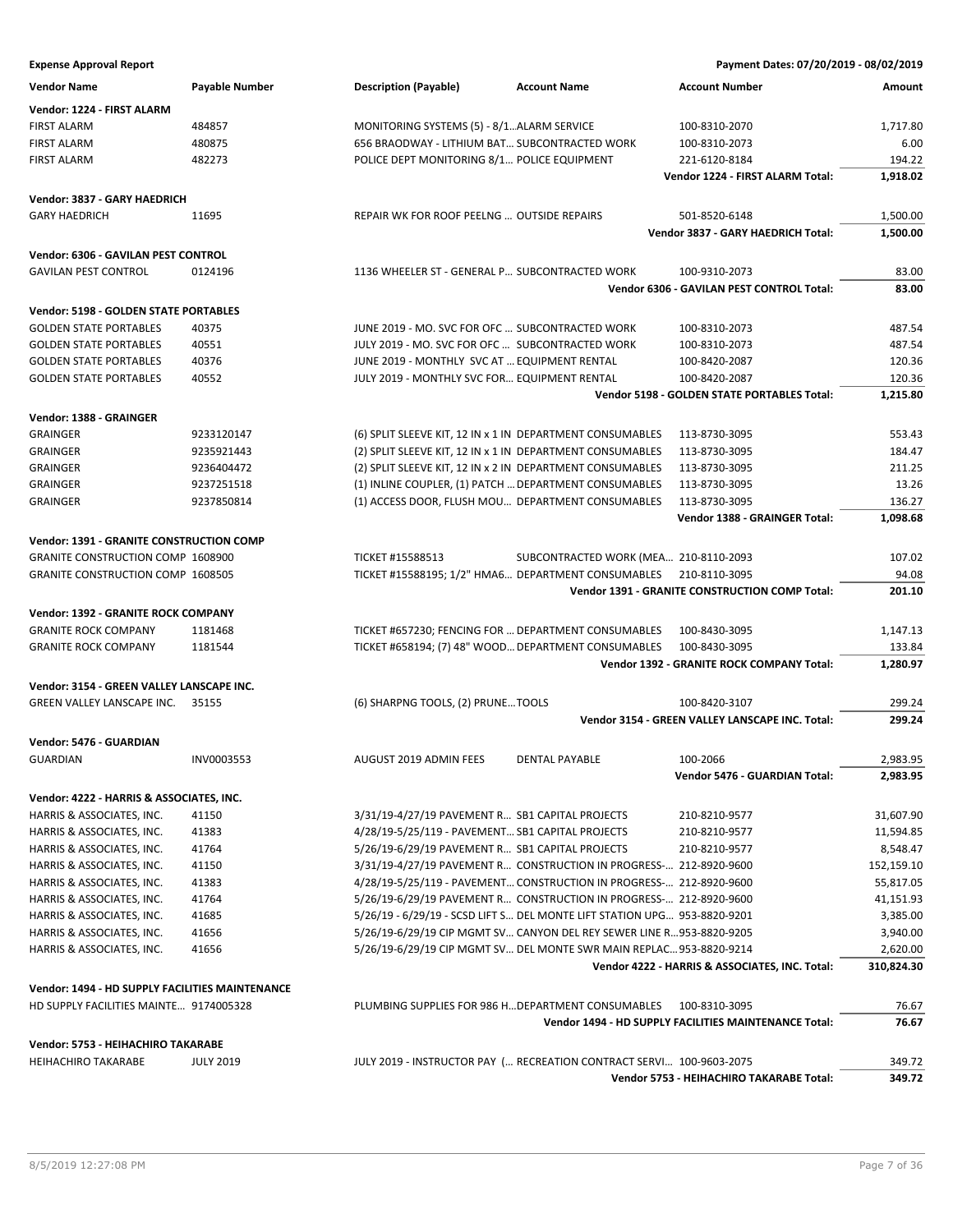**Expense Approval Report** Payment Dates: 07/20/2019 - 08/02/2019

| Vendor Name | Payable Number | Description (Payable) | Account Name | Account Number | Amount |
|---|---|---|---|---|---|
| **Vendor: 1224 - FIRST ALARM** | | | | | |
| FIRST ALARM | 484857 | MONITORING SYSTEMS (5) - 8/1... | ALARM SERVICE | 100-8310-2070 | 1,717.80 |
| FIRST ALARM | 480875 | 656 BRAODWAY - LITHIUM BAT... | SUBCONTRACTED WORK | 100-8310-2073 | 6.00 |
| FIRST ALARM | 482273 | POLICE DEPT MONITORING 8/1... | POLICE EQUIPMENT | 221-6120-8184 | 194.22 |
| | | | | **Vendor 1224 - FIRST ALARM Total:** | **1,918.02** |
| **Vendor: 3837 - GARY HAEDRICH** | | | | | |
| GARY HAEDRICH | 11695 | REPAIR WK FOR ROOF PEELNG ... | OUTSIDE REPAIRS | 501-8520-6148 | 1,500.00 |
| | | | | **Vendor 3837 - GARY HAEDRICH Total:** | **1,500.00** |
| **Vendor: 6306 - GAVILAN PEST CONTROL** | | | | | |
| GAVILAN PEST CONTROL | 0124196 | 1136 WHEELER ST - GENERAL P... | SUBCONTRACTED WORK | 100-9310-2073 | 83.00 |
| | | | | **Vendor 6306 - GAVILAN PEST CONTROL Total:** | **83.00** |
| **Vendor: 5198 - GOLDEN STATE PORTABLES** | | | | | |
| GOLDEN STATE PORTABLES | 40375 | JUNE 2019 - MO. SVC FOR OFC ... | SUBCONTRACTED WORK | 100-8310-2073 | 487.54 |
| GOLDEN STATE PORTABLES | 40551 | JULY 2019 - MO. SVC FOR OFC ... | SUBCONTRACTED WORK | 100-8310-2073 | 487.54 |
| GOLDEN STATE PORTABLES | 40376 | JUNE 2019 - MONTHLY SVC AT ... | EQUIPMENT RENTAL | 100-8420-2087 | 120.36 |
| GOLDEN STATE PORTABLES | 40552 | JULY 2019 - MONTHLY SVC FOR... | EQUIPMENT RENTAL | 100-8420-2087 | 120.36 |
| | | | | **Vendor 5198 - GOLDEN STATE PORTABLES Total:** | **1,215.80** |
| **Vendor: 1388 - GRAINGER** | | | | | |
| GRAINGER | 9233120147 | (6) SPLIT SLEEVE KIT, 12 IN x 1 IN | DEPARTMENT CONSUMABLES | 113-8730-3095 | 553.43 |
| GRAINGER | 9235921443 | (2) SPLIT SLEEVE KIT, 12 IN x 1 IN | DEPARTMENT CONSUMABLES | 113-8730-3095 | 184.47 |
| GRAINGER | 9236404472 | (2) SPLIT SLEEVE KIT, 12 IN x 2 IN | DEPARTMENT CONSUMABLES | 113-8730-3095 | 211.25 |
| GRAINGER | 9237251518 | (1) INLINE COUPLER, (1) PATCH ... | DEPARTMENT CONSUMABLES | 113-8730-3095 | 13.26 |
| GRAINGER | 9237850814 | (1) ACCESS DOOR, FLUSH MOU... | DEPARTMENT CONSUMABLES | 113-8730-3095 | 136.27 |
| | | | | **Vendor 1388 - GRAINGER Total:** | **1,098.68** |
| **Vendor: 1391 - GRANITE CONSTRUCTION COMP** | | | | | |
| GRANITE CONSTRUCTION COMP | 1608900 | TICKET #15588513 | SUBCONTRACTED WORK (MEA... | 210-8110-2093 | 107.02 |
| GRANITE CONSTRUCTION COMP | 1608505 | TICKET #15588195; 1/2" HMA6... | DEPARTMENT CONSUMABLES | 210-8110-3095 | 94.08 |
| | | | | **Vendor 1391 - GRANITE CONSTRUCTION COMP Total:** | **201.10** |
| **Vendor: 1392 - GRANITE ROCK COMPANY** | | | | | |
| GRANITE ROCK COMPANY | 1181468 | TICKET #657230; FENCING FOR ... | DEPARTMENT CONSUMABLES | 100-8430-3095 | 1,147.13 |
| GRANITE ROCK COMPANY | 1181544 | TICKET #658194; (7) 48" WOOD... | DEPARTMENT CONSUMABLES | 100-8430-3095 | 133.84 |
| | | | | **Vendor 1392 - GRANITE ROCK COMPANY Total:** | **1,280.97** |
| **Vendor: 3154 - GREEN VALLEY LANSCAPE INC.** | | | | | |
| GREEN VALLEY LANSCAPE INC. | 35155 | (6) SHARPNG TOOLS, (2) PRUNE... | TOOLS | 100-8420-3107 | 299.24 |
| | | | | **Vendor 3154 - GREEN VALLEY LANSCAPE INC. Total:** | **299.24** |
| **Vendor: 5476 - GUARDIAN** | | | | | |
| GUARDIAN | INV0003553 | AUGUST 2019 ADMIN FEES | DENTAL PAYABLE | 100-2066 | 2,983.95 |
| | | | | **Vendor 5476 - GUARDIAN Total:** | **2,983.95** |
| **Vendor: 4222 - HARRIS & ASSOCIATES, INC.** | | | | | |
| HARRIS & ASSOCIATES, INC. | 41150 | 3/31/19-4/27/19 PAVEMENT R... | SB1 CAPITAL PROJECTS | 210-8210-9577 | 31,607.90 |
| HARRIS & ASSOCIATES, INC. | 41383 | 4/28/19-5/25/119 - PAVEMENT... | SB1 CAPITAL PROJECTS | 210-8210-9577 | 11,594.85 |
| HARRIS & ASSOCIATES, INC. | 41764 | 5/26/19-6/29/19 PAVEMENT R... | SB1 CAPITAL PROJECTS | 210-8210-9577 | 8,548.47 |
| HARRIS & ASSOCIATES, INC. | 41150 | 3/31/19-4/27/19 PAVEMENT R... | CONSTRUCTION IN PROGRESS-... | 212-8920-9600 | 152,159.10 |
| HARRIS & ASSOCIATES, INC. | 41383 | 4/28/19-5/25/119 - PAVEMENT... | CONSTRUCTION IN PROGRESS-... | 212-8920-9600 | 55,817.05 |
| HARRIS & ASSOCIATES, INC. | 41764 | 5/26/19-6/29/19 PAVEMENT R... | CONSTRUCTION IN PROGRESS-... | 212-8920-9600 | 41,151.93 |
| HARRIS & ASSOCIATES, INC. | 41685 | 5/26/19 - 6/29/19 - SCSD LIFT S... | DEL MONTE LIFT STATION UPG... | 953-8820-9201 | 3,385.00 |
| HARRIS & ASSOCIATES, INC. | 41656 | 5/26/19-6/29/19 CIP MGMT SV... | CANYON DEL REY SEWER LINE R... | 953-8820-9205 | 3,940.00 |
| HARRIS & ASSOCIATES, INC. | 41656 | 5/26/19-6/29/19 CIP MGMT SV... | DEL MONTE SWR MAIN REPLAC... | 953-8820-9214 | 2,620.00 |
| | | | | **Vendor 4222 - HARRIS & ASSOCIATES, INC. Total:** | **310,824.30** |
| **Vendor: 1494 - HD SUPPLY FACILITIES MAINTENANCE** | | | | | |
| HD SUPPLY FACILITIES MAINTE... | 9174005328 | PLUMBING SUPPLIES FOR 986 H... | DEPARTMENT CONSUMABLES | 100-8310-3095 | 76.67 |
| | | | | **Vendor 1494 - HD SUPPLY FACILITIES MAINTENANCE Total:** | **76.67** |
| **Vendor: 5753 - HEIHACHIRO TAKARABE** | | | | | |
| HEIHACHIRO TAKARABE | JULY 2019 | JULY 2019 - INSTRUCTOR PAY (... | RECREATION CONTRACT SERVI... | 100-9603-2075 | 349.72 |
| | | | | **Vendor 5753 - HEIHACHIRO TAKARABE Total:** | **349.72** |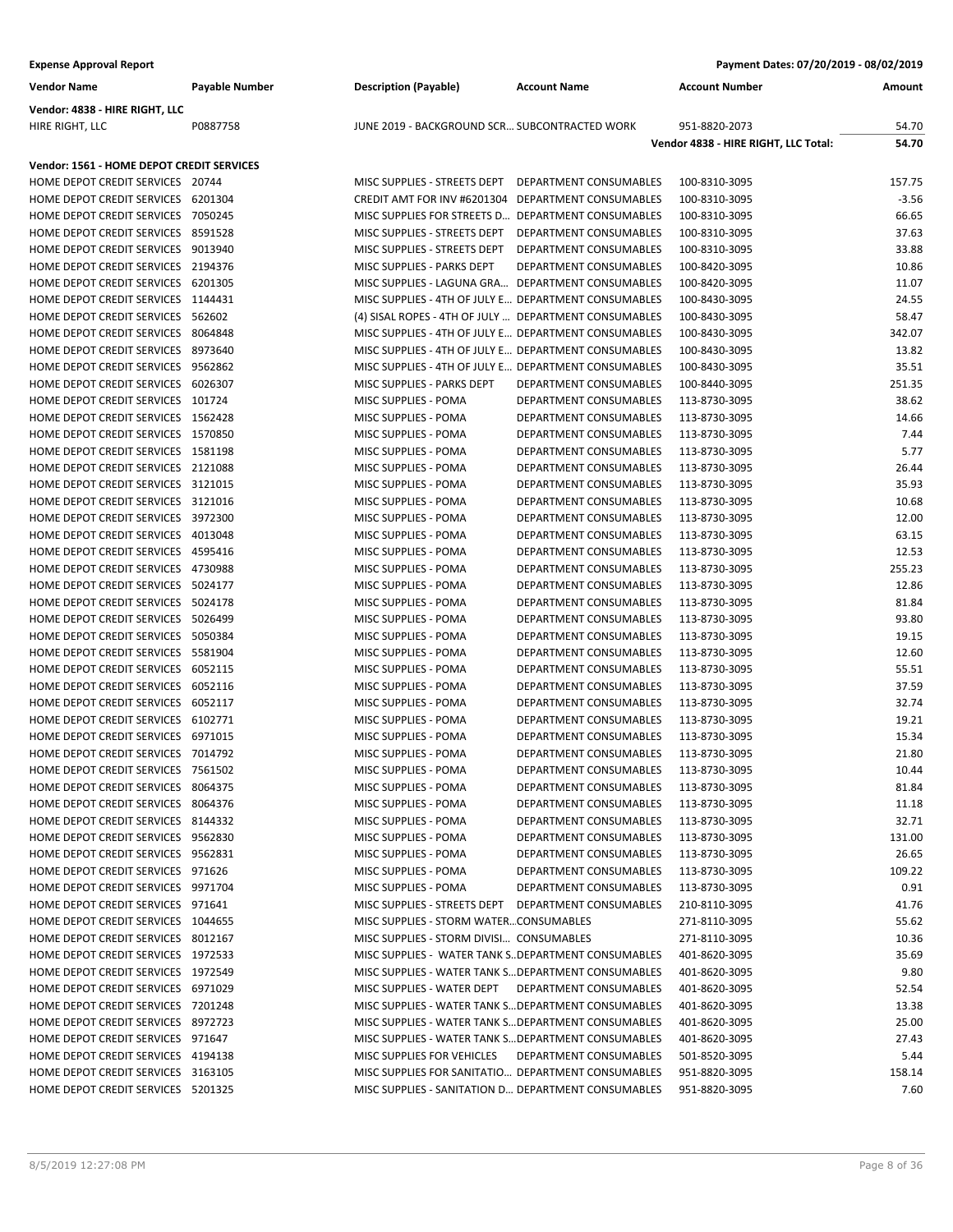**Expense Approval Report** — Payment Dates: 07/20/2019 - 08/02/2019

| Vendor Name | Payable Number | Description (Payable) | Account Name | Account Number | Amount |
|---|---|---|---|---|---|
| **Vendor: 4838 - HIRE RIGHT, LLC** | | | | | |
| HIRE RIGHT, LLC | P0887758 | JUNE 2019 - BACKGROUND SCR... | SUBCONTRACTED WORK | 951-8820-2073 | 54.70 |
| | | | | **Vendor 4838 - HIRE RIGHT, LLC Total:** | **54.70** |
| **Vendor: 1561 - HOME DEPOT CREDIT SERVICES** | | | | | |
| HOME DEPOT CREDIT SERVICES | 20744 | MISC SUPPLIES - STREETS DEPT | DEPARTMENT CONSUMABLES | 100-8310-3095 | 157.75 |
| HOME DEPOT CREDIT SERVICES | 6201304 | CREDIT AMT FOR INV #6201304 | DEPARTMENT CONSUMABLES | 100-8310-3095 | -3.56 |
| HOME DEPOT CREDIT SERVICES | 7050245 | MISC SUPPLIES FOR STREETS D... | DEPARTMENT CONSUMABLES | 100-8310-3095 | 66.65 |
| HOME DEPOT CREDIT SERVICES | 8591528 | MISC SUPPLIES - STREETS DEPT | DEPARTMENT CONSUMABLES | 100-8310-3095 | 37.63 |
| HOME DEPOT CREDIT SERVICES | 9013940 | MISC SUPPLIES - STREETS DEPT | DEPARTMENT CONSUMABLES | 100-8310-3095 | 33.88 |
| HOME DEPOT CREDIT SERVICES | 2194376 | MISC SUPPLIES - PARKS DEPT | DEPARTMENT CONSUMABLES | 100-8420-3095 | 10.86 |
| HOME DEPOT CREDIT SERVICES | 6201305 | MISC SUPPLIES - LAGUNA GRA... | DEPARTMENT CONSUMABLES | 100-8420-3095 | 11.07 |
| HOME DEPOT CREDIT SERVICES | 1144431 | MISC SUPPLIES - 4TH OF JULY E... | DEPARTMENT CONSUMABLES | 100-8430-3095 | 24.55 |
| HOME DEPOT CREDIT SERVICES | 562602 | (4) SISAL ROPES - 4TH OF JULY ... | DEPARTMENT CONSUMABLES | 100-8430-3095 | 58.47 |
| HOME DEPOT CREDIT SERVICES | 8064848 | MISC SUPPLIES - 4TH OF JULY E... | DEPARTMENT CONSUMABLES | 100-8430-3095 | 342.07 |
| HOME DEPOT CREDIT SERVICES | 8973640 | MISC SUPPLIES - 4TH OF JULY E... | DEPARTMENT CONSUMABLES | 100-8430-3095 | 13.82 |
| HOME DEPOT CREDIT SERVICES | 9562862 | MISC SUPPLIES - 4TH OF JULY E... | DEPARTMENT CONSUMABLES | 100-8430-3095 | 35.51 |
| HOME DEPOT CREDIT SERVICES | 6026307 | MISC SUPPLIES - PARKS DEPT | DEPARTMENT CONSUMABLES | 100-8440-3095 | 251.35 |
| HOME DEPOT CREDIT SERVICES | 101724 | MISC SUPPLIES - POMA | DEPARTMENT CONSUMABLES | 113-8730-3095 | 38.62 |
| HOME DEPOT CREDIT SERVICES | 1562428 | MISC SUPPLIES - POMA | DEPARTMENT CONSUMABLES | 113-8730-3095 | 14.66 |
| HOME DEPOT CREDIT SERVICES | 1570850 | MISC SUPPLIES - POMA | DEPARTMENT CONSUMABLES | 113-8730-3095 | 7.44 |
| HOME DEPOT CREDIT SERVICES | 1581198 | MISC SUPPLIES - POMA | DEPARTMENT CONSUMABLES | 113-8730-3095 | 5.77 |
| HOME DEPOT CREDIT SERVICES | 2121088 | MISC SUPPLIES - POMA | DEPARTMENT CONSUMABLES | 113-8730-3095 | 26.44 |
| HOME DEPOT CREDIT SERVICES | 3121015 | MISC SUPPLIES - POMA | DEPARTMENT CONSUMABLES | 113-8730-3095 | 35.93 |
| HOME DEPOT CREDIT SERVICES | 3121016 | MISC SUPPLIES - POMA | DEPARTMENT CONSUMABLES | 113-8730-3095 | 10.68 |
| HOME DEPOT CREDIT SERVICES | 3972300 | MISC SUPPLIES - POMA | DEPARTMENT CONSUMABLES | 113-8730-3095 | 12.00 |
| HOME DEPOT CREDIT SERVICES | 4013048 | MISC SUPPLIES - POMA | DEPARTMENT CONSUMABLES | 113-8730-3095 | 63.15 |
| HOME DEPOT CREDIT SERVICES | 4595416 | MISC SUPPLIES - POMA | DEPARTMENT CONSUMABLES | 113-8730-3095 | 12.53 |
| HOME DEPOT CREDIT SERVICES | 4730988 | MISC SUPPLIES - POMA | DEPARTMENT CONSUMABLES | 113-8730-3095 | 255.23 |
| HOME DEPOT CREDIT SERVICES | 5024177 | MISC SUPPLIES - POMA | DEPARTMENT CONSUMABLES | 113-8730-3095 | 12.86 |
| HOME DEPOT CREDIT SERVICES | 5024178 | MISC SUPPLIES - POMA | DEPARTMENT CONSUMABLES | 113-8730-3095 | 81.84 |
| HOME DEPOT CREDIT SERVICES | 5026499 | MISC SUPPLIES - POMA | DEPARTMENT CONSUMABLES | 113-8730-3095 | 93.80 |
| HOME DEPOT CREDIT SERVICES | 5050384 | MISC SUPPLIES - POMA | DEPARTMENT CONSUMABLES | 113-8730-3095 | 19.15 |
| HOME DEPOT CREDIT SERVICES | 5581904 | MISC SUPPLIES - POMA | DEPARTMENT CONSUMABLES | 113-8730-3095 | 12.60 |
| HOME DEPOT CREDIT SERVICES | 6052115 | MISC SUPPLIES - POMA | DEPARTMENT CONSUMABLES | 113-8730-3095 | 55.51 |
| HOME DEPOT CREDIT SERVICES | 6052116 | MISC SUPPLIES - POMA | DEPARTMENT CONSUMABLES | 113-8730-3095 | 37.59 |
| HOME DEPOT CREDIT SERVICES | 6052117 | MISC SUPPLIES - POMA | DEPARTMENT CONSUMABLES | 113-8730-3095 | 32.74 |
| HOME DEPOT CREDIT SERVICES | 6102771 | MISC SUPPLIES - POMA | DEPARTMENT CONSUMABLES | 113-8730-3095 | 19.21 |
| HOME DEPOT CREDIT SERVICES | 6971015 | MISC SUPPLIES - POMA | DEPARTMENT CONSUMABLES | 113-8730-3095 | 15.34 |
| HOME DEPOT CREDIT SERVICES | 7014792 | MISC SUPPLIES - POMA | DEPARTMENT CONSUMABLES | 113-8730-3095 | 21.80 |
| HOME DEPOT CREDIT SERVICES | 7561502 | MISC SUPPLIES - POMA | DEPARTMENT CONSUMABLES | 113-8730-3095 | 10.44 |
| HOME DEPOT CREDIT SERVICES | 8064375 | MISC SUPPLIES - POMA | DEPARTMENT CONSUMABLES | 113-8730-3095 | 81.84 |
| HOME DEPOT CREDIT SERVICES | 8064376 | MISC SUPPLIES - POMA | DEPARTMENT CONSUMABLES | 113-8730-3095 | 11.18 |
| HOME DEPOT CREDIT SERVICES | 8144332 | MISC SUPPLIES - POMA | DEPARTMENT CONSUMABLES | 113-8730-3095 | 32.71 |
| HOME DEPOT CREDIT SERVICES | 9562830 | MISC SUPPLIES - POMA | DEPARTMENT CONSUMABLES | 113-8730-3095 | 131.00 |
| HOME DEPOT CREDIT SERVICES | 9562831 | MISC SUPPLIES - POMA | DEPARTMENT CONSUMABLES | 113-8730-3095 | 26.65 |
| HOME DEPOT CREDIT SERVICES | 971626 | MISC SUPPLIES - POMA | DEPARTMENT CONSUMABLES | 113-8730-3095 | 109.22 |
| HOME DEPOT CREDIT SERVICES | 9971704 | MISC SUPPLIES - POMA | DEPARTMENT CONSUMABLES | 113-8730-3095 | 0.91 |
| HOME DEPOT CREDIT SERVICES | 971641 | MISC SUPPLIES - STREETS DEPT | DEPARTMENT CONSUMABLES | 210-8110-3095 | 41.76 |
| HOME DEPOT CREDIT SERVICES | 1044655 | MISC SUPPLIES - STORM WATER... | CONSUMABLES | 271-8110-3095 | 55.62 |
| HOME DEPOT CREDIT SERVICES | 8012167 | MISC SUPPLIES - STORM DIVISI... | CONSUMABLES | 271-8110-3095 | 10.36 |
| HOME DEPOT CREDIT SERVICES | 1972533 | MISC SUPPLIES - WATER TANK S... | DEPARTMENT CONSUMABLES | 401-8620-3095 | 35.69 |
| HOME DEPOT CREDIT SERVICES | 1972549 | MISC SUPPLIES - WATER TANK S... | DEPARTMENT CONSUMABLES | 401-8620-3095 | 9.80 |
| HOME DEPOT CREDIT SERVICES | 6971029 | MISC SUPPLIES - WATER DEPT | DEPARTMENT CONSUMABLES | 401-8620-3095 | 52.54 |
| HOME DEPOT CREDIT SERVICES | 7201248 | MISC SUPPLIES - WATER TANK S... | DEPARTMENT CONSUMABLES | 401-8620-3095 | 13.38 |
| HOME DEPOT CREDIT SERVICES | 8972723 | MISC SUPPLIES - WATER TANK S... | DEPARTMENT CONSUMABLES | 401-8620-3095 | 25.00 |
| HOME DEPOT CREDIT SERVICES | 971647 | MISC SUPPLIES - WATER TANK S... | DEPARTMENT CONSUMABLES | 401-8620-3095 | 27.43 |
| HOME DEPOT CREDIT SERVICES | 4194138 | MISC SUPPLIES FOR VEHICLES | DEPARTMENT CONSUMABLES | 501-8520-3095 | 5.44 |
| HOME DEPOT CREDIT SERVICES | 3163105 | MISC SUPPLIES FOR SANITATIO... | DEPARTMENT CONSUMABLES | 951-8820-3095 | 158.14 |
| HOME DEPOT CREDIT SERVICES | 5201325 | MISC SUPPLIES - SANITATION D... | DEPARTMENT CONSUMABLES | 951-8820-3095 | 7.60 |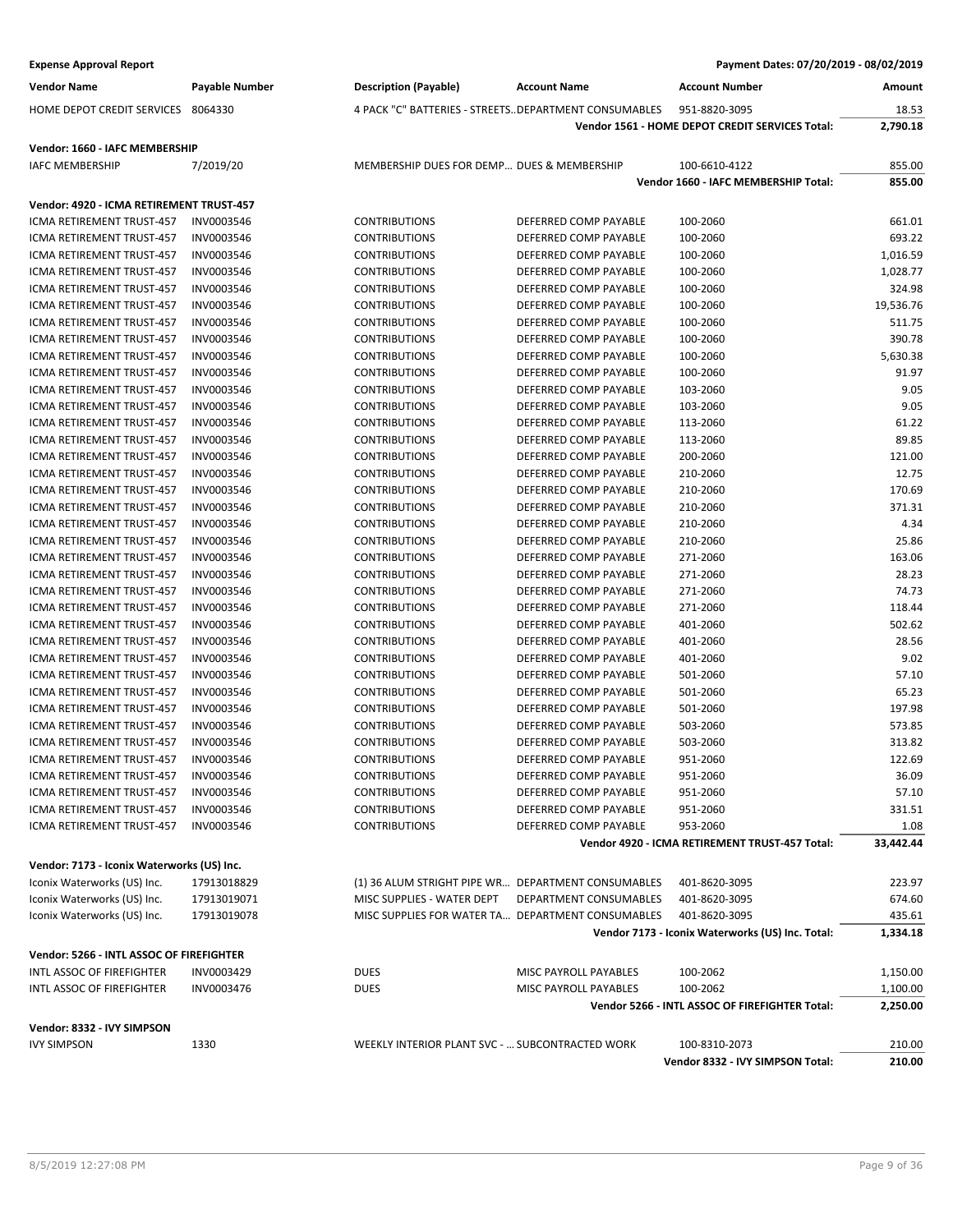**Expense Approval Report** — Payment Dates: 07/20/2019 - 08/02/2019

| Vendor Name | Payable Number | Description (Payable) | Account Name | Account Number | Amount |
|---|---|---|---|---|---|
| HOME DEPOT CREDIT SERVICES | 8064330 | 4 PACK "C" BATTERIES - STREETS.. | DEPARTMENT CONSUMABLES | 951-8820-3095 | 18.53 |
| | | | | **Vendor 1561 - HOME DEPOT CREDIT SERVICES Total:** | **2,790.18** |
| **Vendor: 1660 - IAFC MEMBERSHIP** | | | | | |
| IAFC MEMBERSHIP | 7/2019/20 | MEMBERSHIP DUES FOR DEMP... | DUES & MEMBERSHIP | 100-6610-4122 | 855.00 |
| | | | | **Vendor 1660 - IAFC MEMBERSHIP Total:** | **855.00** |
| **Vendor: 4920 - ICMA RETIREMENT TRUST-457** | | | | | |
| ICMA RETIREMENT TRUST-457 | INV0003546 | CONTRIBUTIONS | DEFERRED COMP PAYABLE | 100-2060 | 661.01 |
| ICMA RETIREMENT TRUST-457 | INV0003546 | CONTRIBUTIONS | DEFERRED COMP PAYABLE | 100-2060 | 693.22 |
| ICMA RETIREMENT TRUST-457 | INV0003546 | CONTRIBUTIONS | DEFERRED COMP PAYABLE | 100-2060 | 1,016.59 |
| ICMA RETIREMENT TRUST-457 | INV0003546 | CONTRIBUTIONS | DEFERRED COMP PAYABLE | 100-2060 | 1,028.77 |
| ICMA RETIREMENT TRUST-457 | INV0003546 | CONTRIBUTIONS | DEFERRED COMP PAYABLE | 100-2060 | 324.98 |
| ICMA RETIREMENT TRUST-457 | INV0003546 | CONTRIBUTIONS | DEFERRED COMP PAYABLE | 100-2060 | 19,536.76 |
| ICMA RETIREMENT TRUST-457 | INV0003546 | CONTRIBUTIONS | DEFERRED COMP PAYABLE | 100-2060 | 511.75 |
| ICMA RETIREMENT TRUST-457 | INV0003546 | CONTRIBUTIONS | DEFERRED COMP PAYABLE | 100-2060 | 390.78 |
| ICMA RETIREMENT TRUST-457 | INV0003546 | CONTRIBUTIONS | DEFERRED COMP PAYABLE | 100-2060 | 5,630.38 |
| ICMA RETIREMENT TRUST-457 | INV0003546 | CONTRIBUTIONS | DEFERRED COMP PAYABLE | 100-2060 | 91.97 |
| ICMA RETIREMENT TRUST-457 | INV0003546 | CONTRIBUTIONS | DEFERRED COMP PAYABLE | 103-2060 | 9.05 |
| ICMA RETIREMENT TRUST-457 | INV0003546 | CONTRIBUTIONS | DEFERRED COMP PAYABLE | 103-2060 | 9.05 |
| ICMA RETIREMENT TRUST-457 | INV0003546 | CONTRIBUTIONS | DEFERRED COMP PAYABLE | 113-2060 | 61.22 |
| ICMA RETIREMENT TRUST-457 | INV0003546 | CONTRIBUTIONS | DEFERRED COMP PAYABLE | 113-2060 | 89.85 |
| ICMA RETIREMENT TRUST-457 | INV0003546 | CONTRIBUTIONS | DEFERRED COMP PAYABLE | 200-2060 | 121.00 |
| ICMA RETIREMENT TRUST-457 | INV0003546 | CONTRIBUTIONS | DEFERRED COMP PAYABLE | 210-2060 | 12.75 |
| ICMA RETIREMENT TRUST-457 | INV0003546 | CONTRIBUTIONS | DEFERRED COMP PAYABLE | 210-2060 | 170.69 |
| ICMA RETIREMENT TRUST-457 | INV0003546 | CONTRIBUTIONS | DEFERRED COMP PAYABLE | 210-2060 | 371.31 |
| ICMA RETIREMENT TRUST-457 | INV0003546 | CONTRIBUTIONS | DEFERRED COMP PAYABLE | 210-2060 | 4.34 |
| ICMA RETIREMENT TRUST-457 | INV0003546 | CONTRIBUTIONS | DEFERRED COMP PAYABLE | 210-2060 | 25.86 |
| ICMA RETIREMENT TRUST-457 | INV0003546 | CONTRIBUTIONS | DEFERRED COMP PAYABLE | 271-2060 | 163.06 |
| ICMA RETIREMENT TRUST-457 | INV0003546 | CONTRIBUTIONS | DEFERRED COMP PAYABLE | 271-2060 | 28.23 |
| ICMA RETIREMENT TRUST-457 | INV0003546 | CONTRIBUTIONS | DEFERRED COMP PAYABLE | 271-2060 | 74.73 |
| ICMA RETIREMENT TRUST-457 | INV0003546 | CONTRIBUTIONS | DEFERRED COMP PAYABLE | 271-2060 | 118.44 |
| ICMA RETIREMENT TRUST-457 | INV0003546 | CONTRIBUTIONS | DEFERRED COMP PAYABLE | 401-2060 | 502.62 |
| ICMA RETIREMENT TRUST-457 | INV0003546 | CONTRIBUTIONS | DEFERRED COMP PAYABLE | 401-2060 | 28.56 |
| ICMA RETIREMENT TRUST-457 | INV0003546 | CONTRIBUTIONS | DEFERRED COMP PAYABLE | 401-2060 | 9.02 |
| ICMA RETIREMENT TRUST-457 | INV0003546 | CONTRIBUTIONS | DEFERRED COMP PAYABLE | 501-2060 | 57.10 |
| ICMA RETIREMENT TRUST-457 | INV0003546 | CONTRIBUTIONS | DEFERRED COMP PAYABLE | 501-2060 | 65.23 |
| ICMA RETIREMENT TRUST-457 | INV0003546 | CONTRIBUTIONS | DEFERRED COMP PAYABLE | 501-2060 | 197.98 |
| ICMA RETIREMENT TRUST-457 | INV0003546 | CONTRIBUTIONS | DEFERRED COMP PAYABLE | 503-2060 | 573.85 |
| ICMA RETIREMENT TRUST-457 | INV0003546 | CONTRIBUTIONS | DEFERRED COMP PAYABLE | 503-2060 | 313.82 |
| ICMA RETIREMENT TRUST-457 | INV0003546 | CONTRIBUTIONS | DEFERRED COMP PAYABLE | 951-2060 | 122.69 |
| ICMA RETIREMENT TRUST-457 | INV0003546 | CONTRIBUTIONS | DEFERRED COMP PAYABLE | 951-2060 | 36.09 |
| ICMA RETIREMENT TRUST-457 | INV0003546 | CONTRIBUTIONS | DEFERRED COMP PAYABLE | 951-2060 | 57.10 |
| ICMA RETIREMENT TRUST-457 | INV0003546 | CONTRIBUTIONS | DEFERRED COMP PAYABLE | 951-2060 | 331.51 |
| ICMA RETIREMENT TRUST-457 | INV0003546 | CONTRIBUTIONS | DEFERRED COMP PAYABLE | 953-2060 | 1.08 |
| | | | | **Vendor 4920 - ICMA RETIREMENT TRUST-457 Total:** | **33,442.44** |
| **Vendor: 7173 - Iconix Waterworks (US) Inc.** | | | | | |
| Iconix Waterworks (US) Inc. | 17913018829 | (1) 36 ALUM STRIGHT PIPE WR... | DEPARTMENT CONSUMABLES | 401-8620-3095 | 223.97 |
| Iconix Waterworks (US) Inc. | 17913019071 | MISC SUPPLIES - WATER DEPT | DEPARTMENT CONSUMABLES | 401-8620-3095 | 674.60 |
| Iconix Waterworks (US) Inc. | 17913019078 | MISC SUPPLIES FOR WATER TA... | DEPARTMENT CONSUMABLES | 401-8620-3095 | 435.61 |
| | | | | **Vendor 7173 - Iconix Waterworks (US) Inc. Total:** | **1,334.18** |
| **Vendor: 5266 - INTL ASSOC OF FIREFIGHTER** | | | | | |
| INTL ASSOC OF FIREFIGHTER | INV0003429 | DUES | MISC PAYROLL PAYABLES | 100-2062 | 1,150.00 |
| INTL ASSOC OF FIREFIGHTER | INV0003476 | DUES | MISC PAYROLL PAYABLES | 100-2062 | 1,100.00 |
| | | | | **Vendor 5266 - INTL ASSOC OF FIREFIGHTER Total:** | **2,250.00** |
| **Vendor: 8332 - IVY SIMPSON** | | | | | |
| IVY SIMPSON | 1330 | WEEKLY INTERIOR PLANT SVC - ... | SUBCONTRACTED WORK | 100-8310-2073 | 210.00 |
| | | | | **Vendor 8332 - IVY SIMPSON Total:** | **210.00** |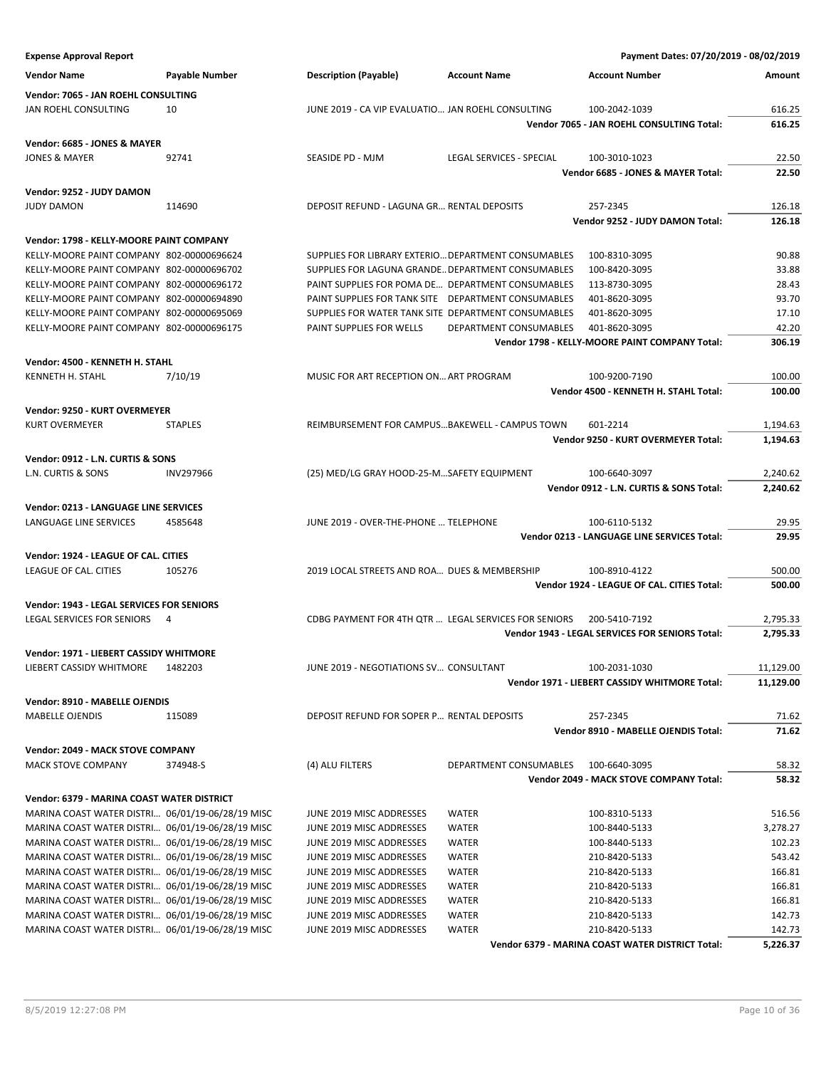**Expense Approval Report** | **Payment Dates: 07/20/2019 - 08/02/2019**

| Vendor Name | Payable Number | Description (Payable) | Account Name | Account Number | Amount |
|---|---|---|---|---|---|
| **Vendor: 7065 - JAN ROEHL CONSULTING** | | | | | |
| JAN ROEHL CONSULTING | 10 | JUNE 2019 - CA VIP EVALUATIO… | JAN ROEHL CONSULTING | 100-2042-1039 | 616.25 |
| | | | | **Vendor 7065 - JAN ROEHL CONSULTING Total:** | **616.25** |
| **Vendor: 6685 - JONES & MAYER** | | | | | |
| JONES & MAYER | 92741 | SEASIDE PD - MJM | LEGAL SERVICES - SPECIAL | 100-3010-1023 | 22.50 |
| | | | | **Vendor 6685 - JONES & MAYER Total:** | **22.50** |
| **Vendor: 9252 - JUDY DAMON** | | | | | |
| JUDY DAMON | 114690 | DEPOSIT REFUND - LAGUNA GR… | RENTAL DEPOSITS | 257-2345 | 126.18 |
| | | | | **Vendor 9252 - JUDY DAMON Total:** | **126.18** |
| **Vendor: 1798 - KELLY-MOORE PAINT COMPANY** | | | | | |
| KELLY-MOORE PAINT COMPANY | 802-00000696624 | SUPPLIES FOR LIBRARY EXTERIO… | DEPARTMENT CONSUMABLES | 100-8310-3095 | 90.88 |
| KELLY-MOORE PAINT COMPANY | 802-00000696702 | SUPPLIES FOR LAGUNA GRANDE… | DEPARTMENT CONSUMABLES | 100-8420-3095 | 33.88 |
| KELLY-MOORE PAINT COMPANY | 802-00000696172 | PAINT SUPPLIES FOR POMA DE… | DEPARTMENT CONSUMABLES | 113-8730-3095 | 28.43 |
| KELLY-MOORE PAINT COMPANY | 802-00000694890 | PAINT SUPPLIES FOR TANK SITE | DEPARTMENT CONSUMABLES | 401-8620-3095 | 93.70 |
| KELLY-MOORE PAINT COMPANY | 802-00000695069 | SUPPLIES FOR WATER TANK SITE | DEPARTMENT CONSUMABLES | 401-8620-3095 | 17.10 |
| KELLY-MOORE PAINT COMPANY | 802-00000696175 | PAINT SUPPLIES FOR WELLS | DEPARTMENT CONSUMABLES | 401-8620-3095 | 42.20 |
| | | | | **Vendor 1798 - KELLY-MOORE PAINT COMPANY Total:** | **306.19** |
| **Vendor: 4500 - KENNETH H. STAHL** | | | | | |
| KENNETH H. STAHL | 7/10/19 | MUSIC FOR ART RECEPTION ON… | ART PROGRAM | 100-9200-7190 | 100.00 |
| | | | | **Vendor 4500 - KENNETH H. STAHL Total:** | **100.00** |
| **Vendor: 9250 - KURT OVERMEYER** | | | | | |
| KURT OVERMEYER | STAPLES | REIMBURSEMENT FOR CAMPUS… | BAKEWELL - CAMPUS TOWN | 601-2214 | 1,194.63 |
| | | | | **Vendor 9250 - KURT OVERMEYER Total:** | **1,194.63** |
| **Vendor: 0912 - L.N. CURTIS & SONS** | | | | | |
| L.N. CURTIS & SONS | INV297966 | (25) MED/LG GRAY HOOD-25-M… | SAFETY EQUIPMENT | 100-6640-3097 | 2,240.62 |
| | | | | **Vendor 0912 - L.N. CURTIS & SONS Total:** | **2,240.62** |
| **Vendor: 0213 - LANGUAGE LINE SERVICES** | | | | | |
| LANGUAGE LINE SERVICES | 4585648 | JUNE 2019 - OVER-THE-PHONE … | TELEPHONE | 100-6110-5132 | 29.95 |
| | | | | **Vendor 0213 - LANGUAGE LINE SERVICES Total:** | **29.95** |
| **Vendor: 1924 - LEAGUE OF CAL. CITIES** | | | | | |
| LEAGUE OF CAL. CITIES | 105276 | 2019 LOCAL STREETS AND ROA… | DUES & MEMBERSHIP | 100-8910-4122 | 500.00 |
| | | | | **Vendor 1924 - LEAGUE OF CAL. CITIES Total:** | **500.00** |
| **Vendor: 1943 - LEGAL SERVICES FOR SENIORS** | | | | | |
| LEGAL SERVICES FOR SENIORS | 4 | CDBG PAYMENT FOR 4TH QTR … | LEGAL SERVICES FOR SENIORS | 200-5410-7192 | 2,795.33 |
| | | | | **Vendor 1943 - LEGAL SERVICES FOR SENIORS Total:** | **2,795.33** |
| **Vendor: 1971 - LIEBERT CASSIDY WHITMORE** | | | | | |
| LIEBERT CASSIDY WHITMORE | 1482203 | JUNE 2019 - NEGOTIATIONS SV… | CONSULTANT | 100-2031-1030 | 11,129.00 |
| | | | | **Vendor 1971 - LIEBERT CASSIDY WHITMORE Total:** | **11,129.00** |
| **Vendor: 8910 - MABELLE OJENDIS** | | | | | |
| MABELLE OJENDIS | 115089 | DEPOSIT REFUND FOR SOPER P… | RENTAL DEPOSITS | 257-2345 | 71.62 |
| | | | | **Vendor 8910 - MABELLE OJENDIS Total:** | **71.62** |
| **Vendor: 2049 - MACK STOVE COMPANY** | | | | | |
| MACK STOVE COMPANY | 374948-S | (4) ALU FILTERS | DEPARTMENT CONSUMABLES | 100-6640-3095 | 58.32 |
| | | | | **Vendor 2049 - MACK STOVE COMPANY Total:** | **58.32** |
| **Vendor: 6379 - MARINA COAST WATER DISTRICT** | | | | | |
| MARINA COAST WATER DISTRI… | 06/01/19-06/28/19 MISC | JUNE 2019 MISC ADDRESSES | WATER | 100-8310-5133 | 516.56 |
| MARINA COAST WATER DISTRI… | 06/01/19-06/28/19 MISC | JUNE 2019 MISC ADDRESSES | WATER | 100-8440-5133 | 3,278.27 |
| MARINA COAST WATER DISTRI… | 06/01/19-06/28/19 MISC | JUNE 2019 MISC ADDRESSES | WATER | 100-8440-5133 | 102.23 |
| MARINA COAST WATER DISTRI… | 06/01/19-06/28/19 MISC | JUNE 2019 MISC ADDRESSES | WATER | 210-8420-5133 | 543.42 |
| MARINA COAST WATER DISTRI… | 06/01/19-06/28/19 MISC | JUNE 2019 MISC ADDRESSES | WATER | 210-8420-5133 | 166.81 |
| MARINA COAST WATER DISTRI… | 06/01/19-06/28/19 MISC | JUNE 2019 MISC ADDRESSES | WATER | 210-8420-5133 | 166.81 |
| MARINA COAST WATER DISTRI… | 06/01/19-06/28/19 MISC | JUNE 2019 MISC ADDRESSES | WATER | 210-8420-5133 | 166.81 |
| MARINA COAST WATER DISTRI… | 06/01/19-06/28/19 MISC | JUNE 2019 MISC ADDRESSES | WATER | 210-8420-5133 | 142.73 |
| MARINA COAST WATER DISTRI… | 06/01/19-06/28/19 MISC | JUNE 2019 MISC ADDRESSES | WATER | 210-8420-5133 | 142.73 |
| | | | | **Vendor 6379 - MARINA COAST WATER DISTRICT Total:** | **5,226.37** |

8/5/2019 12:27:08 PM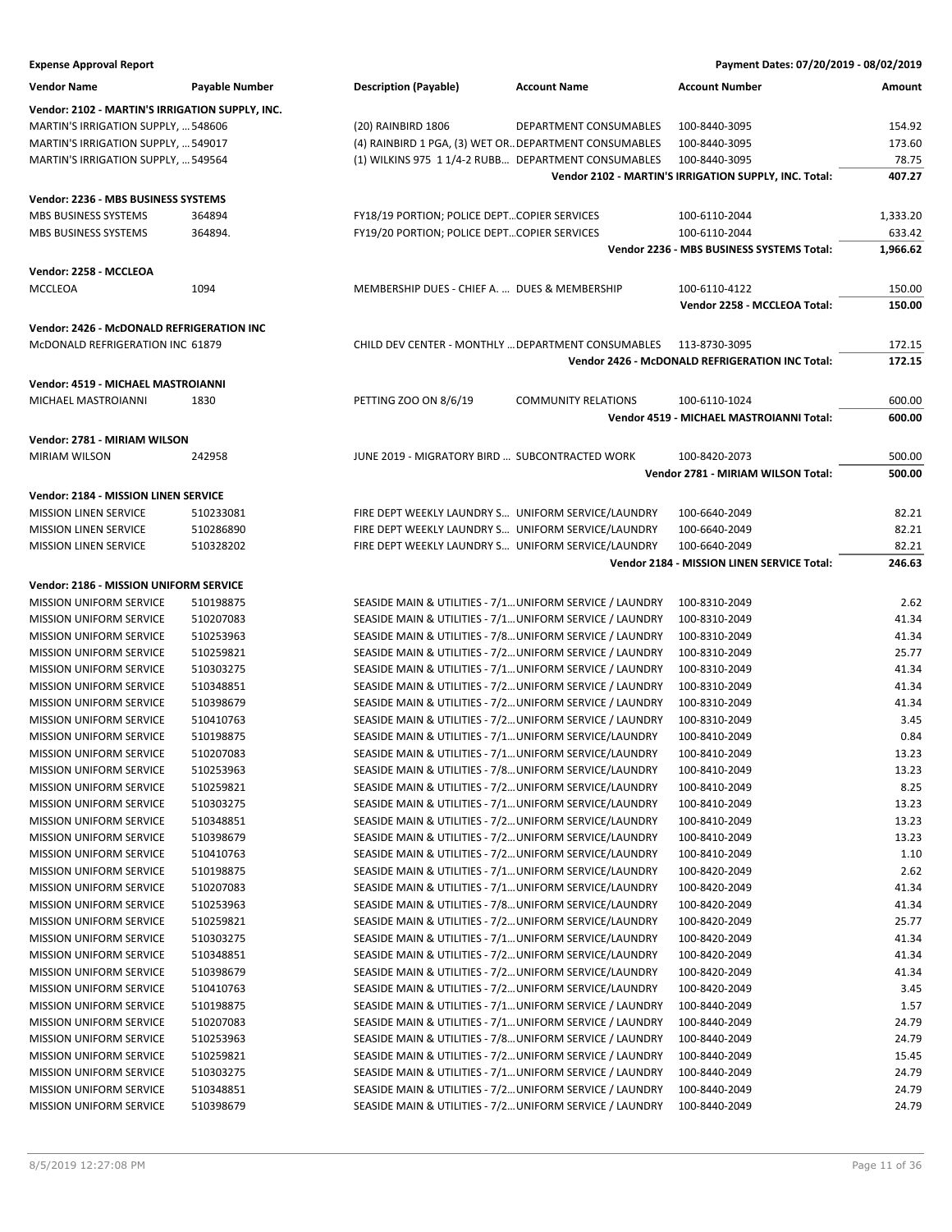**Expense Approval Report** — Payment Dates: 07/20/2019 - 08/02/2019

| Vendor Name | Payable Number | Description (Payable) | Account Name | Account Number | Amount |
|---|---|---|---|---|---|
| **Vendor: 2102 - MARTIN'S IRRIGATION SUPPLY, INC.** | | | | | |
| MARTIN'S IRRIGATION SUPPLY, ... | 548606 | (20) RAINBIRD 1806 | DEPARTMENT CONSUMABLES | 100-8440-3095 | 154.92 |
| MARTIN'S IRRIGATION SUPPLY, ... | 549017 | (4) RAINBIRD 1 PGA, (3) WET OR... | DEPARTMENT CONSUMABLES | 100-8440-3095 | 173.60 |
| MARTIN'S IRRIGATION SUPPLY, ... | 549564 | (1) WILKINS 975 1 1/4-2 RUBB... | DEPARTMENT CONSUMABLES | 100-8440-3095 | 78.75 |
| | | | | **Vendor 2102 - MARTIN'S IRRIGATION SUPPLY, INC. Total:** | **407.27** |
| **Vendor: 2236 - MBS BUSINESS SYSTEMS** | | | | | |
| MBS BUSINESS SYSTEMS | 364894 | FY18/19 PORTION; POLICE DEPT... | COPIER SERVICES | 100-6110-2044 | 1,333.20 |
| MBS BUSINESS SYSTEMS | 364894. | FY19/20 PORTION; POLICE DEPT... | COPIER SERVICES | 100-6110-2044 | 633.42 |
| | | | | **Vendor 2236 - MBS BUSINESS SYSTEMS Total:** | **1,966.62** |
| **Vendor: 2258 - MCCLEOA** | | | | | |
| MCCLEOA | 1094 | MEMBERSHIP DUES - CHIEF A. ... | DUES & MEMBERSHIP | 100-6110-4122 | 150.00 |
| | | | | **Vendor 2258 - MCCLEOA Total:** | **150.00** |
| **Vendor: 2426 - McDONALD REFRIGERATION INC** | | | | | |
| McDONALD REFRIGERATION INC | 61879 | CHILD DEV CENTER - MONTHLY ... | DEPARTMENT CONSUMABLES | 113-8730-3095 | 172.15 |
| | | | | **Vendor 2426 - McDONALD REFRIGERATION INC Total:** | **172.15** |
| **Vendor: 4519 - MICHAEL MASTROIANNI** | | | | | |
| MICHAEL MASTROIANNI | 1830 | PETTING ZOO ON 8/6/19 | COMMUNITY RELATIONS | 100-6110-1024 | 600.00 |
| | | | | **Vendor 4519 - MICHAEL MASTROIANNI Total:** | **600.00** |
| **Vendor: 2781 - MIRIAM WILSON** | | | | | |
| MIRIAM WILSON | 242958 | JUNE 2019 - MIGRATORY BIRD ... | SUBCONTRACTED WORK | 100-8420-2073 | 500.00 |
| | | | | **Vendor 2781 - MIRIAM WILSON Total:** | **500.00** |
| **Vendor: 2184 - MISSION LINEN SERVICE** | | | | | |
| MISSION LINEN SERVICE | 510233081 | FIRE DEPT WEEKLY LAUNDRY S... | UNIFORM SERVICE/LAUNDRY | 100-6640-2049 | 82.21 |
| MISSION LINEN SERVICE | 510286890 | FIRE DEPT WEEKLY LAUNDRY S... | UNIFORM SERVICE/LAUNDRY | 100-6640-2049 | 82.21 |
| MISSION LINEN SERVICE | 510328202 | FIRE DEPT WEEKLY LAUNDRY S... | UNIFORM SERVICE/LAUNDRY | 100-6640-2049 | 82.21 |
| | | | | **Vendor 2184 - MISSION LINEN SERVICE Total:** | **246.63** |
| **Vendor: 2186 - MISSION UNIFORM SERVICE** | | | | | |
| MISSION UNIFORM SERVICE | 510198875 | SEASIDE MAIN & UTILITIES - 7/1... | UNIFORM SERVICE / LAUNDRY | 100-8310-2049 | 2.62 |
| MISSION UNIFORM SERVICE | 510207083 | SEASIDE MAIN & UTILITIES - 7/1... | UNIFORM SERVICE / LAUNDRY | 100-8310-2049 | 41.34 |
| MISSION UNIFORM SERVICE | 510253963 | SEASIDE MAIN & UTILITIES - 7/8... | UNIFORM SERVICE / LAUNDRY | 100-8310-2049 | 41.34 |
| MISSION UNIFORM SERVICE | 510259821 | SEASIDE MAIN & UTILITIES - 7/2... | UNIFORM SERVICE / LAUNDRY | 100-8310-2049 | 25.77 |
| MISSION UNIFORM SERVICE | 510303275 | SEASIDE MAIN & UTILITIES - 7/1... | UNIFORM SERVICE / LAUNDRY | 100-8310-2049 | 41.34 |
| MISSION UNIFORM SERVICE | 510348851 | SEASIDE MAIN & UTILITIES - 7/2... | UNIFORM SERVICE / LAUNDRY | 100-8310-2049 | 41.34 |
| MISSION UNIFORM SERVICE | 510398679 | SEASIDE MAIN & UTILITIES - 7/2... | UNIFORM SERVICE / LAUNDRY | 100-8310-2049 | 41.34 |
| MISSION UNIFORM SERVICE | 510410763 | SEASIDE MAIN & UTILITIES - 7/2... | UNIFORM SERVICE / LAUNDRY | 100-8310-2049 | 3.45 |
| MISSION UNIFORM SERVICE | 510198875 | SEASIDE MAIN & UTILITIES - 7/1... | UNIFORM SERVICE/LAUNDRY | 100-8410-2049 | 0.84 |
| MISSION UNIFORM SERVICE | 510207083 | SEASIDE MAIN & UTILITIES - 7/1... | UNIFORM SERVICE/LAUNDRY | 100-8410-2049 | 13.23 |
| MISSION UNIFORM SERVICE | 510253963 | SEASIDE MAIN & UTILITIES - 7/8... | UNIFORM SERVICE/LAUNDRY | 100-8410-2049 | 13.23 |
| MISSION UNIFORM SERVICE | 510259821 | SEASIDE MAIN & UTILITIES - 7/2... | UNIFORM SERVICE/LAUNDRY | 100-8410-2049 | 8.25 |
| MISSION UNIFORM SERVICE | 510303275 | SEASIDE MAIN & UTILITIES - 7/1... | UNIFORM SERVICE/LAUNDRY | 100-8410-2049 | 13.23 |
| MISSION UNIFORM SERVICE | 510348851 | SEASIDE MAIN & UTILITIES - 7/2... | UNIFORM SERVICE/LAUNDRY | 100-8410-2049 | 13.23 |
| MISSION UNIFORM SERVICE | 510398679 | SEASIDE MAIN & UTILITIES - 7/2... | UNIFORM SERVICE/LAUNDRY | 100-8410-2049 | 13.23 |
| MISSION UNIFORM SERVICE | 510410763 | SEASIDE MAIN & UTILITIES - 7/2... | UNIFORM SERVICE/LAUNDRY | 100-8410-2049 | 1.10 |
| MISSION UNIFORM SERVICE | 510198875 | SEASIDE MAIN & UTILITIES - 7/1... | UNIFORM SERVICE/LAUNDRY | 100-8420-2049 | 2.62 |
| MISSION UNIFORM SERVICE | 510207083 | SEASIDE MAIN & UTILITIES - 7/1... | UNIFORM SERVICE/LAUNDRY | 100-8420-2049 | 41.34 |
| MISSION UNIFORM SERVICE | 510253963 | SEASIDE MAIN & UTILITIES - 7/8... | UNIFORM SERVICE/LAUNDRY | 100-8420-2049 | 41.34 |
| MISSION UNIFORM SERVICE | 510259821 | SEASIDE MAIN & UTILITIES - 7/2... | UNIFORM SERVICE/LAUNDRY | 100-8420-2049 | 25.77 |
| MISSION UNIFORM SERVICE | 510303275 | SEASIDE MAIN & UTILITIES - 7/1... | UNIFORM SERVICE/LAUNDRY | 100-8420-2049 | 41.34 |
| MISSION UNIFORM SERVICE | 510348851 | SEASIDE MAIN & UTILITIES - 7/2... | UNIFORM SERVICE/LAUNDRY | 100-8420-2049 | 41.34 |
| MISSION UNIFORM SERVICE | 510398679 | SEASIDE MAIN & UTILITIES - 7/2... | UNIFORM SERVICE/LAUNDRY | 100-8420-2049 | 41.34 |
| MISSION UNIFORM SERVICE | 510410763 | SEASIDE MAIN & UTILITIES - 7/2... | UNIFORM SERVICE/LAUNDRY | 100-8420-2049 | 3.45 |
| MISSION UNIFORM SERVICE | 510198875 | SEASIDE MAIN & UTILITIES - 7/1... | UNIFORM SERVICE / LAUNDRY | 100-8440-2049 | 1.57 |
| MISSION UNIFORM SERVICE | 510207083 | SEASIDE MAIN & UTILITIES - 7/1... | UNIFORM SERVICE / LAUNDRY | 100-8440-2049 | 24.79 |
| MISSION UNIFORM SERVICE | 510253963 | SEASIDE MAIN & UTILITIES - 7/8... | UNIFORM SERVICE / LAUNDRY | 100-8440-2049 | 24.79 |
| MISSION UNIFORM SERVICE | 510259821 | SEASIDE MAIN & UTILITIES - 7/2... | UNIFORM SERVICE / LAUNDRY | 100-8440-2049 | 15.45 |
| MISSION UNIFORM SERVICE | 510303275 | SEASIDE MAIN & UTILITIES - 7/1... | UNIFORM SERVICE / LAUNDRY | 100-8440-2049 | 24.79 |
| MISSION UNIFORM SERVICE | 510348851 | SEASIDE MAIN & UTILITIES - 7/2... | UNIFORM SERVICE / LAUNDRY | 100-8440-2049 | 24.79 |
| MISSION UNIFORM SERVICE | 510398679 | SEASIDE MAIN & UTILITIES - 7/2... | UNIFORM SERVICE / LAUNDRY | 100-8440-2049 | 24.79 |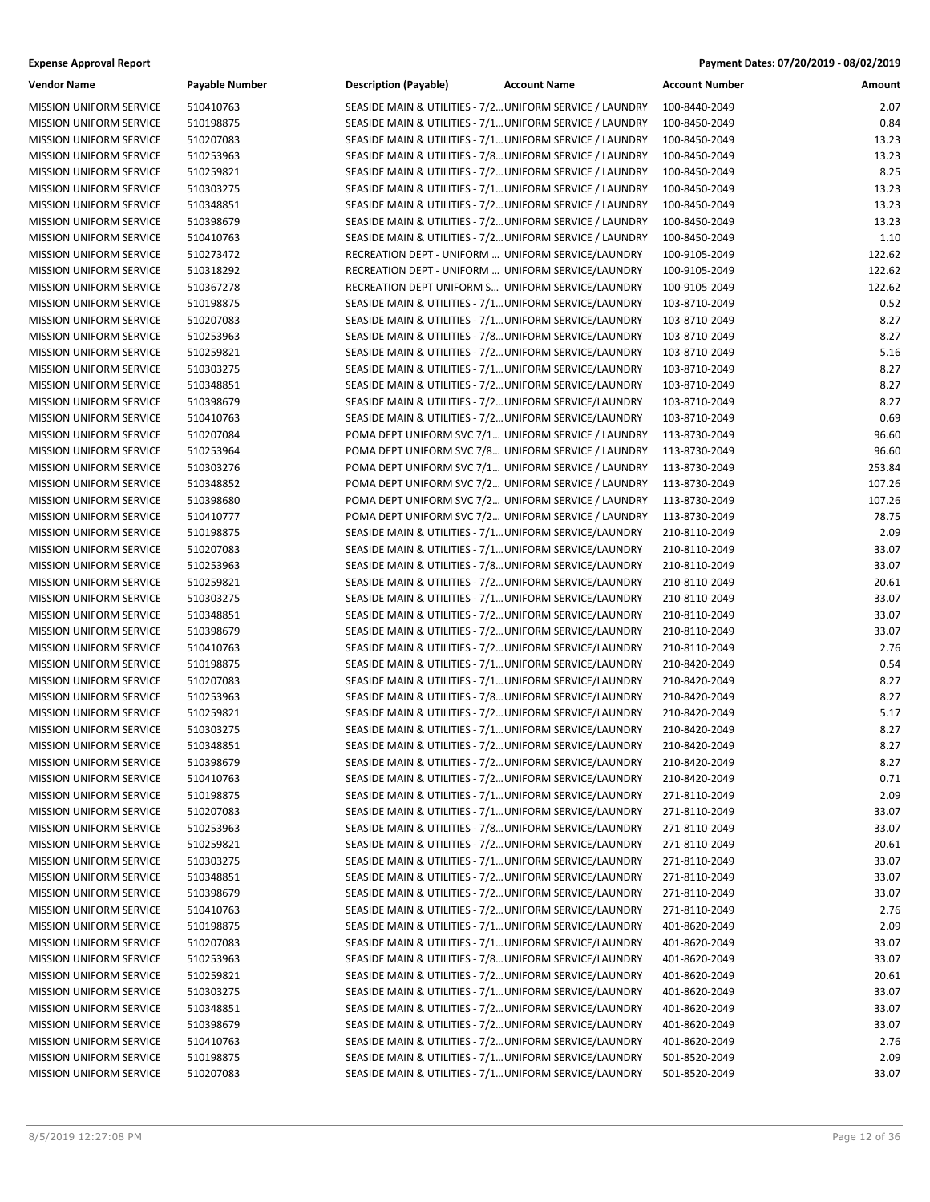**Expense Approval Report** | **Payment Dates: 07/20/2019 - 08/02/2019**

| Vendor Name | Payable Number | Description (Payable) | Account Name | Account Number | Amount |
|---|---|---|---|---|---|
| MISSION UNIFORM SERVICE | 510410763 | SEASIDE MAIN & UTILITIES - 7/2... | UNIFORM SERVICE / LAUNDRY | 100-8440-2049 | 2.07 |
| MISSION UNIFORM SERVICE | 510198875 | SEASIDE MAIN & UTILITIES - 7/1... | UNIFORM SERVICE / LAUNDRY | 100-8450-2049 | 0.84 |
| MISSION UNIFORM SERVICE | 510207083 | SEASIDE MAIN & UTILITIES - 7/1... | UNIFORM SERVICE / LAUNDRY | 100-8450-2049 | 13.23 |
| MISSION UNIFORM SERVICE | 510253963 | SEASIDE MAIN & UTILITIES - 7/8... | UNIFORM SERVICE / LAUNDRY | 100-8450-2049 | 13.23 |
| MISSION UNIFORM SERVICE | 510259821 | SEASIDE MAIN & UTILITIES - 7/2... | UNIFORM SERVICE / LAUNDRY | 100-8450-2049 | 8.25 |
| MISSION UNIFORM SERVICE | 510303275 | SEASIDE MAIN & UTILITIES - 7/1... | UNIFORM SERVICE / LAUNDRY | 100-8450-2049 | 13.23 |
| MISSION UNIFORM SERVICE | 510348851 | SEASIDE MAIN & UTILITIES - 7/2... | UNIFORM SERVICE / LAUNDRY | 100-8450-2049 | 13.23 |
| MISSION UNIFORM SERVICE | 510398679 | SEASIDE MAIN & UTILITIES - 7/2... | UNIFORM SERVICE / LAUNDRY | 100-8450-2049 | 13.23 |
| MISSION UNIFORM SERVICE | 510410763 | SEASIDE MAIN & UTILITIES - 7/2... | UNIFORM SERVICE / LAUNDRY | 100-8450-2049 | 1.10 |
| MISSION UNIFORM SERVICE | 510273472 | RECREATION DEPT - UNIFORM ... | UNIFORM SERVICE/LAUNDRY | 100-9105-2049 | 122.62 |
| MISSION UNIFORM SERVICE | 510318292 | RECREATION DEPT - UNIFORM ... | UNIFORM SERVICE/LAUNDRY | 100-9105-2049 | 122.62 |
| MISSION UNIFORM SERVICE | 510367278 | RECREATION DEPT UNIFORM S... | UNIFORM SERVICE/LAUNDRY | 100-9105-2049 | 122.62 |
| MISSION UNIFORM SERVICE | 510198875 | SEASIDE MAIN & UTILITIES - 7/1... | UNIFORM SERVICE/LAUNDRY | 103-8710-2049 | 0.52 |
| MISSION UNIFORM SERVICE | 510207083 | SEASIDE MAIN & UTILITIES - 7/1... | UNIFORM SERVICE/LAUNDRY | 103-8710-2049 | 8.27 |
| MISSION UNIFORM SERVICE | 510253963 | SEASIDE MAIN & UTILITIES - 7/8... | UNIFORM SERVICE/LAUNDRY | 103-8710-2049 | 8.27 |
| MISSION UNIFORM SERVICE | 510259821 | SEASIDE MAIN & UTILITIES - 7/2... | UNIFORM SERVICE/LAUNDRY | 103-8710-2049 | 5.16 |
| MISSION UNIFORM SERVICE | 510303275 | SEASIDE MAIN & UTILITIES - 7/1... | UNIFORM SERVICE/LAUNDRY | 103-8710-2049 | 8.27 |
| MISSION UNIFORM SERVICE | 510348851 | SEASIDE MAIN & UTILITIES - 7/2... | UNIFORM SERVICE/LAUNDRY | 103-8710-2049 | 8.27 |
| MISSION UNIFORM SERVICE | 510398679 | SEASIDE MAIN & UTILITIES - 7/2... | UNIFORM SERVICE/LAUNDRY | 103-8710-2049 | 8.27 |
| MISSION UNIFORM SERVICE | 510410763 | SEASIDE MAIN & UTILITIES - 7/2... | UNIFORM SERVICE/LAUNDRY | 103-8710-2049 | 0.69 |
| MISSION UNIFORM SERVICE | 510207084 | POMA DEPT UNIFORM SVC 7/1... | UNIFORM SERVICE / LAUNDRY | 113-8730-2049 | 96.60 |
| MISSION UNIFORM SERVICE | 510253964 | POMA DEPT UNIFORM SVC 7/8... | UNIFORM SERVICE / LAUNDRY | 113-8730-2049 | 96.60 |
| MISSION UNIFORM SERVICE | 510303276 | POMA DEPT UNIFORM SVC 7/1... | UNIFORM SERVICE / LAUNDRY | 113-8730-2049 | 253.84 |
| MISSION UNIFORM SERVICE | 510348852 | POMA DEPT UNIFORM SVC 7/2... | UNIFORM SERVICE / LAUNDRY | 113-8730-2049 | 107.26 |
| MISSION UNIFORM SERVICE | 510398680 | POMA DEPT UNIFORM SVC 7/2... | UNIFORM SERVICE / LAUNDRY | 113-8730-2049 | 107.26 |
| MISSION UNIFORM SERVICE | 510410777 | POMA DEPT UNIFORM SVC 7/2... | UNIFORM SERVICE / LAUNDRY | 113-8730-2049 | 78.75 |
| MISSION UNIFORM SERVICE | 510198875 | SEASIDE MAIN & UTILITIES - 7/1... | UNIFORM SERVICE/LAUNDRY | 210-8110-2049 | 2.09 |
| MISSION UNIFORM SERVICE | 510207083 | SEASIDE MAIN & UTILITIES - 7/1... | UNIFORM SERVICE/LAUNDRY | 210-8110-2049 | 33.07 |
| MISSION UNIFORM SERVICE | 510253963 | SEASIDE MAIN & UTILITIES - 7/8... | UNIFORM SERVICE/LAUNDRY | 210-8110-2049 | 33.07 |
| MISSION UNIFORM SERVICE | 510259821 | SEASIDE MAIN & UTILITIES - 7/2... | UNIFORM SERVICE/LAUNDRY | 210-8110-2049 | 20.61 |
| MISSION UNIFORM SERVICE | 510303275 | SEASIDE MAIN & UTILITIES - 7/1... | UNIFORM SERVICE/LAUNDRY | 210-8110-2049 | 33.07 |
| MISSION UNIFORM SERVICE | 510348851 | SEASIDE MAIN & UTILITIES - 7/2... | UNIFORM SERVICE/LAUNDRY | 210-8110-2049 | 33.07 |
| MISSION UNIFORM SERVICE | 510398679 | SEASIDE MAIN & UTILITIES - 7/2... | UNIFORM SERVICE/LAUNDRY | 210-8110-2049 | 33.07 |
| MISSION UNIFORM SERVICE | 510410763 | SEASIDE MAIN & UTILITIES - 7/2... | UNIFORM SERVICE/LAUNDRY | 210-8110-2049 | 2.76 |
| MISSION UNIFORM SERVICE | 510198875 | SEASIDE MAIN & UTILITIES - 7/1... | UNIFORM SERVICE/LAUNDRY | 210-8420-2049 | 0.54 |
| MISSION UNIFORM SERVICE | 510207083 | SEASIDE MAIN & UTILITIES - 7/1... | UNIFORM SERVICE/LAUNDRY | 210-8420-2049 | 8.27 |
| MISSION UNIFORM SERVICE | 510253963 | SEASIDE MAIN & UTILITIES - 7/8... | UNIFORM SERVICE/LAUNDRY | 210-8420-2049 | 8.27 |
| MISSION UNIFORM SERVICE | 510259821 | SEASIDE MAIN & UTILITIES - 7/2... | UNIFORM SERVICE/LAUNDRY | 210-8420-2049 | 5.17 |
| MISSION UNIFORM SERVICE | 510303275 | SEASIDE MAIN & UTILITIES - 7/1... | UNIFORM SERVICE/LAUNDRY | 210-8420-2049 | 8.27 |
| MISSION UNIFORM SERVICE | 510348851 | SEASIDE MAIN & UTILITIES - 7/2... | UNIFORM SERVICE/LAUNDRY | 210-8420-2049 | 8.27 |
| MISSION UNIFORM SERVICE | 510398679 | SEASIDE MAIN & UTILITIES - 7/2... | UNIFORM SERVICE/LAUNDRY | 210-8420-2049 | 8.27 |
| MISSION UNIFORM SERVICE | 510410763 | SEASIDE MAIN & UTILITIES - 7/2... | UNIFORM SERVICE/LAUNDRY | 210-8420-2049 | 0.71 |
| MISSION UNIFORM SERVICE | 510198875 | SEASIDE MAIN & UTILITIES - 7/1... | UNIFORM SERVICE/LAUNDRY | 271-8110-2049 | 2.09 |
| MISSION UNIFORM SERVICE | 510207083 | SEASIDE MAIN & UTILITIES - 7/1... | UNIFORM SERVICE/LAUNDRY | 271-8110-2049 | 33.07 |
| MISSION UNIFORM SERVICE | 510253963 | SEASIDE MAIN & UTILITIES - 7/8... | UNIFORM SERVICE/LAUNDRY | 271-8110-2049 | 33.07 |
| MISSION UNIFORM SERVICE | 510259821 | SEASIDE MAIN & UTILITIES - 7/2... | UNIFORM SERVICE/LAUNDRY | 271-8110-2049 | 20.61 |
| MISSION UNIFORM SERVICE | 510303275 | SEASIDE MAIN & UTILITIES - 7/1... | UNIFORM SERVICE/LAUNDRY | 271-8110-2049 | 33.07 |
| MISSION UNIFORM SERVICE | 510348851 | SEASIDE MAIN & UTILITIES - 7/2... | UNIFORM SERVICE/LAUNDRY | 271-8110-2049 | 33.07 |
| MISSION UNIFORM SERVICE | 510398679 | SEASIDE MAIN & UTILITIES - 7/2... | UNIFORM SERVICE/LAUNDRY | 271-8110-2049 | 33.07 |
| MISSION UNIFORM SERVICE | 510410763 | SEASIDE MAIN & UTILITIES - 7/2... | UNIFORM SERVICE/LAUNDRY | 271-8110-2049 | 2.76 |
| MISSION UNIFORM SERVICE | 510198875 | SEASIDE MAIN & UTILITIES - 7/1... | UNIFORM SERVICE/LAUNDRY | 401-8620-2049 | 2.09 |
| MISSION UNIFORM SERVICE | 510207083 | SEASIDE MAIN & UTILITIES - 7/1... | UNIFORM SERVICE/LAUNDRY | 401-8620-2049 | 33.07 |
| MISSION UNIFORM SERVICE | 510253963 | SEASIDE MAIN & UTILITIES - 7/8... | UNIFORM SERVICE/LAUNDRY | 401-8620-2049 | 33.07 |
| MISSION UNIFORM SERVICE | 510259821 | SEASIDE MAIN & UTILITIES - 7/2... | UNIFORM SERVICE/LAUNDRY | 401-8620-2049 | 20.61 |
| MISSION UNIFORM SERVICE | 510303275 | SEASIDE MAIN & UTILITIES - 7/1... | UNIFORM SERVICE/LAUNDRY | 401-8620-2049 | 33.07 |
| MISSION UNIFORM SERVICE | 510348851 | SEASIDE MAIN & UTILITIES - 7/2... | UNIFORM SERVICE/LAUNDRY | 401-8620-2049 | 33.07 |
| MISSION UNIFORM SERVICE | 510398679 | SEASIDE MAIN & UTILITIES - 7/2... | UNIFORM SERVICE/LAUNDRY | 401-8620-2049 | 33.07 |
| MISSION UNIFORM SERVICE | 510410763 | SEASIDE MAIN & UTILITIES - 7/2... | UNIFORM SERVICE/LAUNDRY | 401-8620-2049 | 2.76 |
| MISSION UNIFORM SERVICE | 510198875 | SEASIDE MAIN & UTILITIES - 7/1... | UNIFORM SERVICE/LAUNDRY | 501-8520-2049 | 2.09 |
| MISSION UNIFORM SERVICE | 510207083 | SEASIDE MAIN & UTILITIES - 7/1... | UNIFORM SERVICE/LAUNDRY | 501-8520-2049 | 33.07 |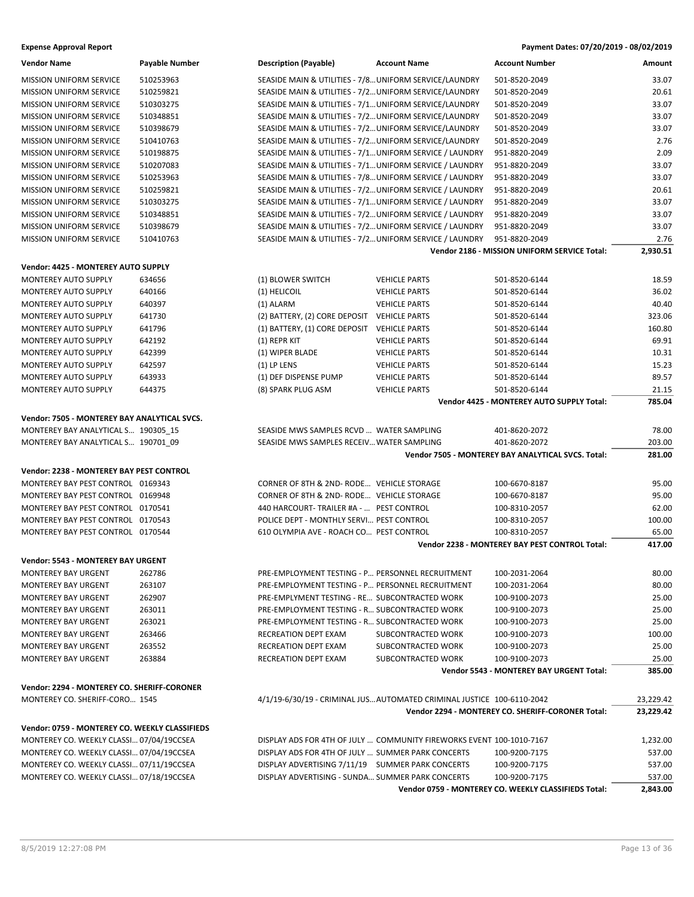**Expense Approval Report** — Payment Dates: 07/20/2019 - 08/02/2019

| Vendor Name | Payable Number | Description (Payable) | Account Name | Account Number | Amount |
|---|---|---|---|---|---|
| MISSION UNIFORM SERVICE | 510253963 | SEASIDE MAIN & UTILITIES - 7/8... | UNIFORM SERVICE/LAUNDRY | 501-8520-2049 | 33.07 |
| MISSION UNIFORM SERVICE | 510259821 | SEASIDE MAIN & UTILITIES - 7/2... | UNIFORM SERVICE/LAUNDRY | 501-8520-2049 | 20.61 |
| MISSION UNIFORM SERVICE | 510303275 | SEASIDE MAIN & UTILITIES - 7/1... | UNIFORM SERVICE/LAUNDRY | 501-8520-2049 | 33.07 |
| MISSION UNIFORM SERVICE | 510348851 | SEASIDE MAIN & UTILITIES - 7/2... | UNIFORM SERVICE/LAUNDRY | 501-8520-2049 | 33.07 |
| MISSION UNIFORM SERVICE | 510398679 | SEASIDE MAIN & UTILITIES - 7/2... | UNIFORM SERVICE/LAUNDRY | 501-8520-2049 | 33.07 |
| MISSION UNIFORM SERVICE | 510410763 | SEASIDE MAIN & UTILITIES - 7/2... | UNIFORM SERVICE/LAUNDRY | 501-8520-2049 | 2.76 |
| MISSION UNIFORM SERVICE | 510198875 | SEASIDE MAIN & UTILITIES - 7/1... | UNIFORM SERVICE / LAUNDRY | 951-8820-2049 | 2.09 |
| MISSION UNIFORM SERVICE | 510207083 | SEASIDE MAIN & UTILITIES - 7/1... | UNIFORM SERVICE / LAUNDRY | 951-8820-2049 | 33.07 |
| MISSION UNIFORM SERVICE | 510253963 | SEASIDE MAIN & UTILITIES - 7/8... | UNIFORM SERVICE / LAUNDRY | 951-8820-2049 | 33.07 |
| MISSION UNIFORM SERVICE | 510259821 | SEASIDE MAIN & UTILITIES - 7/2... | UNIFORM SERVICE / LAUNDRY | 951-8820-2049 | 20.61 |
| MISSION UNIFORM SERVICE | 510303275 | SEASIDE MAIN & UTILITIES - 7/1... | UNIFORM SERVICE / LAUNDRY | 951-8820-2049 | 33.07 |
| MISSION UNIFORM SERVICE | 510348851 | SEASIDE MAIN & UTILITIES - 7/2... | UNIFORM SERVICE / LAUNDRY | 951-8820-2049 | 33.07 |
| MISSION UNIFORM SERVICE | 510398679 | SEASIDE MAIN & UTILITIES - 7/2... | UNIFORM SERVICE / LAUNDRY | 951-8820-2049 | 33.07 |
| MISSION UNIFORM SERVICE | 510410763 | SEASIDE MAIN & UTILITIES - 7/2... | UNIFORM SERVICE / LAUNDRY | 951-8820-2049 | 2.76 |
| | | | | **Vendor 2186 - MISSION UNIFORM SERVICE Total:** | **2,930.51** |
| **Vendor: 4425 - MONTEREY AUTO SUPPLY** | | | | | |
| MONTEREY AUTO SUPPLY | 634656 | (1) BLOWER SWITCH | VEHICLE PARTS | 501-8520-6144 | 18.59 |
| MONTEREY AUTO SUPPLY | 640166 | (1) HELICOIL | VEHICLE PARTS | 501-8520-6144 | 36.02 |
| MONTEREY AUTO SUPPLY | 640397 | (1) ALARM | VEHICLE PARTS | 501-8520-6144 | 40.40 |
| MONTEREY AUTO SUPPLY | 641730 | (2) BATTERY, (2) CORE DEPOSIT | VEHICLE PARTS | 501-8520-6144 | 323.06 |
| MONTEREY AUTO SUPPLY | 641796 | (1) BATTERY, (1) CORE DEPOSIT | VEHICLE PARTS | 501-8520-6144 | 160.80 |
| MONTEREY AUTO SUPPLY | 642192 | (1) REPR KIT | VEHICLE PARTS | 501-8520-6144 | 69.91 |
| MONTEREY AUTO SUPPLY | 642399 | (1) WIPER BLADE | VEHICLE PARTS | 501-8520-6144 | 10.31 |
| MONTEREY AUTO SUPPLY | 642597 | (1) LP LENS | VEHICLE PARTS | 501-8520-6144 | 15.23 |
| MONTEREY AUTO SUPPLY | 643933 | (1) DEF DISPENSE PUMP | VEHICLE PARTS | 501-8520-6144 | 89.57 |
| MONTEREY AUTO SUPPLY | 644375 | (8) SPARK PLUG ASM | VEHICLE PARTS | 501-8520-6144 | 21.15 |
| | | | | **Vendor 4425 - MONTEREY AUTO SUPPLY Total:** | **785.04** |
| **Vendor: 7505 - MONTEREY BAY ANALYTICAL SVCS.** | | | | | |
| MONTEREY BAY ANALYTICAL S... | 190305_15 | SEASIDE MWS SAMPLES RCVD ... | WATER SAMPLING | 401-8620-2072 | 78.00 |
| MONTEREY BAY ANALYTICAL S... | 190701_09 | SEASIDE MWS SAMPLES RECEIV... | WATER SAMPLING | 401-8620-2072 | 203.00 |
| | | | | **Vendor 7505 - MONTEREY BAY ANALYTICAL SVCS. Total:** | **281.00** |
| **Vendor: 2238 - MONTEREY BAY PEST CONTROL** | | | | | |
| MONTEREY BAY PEST CONTROL | 0169343 | CORNER OF 8TH & 2ND- RODE... | VEHICLE STORAGE | 100-6670-8187 | 95.00 |
| MONTEREY BAY PEST CONTROL | 0169948 | CORNER OF 8TH & 2ND- RODE... | VEHICLE STORAGE | 100-6670-8187 | 95.00 |
| MONTEREY BAY PEST CONTROL | 0170541 | 440 HARCOURT- TRAILER #A - ... | PEST CONTROL | 100-8310-2057 | 62.00 |
| MONTEREY BAY PEST CONTROL | 0170543 | POLICE DEPT - MONTHLY SERVI... | PEST CONTROL | 100-8310-2057 | 100.00 |
| MONTEREY BAY PEST CONTROL | 0170544 | 610 OLYMPIA AVE - ROACH CO... | PEST CONTROL | 100-8310-2057 | 65.00 |
| | | | | **Vendor 2238 - MONTEREY BAY PEST CONTROL Total:** | **417.00** |
| **Vendor: 5543 - MONTEREY BAY URGENT** | | | | | |
| MONTEREY BAY URGENT | 262786 | PRE-EMPLOYMENT TESTING - P... | PERSONNEL RECRUITMENT | 100-2031-2064 | 80.00 |
| MONTEREY BAY URGENT | 263107 | PRE-EMPLOYMENT TESTING - P... | PERSONNEL RECRUITMENT | 100-2031-2064 | 80.00 |
| MONTEREY BAY URGENT | 262907 | PRE-EMPLYMENT TESTING - RE... | SUBCONTRACTED WORK | 100-9100-2073 | 25.00 |
| MONTEREY BAY URGENT | 263011 | PRE-EMPLOYMENT TESTING - R... | SUBCONTRACTED WORK | 100-9100-2073 | 25.00 |
| MONTEREY BAY URGENT | 263021 | PRE-EMPLOYMENT TESTING - R... | SUBCONTRACTED WORK | 100-9100-2073 | 25.00 |
| MONTEREY BAY URGENT | 263466 | RECREATION DEPT EXAM | SUBCONTRACTED WORK | 100-9100-2073 | 100.00 |
| MONTEREY BAY URGENT | 263552 | RECREATION DEPT EXAM | SUBCONTRACTED WORK | 100-9100-2073 | 25.00 |
| MONTEREY BAY URGENT | 263884 | RECREATION DEPT EXAM | SUBCONTRACTED WORK | 100-9100-2073 | 25.00 |
| | | | | **Vendor 5543 - MONTEREY BAY URGENT Total:** | **385.00** |
| **Vendor: 2294 - MONTEREY CO. SHERIFF-CORONER** | | | | | |
| MONTEREY CO. SHERIFF-CORO... | 1545 | 4/1/19-6/30/19 - CRIMINAL JUS... | AUTOMATED CRIMINAL JUSTICE | 100-6110-2042 | 23,229.42 |
| | | | | **Vendor 2294 - MONTEREY CO. SHERIFF-CORONER Total:** | **23,229.42** |
| **Vendor: 0759 - MONTEREY CO. WEEKLY CLASSIFIEDS** | | | | | |
| MONTEREY CO. WEEKLY CLASSI... | 07/04/19CCSEA | DISPLAY ADS FOR 4TH OF JULY ... | COMMUNITY FIREWORKS EVENT | 100-1010-7167 | 1,232.00 |
| MONTEREY CO. WEEKLY CLASSI... | 07/04/19CCSEA | DISPLAY ADS FOR 4TH OF JULY ... | SUMMER PARK CONCERTS | 100-9200-7175 | 537.00 |
| MONTEREY CO. WEEKLY CLASSI... | 07/11/19CCSEA | DISPLAY ADVERTISING 7/11/19 | SUMMER PARK CONCERTS | 100-9200-7175 | 537.00 |
| MONTEREY CO. WEEKLY CLASSI... | 07/18/19CCSEA | DISPLAY ADVERTISING - SUNDA... | SUMMER PARK CONCERTS | 100-9200-7175 | 537.00 |
| | | | | **Vendor 0759 - MONTEREY CO. WEEKLY CLASSIFIEDS Total:** | **2,843.00** |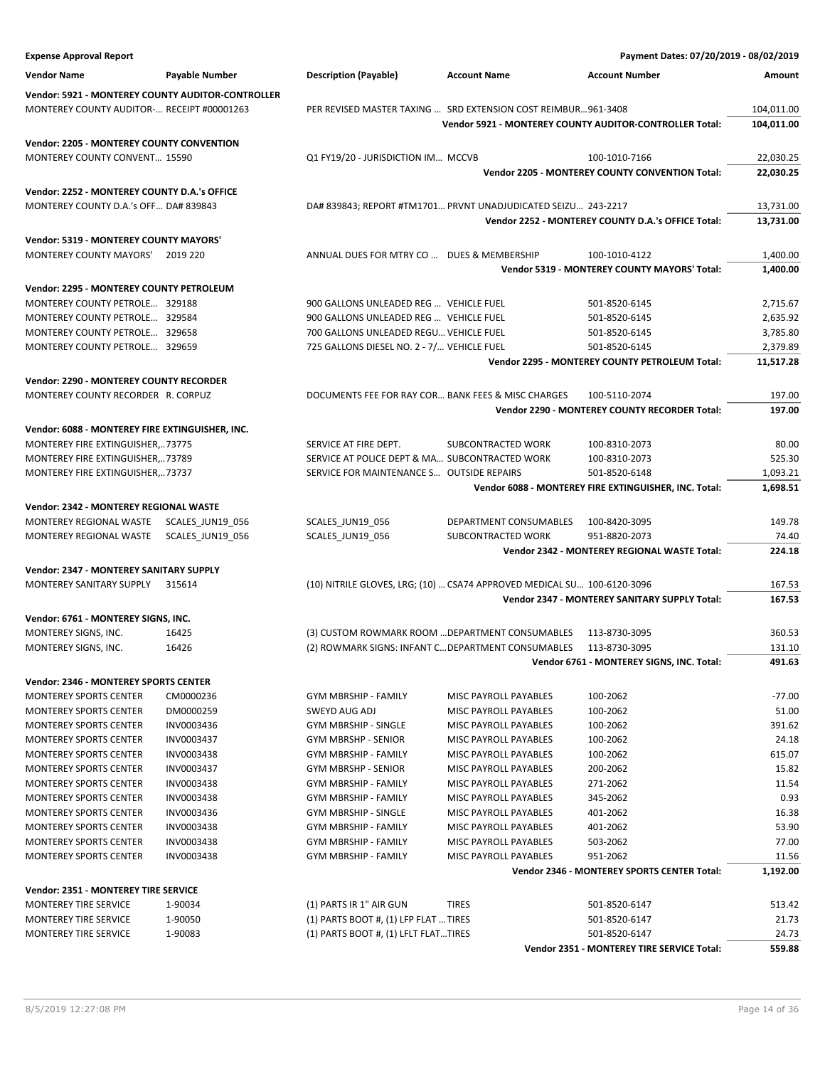**Expense Approval Report** — Payment Dates: 07/20/2019 - 08/02/2019

| Vendor Name | Payable Number | Description (Payable) | Account Name | Account Number | Amount |
|---|---|---|---|---|---|
| **Vendor: 5921 - MONTEREY COUNTY AUDITOR-CONTROLLER** | | | | | |
| MONTEREY COUNTY AUDITOR-… | RECEIPT #00001263 | PER REVISED MASTER TAXING … | SRD EXTENSION COST REIMBUR… | 961-3408 | 104,011.00 |
| | | | | **Vendor 5921 - MONTEREY COUNTY AUDITOR-CONTROLLER Total:** | **104,011.00** |
| **Vendor: 2205 - MONTEREY COUNTY CONVENTION** | | | | | |
| MONTEREY COUNTY CONVENT… | 15590 | Q1 FY19/20 - JURISDICTION IM… | MCCVB | 100-1010-7166 | 22,030.25 |
| | | | | **Vendor 2205 - MONTEREY COUNTY CONVENTION Total:** | **22,030.25** |
| **Vendor: 2252 - MONTEREY COUNTY D.A.'s OFFICE** | | | | | |
| MONTEREY COUNTY D.A.'s OFF… | DA# 839843 | DA# 839843; REPORT #TM1701… | PRVNT UNADJUDICATED SEIZU… | 243-2217 | 13,731.00 |
| | | | | **Vendor 2252 - MONTEREY COUNTY D.A.'s OFFICE Total:** | **13,731.00** |
| **Vendor: 5319 - MONTEREY COUNTY MAYORS'** | | | | | |
| MONTEREY COUNTY MAYORS' | 2019 220 | ANNUAL DUES FOR MTRY CO … | DUES & MEMBERSHIP | 100-1010-4122 | 1,400.00 |
| | | | | **Vendor 5319 - MONTEREY COUNTY MAYORS' Total:** | **1,400.00** |
| **Vendor: 2295 - MONTEREY COUNTY PETROLEUM** | | | | | |
| MONTEREY COUNTY PETROLE… | 329188 | 900 GALLONS UNLEADED REG … | VEHICLE FUEL | 501-8520-6145 | 2,715.67 |
| MONTEREY COUNTY PETROLE… | 329584 | 900 GALLONS UNLEADED REG … | VEHICLE FUEL | 501-8520-6145 | 2,635.92 |
| MONTEREY COUNTY PETROLE… | 329658 | 700 GALLONS UNLEADED REGU… | VEHICLE FUEL | 501-8520-6145 | 3,785.80 |
| MONTEREY COUNTY PETROLE… | 329659 | 725 GALLONS DIESEL NO. 2 - 7/… | VEHICLE FUEL | 501-8520-6145 | 2,379.89 |
| | | | | **Vendor 2295 - MONTEREY COUNTY PETROLEUM Total:** | **11,517.28** |
| **Vendor: 2290 - MONTEREY COUNTY RECORDER** | | | | | |
| MONTEREY COUNTY RECORDER | R. CORPUZ | DOCUMENTS FEE FOR RAY COR… | BANK FEES & MISC CHARGES | 100-5110-2074 | 197.00 |
| | | | | **Vendor 2290 - MONTEREY COUNTY RECORDER Total:** | **197.00** |
| **Vendor: 6088 - MONTEREY FIRE EXTINGUISHER, INC.** | | | | | |
| MONTEREY FIRE EXTINGUISHER,… | 73775 | SERVICE AT FIRE DEPT. | SUBCONTRACTED WORK | 100-8310-2073 | 80.00 |
| MONTEREY FIRE EXTINGUISHER,… | 73789 | SERVICE AT POLICE DEPT & MA… | SUBCONTRACTED WORK | 100-8310-2073 | 525.30 |
| MONTEREY FIRE EXTINGUISHER,… | 73737 | SERVICE FOR MAINTENANCE S… | OUTSIDE REPAIRS | 501-8520-6148 | 1,093.21 |
| | | | | **Vendor 6088 - MONTEREY FIRE EXTINGUISHER, INC. Total:** | **1,698.51** |
| **Vendor: 2342 - MONTEREY REGIONAL WASTE** | | | | | |
| MONTEREY REGIONAL WASTE | SCALES_JUN19_056 | SCALES_JUN19_056 | DEPARTMENT CONSUMABLES | 100-8420-3095 | 149.78 |
| MONTEREY REGIONAL WASTE | SCALES_JUN19_056 | SCALES_JUN19_056 | SUBCONTRACTED WORK | 951-8820-2073 | 74.40 |
| | | | | **Vendor 2342 - MONTEREY REGIONAL WASTE Total:** | **224.18** |
| **Vendor: 2347 - MONTEREY SANITARY SUPPLY** | | | | | |
| MONTEREY SANITARY SUPPLY | 315614 | (10) NITRILE GLOVES, LRG; (10) … | CSA74 APPROVED MEDICAL SU… | 100-6120-3096 | 167.53 |
| | | | | **Vendor 2347 - MONTEREY SANITARY SUPPLY Total:** | **167.53** |
| **Vendor: 6761 - MONTEREY SIGNS, INC.** | | | | | |
| MONTEREY SIGNS, INC. | 16425 | (3) CUSTOM ROWMARK ROOM … | DEPARTMENT CONSUMABLES | 113-8730-3095 | 360.53 |
| MONTEREY SIGNS, INC. | 16426 | (2) ROWMARK SIGNS: INFANT C… | DEPARTMENT CONSUMABLES | 113-8730-3095 | 131.10 |
| | | | | **Vendor 6761 - MONTEREY SIGNS, INC. Total:** | **491.63** |
| **Vendor: 2346 - MONTEREY SPORTS CENTER** | | | | | |
| MONTEREY SPORTS CENTER | CM0000236 | GYM MBRSHIP - FAMILY | MISC PAYROLL PAYABLES | 100-2062 | -77.00 |
| MONTEREY SPORTS CENTER | DM0000259 | SWEYD AUG ADJ | MISC PAYROLL PAYABLES | 100-2062 | 51.00 |
| MONTEREY SPORTS CENTER | INV0003436 | GYM MBRSHIP - SINGLE | MISC PAYROLL PAYABLES | 100-2062 | 391.62 |
| MONTEREY SPORTS CENTER | INV0003437 | GYM MBRSHP - SENIOR | MISC PAYROLL PAYABLES | 100-2062 | 24.18 |
| MONTEREY SPORTS CENTER | INV0003438 | GYM MBRSHIP - FAMILY | MISC PAYROLL PAYABLES | 100-2062 | 615.07 |
| MONTEREY SPORTS CENTER | INV0003437 | GYM MBRSHP - SENIOR | MISC PAYROLL PAYABLES | 200-2062 | 15.82 |
| MONTEREY SPORTS CENTER | INV0003438 | GYM MBRSHIP - FAMILY | MISC PAYROLL PAYABLES | 271-2062 | 11.54 |
| MONTEREY SPORTS CENTER | INV0003438 | GYM MBRSHIP - FAMILY | MISC PAYROLL PAYABLES | 345-2062 | 0.93 |
| MONTEREY SPORTS CENTER | INV0003436 | GYM MBRSHIP - SINGLE | MISC PAYROLL PAYABLES | 401-2062 | 16.38 |
| MONTEREY SPORTS CENTER | INV0003438 | GYM MBRSHIP - FAMILY | MISC PAYROLL PAYABLES | 401-2062 | 53.90 |
| MONTEREY SPORTS CENTER | INV0003438 | GYM MBRSHIP - FAMILY | MISC PAYROLL PAYABLES | 503-2062 | 77.00 |
| MONTEREY SPORTS CENTER | INV0003438 | GYM MBRSHIP - FAMILY | MISC PAYROLL PAYABLES | 951-2062 | 11.56 |
| | | | | **Vendor 2346 - MONTEREY SPORTS CENTER Total:** | **1,192.00** |
| **Vendor: 2351 - MONTEREY TIRE SERVICE** | | | | | |
| MONTEREY TIRE SERVICE | 1-90034 | (1) PARTS IR 1" AIR GUN | TIRES | 501-8520-6147 | 513.42 |
| MONTEREY TIRE SERVICE | 1-90050 | (1) PARTS BOOT #, (1) LFP FLAT … | TIRES | 501-8520-6147 | 21.73 |
| MONTEREY TIRE SERVICE | 1-90083 | (1) PARTS BOOT #, (1) LFLT FLAT… | TIRES | 501-8520-6147 | 24.73 |
| | | | | **Vendor 2351 - MONTEREY TIRE SERVICE Total:** | **559.88** |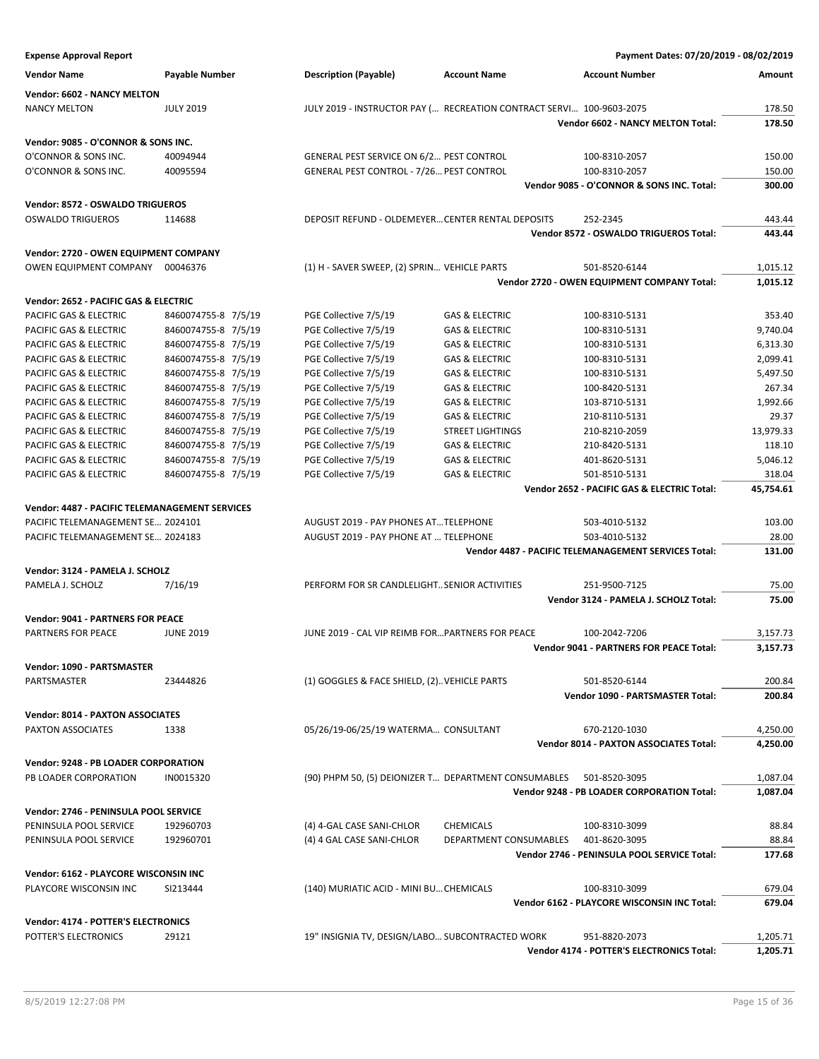**Expense Approval Report** — Payment Dates: 07/20/2019 - 08/02/2019

| Vendor Name | Payable Number | Description (Payable) | Account Name | Account Number | Amount |
|---|---|---|---|---|---|
| **Vendor: 6602 - NANCY MELTON** | | | | | |
| NANCY MELTON | JULY 2019 | JULY 2019 - INSTRUCTOR PAY (… | RECREATION CONTRACT SERVI… | 100-9603-2075 | 178.50 |
| | | | | **Vendor 6602 - NANCY MELTON Total:** | **178.50** |
| **Vendor: 9085 - O'CONNOR & SONS INC.** | | | | | |
| O'CONNOR & SONS INC. | 40094944 | GENERAL PEST SERVICE ON 6/2… | PEST CONTROL | 100-8310-2057 | 150.00 |
| O'CONNOR & SONS INC. | 40095594 | GENERAL PEST CONTROL - 7/26… | PEST CONTROL | 100-8310-2057 | 150.00 |
| | | | | **Vendor 9085 - O'CONNOR & SONS INC. Total:** | **300.00** |
| **Vendor: 8572 - OSWALDO TRIGUEROS** | | | | | |
| OSWALDO TRIGUEROS | 114688 | DEPOSIT REFUND - OLDEMEYER… | CENTER RENTAL DEPOSITS | 252-2345 | 443.44 |
| | | | | **Vendor 8572 - OSWALDO TRIGUEROS Total:** | **443.44** |
| **Vendor: 2720 - OWEN EQUIPMENT COMPANY** | | | | | |
| OWEN EQUIPMENT COMPANY | 00046376 | (1) H - SAVER SWEEP, (2) SPRIN… | VEHICLE PARTS | 501-8520-6144 | 1,015.12 |
| | | | | **Vendor 2720 - OWEN EQUIPMENT COMPANY Total:** | **1,015.12** |
| **Vendor: 2652 - PACIFIC GAS & ELECTRIC** | | | | | |
| PACIFIC GAS & ELECTRIC | 8460074755-8 7/5/19 | PGE Collective 7/5/19 | GAS & ELECTRIC | 100-8310-5131 | 353.40 |
| PACIFIC GAS & ELECTRIC | 8460074755-8 7/5/19 | PGE Collective 7/5/19 | GAS & ELECTRIC | 100-8310-5131 | 9,740.04 |
| PACIFIC GAS & ELECTRIC | 8460074755-8 7/5/19 | PGE Collective 7/5/19 | GAS & ELECTRIC | 100-8310-5131 | 6,313.30 |
| PACIFIC GAS & ELECTRIC | 8460074755-8 7/5/19 | PGE Collective 7/5/19 | GAS & ELECTRIC | 100-8310-5131 | 2,099.41 |
| PACIFIC GAS & ELECTRIC | 8460074755-8 7/5/19 | PGE Collective 7/5/19 | GAS & ELECTRIC | 100-8310-5131 | 5,497.50 |
| PACIFIC GAS & ELECTRIC | 8460074755-8 7/5/19 | PGE Collective 7/5/19 | GAS & ELECTRIC | 100-8420-5131 | 267.34 |
| PACIFIC GAS & ELECTRIC | 8460074755-8 7/5/19 | PGE Collective 7/5/19 | GAS & ELECTRIC | 103-8710-5131 | 1,992.66 |
| PACIFIC GAS & ELECTRIC | 8460074755-8 7/5/19 | PGE Collective 7/5/19 | GAS & ELECTRIC | 210-8110-5131 | 29.37 |
| PACIFIC GAS & ELECTRIC | 8460074755-8 7/5/19 | PGE Collective 7/5/19 | STREET LIGHTINGS | 210-8210-2059 | 13,979.33 |
| PACIFIC GAS & ELECTRIC | 8460074755-8 7/5/19 | PGE Collective 7/5/19 | GAS & ELECTRIC | 210-8420-5131 | 118.10 |
| PACIFIC GAS & ELECTRIC | 8460074755-8 7/5/19 | PGE Collective 7/5/19 | GAS & ELECTRIC | 401-8620-5131 | 5,046.12 |
| PACIFIC GAS & ELECTRIC | 8460074755-8 7/5/19 | PGE Collective 7/5/19 | GAS & ELECTRIC | 501-8510-5131 | 318.04 |
| | | | | **Vendor 2652 - PACIFIC GAS & ELECTRIC Total:** | **45,754.61** |
| **Vendor: 4487 - PACIFIC TELEMANAGEMENT SERVICES** | | | | | |
| PACIFIC TELEMANAGEMENT SE… | 2024101 | AUGUST 2019 - PAY PHONES AT… | TELEPHONE | 503-4010-5132 | 103.00 |
| PACIFIC TELEMANAGEMENT SE… | 2024183 | AUGUST 2019 - PAY PHONE AT … | TELEPHONE | 503-4010-5132 | 28.00 |
| | | | | **Vendor 4487 - PACIFIC TELEMANAGEMENT SERVICES Total:** | **131.00** |
| **Vendor: 3124 - PAMELA J. SCHOLZ** | | | | | |
| PAMELA J. SCHOLZ | 7/16/19 | PERFORM FOR SR CANDLELIGHT… | SENIOR ACTIVITIES | 251-9500-7125 | 75.00 |
| | | | | **Vendor 3124 - PAMELA J. SCHOLZ Total:** | **75.00** |
| **Vendor: 9041 - PARTNERS FOR PEACE** | | | | | |
| PARTNERS FOR PEACE | JUNE 2019 | JUNE 2019 - CAL VIP REIMB FOR… | PARTNERS FOR PEACE | 100-2042-7206 | 3,157.73 |
| | | | | **Vendor 9041 - PARTNERS FOR PEACE Total:** | **3,157.73** |
| **Vendor: 1090 - PARTSMASTER** | | | | | |
| PARTSMASTER | 23444826 | (1) GOGGLES & FACE SHIELD, (2)… | VEHICLE PARTS | 501-8520-6144 | 200.84 |
| | | | | **Vendor 1090 - PARTSMASTER Total:** | **200.84** |
| **Vendor: 8014 - PAXTON ASSOCIATES** | | | | | |
| PAXTON ASSOCIATES | 1338 | 05/26/19-06/25/19 WATERMA… | CONSULTANT | 670-2120-1030 | 4,250.00 |
| | | | | **Vendor 8014 - PAXTON ASSOCIATES Total:** | **4,250.00** |
| **Vendor: 9248 - PB LOADER CORPORATION** | | | | | |
| PB LOADER CORPORATION | IN0015320 | (90) PHPM 50, (5) DEIONIZER T… | DEPARTMENT CONSUMABLES | 501-8520-3095 | 1,087.04 |
| | | | | **Vendor 9248 - PB LOADER CORPORATION Total:** | **1,087.04** |
| **Vendor: 2746 - PENINSULA POOL SERVICE** | | | | | |
| PENINSULA POOL SERVICE | 192960703 | (4) 4-GAL CASE SANI-CHLOR | CHEMICALS | 100-8310-3099 | 88.84 |
| PENINSULA POOL SERVICE | 192960701 | (4) 4 GAL CASE SANI-CHLOR | DEPARTMENT CONSUMABLES | 401-8620-3095 | 88.84 |
| | | | | **Vendor 2746 - PENINSULA POOL SERVICE Total:** | **177.68** |
| **Vendor: 6162 - PLAYCORE WISCONSIN INC** | | | | | |
| PLAYCORE WISCONSIN INC | SI213444 | (140) MURIATIC ACID - MINI BU… | CHEMICALS | 100-8310-3099 | 679.04 |
| | | | | **Vendor 6162 - PLAYCORE WISCONSIN INC Total:** | **679.04** |
| **Vendor: 4174 - POTTER'S ELECTRONICS** | | | | | |
| POTTER'S ELECTRONICS | 29121 | 19" INSIGNIA TV, DESIGN/LABO… | SUBCONTRACTED WORK | 951-8820-2073 | 1,205.71 |
| | | | | **Vendor 4174 - POTTER'S ELECTRONICS Total:** | **1,205.71** |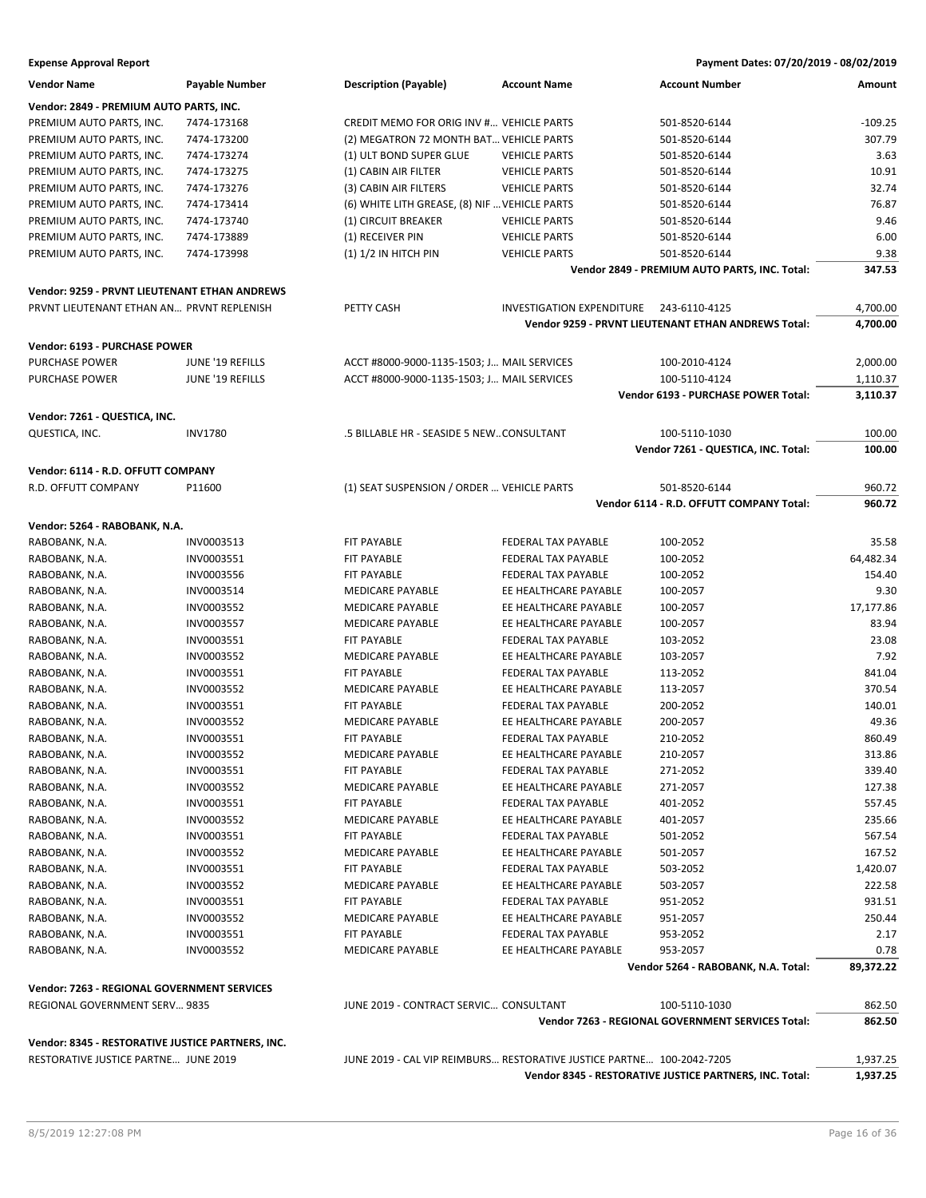**Expense Approval Report** — Payment Dates: 07/20/2019 - 08/02/2019

| Vendor Name | Payable Number | Description (Payable) | Account Name | Account Number | Amount |
|---|---|---|---|---|---|
| **Vendor: 2849 - PREMIUM AUTO PARTS, INC.** | | | | | |
| PREMIUM AUTO PARTS, INC. | 7474-173168 | CREDIT MEMO FOR ORIG INV #... | VEHICLE PARTS | 501-8520-6144 | -109.25 |
| PREMIUM AUTO PARTS, INC. | 7474-173200 | (2) MEGATRON 72 MONTH BAT... | VEHICLE PARTS | 501-8520-6144 | 307.79 |
| PREMIUM AUTO PARTS, INC. | 7474-173274 | (1) ULT BOND SUPER GLUE | VEHICLE PARTS | 501-8520-6144 | 3.63 |
| PREMIUM AUTO PARTS, INC. | 7474-173275 | (1) CABIN AIR FILTER | VEHICLE PARTS | 501-8520-6144 | 10.91 |
| PREMIUM AUTO PARTS, INC. | 7474-173276 | (3) CABIN AIR FILTERS | VEHICLE PARTS | 501-8520-6144 | 32.74 |
| PREMIUM AUTO PARTS, INC. | 7474-173414 | (6) WHITE LITH GREASE, (8) NIF ... | VEHICLE PARTS | 501-8520-6144 | 76.87 |
| PREMIUM AUTO PARTS, INC. | 7474-173740 | (1) CIRCUIT BREAKER | VEHICLE PARTS | 501-8520-6144 | 9.46 |
| PREMIUM AUTO PARTS, INC. | 7474-173889 | (1) RECEIVER PIN | VEHICLE PARTS | 501-8520-6144 | 6.00 |
| PREMIUM AUTO PARTS, INC. | 7474-173998 | (1) 1/2 IN HITCH PIN | VEHICLE PARTS | 501-8520-6144 | 9.38 |
| | | | | **Vendor 2849 - PREMIUM AUTO PARTS, INC. Total:** | **347.53** |
| **Vendor: 9259 - PRVNT LIEUTENANT ETHAN ANDREWS** | | | | | |
| PRVNT LIEUTENANT ETHAN AN... | PRVNT REPLENISH | PETTY CASH | INVESTIGATION EXPENDITURE | 243-6110-4125 | 4,700.00 |
| | | | | **Vendor 9259 - PRVNT LIEUTENANT ETHAN ANDREWS Total:** | **4,700.00** |
| **Vendor: 6193 - PURCHASE POWER** | | | | | |
| PURCHASE POWER | JUNE '19 REFILLS | ACCT #8000-9000-1135-1503; J... | MAIL SERVICES | 100-2010-4124 | 2,000.00 |
| PURCHASE POWER | JUNE '19 REFILLS | ACCT #8000-9000-1135-1503; J... | MAIL SERVICES | 100-5110-4124 | 1,110.37 |
| | | | | **Vendor 6193 - PURCHASE POWER Total:** | **3,110.37** |
| **Vendor: 7261 - QUESTICA, INC.** | | | | | |
| QUESTICA, INC. | INV1780 | .5 BILLABLE HR - SEASIDE 5 NEW... | CONSULTANT | 100-5110-1030 | 100.00 |
| | | | | **Vendor 7261 - QUESTICA, INC. Total:** | **100.00** |
| **Vendor: 6114 - R.D. OFFUTT COMPANY** | | | | | |
| R.D. OFFUTT COMPANY | P11600 | (1) SEAT SUSPENSION / ORDER ... | VEHICLE PARTS | 501-8520-6144 | 960.72 |
| | | | | **Vendor 6114 - R.D. OFFUTT COMPANY Total:** | **960.72** |
| **Vendor: 5264 - RABOBANK, N.A.** | | | | | |
| RABOBANK, N.A. | INV0003513 | FIT PAYABLE | FEDERAL TAX PAYABLE | 100-2052 | 35.58 |
| RABOBANK, N.A. | INV0003551 | FIT PAYABLE | FEDERAL TAX PAYABLE | 100-2052 | 64,482.34 |
| RABOBANK, N.A. | INV0003556 | FIT PAYABLE | FEDERAL TAX PAYABLE | 100-2052 | 154.40 |
| RABOBANK, N.A. | INV0003514 | MEDICARE PAYABLE | EE HEALTHCARE PAYABLE | 100-2057 | 9.30 |
| RABOBANK, N.A. | INV0003552 | MEDICARE PAYABLE | EE HEALTHCARE PAYABLE | 100-2057 | 17,177.86 |
| RABOBANK, N.A. | INV0003557 | MEDICARE PAYABLE | EE HEALTHCARE PAYABLE | 100-2057 | 83.94 |
| RABOBANK, N.A. | INV0003551 | FIT PAYABLE | FEDERAL TAX PAYABLE | 103-2052 | 23.08 |
| RABOBANK, N.A. | INV0003552 | MEDICARE PAYABLE | EE HEALTHCARE PAYABLE | 103-2057 | 7.92 |
| RABOBANK, N.A. | INV0003551 | FIT PAYABLE | FEDERAL TAX PAYABLE | 113-2052 | 841.04 |
| RABOBANK, N.A. | INV0003552 | MEDICARE PAYABLE | EE HEALTHCARE PAYABLE | 113-2057 | 370.54 |
| RABOBANK, N.A. | INV0003551 | FIT PAYABLE | FEDERAL TAX PAYABLE | 200-2052 | 140.01 |
| RABOBANK, N.A. | INV0003552 | MEDICARE PAYABLE | EE HEALTHCARE PAYABLE | 200-2057 | 49.36 |
| RABOBANK, N.A. | INV0003551 | FIT PAYABLE | FEDERAL TAX PAYABLE | 210-2052 | 860.49 |
| RABOBANK, N.A. | INV0003552 | MEDICARE PAYABLE | EE HEALTHCARE PAYABLE | 210-2057 | 313.86 |
| RABOBANK, N.A. | INV0003551 | FIT PAYABLE | FEDERAL TAX PAYABLE | 271-2052 | 339.40 |
| RABOBANK, N.A. | INV0003552 | MEDICARE PAYABLE | EE HEALTHCARE PAYABLE | 271-2057 | 127.38 |
| RABOBANK, N.A. | INV0003551 | FIT PAYABLE | FEDERAL TAX PAYABLE | 401-2052 | 557.45 |
| RABOBANK, N.A. | INV0003552 | MEDICARE PAYABLE | EE HEALTHCARE PAYABLE | 401-2057 | 235.66 |
| RABOBANK, N.A. | INV0003551 | FIT PAYABLE | FEDERAL TAX PAYABLE | 501-2052 | 567.54 |
| RABOBANK, N.A. | INV0003552 | MEDICARE PAYABLE | EE HEALTHCARE PAYABLE | 501-2057 | 167.52 |
| RABOBANK, N.A. | INV0003551 | FIT PAYABLE | FEDERAL TAX PAYABLE | 503-2052 | 1,420.07 |
| RABOBANK, N.A. | INV0003552 | MEDICARE PAYABLE | EE HEALTHCARE PAYABLE | 503-2057 | 222.58 |
| RABOBANK, N.A. | INV0003551 | FIT PAYABLE | FEDERAL TAX PAYABLE | 951-2052 | 931.51 |
| RABOBANK, N.A. | INV0003552 | MEDICARE PAYABLE | EE HEALTHCARE PAYABLE | 951-2057 | 250.44 |
| RABOBANK, N.A. | INV0003551 | FIT PAYABLE | FEDERAL TAX PAYABLE | 953-2052 | 2.17 |
| RABOBANK, N.A. | INV0003552 | MEDICARE PAYABLE | EE HEALTHCARE PAYABLE | 953-2057 | 0.78 |
| | | | | **Vendor 5264 - RABOBANK, N.A. Total:** | **89,372.22** |
| **Vendor: 7263 - REGIONAL GOVERNMENT SERVICES** | | | | | |
| REGIONAL GOVERNMENT SERV... | 9835 | JUNE 2019 - CONTRACT SERVIC... | CONSULTANT | 100-5110-1030 | 862.50 |
| | | | | **Vendor 7263 - REGIONAL GOVERNMENT SERVICES Total:** | **862.50** |
| **Vendor: 8345 - RESTORATIVE JUSTICE PARTNERS, INC.** | | | | | |
| RESTORATIVE JUSTICE PARTNE... | JUNE 2019 | JUNE 2019 - CAL VIP REIMBURS... | RESTORATIVE JUSTICE PARTNE... | 100-2042-7205 | 1,937.25 |
| | | | | **Vendor 8345 - RESTORATIVE JUSTICE PARTNERS, INC. Total:** | **1,937.25** |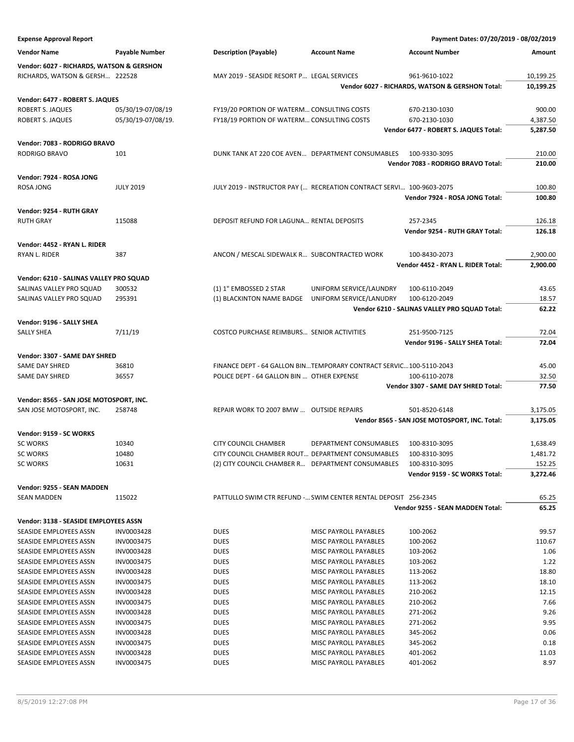**Expense Approval Report** — Payment Dates: 07/20/2019 - 08/02/2019

| Vendor Name | Payable Number | Description (Payable) | Account Name | Account Number | Amount |
|---|---|---|---|---|---|
| **Vendor: 6027 - RICHARDS, WATSON & GERSHON** | | | | | |
| RICHARDS, WATSON & GERSH… | 222528 | MAY 2019 - SEASIDE RESORT P… | LEGAL SERVICES | 961-9610-1022 | 10,199.25 |
| | | | | **Vendor 6027 - RICHARDS, WATSON & GERSHON Total:** | **10,199.25** |
| **Vendor: 6477 - ROBERT S. JAQUES** | | | | | |
| ROBERT S. JAQUES | 05/30/19-07/08/19 | FY19/20 PORTION OF WATERM… | CONSULTING COSTS | 670-2130-1030 | 900.00 |
| ROBERT S. JAQUES | 05/30/19-07/08/19. | FY18/19 PORTION OF WATERM… | CONSULTING COSTS | 670-2130-1030 | 4,387.50 |
| | | | | **Vendor 6477 - ROBERT S. JAQUES Total:** | **5,287.50** |
| **Vendor: 7083 - RODRIGO BRAVO** | | | | | |
| RODRIGO BRAVO | 101 | DUNK TANK AT 220 COE AVEN… | DEPARTMENT CONSUMABLES | 100-9330-3095 | 210.00 |
| | | | | **Vendor 7083 - RODRIGO BRAVO Total:** | **210.00** |
| **Vendor: 7924 - ROSA JONG** | | | | | |
| ROSA JONG | JULY 2019 | JULY 2019 - INSTRUCTOR PAY (… | RECREATION CONTRACT SERVI… | 100-9603-2075 | 100.80 |
| | | | | **Vendor 7924 - ROSA JONG Total:** | **100.80** |
| **Vendor: 9254 - RUTH GRAY** | | | | | |
| RUTH GRAY | 115088 | DEPOSIT REFUND FOR LAGUNA… | RENTAL DEPOSITS | 257-2345 | 126.18 |
| | | | | **Vendor 9254 - RUTH GRAY Total:** | **126.18** |
| **Vendor: 4452 - RYAN L. RIDER** | | | | | |
| RYAN L. RIDER | 387 | ANCON / MESCAL SIDEWALK R… | SUBCONTRACTED WORK | 100-8430-2073 | 2,900.00 |
| | | | | **Vendor 4452 - RYAN L. RIDER Total:** | **2,900.00** |
| **Vendor: 6210 - SALINAS VALLEY PRO SQUAD** | | | | | |
| SALINAS VALLEY PRO SQUAD | 300532 | (1) 1" EMBOSSED 2 STAR | UNIFORM SERVICE/LAUNDRY | 100-6110-2049 | 43.65 |
| SALINAS VALLEY PRO SQUAD | 295391 | (1) BLACKINTON NAME BADGE | UNIFORM SERVICE/LANUDRY | 100-6120-2049 | 18.57 |
| | | | | **Vendor 6210 - SALINAS VALLEY PRO SQUAD Total:** | **62.22** |
| **Vendor: 9196 - SALLY SHEA** | | | | | |
| SALLY SHEA | 7/11/19 | COSTCO PURCHASE REIMBURS… | SENIOR ACTIVITIES | 251-9500-7125 | 72.04 |
| | | | | **Vendor 9196 - SALLY SHEA Total:** | **72.04** |
| **Vendor: 3307 - SAME DAY SHRED** | | | | | |
| SAME DAY SHRED | 36810 | FINANCE DEPT - 64 GALLON BIN… | TEMPORARY CONTRACT SERVIC… | 100-5110-2043 | 45.00 |
| SAME DAY SHRED | 36557 | POLICE DEPT - 64 GALLON BIN … | OTHER EXPENSE | 100-6110-2078 | 32.50 |
| | | | | **Vendor 3307 - SAME DAY SHRED Total:** | **77.50** |
| **Vendor: 8565 - SAN JOSE MOTOSPORT, INC.** | | | | | |
| SAN JOSE MOTOSPORT, INC. | 258748 | REPAIR WORK TO 2007 BMW … | OUTSIDE REPAIRS | 501-8520-6148 | 3,175.05 |
| | | | | **Vendor 8565 - SAN JOSE MOTOSPORT, INC. Total:** | **3,175.05** |
| **Vendor: 9159 - SC WORKS** | | | | | |
| SC WORKS | 10340 | CITY COUNCIL CHAMBER | DEPARTMENT CONSUMABLES | 100-8310-3095 | 1,638.49 |
| SC WORKS | 10480 | CITY COUNCIL CHAMBER ROUT… | DEPARTMENT CONSUMABLES | 100-8310-3095 | 1,481.72 |
| SC WORKS | 10631 | (2) CITY COUNCIL CHAMBER R… | DEPARTMENT CONSUMABLES | 100-8310-3095 | 152.25 |
| | | | | **Vendor 9159 - SC WORKS Total:** | **3,272.46** |
| **Vendor: 9255 - SEAN MADDEN** | | | | | |
| SEAN MADDEN | 115022 | PATTULLO SWIM CTR REFUND -… | SWIM CENTER RENTAL DEPOSIT | 256-2345 | 65.25 |
| | | | | **Vendor 9255 - SEAN MADDEN Total:** | **65.25** |
| **Vendor: 3138 - SEASIDE EMPLOYEES ASSN** | | | | | |
| SEASIDE EMPLOYEES ASSN | INV0003428 | DUES | MISC PAYROLL PAYABLES | 100-2062 | 99.57 |
| SEASIDE EMPLOYEES ASSN | INV0003475 | DUES | MISC PAYROLL PAYABLES | 100-2062 | 110.67 |
| SEASIDE EMPLOYEES ASSN | INV0003428 | DUES | MISC PAYROLL PAYABLES | 103-2062 | 1.06 |
| SEASIDE EMPLOYEES ASSN | INV0003475 | DUES | MISC PAYROLL PAYABLES | 103-2062 | 1.22 |
| SEASIDE EMPLOYEES ASSN | INV0003428 | DUES | MISC PAYROLL PAYABLES | 113-2062 | 18.80 |
| SEASIDE EMPLOYEES ASSN | INV0003475 | DUES | MISC PAYROLL PAYABLES | 113-2062 | 18.10 |
| SEASIDE EMPLOYEES ASSN | INV0003428 | DUES | MISC PAYROLL PAYABLES | 210-2062 | 12.15 |
| SEASIDE EMPLOYEES ASSN | INV0003475 | DUES | MISC PAYROLL PAYABLES | 210-2062 | 7.66 |
| SEASIDE EMPLOYEES ASSN | INV0003428 | DUES | MISC PAYROLL PAYABLES | 271-2062 | 9.26 |
| SEASIDE EMPLOYEES ASSN | INV0003475 | DUES | MISC PAYROLL PAYABLES | 271-2062 | 9.95 |
| SEASIDE EMPLOYEES ASSN | INV0003428 | DUES | MISC PAYROLL PAYABLES | 345-2062 | 0.06 |
| SEASIDE EMPLOYEES ASSN | INV0003475 | DUES | MISC PAYROLL PAYABLES | 345-2062 | 0.18 |
| SEASIDE EMPLOYEES ASSN | INV0003428 | DUES | MISC PAYROLL PAYABLES | 401-2062 | 11.03 |
| SEASIDE EMPLOYEES ASSN | INV0003475 | DUES | MISC PAYROLL PAYABLES | 401-2062 | 8.97 |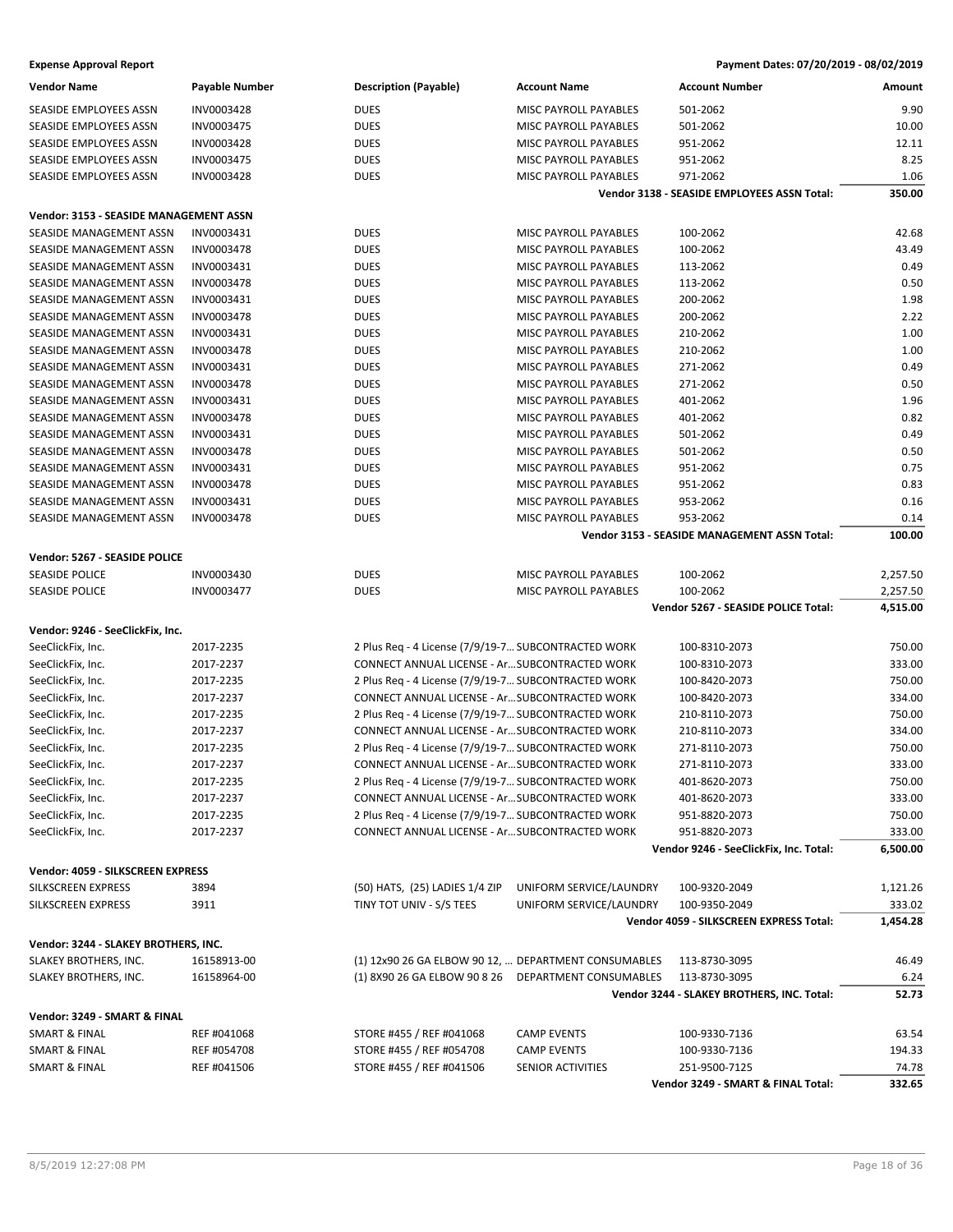**Expense Approval Report** — Payment Dates: 07/20/2019 - 08/02/2019

| Vendor Name | Payable Number | Description (Payable) | Account Name | Account Number | Amount |
|---|---|---|---|---|---|
| SEASIDE EMPLOYEES ASSN | INV0003428 | DUES | MISC PAYROLL PAYABLES | 501-2062 | 9.90 |
| SEASIDE EMPLOYEES ASSN | INV0003475 | DUES | MISC PAYROLL PAYABLES | 501-2062 | 10.00 |
| SEASIDE EMPLOYEES ASSN | INV0003428 | DUES | MISC PAYROLL PAYABLES | 951-2062 | 12.11 |
| SEASIDE EMPLOYEES ASSN | INV0003475 | DUES | MISC PAYROLL PAYABLES | 951-2062 | 8.25 |
| SEASIDE EMPLOYEES ASSN | INV0003428 | DUES | MISC PAYROLL PAYABLES | 971-2062 | 1.06 |
| | | | | **Vendor 3138 - SEASIDE EMPLOYEES ASSN Total:** | **350.00** |
| **Vendor: 3153 - SEASIDE MANAGEMENT ASSN** | | | | | |
| SEASIDE MANAGEMENT ASSN | INV0003431 | DUES | MISC PAYROLL PAYABLES | 100-2062 | 42.68 |
| SEASIDE MANAGEMENT ASSN | INV0003478 | DUES | MISC PAYROLL PAYABLES | 100-2062 | 43.49 |
| SEASIDE MANAGEMENT ASSN | INV0003431 | DUES | MISC PAYROLL PAYABLES | 113-2062 | 0.49 |
| SEASIDE MANAGEMENT ASSN | INV0003478 | DUES | MISC PAYROLL PAYABLES | 113-2062 | 0.50 |
| SEASIDE MANAGEMENT ASSN | INV0003431 | DUES | MISC PAYROLL PAYABLES | 200-2062 | 1.98 |
| SEASIDE MANAGEMENT ASSN | INV0003478 | DUES | MISC PAYROLL PAYABLES | 200-2062 | 2.22 |
| SEASIDE MANAGEMENT ASSN | INV0003431 | DUES | MISC PAYROLL PAYABLES | 210-2062 | 1.00 |
| SEASIDE MANAGEMENT ASSN | INV0003478 | DUES | MISC PAYROLL PAYABLES | 210-2062 | 1.00 |
| SEASIDE MANAGEMENT ASSN | INV0003431 | DUES | MISC PAYROLL PAYABLES | 271-2062 | 0.49 |
| SEASIDE MANAGEMENT ASSN | INV0003478 | DUES | MISC PAYROLL PAYABLES | 271-2062 | 0.50 |
| SEASIDE MANAGEMENT ASSN | INV0003431 | DUES | MISC PAYROLL PAYABLES | 401-2062 | 1.96 |
| SEASIDE MANAGEMENT ASSN | INV0003478 | DUES | MISC PAYROLL PAYABLES | 401-2062 | 0.82 |
| SEASIDE MANAGEMENT ASSN | INV0003431 | DUES | MISC PAYROLL PAYABLES | 501-2062 | 0.49 |
| SEASIDE MANAGEMENT ASSN | INV0003478 | DUES | MISC PAYROLL PAYABLES | 501-2062 | 0.50 |
| SEASIDE MANAGEMENT ASSN | INV0003431 | DUES | MISC PAYROLL PAYABLES | 951-2062 | 0.75 |
| SEASIDE MANAGEMENT ASSN | INV0003478 | DUES | MISC PAYROLL PAYABLES | 951-2062 | 0.83 |
| SEASIDE MANAGEMENT ASSN | INV0003431 | DUES | MISC PAYROLL PAYABLES | 953-2062 | 0.16 |
| SEASIDE MANAGEMENT ASSN | INV0003478 | DUES | MISC PAYROLL PAYABLES | 953-2062 | 0.14 |
| | | | | **Vendor 3153 - SEASIDE MANAGEMENT ASSN Total:** | **100.00** |
| **Vendor: 5267 - SEASIDE POLICE** | | | | | |
| SEASIDE POLICE | INV0003430 | DUES | MISC PAYROLL PAYABLES | 100-2062 | 2,257.50 |
| SEASIDE POLICE | INV0003477 | DUES | MISC PAYROLL PAYABLES | 100-2062 | 2,257.50 |
| | | | | **Vendor 5267 - SEASIDE POLICE Total:** | **4,515.00** |
| **Vendor: 9246 - SeeClickFix, Inc.** | | | | | |
| SeeClickFix, Inc. | 2017-2235 | 2 Plus Req - 4 License (7/9/19-7... | SUBCONTRACTED WORK | 100-8310-2073 | 750.00 |
| SeeClickFix, Inc. | 2017-2237 | CONNECT ANNUAL LICENSE - Ar... | SUBCONTRACTED WORK | 100-8310-2073 | 333.00 |
| SeeClickFix, Inc. | 2017-2235 | 2 Plus Req - 4 License (7/9/19-7... | SUBCONTRACTED WORK | 100-8420-2073 | 750.00 |
| SeeClickFix, Inc. | 2017-2237 | CONNECT ANNUAL LICENSE - Ar... | SUBCONTRACTED WORK | 100-8420-2073 | 334.00 |
| SeeClickFix, Inc. | 2017-2235 | 2 Plus Req - 4 License (7/9/19-7... | SUBCONTRACTED WORK | 210-8110-2073 | 750.00 |
| SeeClickFix, Inc. | 2017-2237 | CONNECT ANNUAL LICENSE - Ar... | SUBCONTRACTED WORK | 210-8110-2073 | 334.00 |
| SeeClickFix, Inc. | 2017-2235 | 2 Plus Req - 4 License (7/9/19-7... | SUBCONTRACTED WORK | 271-8110-2073 | 750.00 |
| SeeClickFix, Inc. | 2017-2237 | CONNECT ANNUAL LICENSE - Ar... | SUBCONTRACTED WORK | 271-8110-2073 | 333.00 |
| SeeClickFix, Inc. | 2017-2235 | 2 Plus Req - 4 License (7/9/19-7... | SUBCONTRACTED WORK | 401-8620-2073 | 750.00 |
| SeeClickFix, Inc. | 2017-2237 | CONNECT ANNUAL LICENSE - Ar... | SUBCONTRACTED WORK | 401-8620-2073 | 333.00 |
| SeeClickFix, Inc. | 2017-2235 | 2 Plus Req - 4 License (7/9/19-7... | SUBCONTRACTED WORK | 951-8820-2073 | 750.00 |
| SeeClickFix, Inc. | 2017-2237 | CONNECT ANNUAL LICENSE - Ar... | SUBCONTRACTED WORK | 951-8820-2073 | 333.00 |
| | | | | **Vendor 9246 - SeeClickFix, Inc. Total:** | **6,500.00** |
| **Vendor: 4059 - SILKSCREEN EXPRESS** | | | | | |
| SILKSCREEN EXPRESS | 3894 | (50) HATS, (25) LADIES 1/4 ZIP | UNIFORM SERVICE/LAUNDRY | 100-9320-2049 | 1,121.26 |
| SILKSCREEN EXPRESS | 3911 | TINY TOT UNIV - S/S TEES | UNIFORM SERVICE/LAUNDRY | 100-9350-2049 | 333.02 |
| | | | | **Vendor 4059 - SILKSCREEN EXPRESS Total:** | **1,454.28** |
| **Vendor: 3244 - SLAKEY BROTHERS, INC.** | | | | | |
| SLAKEY BROTHERS, INC. | 16158913-00 | (1) 12x90 26 GA ELBOW 90 12, ... | DEPARTMENT CONSUMABLES | 113-8730-3095 | 46.49 |
| SLAKEY BROTHERS, INC. | 16158964-00 | (1) 8X90 26 GA ELBOW 90 8 26 | DEPARTMENT CONSUMABLES | 113-8730-3095 | 6.24 |
| | | | | **Vendor 3244 - SLAKEY BROTHERS, INC. Total:** | **52.73** |
| **Vendor: 3249 - SMART & FINAL** | | | | | |
| SMART & FINAL | REF #041068 | STORE #455 / REF #041068 | CAMP EVENTS | 100-9330-7136 | 63.54 |
| SMART & FINAL | REF #054708 | STORE #455 / REF #054708 | CAMP EVENTS | 100-9330-7136 | 194.33 |
| SMART & FINAL | REF #041506 | STORE #455 / REF #041506 | SENIOR ACTIVITIES | 251-9500-7125 | 74.78 |
| | | | | **Vendor 3249 - SMART & FINAL Total:** | **332.65** |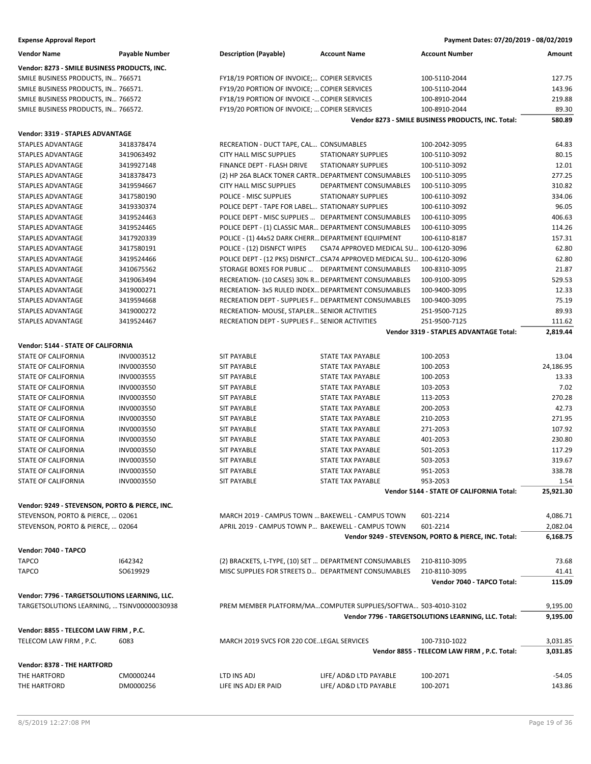**Expense Approval Report** — Payment Dates: 07/20/2019 - 08/02/2019

| Vendor Name | Payable Number | Description (Payable) | Account Name | Account Number | Amount |
|---|---|---|---|---|---|
| **Vendor: 8273 - SMILE BUSINESS PRODUCTS, INC.** | | | | | |
| SMILE BUSINESS PRODUCTS, IN… | 766571 | FY18/19 PORTION OF INVOICE;… | COPIER SERVICES | 100-5110-2044 | 127.75 |
| SMILE BUSINESS PRODUCTS, IN… | 766571. | FY19/20 PORTION OF INVOICE; … | COPIER SERVICES | 100-5110-2044 | 143.96 |
| SMILE BUSINESS PRODUCTS, IN… | 766572 | FY18/19 PORTION OF INVOICE -… | COPIER SERVICES | 100-8910-2044 | 219.88 |
| SMILE BUSINESS PRODUCTS, IN… | 766572. | FY19/20 PORTION OF INVOICE; … | COPIER SERVICES | 100-8910-2044 | 89.30 |
| | | | | **Vendor 8273 - SMILE BUSINESS PRODUCTS, INC. Total:** | **580.89** |
| **Vendor: 3319 - STAPLES ADVANTAGE** | | | | | |
| STAPLES ADVANTAGE | 3418378474 | RECREATION - DUCT TAPE, CAL… | CONSUMABLES | 100-2042-3095 | 64.83 |
| STAPLES ADVANTAGE | 3419063492 | CITY HALL MISC SUPPLIES | STATIONARY SUPPLIES | 100-5110-3092 | 80.15 |
| STAPLES ADVANTAGE | 3419927148 | FINANCE DEPT - FLASH DRIVE | STATIONARY SUPPLIES | 100-5110-3092 | 12.01 |
| STAPLES ADVANTAGE | 3418378473 | (2) HP 26A BLACK TONER CARTR… | DEPARTMENT CONSUMABLES | 100-5110-3095 | 277.25 |
| STAPLES ADVANTAGE | 3419594667 | CITY HALL MISC SUPPLIES | DEPARTMENT CONSUMABLES | 100-5110-3095 | 310.82 |
| STAPLES ADVANTAGE | 3417580190 | POLICE - MISC SUPPLIES | STATIONARY SUPPLIES | 100-6110-3092 | 334.06 |
| STAPLES ADVANTAGE | 3419330374 | POLICE DEPT - TAPE FOR LABEL… | STATIONARY SUPPLIES | 100-6110-3092 | 96.05 |
| STAPLES ADVANTAGE | 3419524463 | POLICE DEPT - MISC SUPPLIES … | DEPARTMENT CONSUMABLES | 100-6110-3095 | 406.63 |
| STAPLES ADVANTAGE | 3419524465 | POLICE DEPT - (1) CLASSIC MAR… | DEPARTMENT CONSUMABLES | 100-6110-3095 | 114.26 |
| STAPLES ADVANTAGE | 3417920339 | POLICE - (1) 44x52 DARK CHERR… | DEPARTMENT EQUIPMENT | 100-6110-8187 | 157.31 |
| STAPLES ADVANTAGE | 3417580191 | POLICE - (12) DISNFCT WIPES | CSA74 APPROVED MEDICAL SU… | 100-6120-3096 | 62.80 |
| STAPLES ADVANTAGE | 3419524466 | POLICE DEPT - (12 PKS) DISNFCT… | CSA74 APPROVED MEDICAL SU… | 100-6120-3096 | 62.80 |
| STAPLES ADVANTAGE | 3410675562 | STORAGE BOXES FOR PUBLIC … | DEPARTMENT CONSUMABLES | 100-8310-3095 | 21.87 |
| STAPLES ADVANTAGE | 3419063494 | RECREATION- (10 CASES) 30% R… | DEPARTMENT CONSUMABLES | 100-9100-3095 | 529.53 |
| STAPLES ADVANTAGE | 3419000271 | RECREATION- 3x5 RULED INDEX… | DEPARTMENT CONSUMABLES | 100-9400-3095 | 12.33 |
| STAPLES ADVANTAGE | 3419594668 | RECREATION DEPT - SUPPLIES F… | DEPARTMENT CONSUMABLES | 100-9400-3095 | 75.19 |
| STAPLES ADVANTAGE | 3419000272 | RECREATION- MOUSE, STAPLER… | SENIOR ACTIVITIES | 251-9500-7125 | 89.93 |
| STAPLES ADVANTAGE | 3419524467 | RECREATION DEPT - SUPPLIES F… | SENIOR ACTIVITIES | 251-9500-7125 | 111.62 |
| | | | | **Vendor 3319 - STAPLES ADVANTAGE Total:** | **2,819.44** |
| **Vendor: 5144 - STATE OF CALIFORNIA** | | | | | |
| STATE OF CALIFORNIA | INV0003512 | SIT PAYABLE | STATE TAX PAYABLE | 100-2053 | 13.04 |
| STATE OF CALIFORNIA | INV0003550 | SIT PAYABLE | STATE TAX PAYABLE | 100-2053 | 24,186.95 |
| STATE OF CALIFORNIA | INV0003555 | SIT PAYABLE | STATE TAX PAYABLE | 100-2053 | 13.33 |
| STATE OF CALIFORNIA | INV0003550 | SIT PAYABLE | STATE TAX PAYABLE | 103-2053 | 7.02 |
| STATE OF CALIFORNIA | INV0003550 | SIT PAYABLE | STATE TAX PAYABLE | 113-2053 | 270.28 |
| STATE OF CALIFORNIA | INV0003550 | SIT PAYABLE | STATE TAX PAYABLE | 200-2053 | 42.73 |
| STATE OF CALIFORNIA | INV0003550 | SIT PAYABLE | STATE TAX PAYABLE | 210-2053 | 271.95 |
| STATE OF CALIFORNIA | INV0003550 | SIT PAYABLE | STATE TAX PAYABLE | 271-2053 | 107.92 |
| STATE OF CALIFORNIA | INV0003550 | SIT PAYABLE | STATE TAX PAYABLE | 401-2053 | 230.80 |
| STATE OF CALIFORNIA | INV0003550 | SIT PAYABLE | STATE TAX PAYABLE | 501-2053 | 117.29 |
| STATE OF CALIFORNIA | INV0003550 | SIT PAYABLE | STATE TAX PAYABLE | 503-2053 | 319.67 |
| STATE OF CALIFORNIA | INV0003550 | SIT PAYABLE | STATE TAX PAYABLE | 951-2053 | 338.78 |
| STATE OF CALIFORNIA | INV0003550 | SIT PAYABLE | STATE TAX PAYABLE | 953-2053 | 1.54 |
| | | | | **Vendor 5144 - STATE OF CALIFORNIA Total:** | **25,921.30** |
| **Vendor: 9249 - STEVENSON, PORTO & PIERCE, INC.** | | | | | |
| STEVENSON, PORTO & PIERCE, … | 02061 | MARCH 2019 - CAMPUS TOWN … | BAKEWELL - CAMPUS TOWN | 601-2214 | 4,086.71 |
| STEVENSON, PORTO & PIERCE, … | 02064 | APRIL 2019 - CAMPUS TOWN P… | BAKEWELL - CAMPUS TOWN | 601-2214 | 2,082.04 |
| | | | | **Vendor 9249 - STEVENSON, PORTO & PIERCE, INC. Total:** | **6,168.75** |
| **Vendor: 7040 - TAPCO** | | | | | |
| TAPCO | I642342 | (2) BRACKETS, L-TYPE, (10) SET … | DEPARTMENT CONSUMABLES | 210-8110-3095 | 73.68 |
| TAPCO | SO619929 | MISC SUPPLIES FOR STREETS D… | DEPARTMENT CONSUMABLES | 210-8110-3095 | 41.41 |
| | | | | **Vendor 7040 - TAPCO Total:** | **115.09** |
| **Vendor: 7796 - TARGETSOLUTIONS LEARNING, LLC.** | | | | | |
| TARGETSOLUTIONS LEARNING, … | TSINV00000030938 | PREM MEMBER PLATFORM/MA… | COMPUTER SUPPLIES/SOFTWA… | 503-4010-3102 | 9,195.00 |
| | | | | **Vendor 7796 - TARGETSOLUTIONS LEARNING, LLC. Total:** | **9,195.00** |
| **Vendor: 8855 - TELECOM LAW FIRM , P.C.** | | | | | |
| TELECOM LAW FIRM , P.C. | 6083 | MARCH 2019 SVCS FOR 220 COE… | LEGAL SERVICES | 100-7310-1022 | 3,031.85 |
| | | | | **Vendor 8855 - TELECOM LAW FIRM , P.C. Total:** | **3,031.85** |
| **Vendor: 8378 - THE HARTFORD** | | | | | |
| THE HARTFORD | CM0000244 | LTD INS ADJ | LIFE/ AD&D LTD PAYABLE | 100-2071 | -54.05 |
| THE HARTFORD | DM0000256 | LIFE INS ADJ ER PAID | LIFE/ AD&D LTD PAYABLE | 100-2071 | 143.86 |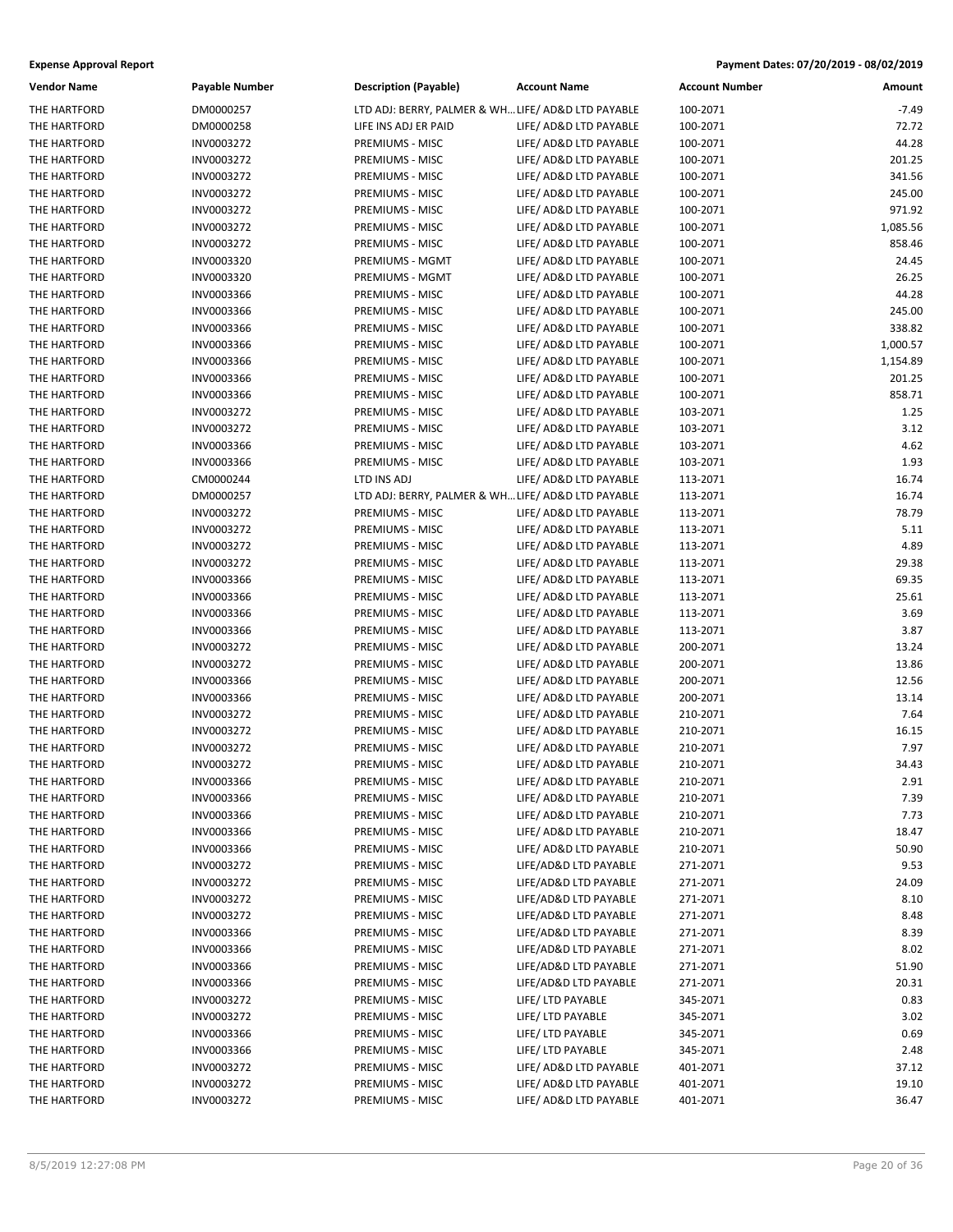**Expense Approval Report** | **Payment Dates: 07/20/2019 - 08/02/2019**

| Vendor Name | Payable Number | Description (Payable) | Account Name | Account Number | Amount |
|---|---|---|---|---|---|
| THE HARTFORD | DM0000257 | LTD ADJ: BERRY, PALMER & WH... | LIFE/ AD&D LTD PAYABLE | 100-2071 | -7.49 |
| THE HARTFORD | DM0000258 | LIFE INS ADJ ER PAID | LIFE/ AD&D LTD PAYABLE | 100-2071 | 72.72 |
| THE HARTFORD | INV0003272 | PREMIUMS - MISC | LIFE/ AD&D LTD PAYABLE | 100-2071 | 44.28 |
| THE HARTFORD | INV0003272 | PREMIUMS - MISC | LIFE/ AD&D LTD PAYABLE | 100-2071 | 201.25 |
| THE HARTFORD | INV0003272 | PREMIUMS - MISC | LIFE/ AD&D LTD PAYABLE | 100-2071 | 341.56 |
| THE HARTFORD | INV0003272 | PREMIUMS - MISC | LIFE/ AD&D LTD PAYABLE | 100-2071 | 245.00 |
| THE HARTFORD | INV0003272 | PREMIUMS - MISC | LIFE/ AD&D LTD PAYABLE | 100-2071 | 971.92 |
| THE HARTFORD | INV0003272 | PREMIUMS - MISC | LIFE/ AD&D LTD PAYABLE | 100-2071 | 1,085.56 |
| THE HARTFORD | INV0003272 | PREMIUMS - MISC | LIFE/ AD&D LTD PAYABLE | 100-2071 | 858.46 |
| THE HARTFORD | INV0003320 | PREMIUMS - MGMT | LIFE/ AD&D LTD PAYABLE | 100-2071 | 24.45 |
| THE HARTFORD | INV0003320 | PREMIUMS - MGMT | LIFE/ AD&D LTD PAYABLE | 100-2071 | 26.25 |
| THE HARTFORD | INV0003366 | PREMIUMS - MISC | LIFE/ AD&D LTD PAYABLE | 100-2071 | 44.28 |
| THE HARTFORD | INV0003366 | PREMIUMS - MISC | LIFE/ AD&D LTD PAYABLE | 100-2071 | 245.00 |
| THE HARTFORD | INV0003366 | PREMIUMS - MISC | LIFE/ AD&D LTD PAYABLE | 100-2071 | 338.82 |
| THE HARTFORD | INV0003366 | PREMIUMS - MISC | LIFE/ AD&D LTD PAYABLE | 100-2071 | 1,000.57 |
| THE HARTFORD | INV0003366 | PREMIUMS - MISC | LIFE/ AD&D LTD PAYABLE | 100-2071 | 1,154.89 |
| THE HARTFORD | INV0003366 | PREMIUMS - MISC | LIFE/ AD&D LTD PAYABLE | 100-2071 | 201.25 |
| THE HARTFORD | INV0003366 | PREMIUMS - MISC | LIFE/ AD&D LTD PAYABLE | 100-2071 | 858.71 |
| THE HARTFORD | INV0003272 | PREMIUMS - MISC | LIFE/ AD&D LTD PAYABLE | 103-2071 | 1.25 |
| THE HARTFORD | INV0003272 | PREMIUMS - MISC | LIFE/ AD&D LTD PAYABLE | 103-2071 | 3.12 |
| THE HARTFORD | INV0003366 | PREMIUMS - MISC | LIFE/ AD&D LTD PAYABLE | 103-2071 | 4.62 |
| THE HARTFORD | INV0003366 | PREMIUMS - MISC | LIFE/ AD&D LTD PAYABLE | 103-2071 | 1.93 |
| THE HARTFORD | CM0000244 | LTD INS ADJ | LIFE/ AD&D LTD PAYABLE | 113-2071 | 16.74 |
| THE HARTFORD | DM0000257 | LTD ADJ: BERRY, PALMER & WH... | LIFE/ AD&D LTD PAYABLE | 113-2071 | 16.74 |
| THE HARTFORD | INV0003272 | PREMIUMS - MISC | LIFE/ AD&D LTD PAYABLE | 113-2071 | 78.79 |
| THE HARTFORD | INV0003272 | PREMIUMS - MISC | LIFE/ AD&D LTD PAYABLE | 113-2071 | 5.11 |
| THE HARTFORD | INV0003272 | PREMIUMS - MISC | LIFE/ AD&D LTD PAYABLE | 113-2071 | 4.89 |
| THE HARTFORD | INV0003272 | PREMIUMS - MISC | LIFE/ AD&D LTD PAYABLE | 113-2071 | 29.38 |
| THE HARTFORD | INV0003366 | PREMIUMS - MISC | LIFE/ AD&D LTD PAYABLE | 113-2071 | 69.35 |
| THE HARTFORD | INV0003366 | PREMIUMS - MISC | LIFE/ AD&D LTD PAYABLE | 113-2071 | 25.61 |
| THE HARTFORD | INV0003366 | PREMIUMS - MISC | LIFE/ AD&D LTD PAYABLE | 113-2071 | 3.69 |
| THE HARTFORD | INV0003366 | PREMIUMS - MISC | LIFE/ AD&D LTD PAYABLE | 113-2071 | 3.87 |
| THE HARTFORD | INV0003272 | PREMIUMS - MISC | LIFE/ AD&D LTD PAYABLE | 200-2071 | 13.24 |
| THE HARTFORD | INV0003272 | PREMIUMS - MISC | LIFE/ AD&D LTD PAYABLE | 200-2071 | 13.86 |
| THE HARTFORD | INV0003366 | PREMIUMS - MISC | LIFE/ AD&D LTD PAYABLE | 200-2071 | 12.56 |
| THE HARTFORD | INV0003366 | PREMIUMS - MISC | LIFE/ AD&D LTD PAYABLE | 200-2071 | 13.14 |
| THE HARTFORD | INV0003272 | PREMIUMS - MISC | LIFE/ AD&D LTD PAYABLE | 210-2071 | 7.64 |
| THE HARTFORD | INV0003272 | PREMIUMS - MISC | LIFE/ AD&D LTD PAYABLE | 210-2071 | 16.15 |
| THE HARTFORD | INV0003272 | PREMIUMS - MISC | LIFE/ AD&D LTD PAYABLE | 210-2071 | 7.97 |
| THE HARTFORD | INV0003272 | PREMIUMS - MISC | LIFE/ AD&D LTD PAYABLE | 210-2071 | 34.43 |
| THE HARTFORD | INV0003366 | PREMIUMS - MISC | LIFE/ AD&D LTD PAYABLE | 210-2071 | 2.91 |
| THE HARTFORD | INV0003366 | PREMIUMS - MISC | LIFE/ AD&D LTD PAYABLE | 210-2071 | 7.39 |
| THE HARTFORD | INV0003366 | PREMIUMS - MISC | LIFE/ AD&D LTD PAYABLE | 210-2071 | 7.73 |
| THE HARTFORD | INV0003366 | PREMIUMS - MISC | LIFE/ AD&D LTD PAYABLE | 210-2071 | 18.47 |
| THE HARTFORD | INV0003366 | PREMIUMS - MISC | LIFE/ AD&D LTD PAYABLE | 210-2071 | 50.90 |
| THE HARTFORD | INV0003272 | PREMIUMS - MISC | LIFE/AD&D LTD PAYABLE | 271-2071 | 9.53 |
| THE HARTFORD | INV0003272 | PREMIUMS - MISC | LIFE/AD&D LTD PAYABLE | 271-2071 | 24.09 |
| THE HARTFORD | INV0003272 | PREMIUMS - MISC | LIFE/AD&D LTD PAYABLE | 271-2071 | 8.10 |
| THE HARTFORD | INV0003272 | PREMIUMS - MISC | LIFE/AD&D LTD PAYABLE | 271-2071 | 8.48 |
| THE HARTFORD | INV0003366 | PREMIUMS - MISC | LIFE/AD&D LTD PAYABLE | 271-2071 | 8.39 |
| THE HARTFORD | INV0003366 | PREMIUMS - MISC | LIFE/AD&D LTD PAYABLE | 271-2071 | 8.02 |
| THE HARTFORD | INV0003366 | PREMIUMS - MISC | LIFE/AD&D LTD PAYABLE | 271-2071 | 51.90 |
| THE HARTFORD | INV0003366 | PREMIUMS - MISC | LIFE/AD&D LTD PAYABLE | 271-2071 | 20.31 |
| THE HARTFORD | INV0003272 | PREMIUMS - MISC | LIFE/ LTD PAYABLE | 345-2071 | 0.83 |
| THE HARTFORD | INV0003272 | PREMIUMS - MISC | LIFE/ LTD PAYABLE | 345-2071 | 3.02 |
| THE HARTFORD | INV0003366 | PREMIUMS - MISC | LIFE/ LTD PAYABLE | 345-2071 | 0.69 |
| THE HARTFORD | INV0003366 | PREMIUMS - MISC | LIFE/ LTD PAYABLE | 345-2071 | 2.48 |
| THE HARTFORD | INV0003272 | PREMIUMS - MISC | LIFE/ AD&D LTD PAYABLE | 401-2071 | 37.12 |
| THE HARTFORD | INV0003272 | PREMIUMS - MISC | LIFE/ AD&D LTD PAYABLE | 401-2071 | 19.10 |
| THE HARTFORD | INV0003272 | PREMIUMS - MISC | LIFE/ AD&D LTD PAYABLE | 401-2071 | 36.47 |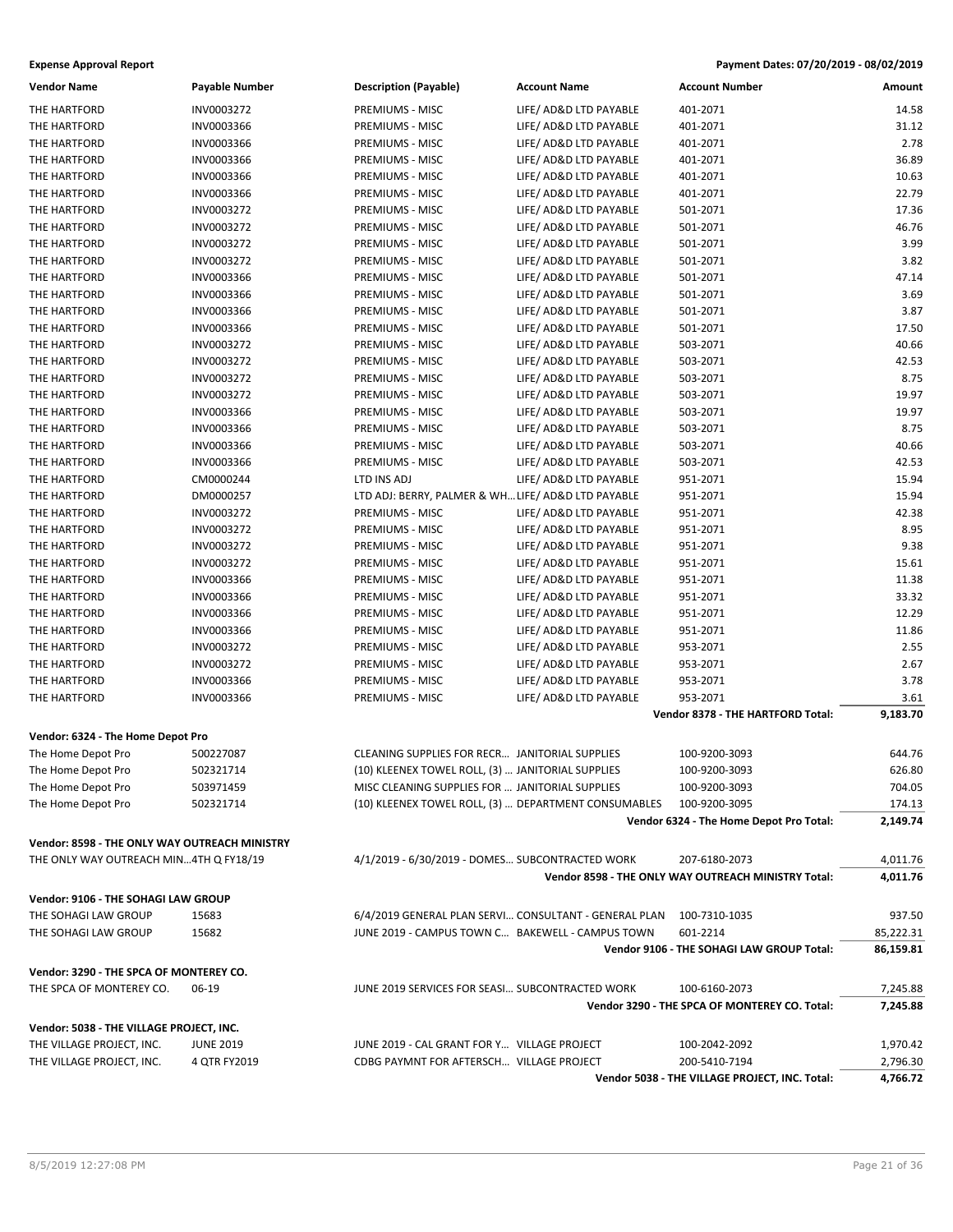**Expense Approval Report** — Payment Dates: 07/20/2019 - 08/02/2019

| Vendor Name | Payable Number | Description (Payable) | Account Name | Account Number | Amount |
|---|---|---|---|---|---|
| THE HARTFORD | INV0003272 | PREMIUMS - MISC | LIFE/ AD&D LTD PAYABLE | 401-2071 | 14.58 |
| THE HARTFORD | INV0003366 | PREMIUMS - MISC | LIFE/ AD&D LTD PAYABLE | 401-2071 | 31.12 |
| THE HARTFORD | INV0003366 | PREMIUMS - MISC | LIFE/ AD&D LTD PAYABLE | 401-2071 | 2.78 |
| THE HARTFORD | INV0003366 | PREMIUMS - MISC | LIFE/ AD&D LTD PAYABLE | 401-2071 | 36.89 |
| THE HARTFORD | INV0003366 | PREMIUMS - MISC | LIFE/ AD&D LTD PAYABLE | 401-2071 | 10.63 |
| THE HARTFORD | INV0003366 | PREMIUMS - MISC | LIFE/ AD&D LTD PAYABLE | 401-2071 | 22.79 |
| THE HARTFORD | INV0003272 | PREMIUMS - MISC | LIFE/ AD&D LTD PAYABLE | 501-2071 | 17.36 |
| THE HARTFORD | INV0003272 | PREMIUMS - MISC | LIFE/ AD&D LTD PAYABLE | 501-2071 | 46.76 |
| THE HARTFORD | INV0003272 | PREMIUMS - MISC | LIFE/ AD&D LTD PAYABLE | 501-2071 | 3.99 |
| THE HARTFORD | INV0003272 | PREMIUMS - MISC | LIFE/ AD&D LTD PAYABLE | 501-2071 | 3.82 |
| THE HARTFORD | INV0003366 | PREMIUMS - MISC | LIFE/ AD&D LTD PAYABLE | 501-2071 | 47.14 |
| THE HARTFORD | INV0003366 | PREMIUMS - MISC | LIFE/ AD&D LTD PAYABLE | 501-2071 | 3.69 |
| THE HARTFORD | INV0003366 | PREMIUMS - MISC | LIFE/ AD&D LTD PAYABLE | 501-2071 | 3.87 |
| THE HARTFORD | INV0003366 | PREMIUMS - MISC | LIFE/ AD&D LTD PAYABLE | 501-2071 | 17.50 |
| THE HARTFORD | INV0003272 | PREMIUMS - MISC | LIFE/ AD&D LTD PAYABLE | 503-2071 | 40.66 |
| THE HARTFORD | INV0003272 | PREMIUMS - MISC | LIFE/ AD&D LTD PAYABLE | 503-2071 | 42.53 |
| THE HARTFORD | INV0003272 | PREMIUMS - MISC | LIFE/ AD&D LTD PAYABLE | 503-2071 | 8.75 |
| THE HARTFORD | INV0003272 | PREMIUMS - MISC | LIFE/ AD&D LTD PAYABLE | 503-2071 | 19.97 |
| THE HARTFORD | INV0003366 | PREMIUMS - MISC | LIFE/ AD&D LTD PAYABLE | 503-2071 | 19.97 |
| THE HARTFORD | INV0003366 | PREMIUMS - MISC | LIFE/ AD&D LTD PAYABLE | 503-2071 | 8.75 |
| THE HARTFORD | INV0003366 | PREMIUMS - MISC | LIFE/ AD&D LTD PAYABLE | 503-2071 | 40.66 |
| THE HARTFORD | INV0003366 | PREMIUMS - MISC | LIFE/ AD&D LTD PAYABLE | 503-2071 | 42.53 |
| THE HARTFORD | CM0000244 | LTD INS ADJ | LIFE/ AD&D LTD PAYABLE | 951-2071 | 15.94 |
| THE HARTFORD | DM0000257 | LTD ADJ: BERRY, PALMER & WH… | LIFE/ AD&D LTD PAYABLE | 951-2071 | 15.94 |
| THE HARTFORD | INV0003272 | PREMIUMS - MISC | LIFE/ AD&D LTD PAYABLE | 951-2071 | 42.38 |
| THE HARTFORD | INV0003272 | PREMIUMS - MISC | LIFE/ AD&D LTD PAYABLE | 951-2071 | 8.95 |
| THE HARTFORD | INV0003272 | PREMIUMS - MISC | LIFE/ AD&D LTD PAYABLE | 951-2071 | 9.38 |
| THE HARTFORD | INV0003272 | PREMIUMS - MISC | LIFE/ AD&D LTD PAYABLE | 951-2071 | 15.61 |
| THE HARTFORD | INV0003366 | PREMIUMS - MISC | LIFE/ AD&D LTD PAYABLE | 951-2071 | 11.38 |
| THE HARTFORD | INV0003366 | PREMIUMS - MISC | LIFE/ AD&D LTD PAYABLE | 951-2071 | 33.32 |
| THE HARTFORD | INV0003366 | PREMIUMS - MISC | LIFE/ AD&D LTD PAYABLE | 951-2071 | 12.29 |
| THE HARTFORD | INV0003366 | PREMIUMS - MISC | LIFE/ AD&D LTD PAYABLE | 951-2071 | 11.86 |
| THE HARTFORD | INV0003272 | PREMIUMS - MISC | LIFE/ AD&D LTD PAYABLE | 953-2071 | 2.55 |
| THE HARTFORD | INV0003272 | PREMIUMS - MISC | LIFE/ AD&D LTD PAYABLE | 953-2071 | 2.67 |
| THE HARTFORD | INV0003366 | PREMIUMS - MISC | LIFE/ AD&D LTD PAYABLE | 953-2071 | 3.78 |
| THE HARTFORD | INV0003366 | PREMIUMS - MISC | LIFE/ AD&D LTD PAYABLE | 953-2071 | 3.61 |
| | | | | **Vendor 8378 - THE HARTFORD Total:** | **9,183.70** |
| **Vendor: 6324 - The Home Depot Pro** | | | | | |
| The Home Depot Pro | 500227087 | CLEANING SUPPLIES FOR RECR… | JANITORIAL SUPPLIES | 100-9200-3093 | 644.76 |
| The Home Depot Pro | 502321714 | (10) KLEENEX TOWEL ROLL, (3) … | JANITORIAL SUPPLIES | 100-9200-3093 | 626.80 |
| The Home Depot Pro | 503971459 | MISC CLEANING SUPPLIES FOR … | JANITORIAL SUPPLIES | 100-9200-3093 | 704.05 |
| The Home Depot Pro | 502321714 | (10) KLEENEX TOWEL ROLL, (3) … | DEPARTMENT CONSUMABLES | 100-9200-3095 | 174.13 |
| | | | | **Vendor 6324 - The Home Depot Pro Total:** | **2,149.74** |
| **Vendor: 8598 - THE ONLY WAY OUTREACH MINISTRY** | | | | | |
| THE ONLY WAY OUTREACH MIN… | 4TH Q FY18/19 | 4/1/2019 - 6/30/2019 - DOMES… | SUBCONTRACTED WORK | 207-6180-2073 | 4,011.76 |
| | | | | **Vendor 8598 - THE ONLY WAY OUTREACH MINISTRY Total:** | **4,011.76** |
| **Vendor: 9106 - THE SOHAGI LAW GROUP** | | | | | |
| THE SOHAGI LAW GROUP | 15683 | 6/4/2019 GENERAL PLAN SERVI… | CONSULTANT - GENERAL PLAN | 100-7310-1035 | 937.50 |
| THE SOHAGI LAW GROUP | 15682 | JUNE 2019 - CAMPUS TOWN C… | BAKEWELL - CAMPUS TOWN | 601-2214 | 85,222.31 |
| | | | | **Vendor 9106 - THE SOHAGI LAW GROUP Total:** | **86,159.81** |
| **Vendor: 3290 - THE SPCA OF MONTEREY CO.** | | | | | |
| THE SPCA OF MONTEREY CO. | 06-19 | JUNE 2019 SERVICES FOR SEASI… | SUBCONTRACTED WORK | 100-6160-2073 | 7,245.88 |
| | | | | **Vendor 3290 - THE SPCA OF MONTEREY CO. Total:** | **7,245.88** |
| **Vendor: 5038 - THE VILLAGE PROJECT, INC.** | | | | | |
| THE VILLAGE PROJECT, INC. | JUNE 2019 | JUNE 2019 - CAL GRANT FOR Y… | VILLAGE PROJECT | 100-2042-2092 | 1,970.42 |
| THE VILLAGE PROJECT, INC. | 4 QTR FY2019 | CDBG PAYMNT FOR AFTERSCH… | VILLAGE PROJECT | 200-5410-7194 | 2,796.30 |
| | | | | **Vendor 5038 - THE VILLAGE PROJECT, INC. Total:** | **4,766.72** |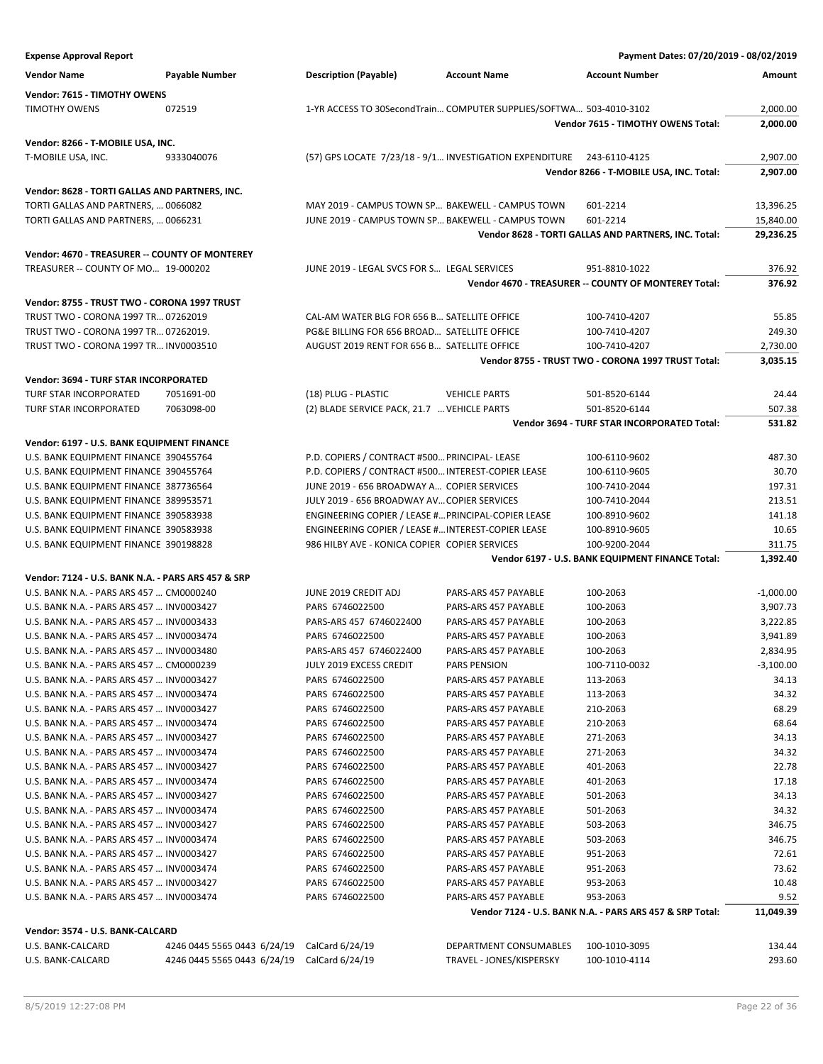**Expense Approval Report** — Payment Dates: 07/20/2019 - 08/02/2019

| Vendor Name | Payable Number | Description (Payable) | Account Name | Account Number | Amount |
|---|---|---|---|---|---|
| **Vendor: 7615 - TIMOTHY OWENS** | | | | | |
| TIMOTHY OWENS | 072519 | 1-YR ACCESS TO 30SecondTrain... | COMPUTER SUPPLIES/SOFTWA... | 503-4010-3102 | 2,000.00 |
| | | | | **Vendor 7615 - TIMOTHY OWENS Total:** | **2,000.00** |
| **Vendor: 8266 - T-MOBILE USA, INC.** | | | | | |
| T-MOBILE USA, INC. | 9333040076 | (57) GPS LOCATE 7/23/18 - 9/1... | INVESTIGATION EXPENDITURE | 243-6110-4125 | 2,907.00 |
| | | | | **Vendor 8266 - T-MOBILE USA, INC. Total:** | **2,907.00** |
| **Vendor: 8628 - TORTI GALLAS AND PARTNERS, INC.** | | | | | |
| TORTI GALLAS AND PARTNERS, ... | 0066082 | MAY 2019 - CAMPUS TOWN SP... | BAKEWELL - CAMPUS TOWN | 601-2214 | 13,396.25 |
| TORTI GALLAS AND PARTNERS, ... | 0066231 | JUNE 2019 - CAMPUS TOWN SP... | BAKEWELL - CAMPUS TOWN | 601-2214 | 15,840.00 |
| | | | | **Vendor 8628 - TORTI GALLAS AND PARTNERS, INC. Total:** | **29,236.25** |
| **Vendor: 4670 - TREASURER -- COUNTY OF MONTEREY** | | | | | |
| TREASURER -- COUNTY OF MO... | 19-000202 | JUNE 2019 - LEGAL SVCS FOR S... | LEGAL SERVICES | 951-8810-1022 | 376.92 |
| | | | | **Vendor 4670 - TREASURER -- COUNTY OF MONTEREY Total:** | **376.92** |
| **Vendor: 8755 - TRUST TWO - CORONA 1997 TRUST** | | | | | |
| TRUST TWO - CORONA 1997 TR... | 07262019 | CAL-AM WATER BLG FOR 656 B... | SATELLITE OFFICE | 100-7410-4207 | 55.85 |
| TRUST TWO - CORONA 1997 TR... | 07262019. | PG&E BILLING FOR 656 BROAD... | SATELLITE OFFICE | 100-7410-4207 | 249.30 |
| TRUST TWO - CORONA 1997 TR... | INV0003510 | AUGUST 2019 RENT FOR 656 B... | SATELLITE OFFICE | 100-7410-4207 | 2,730.00 |
| | | | | **Vendor 8755 - TRUST TWO - CORONA 1997 TRUST Total:** | **3,035.15** |
| **Vendor: 3694 - TURF STAR INCORPORATED** | | | | | |
| TURF STAR INCORPORATED | 7051691-00 | (18) PLUG - PLASTIC | VEHICLE PARTS | 501-8520-6144 | 24.44 |
| TURF STAR INCORPORATED | 7063098-00 | (2) BLADE SERVICE PACK, 21.7 ... | VEHICLE PARTS | 501-8520-6144 | 507.38 |
| | | | | **Vendor 3694 - TURF STAR INCORPORATED Total:** | **531.82** |
| **Vendor: 6197 - U.S. BANK EQUIPMENT FINANCE** | | | | | |
| U.S. BANK EQUIPMENT FINANCE | 390455764 | P.D. COPIERS / CONTRACT #500... | PRINCIPAL- LEASE | 100-6110-9602 | 487.30 |
| U.S. BANK EQUIPMENT FINANCE | 390455764 | P.D. COPIERS / CONTRACT #500... | INTEREST-COPIER LEASE | 100-6110-9605 | 30.70 |
| U.S. BANK EQUIPMENT FINANCE | 387736564 | JUNE 2019 - 656 BROADWAY A... | COPIER SERVICES | 100-7410-2044 | 197.31 |
| U.S. BANK EQUIPMENT FINANCE | 389953571 | JULY 2019 - 656 BROADWAY AV... | COPIER SERVICES | 100-7410-2044 | 213.51 |
| U.S. BANK EQUIPMENT FINANCE | 390583938 | ENGINEERING COPIER / LEASE #... | PRINCIPAL-COPIER LEASE | 100-8910-9602 | 141.18 |
| U.S. BANK EQUIPMENT FINANCE | 390583938 | ENGINEERING COPIER / LEASE #... | INTEREST-COPIER LEASE | 100-8910-9605 | 10.65 |
| U.S. BANK EQUIPMENT FINANCE | 390198828 | 986 HILBY AVE - KONICA COPIER | COPIER SERVICES | 100-9200-2044 | 311.75 |
| | | | | **Vendor 6197 - U.S. BANK EQUIPMENT FINANCE Total:** | **1,392.40** |
| **Vendor: 7124 - U.S. BANK N.A. - PARS ARS 457 & SRP** | | | | | |
| U.S. BANK N.A. - PARS ARS 457 ... | CM0000240 | JUNE 2019 CREDIT ADJ | PARS-ARS 457 PAYABLE | 100-2063 | -1,000.00 |
| U.S. BANK N.A. - PARS ARS 457 ... | INV0003427 | PARS 6746022500 | PARS-ARS 457 PAYABLE | 100-2063 | 3,907.73 |
| U.S. BANK N.A. - PARS ARS 457 ... | INV0003433 | PARS-ARS 457 6746022400 | PARS-ARS 457 PAYABLE | 100-2063 | 3,222.85 |
| U.S. BANK N.A. - PARS ARS 457 ... | INV0003474 | PARS 6746022500 | PARS-ARS 457 PAYABLE | 100-2063 | 3,941.89 |
| U.S. BANK N.A. - PARS ARS 457 ... | INV0003480 | PARS-ARS 457 6746022400 | PARS-ARS 457 PAYABLE | 100-2063 | 2,834.95 |
| U.S. BANK N.A. - PARS ARS 457 ... | CM0000239 | JULY 2019 EXCESS CREDIT | PARS PENSION | 100-7110-0032 | -3,100.00 |
| U.S. BANK N.A. - PARS ARS 457 ... | INV0003427 | PARS 6746022500 | PARS-ARS 457 PAYABLE | 113-2063 | 34.13 |
| U.S. BANK N.A. - PARS ARS 457 ... | INV0003474 | PARS 6746022500 | PARS-ARS 457 PAYABLE | 113-2063 | 34.32 |
| U.S. BANK N.A. - PARS ARS 457 ... | INV0003427 | PARS 6746022500 | PARS-ARS 457 PAYABLE | 210-2063 | 68.29 |
| U.S. BANK N.A. - PARS ARS 457 ... | INV0003474 | PARS 6746022500 | PARS-ARS 457 PAYABLE | 210-2063 | 68.64 |
| U.S. BANK N.A. - PARS ARS 457 ... | INV0003427 | PARS 6746022500 | PARS-ARS 457 PAYABLE | 271-2063 | 34.13 |
| U.S. BANK N.A. - PARS ARS 457 ... | INV0003474 | PARS 6746022500 | PARS-ARS 457 PAYABLE | 271-2063 | 34.32 |
| U.S. BANK N.A. - PARS ARS 457 ... | INV0003427 | PARS 6746022500 | PARS-ARS 457 PAYABLE | 401-2063 | 22.78 |
| U.S. BANK N.A. - PARS ARS 457 ... | INV0003474 | PARS 6746022500 | PARS-ARS 457 PAYABLE | 401-2063 | 17.18 |
| U.S. BANK N.A. - PARS ARS 457 ... | INV0003427 | PARS 6746022500 | PARS-ARS 457 PAYABLE | 501-2063 | 34.13 |
| U.S. BANK N.A. - PARS ARS 457 ... | INV0003474 | PARS 6746022500 | PARS-ARS 457 PAYABLE | 501-2063 | 34.32 |
| U.S. BANK N.A. - PARS ARS 457 ... | INV0003427 | PARS 6746022500 | PARS-ARS 457 PAYABLE | 503-2063 | 346.75 |
| U.S. BANK N.A. - PARS ARS 457 ... | INV0003474 | PARS 6746022500 | PARS-ARS 457 PAYABLE | 503-2063 | 346.75 |
| U.S. BANK N.A. - PARS ARS 457 ... | INV0003427 | PARS 6746022500 | PARS-ARS 457 PAYABLE | 951-2063 | 72.61 |
| U.S. BANK N.A. - PARS ARS 457 ... | INV0003474 | PARS 6746022500 | PARS-ARS 457 PAYABLE | 951-2063 | 73.62 |
| U.S. BANK N.A. - PARS ARS 457 ... | INV0003427 | PARS 6746022500 | PARS-ARS 457 PAYABLE | 953-2063 | 10.48 |
| U.S. BANK N.A. - PARS ARS 457 ... | INV0003474 | PARS 6746022500 | PARS-ARS 457 PAYABLE | 953-2063 | 9.52 |
| | | | | **Vendor 7124 - U.S. BANK N.A. - PARS ARS 457 & SRP Total:** | **11,049.39** |
| **Vendor: 3574 - U.S. BANK-CALCARD** | | | | | |
| U.S. BANK-CALCARD | 4246 0445 5565 0443 6/24/19 | CalCard 6/24/19 | DEPARTMENT CONSUMABLES | 100-1010-3095 | 134.44 |
| U.S. BANK-CALCARD | 4246 0445 5565 0443 6/24/19 | CalCard 6/24/19 | TRAVEL - JONES/KISPERSKY | 100-1010-4114 | 293.60 |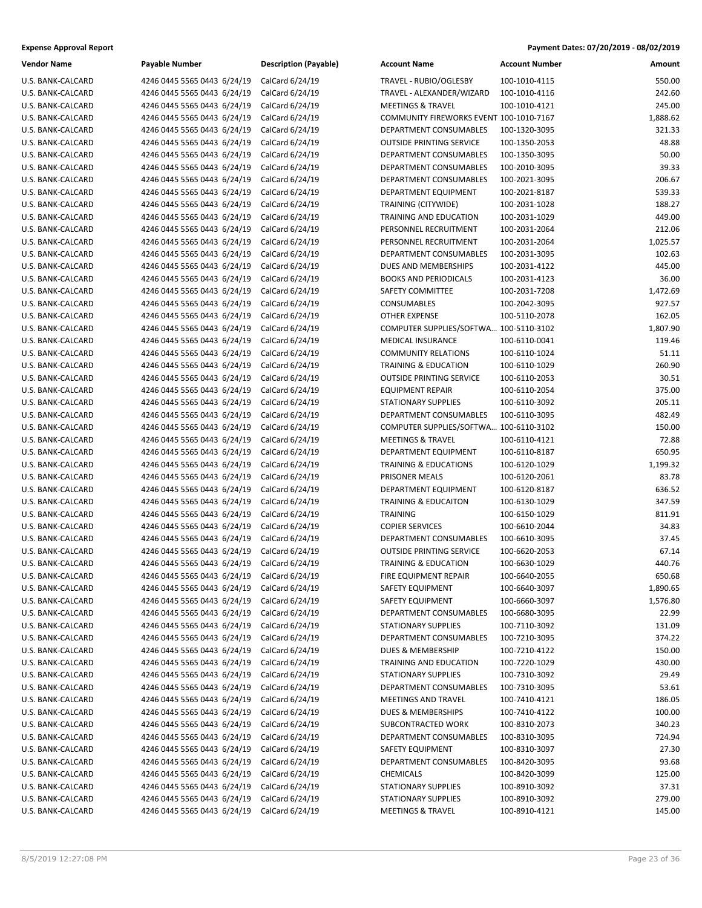**Expense Approval Report** — Payment Dates: 07/20/2019 - 08/02/2019

| Vendor Name | Payable Number | Description (Payable) | Account Name | Account Number | Amount |
|---|---|---|---|---|---|
| U.S. BANK-CALCARD | 4246 0445 5565 0443 6/24/19 | CalCard 6/24/19 | TRAVEL - RUBIO/OGLESBY | 100-1010-4115 | 550.00 |
| U.S. BANK-CALCARD | 4246 0445 5565 0443 6/24/19 | CalCard 6/24/19 | TRAVEL - ALEXANDER/WIZARD | 100-1010-4116 | 242.60 |
| U.S. BANK-CALCARD | 4246 0445 5565 0443 6/24/19 | CalCard 6/24/19 | MEETINGS & TRAVEL | 100-1010-4121 | 245.00 |
| U.S. BANK-CALCARD | 4246 0445 5565 0443 6/24/19 | CalCard 6/24/19 | COMMUNITY FIREWORKS EVENT | 100-1010-7167 | 1,888.62 |
| U.S. BANK-CALCARD | 4246 0445 5565 0443 6/24/19 | CalCard 6/24/19 | DEPARTMENT CONSUMABLES | 100-1320-3095 | 321.33 |
| U.S. BANK-CALCARD | 4246 0445 5565 0443 6/24/19 | CalCard 6/24/19 | OUTSIDE PRINTING SERVICE | 100-1350-2053 | 48.88 |
| U.S. BANK-CALCARD | 4246 0445 5565 0443 6/24/19 | CalCard 6/24/19 | DEPARTMENT CONSUMABLES | 100-1350-3095 | 50.00 |
| U.S. BANK-CALCARD | 4246 0445 5565 0443 6/24/19 | CalCard 6/24/19 | DEPARTMENT CONSUMABLES | 100-2010-3095 | 39.33 |
| U.S. BANK-CALCARD | 4246 0445 5565 0443 6/24/19 | CalCard 6/24/19 | DEPARTMENT CONSUMABLES | 100-2021-3095 | 206.67 |
| U.S. BANK-CALCARD | 4246 0445 5565 0443 6/24/19 | CalCard 6/24/19 | DEPARTMENT EQUIPMENT | 100-2021-8187 | 539.33 |
| U.S. BANK-CALCARD | 4246 0445 5565 0443 6/24/19 | CalCard 6/24/19 | TRAINING (CITYWIDE) | 100-2031-1028 | 188.27 |
| U.S. BANK-CALCARD | 4246 0445 5565 0443 6/24/19 | CalCard 6/24/19 | TRAINING AND EDUCATION | 100-2031-1029 | 449.00 |
| U.S. BANK-CALCARD | 4246 0445 5565 0443 6/24/19 | CalCard 6/24/19 | PERSONNEL RECRUITMENT | 100-2031-2064 | 212.06 |
| U.S. BANK-CALCARD | 4246 0445 5565 0443 6/24/19 | CalCard 6/24/19 | PERSONNEL RECRUITMENT | 100-2031-2064 | 1,025.57 |
| U.S. BANK-CALCARD | 4246 0445 5565 0443 6/24/19 | CalCard 6/24/19 | DEPARTMENT CONSUMABLES | 100-2031-3095 | 102.63 |
| U.S. BANK-CALCARD | 4246 0445 5565 0443 6/24/19 | CalCard 6/24/19 | DUES AND MEMBERSHIPS | 100-2031-4122 | 445.00 |
| U.S. BANK-CALCARD | 4246 0445 5565 0443 6/24/19 | CalCard 6/24/19 | BOOKS AND PERIODICALS | 100-2031-4123 | 36.00 |
| U.S. BANK-CALCARD | 4246 0445 5565 0443 6/24/19 | CalCard 6/24/19 | SAFETY COMMITTEE | 100-2031-7208 | 1,472.69 |
| U.S. BANK-CALCARD | 4246 0445 5565 0443 6/24/19 | CalCard 6/24/19 | CONSUMABLES | 100-2042-3095 | 927.57 |
| U.S. BANK-CALCARD | 4246 0445 5565 0443 6/24/19 | CalCard 6/24/19 | OTHER EXPENSE | 100-5110-2078 | 162.05 |
| U.S. BANK-CALCARD | 4246 0445 5565 0443 6/24/19 | CalCard 6/24/19 | COMPUTER SUPPLIES/SOFTWA... | 100-5110-3102 | 1,807.90 |
| U.S. BANK-CALCARD | 4246 0445 5565 0443 6/24/19 | CalCard 6/24/19 | MEDICAL INSURANCE | 100-6110-0041 | 119.46 |
| U.S. BANK-CALCARD | 4246 0445 5565 0443 6/24/19 | CalCard 6/24/19 | COMMUNITY RELATIONS | 100-6110-1024 | 51.11 |
| U.S. BANK-CALCARD | 4246 0445 5565 0443 6/24/19 | CalCard 6/24/19 | TRAINING & EDUCATION | 100-6110-1029 | 260.90 |
| U.S. BANK-CALCARD | 4246 0445 5565 0443 6/24/19 | CalCard 6/24/19 | OUTSIDE PRINTING SERVICE | 100-6110-2053 | 30.51 |
| U.S. BANK-CALCARD | 4246 0445 5565 0443 6/24/19 | CalCard 6/24/19 | EQUIPMENT REPAIR | 100-6110-2054 | 375.00 |
| U.S. BANK-CALCARD | 4246 0445 5565 0443 6/24/19 | CalCard 6/24/19 | STATIONARY SUPPLIES | 100-6110-3092 | 205.11 |
| U.S. BANK-CALCARD | 4246 0445 5565 0443 6/24/19 | CalCard 6/24/19 | DEPARTMENT CONSUMABLES | 100-6110-3095 | 482.49 |
| U.S. BANK-CALCARD | 4246 0445 5565 0443 6/24/19 | CalCard 6/24/19 | COMPUTER SUPPLIES/SOFTWA... | 100-6110-3102 | 150.00 |
| U.S. BANK-CALCARD | 4246 0445 5565 0443 6/24/19 | CalCard 6/24/19 | MEETINGS & TRAVEL | 100-6110-4121 | 72.88 |
| U.S. BANK-CALCARD | 4246 0445 5565 0443 6/24/19 | CalCard 6/24/19 | DEPARTMENT EQUIPMENT | 100-6110-8187 | 650.95 |
| U.S. BANK-CALCARD | 4246 0445 5565 0443 6/24/19 | CalCard 6/24/19 | TRAINING & EDUCATIONS | 100-6120-1029 | 1,199.32 |
| U.S. BANK-CALCARD | 4246 0445 5565 0443 6/24/19 | CalCard 6/24/19 | PRISONER MEALS | 100-6120-2061 | 83.78 |
| U.S. BANK-CALCARD | 4246 0445 5565 0443 6/24/19 | CalCard 6/24/19 | DEPARTMENT EQUIPMENT | 100-6120-8187 | 636.52 |
| U.S. BANK-CALCARD | 4246 0445 5565 0443 6/24/19 | CalCard 6/24/19 | TRAINING & EDUCAITON | 100-6130-1029 | 347.59 |
| U.S. BANK-CALCARD | 4246 0445 5565 0443 6/24/19 | CalCard 6/24/19 | TRAINING | 100-6150-1029 | 811.91 |
| U.S. BANK-CALCARD | 4246 0445 5565 0443 6/24/19 | CalCard 6/24/19 | COPIER SERVICES | 100-6610-2044 | 34.83 |
| U.S. BANK-CALCARD | 4246 0445 5565 0443 6/24/19 | CalCard 6/24/19 | DEPARTMENT CONSUMABLES | 100-6610-3095 | 37.45 |
| U.S. BANK-CALCARD | 4246 0445 5565 0443 6/24/19 | CalCard 6/24/19 | OUTSIDE PRINTING SERVICE | 100-6620-2053 | 67.14 |
| U.S. BANK-CALCARD | 4246 0445 5565 0443 6/24/19 | CalCard 6/24/19 | TRAINING & EDUCATION | 100-6630-1029 | 440.76 |
| U.S. BANK-CALCARD | 4246 0445 5565 0443 6/24/19 | CalCard 6/24/19 | FIRE EQUIPMENT REPAIR | 100-6640-2055 | 650.68 |
| U.S. BANK-CALCARD | 4246 0445 5565 0443 6/24/19 | CalCard 6/24/19 | SAFETY EQUIPMENT | 100-6640-3097 | 1,890.65 |
| U.S. BANK-CALCARD | 4246 0445 5565 0443 6/24/19 | CalCard 6/24/19 | SAFETY EQUIPMENT | 100-6660-3097 | 1,576.80 |
| U.S. BANK-CALCARD | 4246 0445 5565 0443 6/24/19 | CalCard 6/24/19 | DEPARTMENT CONSUMABLES | 100-6680-3095 | 22.99 |
| U.S. BANK-CALCARD | 4246 0445 5565 0443 6/24/19 | CalCard 6/24/19 | STATIONARY SUPPLIES | 100-7110-3092 | 131.09 |
| U.S. BANK-CALCARD | 4246 0445 5565 0443 6/24/19 | CalCard 6/24/19 | DEPARTMENT CONSUMABLES | 100-7210-3095 | 374.22 |
| U.S. BANK-CALCARD | 4246 0445 5565 0443 6/24/19 | CalCard 6/24/19 | DUES & MEMBERSHIP | 100-7210-4122 | 150.00 |
| U.S. BANK-CALCARD | 4246 0445 5565 0443 6/24/19 | CalCard 6/24/19 | TRAINING AND EDUCATION | 100-7220-1029 | 430.00 |
| U.S. BANK-CALCARD | 4246 0445 5565 0443 6/24/19 | CalCard 6/24/19 | STATIONARY SUPPLIES | 100-7310-3092 | 29.49 |
| U.S. BANK-CALCARD | 4246 0445 5565 0443 6/24/19 | CalCard 6/24/19 | DEPARTMENT CONSUMABLES | 100-7310-3095 | 53.61 |
| U.S. BANK-CALCARD | 4246 0445 5565 0443 6/24/19 | CalCard 6/24/19 | MEETINGS AND TRAVEL | 100-7410-4121 | 186.05 |
| U.S. BANK-CALCARD | 4246 0445 5565 0443 6/24/19 | CalCard 6/24/19 | DUES & MEMBERSHIPS | 100-7410-4122 | 100.00 |
| U.S. BANK-CALCARD | 4246 0445 5565 0443 6/24/19 | CalCard 6/24/19 | SUBCONTRACTED WORK | 100-8310-2073 | 340.23 |
| U.S. BANK-CALCARD | 4246 0445 5565 0443 6/24/19 | CalCard 6/24/19 | DEPARTMENT CONSUMABLES | 100-8310-3095 | 724.94 |
| U.S. BANK-CALCARD | 4246 0445 5565 0443 6/24/19 | CalCard 6/24/19 | SAFETY EQUIPMENT | 100-8310-3097 | 27.30 |
| U.S. BANK-CALCARD | 4246 0445 5565 0443 6/24/19 | CalCard 6/24/19 | DEPARTMENT CONSUMABLES | 100-8420-3095 | 93.68 |
| U.S. BANK-CALCARD | 4246 0445 5565 0443 6/24/19 | CalCard 6/24/19 | CHEMICALS | 100-8420-3099 | 125.00 |
| U.S. BANK-CALCARD | 4246 0445 5565 0443 6/24/19 | CalCard 6/24/19 | STATIONARY SUPPLIES | 100-8910-3092 | 37.31 |
| U.S. BANK-CALCARD | 4246 0445 5565 0443 6/24/19 | CalCard 6/24/19 | STATIONARY SUPPLIES | 100-8910-3092 | 279.00 |
| U.S. BANK-CALCARD | 4246 0445 5565 0443 6/24/19 | CalCard 6/24/19 | MEETINGS & TRAVEL | 100-8910-4121 | 145.00 |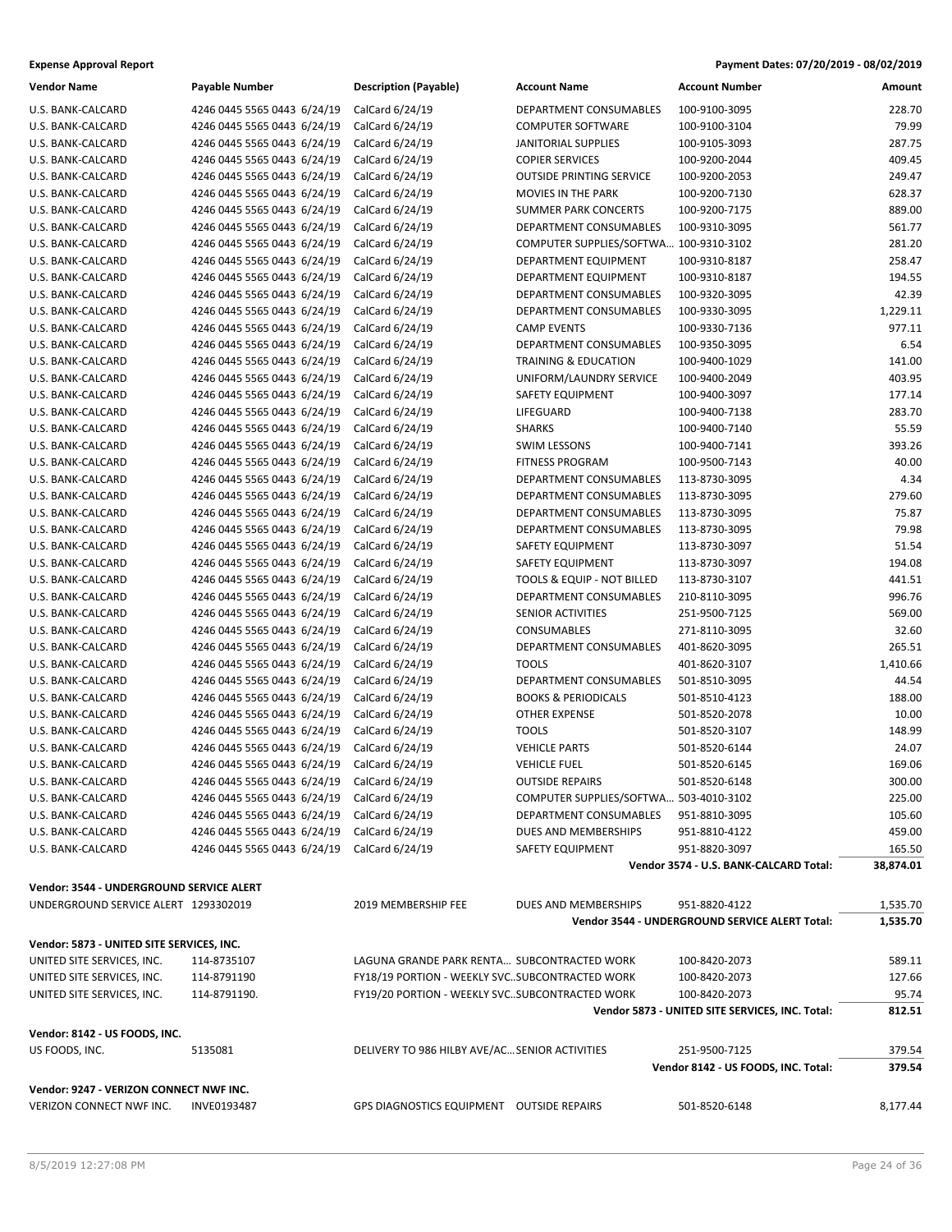**Expense Approval Report** — Payment Dates: 07/20/2019 - 08/02/2019

| Vendor Name | Payable Number | Description (Payable) | Account Name | Account Number | Amount |
|---|---|---|---|---|---|
| U.S. BANK-CALCARD | 4246 0445 5565 0443 6/24/19 | CalCard 6/24/19 | DEPARTMENT CONSUMABLES | 100-9100-3095 | 228.70 |
| U.S. BANK-CALCARD | 4246 0445 5565 0443 6/24/19 | CalCard 6/24/19 | COMPUTER SOFTWARE | 100-9100-3104 | 79.99 |
| U.S. BANK-CALCARD | 4246 0445 5565 0443 6/24/19 | CalCard 6/24/19 | JANITORIAL SUPPLIES | 100-9105-3093 | 287.75 |
| U.S. BANK-CALCARD | 4246 0445 5565 0443 6/24/19 | CalCard 6/24/19 | COPIER SERVICES | 100-9200-2044 | 409.45 |
| U.S. BANK-CALCARD | 4246 0445 5565 0443 6/24/19 | CalCard 6/24/19 | OUTSIDE PRINTING SERVICE | 100-9200-2053 | 249.47 |
| U.S. BANK-CALCARD | 4246 0445 5565 0443 6/24/19 | CalCard 6/24/19 | MOVIES IN THE PARK | 100-9200-7130 | 628.37 |
| U.S. BANK-CALCARD | 4246 0445 5565 0443 6/24/19 | CalCard 6/24/19 | SUMMER PARK CONCERTS | 100-9200-7175 | 889.00 |
| U.S. BANK-CALCARD | 4246 0445 5565 0443 6/24/19 | CalCard 6/24/19 | DEPARTMENT CONSUMABLES | 100-9310-3095 | 561.77 |
| U.S. BANK-CALCARD | 4246 0445 5565 0443 6/24/19 | CalCard 6/24/19 | COMPUTER SUPPLIES/SOFTWA... | 100-9310-3102 | 281.20 |
| U.S. BANK-CALCARD | 4246 0445 5565 0443 6/24/19 | CalCard 6/24/19 | DEPARTMENT EQUIPMENT | 100-9310-8187 | 258.47 |
| U.S. BANK-CALCARD | 4246 0445 5565 0443 6/24/19 | CalCard 6/24/19 | DEPARTMENT EQUIPMENT | 100-9310-8187 | 194.55 |
| U.S. BANK-CALCARD | 4246 0445 5565 0443 6/24/19 | CalCard 6/24/19 | DEPARTMENT CONSUMABLES | 100-9320-3095 | 42.39 |
| U.S. BANK-CALCARD | 4246 0445 5565 0443 6/24/19 | CalCard 6/24/19 | DEPARTMENT CONSUMABLES | 100-9330-3095 | 1,229.11 |
| U.S. BANK-CALCARD | 4246 0445 5565 0443 6/24/19 | CalCard 6/24/19 | CAMP EVENTS | 100-9330-7136 | 977.11 |
| U.S. BANK-CALCARD | 4246 0445 5565 0443 6/24/19 | CalCard 6/24/19 | DEPARTMENT CONSUMABLES | 100-9350-3095 | 6.54 |
| U.S. BANK-CALCARD | 4246 0445 5565 0443 6/24/19 | CalCard 6/24/19 | TRAINING & EDUCATION | 100-9400-1029 | 141.00 |
| U.S. BANK-CALCARD | 4246 0445 5565 0443 6/24/19 | CalCard 6/24/19 | UNIFORM/LAUNDRY SERVICE | 100-9400-2049 | 403.95 |
| U.S. BANK-CALCARD | 4246 0445 5565 0443 6/24/19 | CalCard 6/24/19 | SAFETY EQUIPMENT | 100-9400-3097 | 177.14 |
| U.S. BANK-CALCARD | 4246 0445 5565 0443 6/24/19 | CalCard 6/24/19 | LIFEGUARD | 100-9400-7138 | 283.70 |
| U.S. BANK-CALCARD | 4246 0445 5565 0443 6/24/19 | CalCard 6/24/19 | SHARKS | 100-9400-7140 | 55.59 |
| U.S. BANK-CALCARD | 4246 0445 5565 0443 6/24/19 | CalCard 6/24/19 | SWIM LESSONS | 100-9400-7141 | 393.26 |
| U.S. BANK-CALCARD | 4246 0445 5565 0443 6/24/19 | CalCard 6/24/19 | FITNESS PROGRAM | 100-9500-7143 | 40.00 |
| U.S. BANK-CALCARD | 4246 0445 5565 0443 6/24/19 | CalCard 6/24/19 | DEPARTMENT CONSUMABLES | 113-8730-3095 | 4.34 |
| U.S. BANK-CALCARD | 4246 0445 5565 0443 6/24/19 | CalCard 6/24/19 | DEPARTMENT CONSUMABLES | 113-8730-3095 | 279.60 |
| U.S. BANK-CALCARD | 4246 0445 5565 0443 6/24/19 | CalCard 6/24/19 | DEPARTMENT CONSUMABLES | 113-8730-3095 | 75.87 |
| U.S. BANK-CALCARD | 4246 0445 5565 0443 6/24/19 | CalCard 6/24/19 | DEPARTMENT CONSUMABLES | 113-8730-3095 | 79.98 |
| U.S. BANK-CALCARD | 4246 0445 5565 0443 6/24/19 | CalCard 6/24/19 | SAFETY EQUIPMENT | 113-8730-3097 | 51.54 |
| U.S. BANK-CALCARD | 4246 0445 5565 0443 6/24/19 | CalCard 6/24/19 | SAFETY EQUIPMENT | 113-8730-3097 | 194.08 |
| U.S. BANK-CALCARD | 4246 0445 5565 0443 6/24/19 | CalCard 6/24/19 | TOOLS & EQUIP - NOT BILLED | 113-8730-3107 | 441.51 |
| U.S. BANK-CALCARD | 4246 0445 5565 0443 6/24/19 | CalCard 6/24/19 | DEPARTMENT CONSUMABLES | 210-8110-3095 | 996.76 |
| U.S. BANK-CALCARD | 4246 0445 5565 0443 6/24/19 | CalCard 6/24/19 | SENIOR ACTIVITIES | 251-9500-7125 | 569.00 |
| U.S. BANK-CALCARD | 4246 0445 5565 0443 6/24/19 | CalCard 6/24/19 | CONSUMABLES | 271-8110-3095 | 32.60 |
| U.S. BANK-CALCARD | 4246 0445 5565 0443 6/24/19 | CalCard 6/24/19 | DEPARTMENT CONSUMABLES | 401-8620-3095 | 265.51 |
| U.S. BANK-CALCARD | 4246 0445 5565 0443 6/24/19 | CalCard 6/24/19 | TOOLS | 401-8620-3107 | 1,410.66 |
| U.S. BANK-CALCARD | 4246 0445 5565 0443 6/24/19 | CalCard 6/24/19 | DEPARTMENT CONSUMABLES | 501-8510-3095 | 44.54 |
| U.S. BANK-CALCARD | 4246 0445 5565 0443 6/24/19 | CalCard 6/24/19 | BOOKS & PERIODICALS | 501-8510-4123 | 188.00 |
| U.S. BANK-CALCARD | 4246 0445 5565 0443 6/24/19 | CalCard 6/24/19 | OTHER EXPENSE | 501-8520-2078 | 10.00 |
| U.S. BANK-CALCARD | 4246 0445 5565 0443 6/24/19 | CalCard 6/24/19 | TOOLS | 501-8520-3107 | 148.99 |
| U.S. BANK-CALCARD | 4246 0445 5565 0443 6/24/19 | CalCard 6/24/19 | VEHICLE PARTS | 501-8520-6144 | 24.07 |
| U.S. BANK-CALCARD | 4246 0445 5565 0443 6/24/19 | CalCard 6/24/19 | VEHICLE FUEL | 501-8520-6145 | 169.06 |
| U.S. BANK-CALCARD | 4246 0445 5565 0443 6/24/19 | CalCard 6/24/19 | OUTSIDE REPAIRS | 501-8520-6148 | 300.00 |
| U.S. BANK-CALCARD | 4246 0445 5565 0443 6/24/19 | CalCard 6/24/19 | COMPUTER SUPPLIES/SOFTWA... | 503-4010-3102 | 225.00 |
| U.S. BANK-CALCARD | 4246 0445 5565 0443 6/24/19 | CalCard 6/24/19 | DEPARTMENT CONSUMABLES | 951-8810-3095 | 105.60 |
| U.S. BANK-CALCARD | 4246 0445 5565 0443 6/24/19 | CalCard 6/24/19 | DUES AND MEMBERSHIPS | 951-8810-4122 | 459.00 |
| U.S. BANK-CALCARD | 4246 0445 5565 0443 6/24/19 | CalCard 6/24/19 | SAFETY EQUIPMENT | 951-8820-3097 | 165.50 |
| | | | | **Vendor 3574 - U.S. BANK-CALCARD Total:** | **38,874.01** |
| **Vendor: 3544 - UNDERGROUND SERVICE ALERT** | | | | | |
| UNDERGROUND SERVICE ALERT | 1293302019 | 2019 MEMBERSHIP FEE | DUES AND MEMBERSHIPS | 951-8820-4122 | 1,535.70 |
| | | | | **Vendor 3544 - UNDERGROUND SERVICE ALERT Total:** | **1,535.70** |
| **Vendor: 5873 - UNITED SITE SERVICES, INC.** | | | | | |
| UNITED SITE SERVICES, INC. | 114-8735107 | LAGUNA GRANDE PARK RENTA... | SUBCONTRACTED WORK | 100-8420-2073 | 589.11 |
| UNITED SITE SERVICES, INC. | 114-8791190 | FY18/19 PORTION - WEEKLY SVC... | SUBCONTRACTED WORK | 100-8420-2073 | 127.66 |
| UNITED SITE SERVICES, INC. | 114-8791190. | FY19/20 PORTION - WEEKLY SVC... | SUBCONTRACTED WORK | 100-8420-2073 | 95.74 |
| | | | | **Vendor 5873 - UNITED SITE SERVICES, INC. Total:** | **812.51** |
| **Vendor: 8142 - US FOODS, INC.** | | | | | |
| US FOODS, INC. | 5135081 | DELIVERY TO 986 HILBY AVE/AC... | SENIOR ACTIVITIES | 251-9500-7125 | 379.54 |
| | | | | **Vendor 8142 - US FOODS, INC. Total:** | **379.54** |
| **Vendor: 9247 - VERIZON CONNECT NWF INC.** | | | | | |
| VERIZON CONNECT NWF INC. | INVE0193487 | GPS DIAGNOSTICS EQUIPMENT | OUTSIDE REPAIRS | 501-8520-6148 | 8,177.44 |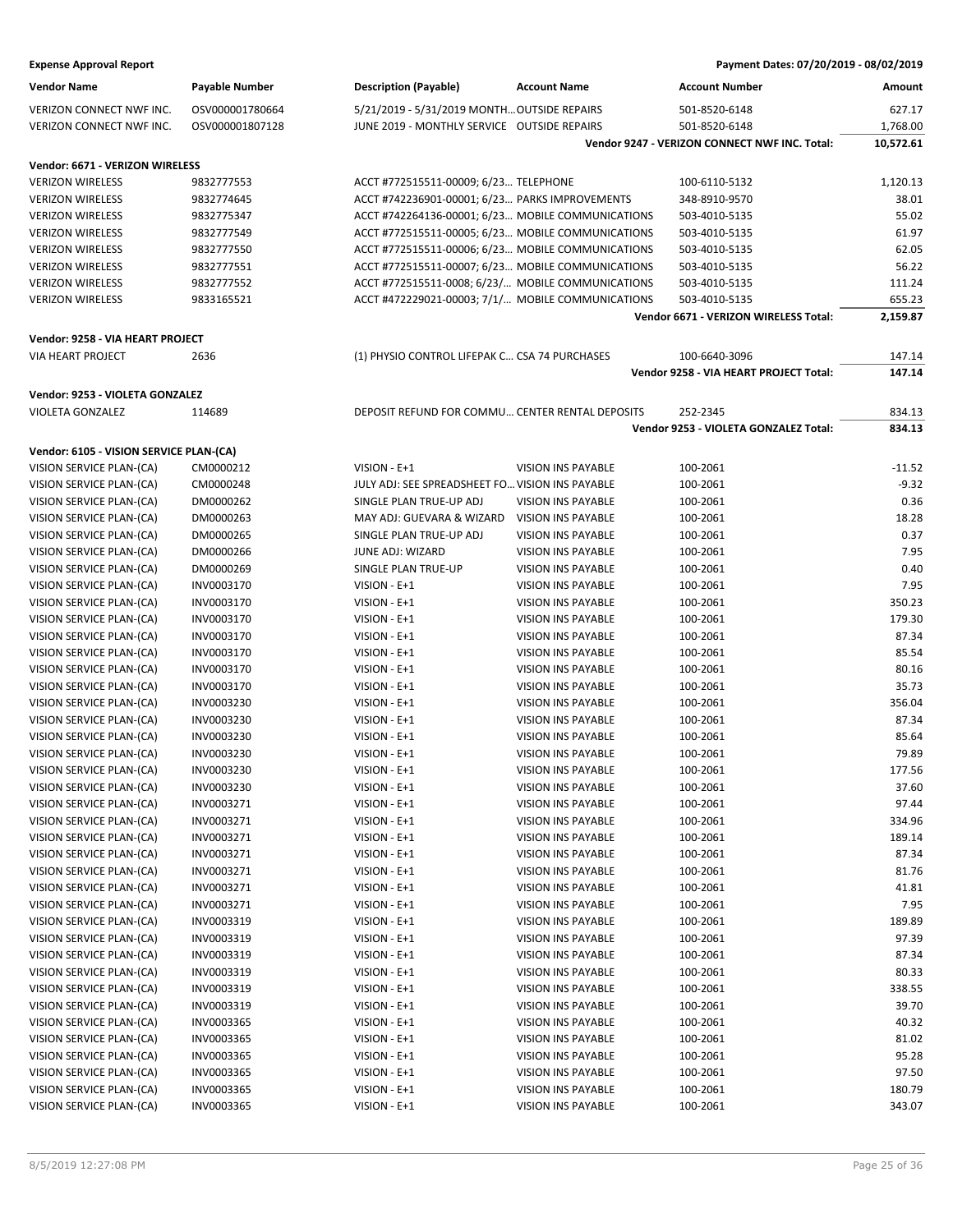**Expense Approval Report** — Payment Dates: 07/20/2019 - 08/02/2019

| Vendor Name | Payable Number | Description (Payable) | Account Name | Account Number | Amount |
|---|---|---|---|---|---|
| VERIZON CONNECT NWF INC. | OSV000001780664 | 5/21/2019 - 5/31/2019 MONTH… | OUTSIDE REPAIRS | 501-8520-6148 | 627.17 |
| VERIZON CONNECT NWF INC. | OSV000001807128 | JUNE 2019 - MONTHLY SERVICE | OUTSIDE REPAIRS | 501-8520-6148 | 1,768.00 |
| | | | | **Vendor 9247 - VERIZON CONNECT NWF INC. Total:** | **10,572.61** |
| **Vendor: 6671 - VERIZON WIRELESS** | | | | | |
| VERIZON WIRELESS | 9832777553 | ACCT #772515511-00009; 6/23… | TELEPHONE | 100-6110-5132 | 1,120.13 |
| VERIZON WIRELESS | 9832774645 | ACCT #742236901-00001; 6/23… | PARKS IMPROVEMENTS | 348-8910-9570 | 38.01 |
| VERIZON WIRELESS | 9832775347 | ACCT #742264136-00001; 6/23… | MOBILE COMMUNICATIONS | 503-4010-5135 | 55.02 |
| VERIZON WIRELESS | 9832777549 | ACCT #772515511-00005; 6/23… | MOBILE COMMUNICATIONS | 503-4010-5135 | 61.97 |
| VERIZON WIRELESS | 9832777550 | ACCT #772515511-00006; 6/23… | MOBILE COMMUNICATIONS | 503-4010-5135 | 62.05 |
| VERIZON WIRELESS | 9832777551 | ACCT #772515511-00007; 6/23… | MOBILE COMMUNICATIONS | 503-4010-5135 | 56.22 |
| VERIZON WIRELESS | 9832777552 | ACCT #772515511-0008; 6/23/… | MOBILE COMMUNICATIONS | 503-4010-5135 | 111.24 |
| VERIZON WIRELESS | 9833165521 | ACCT #472229021-00003; 7/1/… | MOBILE COMMUNICATIONS | 503-4010-5135 | 655.23 |
| | | | | **Vendor 6671 - VERIZON WIRELESS Total:** | **2,159.87** |
| **Vendor: 9258 - VIA HEART PROJECT** | | | | | |
| VIA HEART PROJECT | 2636 | (1) PHYSIO CONTROL LIFEPAK C… | CSA 74 PURCHASES | 100-6640-3096 | 147.14 |
| | | | | **Vendor 9258 - VIA HEART PROJECT Total:** | **147.14** |
| **Vendor: 9253 - VIOLETA GONZALEZ** | | | | | |
| VIOLETA GONZALEZ | 114689 | DEPOSIT REFUND FOR COMMU… | CENTER RENTAL DEPOSITS | 252-2345 | 834.13 |
| | | | | **Vendor 9253 - VIOLETA GONZALEZ Total:** | **834.13** |
| **Vendor: 6105 - VISION SERVICE PLAN-(CA)** | | | | | |
| VISION SERVICE PLAN-(CA) | CM0000212 | VISION - E+1 | VISION INS PAYABLE | 100-2061 | -11.52 |
| VISION SERVICE PLAN-(CA) | CM0000248 | JULY ADJ: SEE SPREADSHEET FO… | VISION INS PAYABLE | 100-2061 | -9.32 |
| VISION SERVICE PLAN-(CA) | DM0000262 | SINGLE PLAN TRUE-UP ADJ | VISION INS PAYABLE | 100-2061 | 0.36 |
| VISION SERVICE PLAN-(CA) | DM0000263 | MAY ADJ: GUEVARA & WIZARD | VISION INS PAYABLE | 100-2061 | 18.28 |
| VISION SERVICE PLAN-(CA) | DM0000265 | SINGLE PLAN TRUE-UP ADJ | VISION INS PAYABLE | 100-2061 | 0.37 |
| VISION SERVICE PLAN-(CA) | DM0000266 | JUNE ADJ: WIZARD | VISION INS PAYABLE | 100-2061 | 7.95 |
| VISION SERVICE PLAN-(CA) | DM0000269 | SINGLE PLAN TRUE-UP | VISION INS PAYABLE | 100-2061 | 0.40 |
| VISION SERVICE PLAN-(CA) | INV0003170 | VISION - E+1 | VISION INS PAYABLE | 100-2061 | 7.95 |
| VISION SERVICE PLAN-(CA) | INV0003170 | VISION - E+1 | VISION INS PAYABLE | 100-2061 | 350.23 |
| VISION SERVICE PLAN-(CA) | INV0003170 | VISION - E+1 | VISION INS PAYABLE | 100-2061 | 179.30 |
| VISION SERVICE PLAN-(CA) | INV0003170 | VISION - E+1 | VISION INS PAYABLE | 100-2061 | 87.34 |
| VISION SERVICE PLAN-(CA) | INV0003170 | VISION - E+1 | VISION INS PAYABLE | 100-2061 | 85.54 |
| VISION SERVICE PLAN-(CA) | INV0003170 | VISION - E+1 | VISION INS PAYABLE | 100-2061 | 80.16 |
| VISION SERVICE PLAN-(CA) | INV0003170 | VISION - E+1 | VISION INS PAYABLE | 100-2061 | 35.73 |
| VISION SERVICE PLAN-(CA) | INV0003230 | VISION - E+1 | VISION INS PAYABLE | 100-2061 | 356.04 |
| VISION SERVICE PLAN-(CA) | INV0003230 | VISION - E+1 | VISION INS PAYABLE | 100-2061 | 87.34 |
| VISION SERVICE PLAN-(CA) | INV0003230 | VISION - E+1 | VISION INS PAYABLE | 100-2061 | 85.64 |
| VISION SERVICE PLAN-(CA) | INV0003230 | VISION - E+1 | VISION INS PAYABLE | 100-2061 | 79.89 |
| VISION SERVICE PLAN-(CA) | INV0003230 | VISION - E+1 | VISION INS PAYABLE | 100-2061 | 177.56 |
| VISION SERVICE PLAN-(CA) | INV0003230 | VISION - E+1 | VISION INS PAYABLE | 100-2061 | 37.60 |
| VISION SERVICE PLAN-(CA) | INV0003271 | VISION - E+1 | VISION INS PAYABLE | 100-2061 | 97.44 |
| VISION SERVICE PLAN-(CA) | INV0003271 | VISION - E+1 | VISION INS PAYABLE | 100-2061 | 334.96 |
| VISION SERVICE PLAN-(CA) | INV0003271 | VISION - E+1 | VISION INS PAYABLE | 100-2061 | 189.14 |
| VISION SERVICE PLAN-(CA) | INV0003271 | VISION - E+1 | VISION INS PAYABLE | 100-2061 | 87.34 |
| VISION SERVICE PLAN-(CA) | INV0003271 | VISION - E+1 | VISION INS PAYABLE | 100-2061 | 81.76 |
| VISION SERVICE PLAN-(CA) | INV0003271 | VISION - E+1 | VISION INS PAYABLE | 100-2061 | 41.81 |
| VISION SERVICE PLAN-(CA) | INV0003271 | VISION - E+1 | VISION INS PAYABLE | 100-2061 | 7.95 |
| VISION SERVICE PLAN-(CA) | INV0003319 | VISION - E+1 | VISION INS PAYABLE | 100-2061 | 189.89 |
| VISION SERVICE PLAN-(CA) | INV0003319 | VISION - E+1 | VISION INS PAYABLE | 100-2061 | 97.39 |
| VISION SERVICE PLAN-(CA) | INV0003319 | VISION - E+1 | VISION INS PAYABLE | 100-2061 | 87.34 |
| VISION SERVICE PLAN-(CA) | INV0003319 | VISION - E+1 | VISION INS PAYABLE | 100-2061 | 80.33 |
| VISION SERVICE PLAN-(CA) | INV0003319 | VISION - E+1 | VISION INS PAYABLE | 100-2061 | 338.55 |
| VISION SERVICE PLAN-(CA) | INV0003319 | VISION - E+1 | VISION INS PAYABLE | 100-2061 | 39.70 |
| VISION SERVICE PLAN-(CA) | INV0003365 | VISION - E+1 | VISION INS PAYABLE | 100-2061 | 40.32 |
| VISION SERVICE PLAN-(CA) | INV0003365 | VISION - E+1 | VISION INS PAYABLE | 100-2061 | 81.02 |
| VISION SERVICE PLAN-(CA) | INV0003365 | VISION - E+1 | VISION INS PAYABLE | 100-2061 | 95.28 |
| VISION SERVICE PLAN-(CA) | INV0003365 | VISION - E+1 | VISION INS PAYABLE | 100-2061 | 97.50 |
| VISION SERVICE PLAN-(CA) | INV0003365 | VISION - E+1 | VISION INS PAYABLE | 100-2061 | 180.79 |
| VISION SERVICE PLAN-(CA) | INV0003365 | VISION - E+1 | VISION INS PAYABLE | 100-2061 | 343.07 |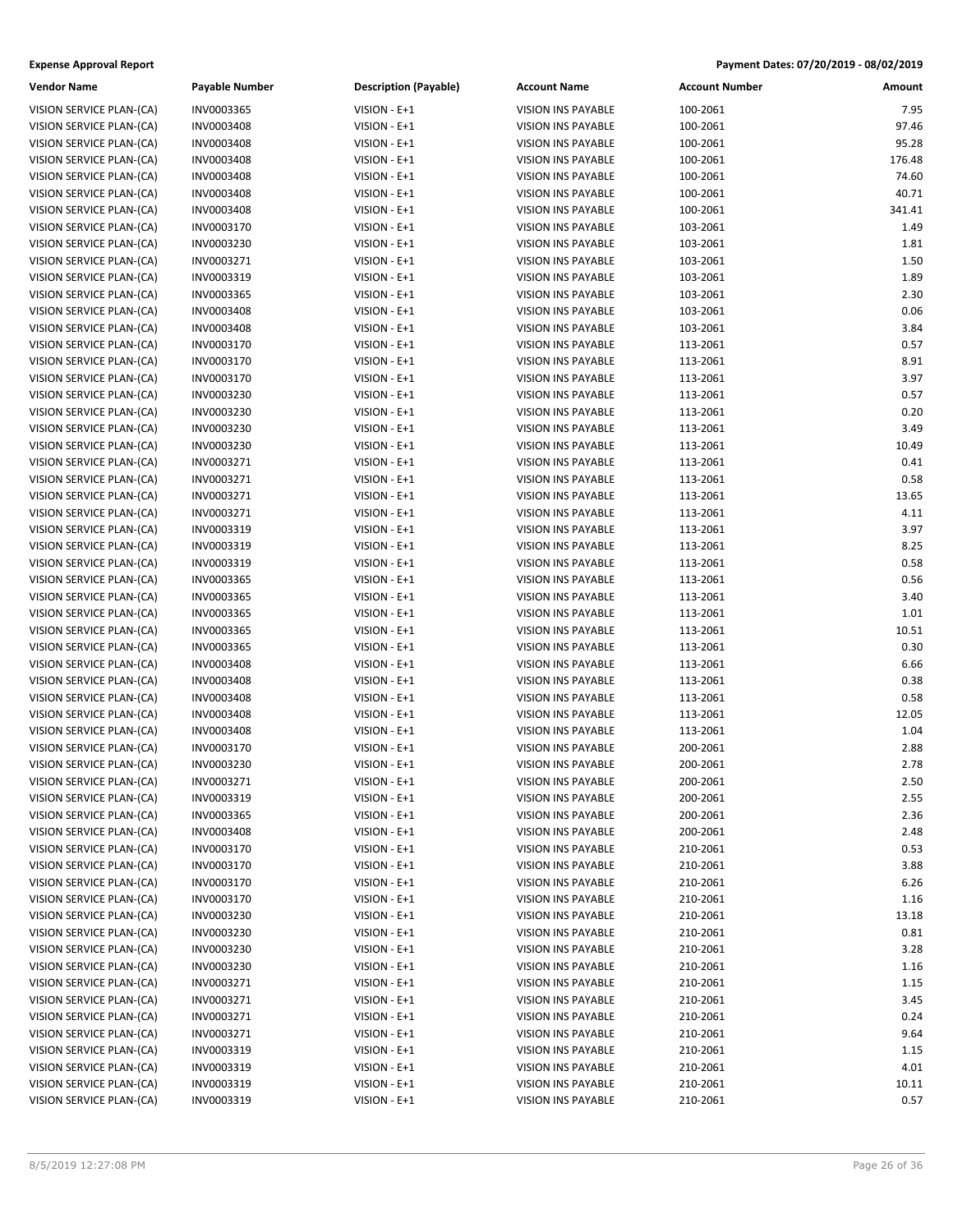**Expense Approval Report** Payment Dates: 07/20/2019 - 08/02/2019

| Vendor Name | Payable Number | Description (Payable) | Account Name | Account Number | Amount |
|---|---|---|---|---|---|
| VISION SERVICE PLAN-(CA) | INV0003365 | VISION - E+1 | VISION INS PAYABLE | 100-2061 | 7.95 |
| VISION SERVICE PLAN-(CA) | INV0003408 | VISION - E+1 | VISION INS PAYABLE | 100-2061 | 97.46 |
| VISION SERVICE PLAN-(CA) | INV0003408 | VISION - E+1 | VISION INS PAYABLE | 100-2061 | 95.28 |
| VISION SERVICE PLAN-(CA) | INV0003408 | VISION - E+1 | VISION INS PAYABLE | 100-2061 | 176.48 |
| VISION SERVICE PLAN-(CA) | INV0003408 | VISION - E+1 | VISION INS PAYABLE | 100-2061 | 74.60 |
| VISION SERVICE PLAN-(CA) | INV0003408 | VISION - E+1 | VISION INS PAYABLE | 100-2061 | 40.71 |
| VISION SERVICE PLAN-(CA) | INV0003408 | VISION - E+1 | VISION INS PAYABLE | 100-2061 | 341.41 |
| VISION SERVICE PLAN-(CA) | INV0003170 | VISION - E+1 | VISION INS PAYABLE | 103-2061 | 1.49 |
| VISION SERVICE PLAN-(CA) | INV0003230 | VISION - E+1 | VISION INS PAYABLE | 103-2061 | 1.81 |
| VISION SERVICE PLAN-(CA) | INV0003271 | VISION - E+1 | VISION INS PAYABLE | 103-2061 | 1.50 |
| VISION SERVICE PLAN-(CA) | INV0003319 | VISION - E+1 | VISION INS PAYABLE | 103-2061 | 1.89 |
| VISION SERVICE PLAN-(CA) | INV0003365 | VISION - E+1 | VISION INS PAYABLE | 103-2061 | 2.30 |
| VISION SERVICE PLAN-(CA) | INV0003408 | VISION - E+1 | VISION INS PAYABLE | 103-2061 | 0.06 |
| VISION SERVICE PLAN-(CA) | INV0003408 | VISION - E+1 | VISION INS PAYABLE | 103-2061 | 3.84 |
| VISION SERVICE PLAN-(CA) | INV0003170 | VISION - E+1 | VISION INS PAYABLE | 113-2061 | 0.57 |
| VISION SERVICE PLAN-(CA) | INV0003170 | VISION - E+1 | VISION INS PAYABLE | 113-2061 | 8.91 |
| VISION SERVICE PLAN-(CA) | INV0003170 | VISION - E+1 | VISION INS PAYABLE | 113-2061 | 3.97 |
| VISION SERVICE PLAN-(CA) | INV0003230 | VISION - E+1 | VISION INS PAYABLE | 113-2061 | 0.57 |
| VISION SERVICE PLAN-(CA) | INV0003230 | VISION - E+1 | VISION INS PAYABLE | 113-2061 | 0.20 |
| VISION SERVICE PLAN-(CA) | INV0003230 | VISION - E+1 | VISION INS PAYABLE | 113-2061 | 3.49 |
| VISION SERVICE PLAN-(CA) | INV0003230 | VISION - E+1 | VISION INS PAYABLE | 113-2061 | 10.49 |
| VISION SERVICE PLAN-(CA) | INV0003271 | VISION - E+1 | VISION INS PAYABLE | 113-2061 | 0.41 |
| VISION SERVICE PLAN-(CA) | INV0003271 | VISION - E+1 | VISION INS PAYABLE | 113-2061 | 0.58 |
| VISION SERVICE PLAN-(CA) | INV0003271 | VISION - E+1 | VISION INS PAYABLE | 113-2061 | 13.65 |
| VISION SERVICE PLAN-(CA) | INV0003271 | VISION - E+1 | VISION INS PAYABLE | 113-2061 | 4.11 |
| VISION SERVICE PLAN-(CA) | INV0003319 | VISION - E+1 | VISION INS PAYABLE | 113-2061 | 3.97 |
| VISION SERVICE PLAN-(CA) | INV0003319 | VISION - E+1 | VISION INS PAYABLE | 113-2061 | 8.25 |
| VISION SERVICE PLAN-(CA) | INV0003319 | VISION - E+1 | VISION INS PAYABLE | 113-2061 | 0.58 |
| VISION SERVICE PLAN-(CA) | INV0003365 | VISION - E+1 | VISION INS PAYABLE | 113-2061 | 0.56 |
| VISION SERVICE PLAN-(CA) | INV0003365 | VISION - E+1 | VISION INS PAYABLE | 113-2061 | 3.40 |
| VISION SERVICE PLAN-(CA) | INV0003365 | VISION - E+1 | VISION INS PAYABLE | 113-2061 | 1.01 |
| VISION SERVICE PLAN-(CA) | INV0003365 | VISION - E+1 | VISION INS PAYABLE | 113-2061 | 10.51 |
| VISION SERVICE PLAN-(CA) | INV0003365 | VISION - E+1 | VISION INS PAYABLE | 113-2061 | 0.30 |
| VISION SERVICE PLAN-(CA) | INV0003408 | VISION - E+1 | VISION INS PAYABLE | 113-2061 | 6.66 |
| VISION SERVICE PLAN-(CA) | INV0003408 | VISION - E+1 | VISION INS PAYABLE | 113-2061 | 0.38 |
| VISION SERVICE PLAN-(CA) | INV0003408 | VISION - E+1 | VISION INS PAYABLE | 113-2061 | 0.58 |
| VISION SERVICE PLAN-(CA) | INV0003408 | VISION - E+1 | VISION INS PAYABLE | 113-2061 | 12.05 |
| VISION SERVICE PLAN-(CA) | INV0003408 | VISION - E+1 | VISION INS PAYABLE | 113-2061 | 1.04 |
| VISION SERVICE PLAN-(CA) | INV0003170 | VISION - E+1 | VISION INS PAYABLE | 200-2061 | 2.88 |
| VISION SERVICE PLAN-(CA) | INV0003230 | VISION - E+1 | VISION INS PAYABLE | 200-2061 | 2.78 |
| VISION SERVICE PLAN-(CA) | INV0003271 | VISION - E+1 | VISION INS PAYABLE | 200-2061 | 2.50 |
| VISION SERVICE PLAN-(CA) | INV0003319 | VISION - E+1 | VISION INS PAYABLE | 200-2061 | 2.55 |
| VISION SERVICE PLAN-(CA) | INV0003365 | VISION - E+1 | VISION INS PAYABLE | 200-2061 | 2.36 |
| VISION SERVICE PLAN-(CA) | INV0003408 | VISION - E+1 | VISION INS PAYABLE | 200-2061 | 2.48 |
| VISION SERVICE PLAN-(CA) | INV0003170 | VISION - E+1 | VISION INS PAYABLE | 210-2061 | 0.53 |
| VISION SERVICE PLAN-(CA) | INV0003170 | VISION - E+1 | VISION INS PAYABLE | 210-2061 | 3.88 |
| VISION SERVICE PLAN-(CA) | INV0003170 | VISION - E+1 | VISION INS PAYABLE | 210-2061 | 6.26 |
| VISION SERVICE PLAN-(CA) | INV0003170 | VISION - E+1 | VISION INS PAYABLE | 210-2061 | 1.16 |
| VISION SERVICE PLAN-(CA) | INV0003230 | VISION - E+1 | VISION INS PAYABLE | 210-2061 | 13.18 |
| VISION SERVICE PLAN-(CA) | INV0003230 | VISION - E+1 | VISION INS PAYABLE | 210-2061 | 0.81 |
| VISION SERVICE PLAN-(CA) | INV0003230 | VISION - E+1 | VISION INS PAYABLE | 210-2061 | 3.28 |
| VISION SERVICE PLAN-(CA) | INV0003230 | VISION - E+1 | VISION INS PAYABLE | 210-2061 | 1.16 |
| VISION SERVICE PLAN-(CA) | INV0003271 | VISION - E+1 | VISION INS PAYABLE | 210-2061 | 1.15 |
| VISION SERVICE PLAN-(CA) | INV0003271 | VISION - E+1 | VISION INS PAYABLE | 210-2061 | 3.45 |
| VISION SERVICE PLAN-(CA) | INV0003271 | VISION - E+1 | VISION INS PAYABLE | 210-2061 | 0.24 |
| VISION SERVICE PLAN-(CA) | INV0003271 | VISION - E+1 | VISION INS PAYABLE | 210-2061 | 9.64 |
| VISION SERVICE PLAN-(CA) | INV0003319 | VISION - E+1 | VISION INS PAYABLE | 210-2061 | 1.15 |
| VISION SERVICE PLAN-(CA) | INV0003319 | VISION - E+1 | VISION INS PAYABLE | 210-2061 | 4.01 |
| VISION SERVICE PLAN-(CA) | INV0003319 | VISION - E+1 | VISION INS PAYABLE | 210-2061 | 10.11 |
| VISION SERVICE PLAN-(CA) | INV0003319 | VISION - E+1 | VISION INS PAYABLE | 210-2061 | 0.57 |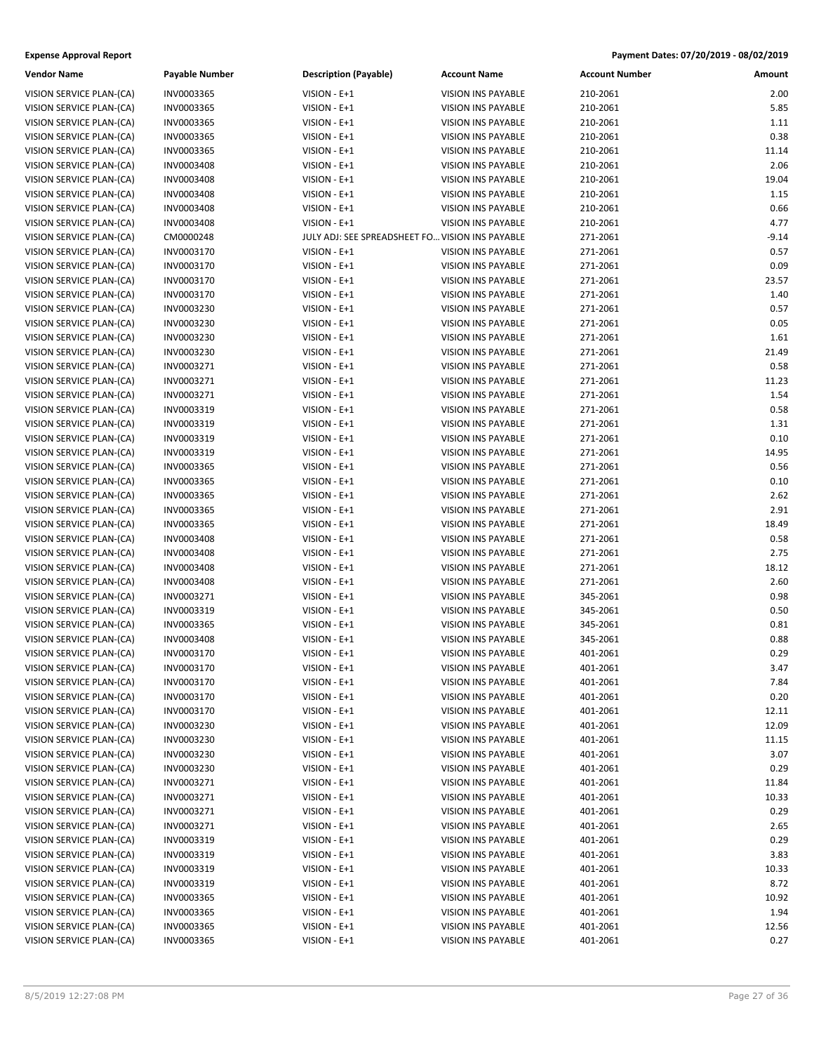**Expense Approval Report** — Payment Dates: 07/20/2019 - 08/02/2019

| Vendor Name | Payable Number | Description (Payable) | Account Name | Account Number | Amount |
|---|---|---|---|---|---|
| VISION SERVICE PLAN-(CA) | INV0003365 | VISION - E+1 | VISION INS PAYABLE | 210-2061 | 2.00 |
| VISION SERVICE PLAN-(CA) | INV0003365 | VISION - E+1 | VISION INS PAYABLE | 210-2061 | 5.85 |
| VISION SERVICE PLAN-(CA) | INV0003365 | VISION - E+1 | VISION INS PAYABLE | 210-2061 | 1.11 |
| VISION SERVICE PLAN-(CA) | INV0003365 | VISION - E+1 | VISION INS PAYABLE | 210-2061 | 0.38 |
| VISION SERVICE PLAN-(CA) | INV0003365 | VISION - E+1 | VISION INS PAYABLE | 210-2061 | 11.14 |
| VISION SERVICE PLAN-(CA) | INV0003408 | VISION - E+1 | VISION INS PAYABLE | 210-2061 | 2.06 |
| VISION SERVICE PLAN-(CA) | INV0003408 | VISION - E+1 | VISION INS PAYABLE | 210-2061 | 19.04 |
| VISION SERVICE PLAN-(CA) | INV0003408 | VISION - E+1 | VISION INS PAYABLE | 210-2061 | 1.15 |
| VISION SERVICE PLAN-(CA) | INV0003408 | VISION - E+1 | VISION INS PAYABLE | 210-2061 | 0.66 |
| VISION SERVICE PLAN-(CA) | INV0003408 | VISION - E+1 | VISION INS PAYABLE | 210-2061 | 4.77 |
| VISION SERVICE PLAN-(CA) | CM0000248 | JULY ADJ: SEE SPREADSHEET FO... | VISION INS PAYABLE | 271-2061 | -9.14 |
| VISION SERVICE PLAN-(CA) | INV0003170 | VISION - E+1 | VISION INS PAYABLE | 271-2061 | 0.57 |
| VISION SERVICE PLAN-(CA) | INV0003170 | VISION - E+1 | VISION INS PAYABLE | 271-2061 | 0.09 |
| VISION SERVICE PLAN-(CA) | INV0003170 | VISION - E+1 | VISION INS PAYABLE | 271-2061 | 23.57 |
| VISION SERVICE PLAN-(CA) | INV0003170 | VISION - E+1 | VISION INS PAYABLE | 271-2061 | 1.40 |
| VISION SERVICE PLAN-(CA) | INV0003230 | VISION - E+1 | VISION INS PAYABLE | 271-2061 | 0.57 |
| VISION SERVICE PLAN-(CA) | INV0003230 | VISION - E+1 | VISION INS PAYABLE | 271-2061 | 0.05 |
| VISION SERVICE PLAN-(CA) | INV0003230 | VISION - E+1 | VISION INS PAYABLE | 271-2061 | 1.61 |
| VISION SERVICE PLAN-(CA) | INV0003230 | VISION - E+1 | VISION INS PAYABLE | 271-2061 | 21.49 |
| VISION SERVICE PLAN-(CA) | INV0003271 | VISION - E+1 | VISION INS PAYABLE | 271-2061 | 0.58 |
| VISION SERVICE PLAN-(CA) | INV0003271 | VISION - E+1 | VISION INS PAYABLE | 271-2061 | 11.23 |
| VISION SERVICE PLAN-(CA) | INV0003271 | VISION - E+1 | VISION INS PAYABLE | 271-2061 | 1.54 |
| VISION SERVICE PLAN-(CA) | INV0003319 | VISION - E+1 | VISION INS PAYABLE | 271-2061 | 0.58 |
| VISION SERVICE PLAN-(CA) | INV0003319 | VISION - E+1 | VISION INS PAYABLE | 271-2061 | 1.31 |
| VISION SERVICE PLAN-(CA) | INV0003319 | VISION - E+1 | VISION INS PAYABLE | 271-2061 | 0.10 |
| VISION SERVICE PLAN-(CA) | INV0003319 | VISION - E+1 | VISION INS PAYABLE | 271-2061 | 14.95 |
| VISION SERVICE PLAN-(CA) | INV0003365 | VISION - E+1 | VISION INS PAYABLE | 271-2061 | 0.56 |
| VISION SERVICE PLAN-(CA) | INV0003365 | VISION - E+1 | VISION INS PAYABLE | 271-2061 | 0.10 |
| VISION SERVICE PLAN-(CA) | INV0003365 | VISION - E+1 | VISION INS PAYABLE | 271-2061 | 2.62 |
| VISION SERVICE PLAN-(CA) | INV0003365 | VISION - E+1 | VISION INS PAYABLE | 271-2061 | 2.91 |
| VISION SERVICE PLAN-(CA) | INV0003365 | VISION - E+1 | VISION INS PAYABLE | 271-2061 | 18.49 |
| VISION SERVICE PLAN-(CA) | INV0003408 | VISION - E+1 | VISION INS PAYABLE | 271-2061 | 0.58 |
| VISION SERVICE PLAN-(CA) | INV0003408 | VISION - E+1 | VISION INS PAYABLE | 271-2061 | 2.75 |
| VISION SERVICE PLAN-(CA) | INV0003408 | VISION - E+1 | VISION INS PAYABLE | 271-2061 | 18.12 |
| VISION SERVICE PLAN-(CA) | INV0003408 | VISION - E+1 | VISION INS PAYABLE | 271-2061 | 2.60 |
| VISION SERVICE PLAN-(CA) | INV0003271 | VISION - E+1 | VISION INS PAYABLE | 345-2061 | 0.98 |
| VISION SERVICE PLAN-(CA) | INV0003319 | VISION - E+1 | VISION INS PAYABLE | 345-2061 | 0.50 |
| VISION SERVICE PLAN-(CA) | INV0003365 | VISION - E+1 | VISION INS PAYABLE | 345-2061 | 0.81 |
| VISION SERVICE PLAN-(CA) | INV0003408 | VISION - E+1 | VISION INS PAYABLE | 345-2061 | 0.88 |
| VISION SERVICE PLAN-(CA) | INV0003170 | VISION - E+1 | VISION INS PAYABLE | 401-2061 | 0.29 |
| VISION SERVICE PLAN-(CA) | INV0003170 | VISION - E+1 | VISION INS PAYABLE | 401-2061 | 3.47 |
| VISION SERVICE PLAN-(CA) | INV0003170 | VISION - E+1 | VISION INS PAYABLE | 401-2061 | 7.84 |
| VISION SERVICE PLAN-(CA) | INV0003170 | VISION - E+1 | VISION INS PAYABLE | 401-2061 | 0.20 |
| VISION SERVICE PLAN-(CA) | INV0003170 | VISION - E+1 | VISION INS PAYABLE | 401-2061 | 12.11 |
| VISION SERVICE PLAN-(CA) | INV0003230 | VISION - E+1 | VISION INS PAYABLE | 401-2061 | 12.09 |
| VISION SERVICE PLAN-(CA) | INV0003230 | VISION - E+1 | VISION INS PAYABLE | 401-2061 | 11.15 |
| VISION SERVICE PLAN-(CA) | INV0003230 | VISION - E+1 | VISION INS PAYABLE | 401-2061 | 3.07 |
| VISION SERVICE PLAN-(CA) | INV0003230 | VISION - E+1 | VISION INS PAYABLE | 401-2061 | 0.29 |
| VISION SERVICE PLAN-(CA) | INV0003271 | VISION - E+1 | VISION INS PAYABLE | 401-2061 | 11.84 |
| VISION SERVICE PLAN-(CA) | INV0003271 | VISION - E+1 | VISION INS PAYABLE | 401-2061 | 10.33 |
| VISION SERVICE PLAN-(CA) | INV0003271 | VISION - E+1 | VISION INS PAYABLE | 401-2061 | 0.29 |
| VISION SERVICE PLAN-(CA) | INV0003271 | VISION - E+1 | VISION INS PAYABLE | 401-2061 | 2.65 |
| VISION SERVICE PLAN-(CA) | INV0003319 | VISION - E+1 | VISION INS PAYABLE | 401-2061 | 0.29 |
| VISION SERVICE PLAN-(CA) | INV0003319 | VISION - E+1 | VISION INS PAYABLE | 401-2061 | 3.83 |
| VISION SERVICE PLAN-(CA) | INV0003319 | VISION - E+1 | VISION INS PAYABLE | 401-2061 | 10.33 |
| VISION SERVICE PLAN-(CA) | INV0003319 | VISION - E+1 | VISION INS PAYABLE | 401-2061 | 8.72 |
| VISION SERVICE PLAN-(CA) | INV0003365 | VISION - E+1 | VISION INS PAYABLE | 401-2061 | 10.92 |
| VISION SERVICE PLAN-(CA) | INV0003365 | VISION - E+1 | VISION INS PAYABLE | 401-2061 | 1.94 |
| VISION SERVICE PLAN-(CA) | INV0003365 | VISION - E+1 | VISION INS PAYABLE | 401-2061 | 12.56 |
| VISION SERVICE PLAN-(CA) | INV0003365 | VISION - E+1 | VISION INS PAYABLE | 401-2061 | 0.27 |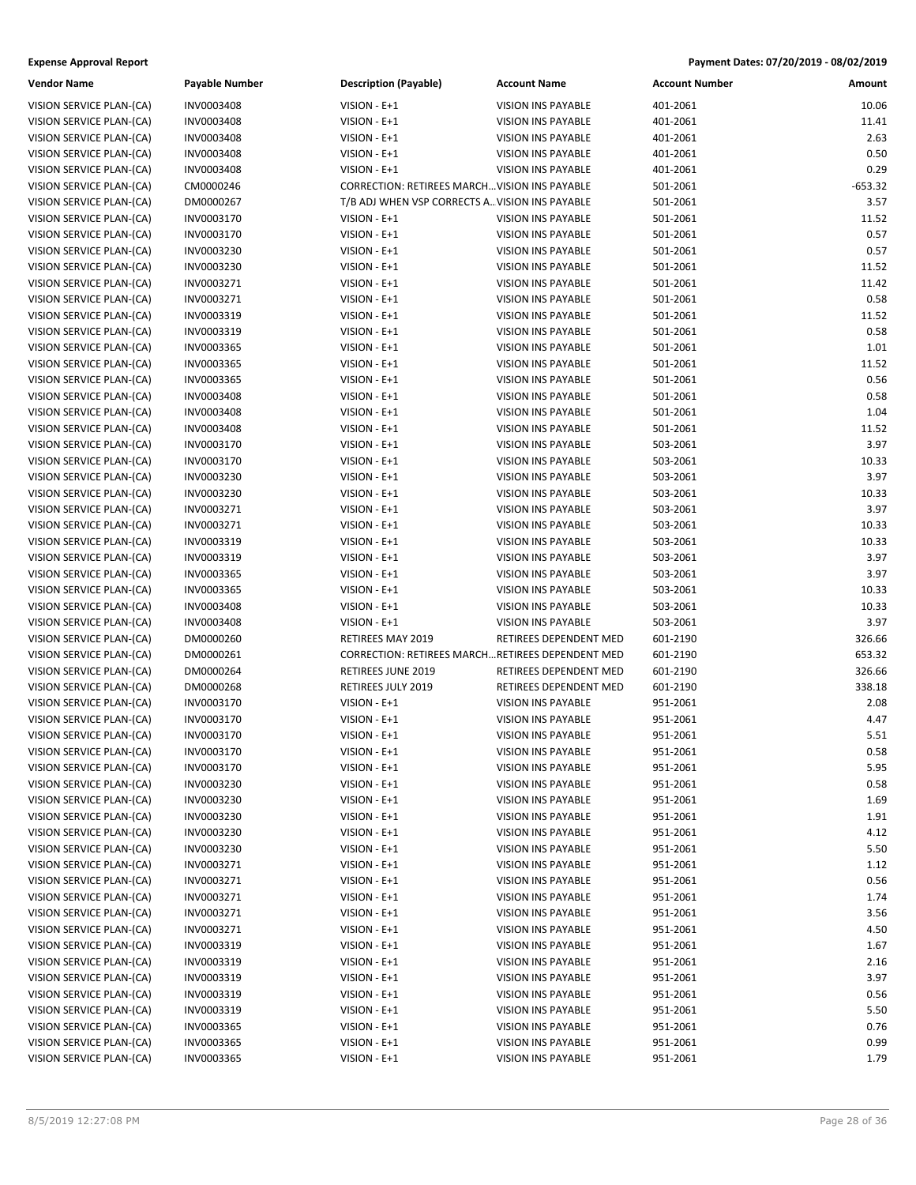| Vendor Name | Payable Number | Description (Payable) | Account Name | Account Number | Amount |
|---|---|---|---|---|---|
| VISION SERVICE PLAN-(CA) | INV0003408 | VISION - E+1 | VISION INS PAYABLE | 401-2061 | 10.06 |
| VISION SERVICE PLAN-(CA) | INV0003408 | VISION - E+1 | VISION INS PAYABLE | 401-2061 | 11.41 |
| VISION SERVICE PLAN-(CA) | INV0003408 | VISION - E+1 | VISION INS PAYABLE | 401-2061 | 2.63 |
| VISION SERVICE PLAN-(CA) | INV0003408 | VISION - E+1 | VISION INS PAYABLE | 401-2061 | 0.50 |
| VISION SERVICE PLAN-(CA) | INV0003408 | VISION - E+1 | VISION INS PAYABLE | 401-2061 | 0.29 |
| VISION SERVICE PLAN-(CA) | CM0000246 | CORRECTION: RETIREES MARCH... | VISION INS PAYABLE | 501-2061 | -653.32 |
| VISION SERVICE PLAN-(CA) | DM0000267 | T/B ADJ WHEN VSP CORRECTS A... | VISION INS PAYABLE | 501-2061 | 3.57 |
| VISION SERVICE PLAN-(CA) | INV0003170 | VISION - E+1 | VISION INS PAYABLE | 501-2061 | 11.52 |
| VISION SERVICE PLAN-(CA) | INV0003170 | VISION - E+1 | VISION INS PAYABLE | 501-2061 | 0.57 |
| VISION SERVICE PLAN-(CA) | INV0003230 | VISION - E+1 | VISION INS PAYABLE | 501-2061 | 0.57 |
| VISION SERVICE PLAN-(CA) | INV0003230 | VISION - E+1 | VISION INS PAYABLE | 501-2061 | 11.52 |
| VISION SERVICE PLAN-(CA) | INV0003271 | VISION - E+1 | VISION INS PAYABLE | 501-2061 | 11.42 |
| VISION SERVICE PLAN-(CA) | INV0003271 | VISION - E+1 | VISION INS PAYABLE | 501-2061 | 0.58 |
| VISION SERVICE PLAN-(CA) | INV0003319 | VISION - E+1 | VISION INS PAYABLE | 501-2061 | 11.52 |
| VISION SERVICE PLAN-(CA) | INV0003319 | VISION - E+1 | VISION INS PAYABLE | 501-2061 | 0.58 |
| VISION SERVICE PLAN-(CA) | INV0003365 | VISION - E+1 | VISION INS PAYABLE | 501-2061 | 1.01 |
| VISION SERVICE PLAN-(CA) | INV0003365 | VISION - E+1 | VISION INS PAYABLE | 501-2061 | 11.52 |
| VISION SERVICE PLAN-(CA) | INV0003365 | VISION - E+1 | VISION INS PAYABLE | 501-2061 | 0.56 |
| VISION SERVICE PLAN-(CA) | INV0003408 | VISION - E+1 | VISION INS PAYABLE | 501-2061 | 0.58 |
| VISION SERVICE PLAN-(CA) | INV0003408 | VISION - E+1 | VISION INS PAYABLE | 501-2061 | 1.04 |
| VISION SERVICE PLAN-(CA) | INV0003408 | VISION - E+1 | VISION INS PAYABLE | 501-2061 | 11.52 |
| VISION SERVICE PLAN-(CA) | INV0003170 | VISION - E+1 | VISION INS PAYABLE | 503-2061 | 3.97 |
| VISION SERVICE PLAN-(CA) | INV0003170 | VISION - E+1 | VISION INS PAYABLE | 503-2061 | 10.33 |
| VISION SERVICE PLAN-(CA) | INV0003230 | VISION - E+1 | VISION INS PAYABLE | 503-2061 | 3.97 |
| VISION SERVICE PLAN-(CA) | INV0003230 | VISION - E+1 | VISION INS PAYABLE | 503-2061 | 10.33 |
| VISION SERVICE PLAN-(CA) | INV0003271 | VISION - E+1 | VISION INS PAYABLE | 503-2061 | 3.97 |
| VISION SERVICE PLAN-(CA) | INV0003271 | VISION - E+1 | VISION INS PAYABLE | 503-2061 | 10.33 |
| VISION SERVICE PLAN-(CA) | INV0003319 | VISION - E+1 | VISION INS PAYABLE | 503-2061 | 10.33 |
| VISION SERVICE PLAN-(CA) | INV0003319 | VISION - E+1 | VISION INS PAYABLE | 503-2061 | 3.97 |
| VISION SERVICE PLAN-(CA) | INV0003365 | VISION - E+1 | VISION INS PAYABLE | 503-2061 | 3.97 |
| VISION SERVICE PLAN-(CA) | INV0003365 | VISION - E+1 | VISION INS PAYABLE | 503-2061 | 10.33 |
| VISION SERVICE PLAN-(CA) | INV0003408 | VISION - E+1 | VISION INS PAYABLE | 503-2061 | 10.33 |
| VISION SERVICE PLAN-(CA) | INV0003408 | VISION - E+1 | VISION INS PAYABLE | 503-2061 | 3.97 |
| VISION SERVICE PLAN-(CA) | DM0000260 | RETIREES MAY 2019 | RETIREES DEPENDENT MED | 601-2190 | 326.66 |
| VISION SERVICE PLAN-(CA) | DM0000261 | CORRECTION: RETIREES MARCH... | RETIREES DEPENDENT MED | 601-2190 | 653.32 |
| VISION SERVICE PLAN-(CA) | DM0000264 | RETIREES JUNE 2019 | RETIREES DEPENDENT MED | 601-2190 | 326.66 |
| VISION SERVICE PLAN-(CA) | DM0000268 | RETIREES JULY 2019 | RETIREES DEPENDENT MED | 601-2190 | 338.18 |
| VISION SERVICE PLAN-(CA) | INV0003170 | VISION - E+1 | VISION INS PAYABLE | 951-2061 | 2.08 |
| VISION SERVICE PLAN-(CA) | INV0003170 | VISION - E+1 | VISION INS PAYABLE | 951-2061 | 4.47 |
| VISION SERVICE PLAN-(CA) | INV0003170 | VISION - E+1 | VISION INS PAYABLE | 951-2061 | 5.51 |
| VISION SERVICE PLAN-(CA) | INV0003170 | VISION - E+1 | VISION INS PAYABLE | 951-2061 | 0.58 |
| VISION SERVICE PLAN-(CA) | INV0003170 | VISION - E+1 | VISION INS PAYABLE | 951-2061 | 5.95 |
| VISION SERVICE PLAN-(CA) | INV0003230 | VISION - E+1 | VISION INS PAYABLE | 951-2061 | 0.58 |
| VISION SERVICE PLAN-(CA) | INV0003230 | VISION - E+1 | VISION INS PAYABLE | 951-2061 | 1.69 |
| VISION SERVICE PLAN-(CA) | INV0003230 | VISION - E+1 | VISION INS PAYABLE | 951-2061 | 1.91 |
| VISION SERVICE PLAN-(CA) | INV0003230 | VISION - E+1 | VISION INS PAYABLE | 951-2061 | 4.12 |
| VISION SERVICE PLAN-(CA) | INV0003230 | VISION - E+1 | VISION INS PAYABLE | 951-2061 | 5.50 |
| VISION SERVICE PLAN-(CA) | INV0003271 | VISION - E+1 | VISION INS PAYABLE | 951-2061 | 1.12 |
| VISION SERVICE PLAN-(CA) | INV0003271 | VISION - E+1 | VISION INS PAYABLE | 951-2061 | 0.56 |
| VISION SERVICE PLAN-(CA) | INV0003271 | VISION - E+1 | VISION INS PAYABLE | 951-2061 | 1.74 |
| VISION SERVICE PLAN-(CA) | INV0003271 | VISION - E+1 | VISION INS PAYABLE | 951-2061 | 3.56 |
| VISION SERVICE PLAN-(CA) | INV0003271 | VISION - E+1 | VISION INS PAYABLE | 951-2061 | 4.50 |
| VISION SERVICE PLAN-(CA) | INV0003319 | VISION - E+1 | VISION INS PAYABLE | 951-2061 | 1.67 |
| VISION SERVICE PLAN-(CA) | INV0003319 | VISION - E+1 | VISION INS PAYABLE | 951-2061 | 2.16 |
| VISION SERVICE PLAN-(CA) | INV0003319 | VISION - E+1 | VISION INS PAYABLE | 951-2061 | 3.97 |
| VISION SERVICE PLAN-(CA) | INV0003319 | VISION - E+1 | VISION INS PAYABLE | 951-2061 | 0.56 |
| VISION SERVICE PLAN-(CA) | INV0003319 | VISION - E+1 | VISION INS PAYABLE | 951-2061 | 5.50 |
| VISION SERVICE PLAN-(CA) | INV0003365 | VISION - E+1 | VISION INS PAYABLE | 951-2061 | 0.76 |
| VISION SERVICE PLAN-(CA) | INV0003365 | VISION - E+1 | VISION INS PAYABLE | 951-2061 | 0.99 |
| VISION SERVICE PLAN-(CA) | INV0003365 | VISION - E+1 | VISION INS PAYABLE | 951-2061 | 1.79 |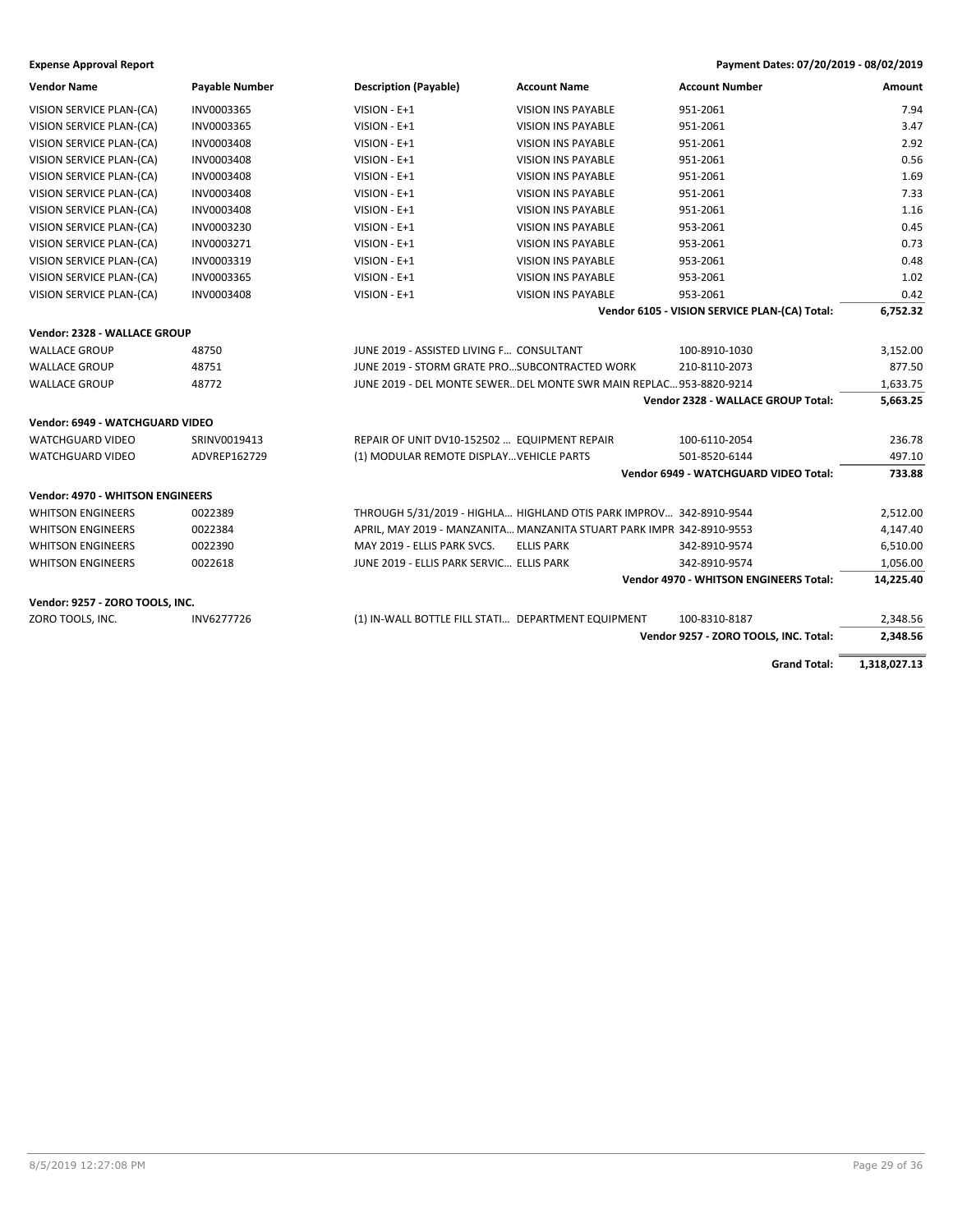**Expense Approval Report** — Payment Dates: 07/20/2019 - 08/02/2019

| Vendor Name | Payable Number | Description (Payable) | Account Name | Account Number | Amount |
|---|---|---|---|---|---|
| VISION SERVICE PLAN-(CA) | INV0003365 | VISION - E+1 | VISION INS PAYABLE | 951-2061 | 7.94 |
| VISION SERVICE PLAN-(CA) | INV0003365 | VISION - E+1 | VISION INS PAYABLE | 951-2061 | 3.47 |
| VISION SERVICE PLAN-(CA) | INV0003408 | VISION - E+1 | VISION INS PAYABLE | 951-2061 | 2.92 |
| VISION SERVICE PLAN-(CA) | INV0003408 | VISION - E+1 | VISION INS PAYABLE | 951-2061 | 0.56 |
| VISION SERVICE PLAN-(CA) | INV0003408 | VISION - E+1 | VISION INS PAYABLE | 951-2061 | 1.69 |
| VISION SERVICE PLAN-(CA) | INV0003408 | VISION - E+1 | VISION INS PAYABLE | 951-2061 | 7.33 |
| VISION SERVICE PLAN-(CA) | INV0003408 | VISION - E+1 | VISION INS PAYABLE | 951-2061 | 1.16 |
| VISION SERVICE PLAN-(CA) | INV0003230 | VISION - E+1 | VISION INS PAYABLE | 953-2061 | 0.45 |
| VISION SERVICE PLAN-(CA) | INV0003271 | VISION - E+1 | VISION INS PAYABLE | 953-2061 | 0.73 |
| VISION SERVICE PLAN-(CA) | INV0003319 | VISION - E+1 | VISION INS PAYABLE | 953-2061 | 0.48 |
| VISION SERVICE PLAN-(CA) | INV0003365 | VISION - E+1 | VISION INS PAYABLE | 953-2061 | 1.02 |
| VISION SERVICE PLAN-(CA) | INV0003408 | VISION - E+1 | VISION INS PAYABLE | 953-2061 | 0.42 |
| | | | | **Vendor 6105 - VISION SERVICE PLAN-(CA) Total:** | **6,752.32** |
| **Vendor: 2328 - WALLACE GROUP** | | | | | |
| WALLACE GROUP | 48750 | JUNE 2019 - ASSISTED LIVING F... | CONSULTANT | 100-8910-1030 | 3,152.00 |
| WALLACE GROUP | 48751 | JUNE 2019 - STORM GRATE PRO... | SUBCONTRACTED WORK | 210-8110-2073 | 877.50 |
| WALLACE GROUP | 48772 | JUNE 2019 - DEL MONTE SEWER... | DEL MONTE SWR MAIN REPLAC... | 953-8820-9214 | 1,633.75 |
| | | | | **Vendor 2328 - WALLACE GROUP Total:** | **5,663.25** |
| **Vendor: 6949 - WATCHGUARD VIDEO** | | | | | |
| WATCHGUARD VIDEO | SRINV0019413 | REPAIR OF UNIT DV10-152502 ... | EQUIPMENT REPAIR | 100-6110-2054 | 236.78 |
| WATCHGUARD VIDEO | ADVREP162729 | (1) MODULAR REMOTE DISPLAY... | VEHICLE PARTS | 501-8520-6144 | 497.10 |
| | | | | **Vendor 6949 - WATCHGUARD VIDEO Total:** | **733.88** |
| **Vendor: 4970 - WHITSON ENGINEERS** | | | | | |
| WHITSON ENGINEERS | 0022389 | THROUGH 5/31/2019 - HIGHLA... | HIGHLAND OTIS PARK IMPROV... | 342-8910-9544 | 2,512.00 |
| WHITSON ENGINEERS | 0022384 | APRIL, MAY 2019 - MANZANITA... | MANZANITA STUART PARK IMPR | 342-8910-9553 | 4,147.40 |
| WHITSON ENGINEERS | 0022390 | MAY 2019 - ELLIS PARK SVCS. | ELLIS PARK | 342-8910-9574 | 6,510.00 |
| WHITSON ENGINEERS | 0022618 | JUNE 2019 - ELLIS PARK SERVIC... | ELLIS PARK | 342-8910-9574 | 1,056.00 |
| | | | | **Vendor 4970 - WHITSON ENGINEERS Total:** | **14,225.40** |
| **Vendor: 9257 - ZORO TOOLS, INC.** | | | | | |
| ZORO TOOLS, INC. | INV6277726 | (1) IN-WALL BOTTLE FILL STATI... | DEPARTMENT EQUIPMENT | 100-8310-8187 | 2,348.56 |
| | | | | **Vendor 9257 - ZORO TOOLS, INC. Total:** | **2,348.56** |
| | | | | **Grand Total:** | **1,318,027.13** |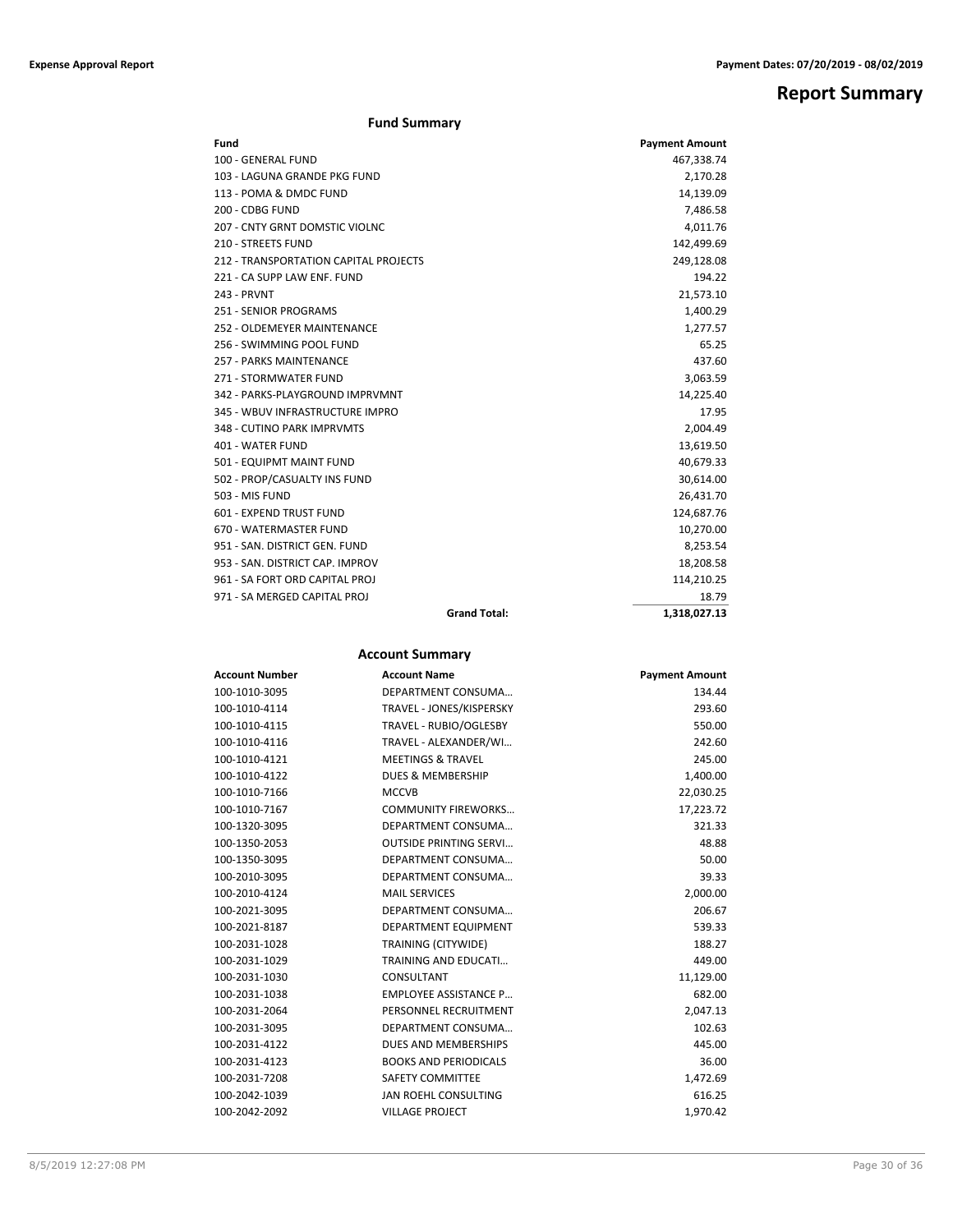# Report Summary

## Fund Summary

| Fund | Payment Amount |
|---|---|
| 100 - GENERAL FUND | 467,338.74 |
| 103 - LAGUNA GRANDE PKG FUND | 2,170.28 |
| 113 - POMA & DMDC FUND | 14,139.09 |
| 200 - CDBG FUND | 7,486.58 |
| 207 - CNTY GRNT DOMSTIC VIOLNC | 4,011.76 |
| 210 - STREETS FUND | 142,499.69 |
| 212 - TRANSPORTATION CAPITAL PROJECTS | 249,128.08 |
| 221 - CA SUPP LAW ENF. FUND | 194.22 |
| 243 - PRVNT | 21,573.10 |
| 251 - SENIOR PROGRAMS | 1,400.29 |
| 252 - OLDEMEYER MAINTENANCE | 1,277.57 |
| 256 - SWIMMING POOL FUND | 65.25 |
| 257 - PARKS MAINTENANCE | 437.60 |
| 271 - STORMWATER FUND | 3,063.59 |
| 342 - PARKS-PLAYGROUND IMPRVMNT | 14,225.40 |
| 345 - WBUV INFRASTRUCTURE IMPRO | 17.95 |
| 348 - CUTINO PARK IMPRVMTS | 2,004.49 |
| 401 - WATER FUND | 13,619.50 |
| 501 - EQUIPMT MAINT FUND | 40,679.33 |
| 502 - PROP/CASUALTY INS FUND | 30,614.00 |
| 503 - MIS FUND | 26,431.70 |
| 601 - EXPEND TRUST FUND | 124,687.76 |
| 670 - WATERMASTER FUND | 10,270.00 |
| 951 - SAN. DISTRICT GEN. FUND | 8,253.54 |
| 953 - SAN. DISTRICT CAP. IMPROV | 18,208.58 |
| 961 - SA FORT ORD CAPITAL PROJ | 114,210.25 |
| 971 - SA MERGED CAPITAL PROJ | 18.79 |
| **Grand Total:** | **1,318,027.13** |

## Account Summary

| Account Number | Account Name | Payment Amount |
|---|---|---|
| 100-1010-3095 | DEPARTMENT CONSUMA… | 134.44 |
| 100-1010-4114 | TRAVEL - JONES/KISPERSKY | 293.60 |
| 100-1010-4115 | TRAVEL - RUBIO/OGLESBY | 550.00 |
| 100-1010-4116 | TRAVEL - ALEXANDER/WI… | 242.60 |
| 100-1010-4121 | MEETINGS & TRAVEL | 245.00 |
| 100-1010-4122 | DUES & MEMBERSHIP | 1,400.00 |
| 100-1010-7166 | MCCVB | 22,030.25 |
| 100-1010-7167 | COMMUNITY FIREWORKS… | 17,223.72 |
| 100-1320-3095 | DEPARTMENT CONSUMA… | 321.33 |
| 100-1350-2053 | OUTSIDE PRINTING SERVI… | 48.88 |
| 100-1350-3095 | DEPARTMENT CONSUMA… | 50.00 |
| 100-2010-3095 | DEPARTMENT CONSUMA… | 39.33 |
| 100-2010-4124 | MAIL SERVICES | 2,000.00 |
| 100-2021-3095 | DEPARTMENT CONSUMA… | 206.67 |
| 100-2021-8187 | DEPARTMENT EQUIPMENT | 539.33 |
| 100-2031-1028 | TRAINING (CITYWIDE) | 188.27 |
| 100-2031-1029 | TRAINING AND EDUCATI… | 449.00 |
| 100-2031-1030 | CONSULTANT | 11,129.00 |
| 100-2031-1038 | EMPLOYEE ASSISTANCE P… | 682.00 |
| 100-2031-2064 | PERSONNEL RECRUITMENT | 2,047.13 |
| 100-2031-3095 | DEPARTMENT CONSUMA… | 102.63 |
| 100-2031-4122 | DUES AND MEMBERSHIPS | 445.00 |
| 100-2031-4123 | BOOKS AND PERIODICALS | 36.00 |
| 100-2031-7208 | SAFETY COMMITTEE | 1,472.69 |
| 100-2042-1039 | JAN ROEHL CONSULTING | 616.25 |
| 100-2042-2092 | VILLAGE PROJECT | 1,970.42 |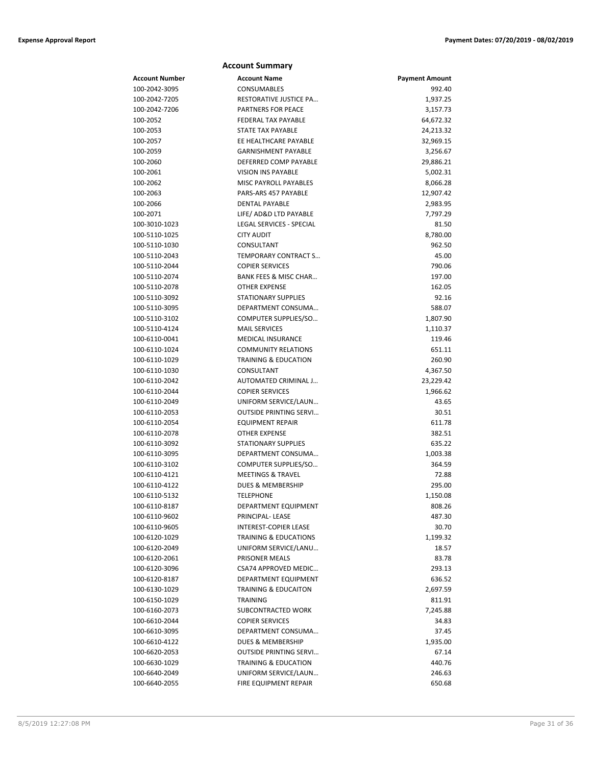## Account Summary

| Account Number | Account Name | Payment Amount |
|---|---|---|
| 100-2042-3095 | CONSUMABLES | 992.40 |
| 100-2042-7205 | RESTORATIVE JUSTICE PA… | 1,937.25 |
| 100-2042-7206 | PARTNERS FOR PEACE | 3,157.73 |
| 100-2052 | FEDERAL TAX PAYABLE | 64,672.32 |
| 100-2053 | STATE TAX PAYABLE | 24,213.32 |
| 100-2057 | EE HEALTHCARE PAYABLE | 32,969.15 |
| 100-2059 | GARNISHMENT PAYABLE | 3,256.67 |
| 100-2060 | DEFERRED COMP PAYABLE | 29,886.21 |
| 100-2061 | VISION INS PAYABLE | 5,002.31 |
| 100-2062 | MISC PAYROLL PAYABLES | 8,066.28 |
| 100-2063 | PARS-ARS 457 PAYABLE | 12,907.42 |
| 100-2066 | DENTAL PAYABLE | 2,983.95 |
| 100-2071 | LIFE/ AD&D LTD PAYABLE | 7,797.29 |
| 100-3010-1023 | LEGAL SERVICES - SPECIAL | 81.50 |
| 100-5110-1025 | CITY AUDIT | 8,780.00 |
| 100-5110-1030 | CONSULTANT | 962.50 |
| 100-5110-2043 | TEMPORARY CONTRACT S… | 45.00 |
| 100-5110-2044 | COPIER SERVICES | 790.06 |
| 100-5110-2074 | BANK FEES & MISC CHAR… | 197.00 |
| 100-5110-2078 | OTHER EXPENSE | 162.05 |
| 100-5110-3092 | STATIONARY SUPPLIES | 92.16 |
| 100-5110-3095 | DEPARTMENT CONSUMA… | 588.07 |
| 100-5110-3102 | COMPUTER SUPPLIES/SO… | 1,807.90 |
| 100-5110-4124 | MAIL SERVICES | 1,110.37 |
| 100-6110-0041 | MEDICAL INSURANCE | 119.46 |
| 100-6110-1024 | COMMUNITY RELATIONS | 651.11 |
| 100-6110-1029 | TRAINING & EDUCATION | 260.90 |
| 100-6110-1030 | CONSULTANT | 4,367.50 |
| 100-6110-2042 | AUTOMATED CRIMINAL J… | 23,229.42 |
| 100-6110-2044 | COPIER SERVICES | 1,966.62 |
| 100-6110-2049 | UNIFORM SERVICE/LAUN… | 43.65 |
| 100-6110-2053 | OUTSIDE PRINTING SERVI… | 30.51 |
| 100-6110-2054 | EQUIPMENT REPAIR | 611.78 |
| 100-6110-2078 | OTHER EXPENSE | 382.51 |
| 100-6110-3092 | STATIONARY SUPPLIES | 635.22 |
| 100-6110-3095 | DEPARTMENT CONSUMA… | 1,003.38 |
| 100-6110-3102 | COMPUTER SUPPLIES/SO… | 364.59 |
| 100-6110-4121 | MEETINGS & TRAVEL | 72.88 |
| 100-6110-4122 | DUES & MEMBERSHIP | 295.00 |
| 100-6110-5132 | TELEPHONE | 1,150.08 |
| 100-6110-8187 | DEPARTMENT EQUIPMENT | 808.26 |
| 100-6110-9602 | PRINCIPAL- LEASE | 487.30 |
| 100-6110-9605 | INTEREST-COPIER LEASE | 30.70 |
| 100-6120-1029 | TRAINING & EDUCATIONS | 1,199.32 |
| 100-6120-2049 | UNIFORM SERVICE/LANU… | 18.57 |
| 100-6120-2061 | PRISONER MEALS | 83.78 |
| 100-6120-3096 | CSA74 APPROVED MEDIC… | 293.13 |
| 100-6120-8187 | DEPARTMENT EQUIPMENT | 636.52 |
| 100-6130-1029 | TRAINING & EDUCAITON | 2,697.59 |
| 100-6150-1029 | TRAINING | 811.91 |
| 100-6160-2073 | SUBCONTRACTED WORK | 7,245.88 |
| 100-6610-2044 | COPIER SERVICES | 34.83 |
| 100-6610-3095 | DEPARTMENT CONSUMA… | 37.45 |
| 100-6610-4122 | DUES & MEMBERSHIP | 1,935.00 |
| 100-6620-2053 | OUTSIDE PRINTING SERVI… | 67.14 |
| 100-6630-1029 | TRAINING & EDUCATION | 440.76 |
| 100-6640-2049 | UNIFORM SERVICE/LAUN… | 246.63 |
| 100-6640-2055 | FIRE EQUIPMENT REPAIR | 650.68 |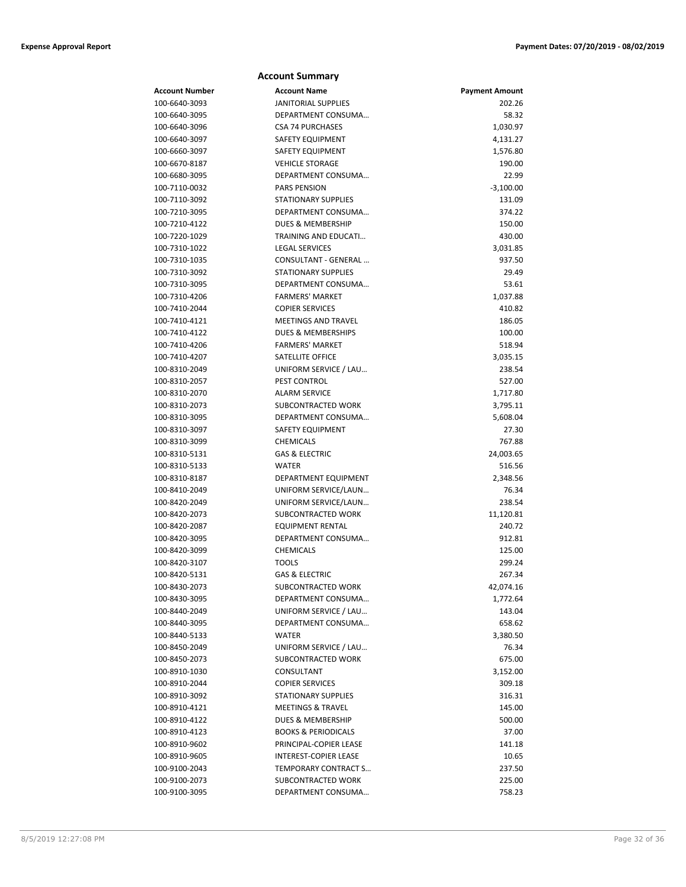## Account Summary

| Account Number | Account Name | Payment Amount |
|---|---|---|
| 100-6640-3093 | JANITORIAL SUPPLIES | 202.26 |
| 100-6640-3095 | DEPARTMENT CONSUMA... | 58.32 |
| 100-6640-3096 | CSA 74 PURCHASES | 1,030.97 |
| 100-6640-3097 | SAFETY EQUIPMENT | 4,131.27 |
| 100-6660-3097 | SAFETY EQUIPMENT | 1,576.80 |
| 100-6670-8187 | VEHICLE STORAGE | 190.00 |
| 100-6680-3095 | DEPARTMENT CONSUMA... | 22.99 |
| 100-7110-0032 | PARS PENSION | -3,100.00 |
| 100-7110-3092 | STATIONARY SUPPLIES | 131.09 |
| 100-7210-3095 | DEPARTMENT CONSUMA... | 374.22 |
| 100-7210-4122 | DUES & MEMBERSHIP | 150.00 |
| 100-7220-1029 | TRAINING AND EDUCATI... | 430.00 |
| 100-7310-1022 | LEGAL SERVICES | 3,031.85 |
| 100-7310-1035 | CONSULTANT - GENERAL ... | 937.50 |
| 100-7310-3092 | STATIONARY SUPPLIES | 29.49 |
| 100-7310-3095 | DEPARTMENT CONSUMA... | 53.61 |
| 100-7310-4206 | FARMERS' MARKET | 1,037.88 |
| 100-7410-2044 | COPIER SERVICES | 410.82 |
| 100-7410-4121 | MEETINGS AND TRAVEL | 186.05 |
| 100-7410-4122 | DUES & MEMBERSHIPS | 100.00 |
| 100-7410-4206 | FARMERS' MARKET | 518.94 |
| 100-7410-4207 | SATELLITE OFFICE | 3,035.15 |
| 100-8310-2049 | UNIFORM SERVICE / LAU... | 238.54 |
| 100-8310-2057 | PEST CONTROL | 527.00 |
| 100-8310-2070 | ALARM SERVICE | 1,717.80 |
| 100-8310-2073 | SUBCONTRACTED WORK | 3,795.11 |
| 100-8310-3095 | DEPARTMENT CONSUMA... | 5,608.04 |
| 100-8310-3097 | SAFETY EQUIPMENT | 27.30 |
| 100-8310-3099 | CHEMICALS | 767.88 |
| 100-8310-5131 | GAS & ELECTRIC | 24,003.65 |
| 100-8310-5133 | WATER | 516.56 |
| 100-8310-8187 | DEPARTMENT EQUIPMENT | 2,348.56 |
| 100-8410-2049 | UNIFORM SERVICE/LAUN... | 76.34 |
| 100-8420-2049 | UNIFORM SERVICE/LAUN... | 238.54 |
| 100-8420-2073 | SUBCONTRACTED WORK | 11,120.81 |
| 100-8420-2087 | EQUIPMENT RENTAL | 240.72 |
| 100-8420-3095 | DEPARTMENT CONSUMA... | 912.81 |
| 100-8420-3099 | CHEMICALS | 125.00 |
| 100-8420-3107 | TOOLS | 299.24 |
| 100-8420-5131 | GAS & ELECTRIC | 267.34 |
| 100-8430-2073 | SUBCONTRACTED WORK | 42,074.16 |
| 100-8430-3095 | DEPARTMENT CONSUMA... | 1,772.64 |
| 100-8440-2049 | UNIFORM SERVICE / LAU... | 143.04 |
| 100-8440-3095 | DEPARTMENT CONSUMA... | 658.62 |
| 100-8440-5133 | WATER | 3,380.50 |
| 100-8450-2049 | UNIFORM SERVICE / LAU... | 76.34 |
| 100-8450-2073 | SUBCONTRACTED WORK | 675.00 |
| 100-8910-1030 | CONSULTANT | 3,152.00 |
| 100-8910-2044 | COPIER SERVICES | 309.18 |
| 100-8910-3092 | STATIONARY SUPPLIES | 316.31 |
| 100-8910-4121 | MEETINGS & TRAVEL | 145.00 |
| 100-8910-4122 | DUES & MEMBERSHIP | 500.00 |
| 100-8910-4123 | BOOKS & PERIODICALS | 37.00 |
| 100-8910-9602 | PRINCIPAL-COPIER LEASE | 141.18 |
| 100-8910-9605 | INTEREST-COPIER LEASE | 10.65 |
| 100-9100-2043 | TEMPORARY CONTRACT S... | 237.50 |
| 100-9100-2073 | SUBCONTRACTED WORK | 225.00 |
| 100-9100-3095 | DEPARTMENT CONSUMA... | 758.23 |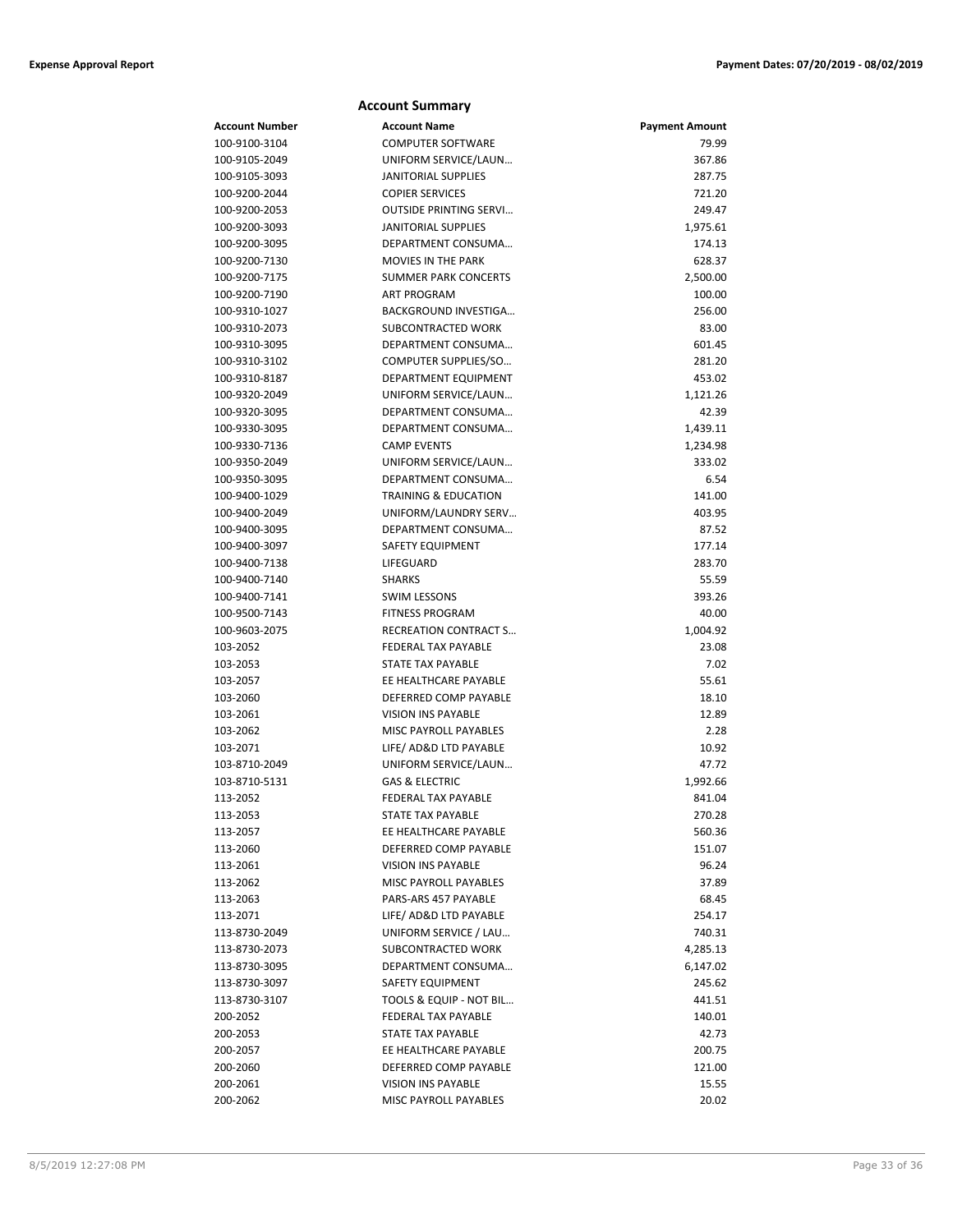## Account Summary

| Account Number | Account Name | Payment Amount |
|---|---|---|
| 100-9100-3104 | COMPUTER SOFTWARE | 79.99 |
| 100-9105-2049 | UNIFORM SERVICE/LAUN… | 367.86 |
| 100-9105-3093 | JANITORIAL SUPPLIES | 287.75 |
| 100-9200-2044 | COPIER SERVICES | 721.20 |
| 100-9200-2053 | OUTSIDE PRINTING SERVI… | 249.47 |
| 100-9200-3093 | JANITORIAL SUPPLIES | 1,975.61 |
| 100-9200-3095 | DEPARTMENT CONSUMA… | 174.13 |
| 100-9200-7130 | MOVIES IN THE PARK | 628.37 |
| 100-9200-7175 | SUMMER PARK CONCERTS | 2,500.00 |
| 100-9200-7190 | ART PROGRAM | 100.00 |
| 100-9310-1027 | BACKGROUND INVESTIGA… | 256.00 |
| 100-9310-2073 | SUBCONTRACTED WORK | 83.00 |
| 100-9310-3095 | DEPARTMENT CONSUMA… | 601.45 |
| 100-9310-3102 | COMPUTER SUPPLIES/SO… | 281.20 |
| 100-9310-8187 | DEPARTMENT EQUIPMENT | 453.02 |
| 100-9320-2049 | UNIFORM SERVICE/LAUN… | 1,121.26 |
| 100-9320-3095 | DEPARTMENT CONSUMA… | 42.39 |
| 100-9330-3095 | DEPARTMENT CONSUMA… | 1,439.11 |
| 100-9330-7136 | CAMP EVENTS | 1,234.98 |
| 100-9350-2049 | UNIFORM SERVICE/LAUN… | 333.02 |
| 100-9350-3095 | DEPARTMENT CONSUMA… | 6.54 |
| 100-9400-1029 | TRAINING & EDUCATION | 141.00 |
| 100-9400-2049 | UNIFORM/LAUNDRY SERV… | 403.95 |
| 100-9400-3095 | DEPARTMENT CONSUMA… | 87.52 |
| 100-9400-3097 | SAFETY EQUIPMENT | 177.14 |
| 100-9400-7138 | LIFEGUARD | 283.70 |
| 100-9400-7140 | SHARKS | 55.59 |
| 100-9400-7141 | SWIM LESSONS | 393.26 |
| 100-9500-7143 | FITNESS PROGRAM | 40.00 |
| 100-9603-2075 | RECREATION CONTRACT S… | 1,004.92 |
| 103-2052 | FEDERAL TAX PAYABLE | 23.08 |
| 103-2053 | STATE TAX PAYABLE | 7.02 |
| 103-2057 | EE HEALTHCARE PAYABLE | 55.61 |
| 103-2060 | DEFERRED COMP PAYABLE | 18.10 |
| 103-2061 | VISION INS PAYABLE | 12.89 |
| 103-2062 | MISC PAYROLL PAYABLES | 2.28 |
| 103-2071 | LIFE/ AD&D LTD PAYABLE | 10.92 |
| 103-8710-2049 | UNIFORM SERVICE/LAUN… | 47.72 |
| 103-8710-5131 | GAS & ELECTRIC | 1,992.66 |
| 113-2052 | FEDERAL TAX PAYABLE | 841.04 |
| 113-2053 | STATE TAX PAYABLE | 270.28 |
| 113-2057 | EE HEALTHCARE PAYABLE | 560.36 |
| 113-2060 | DEFERRED COMP PAYABLE | 151.07 |
| 113-2061 | VISION INS PAYABLE | 96.24 |
| 113-2062 | MISC PAYROLL PAYABLES | 37.89 |
| 113-2063 | PARS-ARS 457 PAYABLE | 68.45 |
| 113-2071 | LIFE/ AD&D LTD PAYABLE | 254.17 |
| 113-8730-2049 | UNIFORM SERVICE / LAU… | 740.31 |
| 113-8730-2073 | SUBCONTRACTED WORK | 4,285.13 |
| 113-8730-3095 | DEPARTMENT CONSUMA… | 6,147.02 |
| 113-8730-3097 | SAFETY EQUIPMENT | 245.62 |
| 113-8730-3107 | TOOLS & EQUIP - NOT BIL… | 441.51 |
| 200-2052 | FEDERAL TAX PAYABLE | 140.01 |
| 200-2053 | STATE TAX PAYABLE | 42.73 |
| 200-2057 | EE HEALTHCARE PAYABLE | 200.75 |
| 200-2060 | DEFERRED COMP PAYABLE | 121.00 |
| 200-2061 | VISION INS PAYABLE | 15.55 |
| 200-2062 | MISC PAYROLL PAYABLES | 20.02 |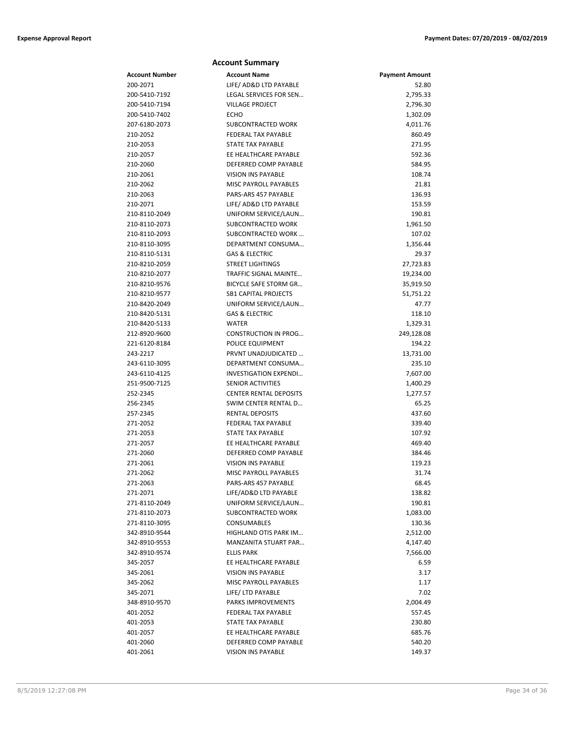## Account Summary

| Account Number | Account Name | Payment Amount |
|---|---|---|
| 200-2071 | LIFE/ AD&D LTD PAYABLE | 52.80 |
| 200-5410-7192 | LEGAL SERVICES FOR SEN… | 2,795.33 |
| 200-5410-7194 | VILLAGE PROJECT | 2,796.30 |
| 200-5410-7402 | ECHO | 1,302.09 |
| 207-6180-2073 | SUBCONTRACTED WORK | 4,011.76 |
| 210-2052 | FEDERAL TAX PAYABLE | 860.49 |
| 210-2053 | STATE TAX PAYABLE | 271.95 |
| 210-2057 | EE HEALTHCARE PAYABLE | 592.36 |
| 210-2060 | DEFERRED COMP PAYABLE | 584.95 |
| 210-2061 | VISION INS PAYABLE | 108.74 |
| 210-2062 | MISC PAYROLL PAYABLES | 21.81 |
| 210-2063 | PARS-ARS 457 PAYABLE | 136.93 |
| 210-2071 | LIFE/ AD&D LTD PAYABLE | 153.59 |
| 210-8110-2049 | UNIFORM SERVICE/LAUN… | 190.81 |
| 210-8110-2073 | SUBCONTRACTED WORK | 1,961.50 |
| 210-8110-2093 | SUBCONTRACTED WORK … | 107.02 |
| 210-8110-3095 | DEPARTMENT CONSUMA… | 1,356.44 |
| 210-8110-5131 | GAS & ELECTRIC | 29.37 |
| 210-8210-2059 | STREET LIGHTINGS | 27,723.83 |
| 210-8210-2077 | TRAFFIC SIGNAL MAINTE… | 19,234.00 |
| 210-8210-9576 | BICYCLE SAFE STORM GR… | 35,919.50 |
| 210-8210-9577 | SB1 CAPITAL PROJECTS | 51,751.22 |
| 210-8420-2049 | UNIFORM SERVICE/LAUN… | 47.77 |
| 210-8420-5131 | GAS & ELECTRIC | 118.10 |
| 210-8420-5133 | WATER | 1,329.31 |
| 212-8920-9600 | CONSTRUCTION IN PROG… | 249,128.08 |
| 221-6120-8184 | POLICE EQUIPMENT | 194.22 |
| 243-2217 | PRVNT UNADJUDICATED … | 13,731.00 |
| 243-6110-3095 | DEPARTMENT CONSUMA… | 235.10 |
| 243-6110-4125 | INVESTIGATION EXPENDI… | 7,607.00 |
| 251-9500-7125 | SENIOR ACTIVITIES | 1,400.29 |
| 252-2345 | CENTER RENTAL DEPOSITS | 1,277.57 |
| 256-2345 | SWIM CENTER RENTAL D… | 65.25 |
| 257-2345 | RENTAL DEPOSITS | 437.60 |
| 271-2052 | FEDERAL TAX PAYABLE | 339.40 |
| 271-2053 | STATE TAX PAYABLE | 107.92 |
| 271-2057 | EE HEALTHCARE PAYABLE | 469.40 |
| 271-2060 | DEFERRED COMP PAYABLE | 384.46 |
| 271-2061 | VISION INS PAYABLE | 119.23 |
| 271-2062 | MISC PAYROLL PAYABLES | 31.74 |
| 271-2063 | PARS-ARS 457 PAYABLE | 68.45 |
| 271-2071 | LIFE/AD&D LTD PAYABLE | 138.82 |
| 271-8110-2049 | UNIFORM SERVICE/LAUN… | 190.81 |
| 271-8110-2073 | SUBCONTRACTED WORK | 1,083.00 |
| 271-8110-3095 | CONSUMABLES | 130.36 |
| 342-8910-9544 | HIGHLAND OTIS PARK IM… | 2,512.00 |
| 342-8910-9553 | MANZANITA STUART PAR… | 4,147.40 |
| 342-8910-9574 | ELLIS PARK | 7,566.00 |
| 345-2057 | EE HEALTHCARE PAYABLE | 6.59 |
| 345-2061 | VISION INS PAYABLE | 3.17 |
| 345-2062 | MISC PAYROLL PAYABLES | 1.17 |
| 345-2071 | LIFE/ LTD PAYABLE | 7.02 |
| 348-8910-9570 | PARKS IMPROVEMENTS | 2,004.49 |
| 401-2052 | FEDERAL TAX PAYABLE | 557.45 |
| 401-2053 | STATE TAX PAYABLE | 230.80 |
| 401-2057 | EE HEALTHCARE PAYABLE | 685.76 |
| 401-2060 | DEFERRED COMP PAYABLE | 540.20 |
| 401-2061 | VISION INS PAYABLE | 149.37 |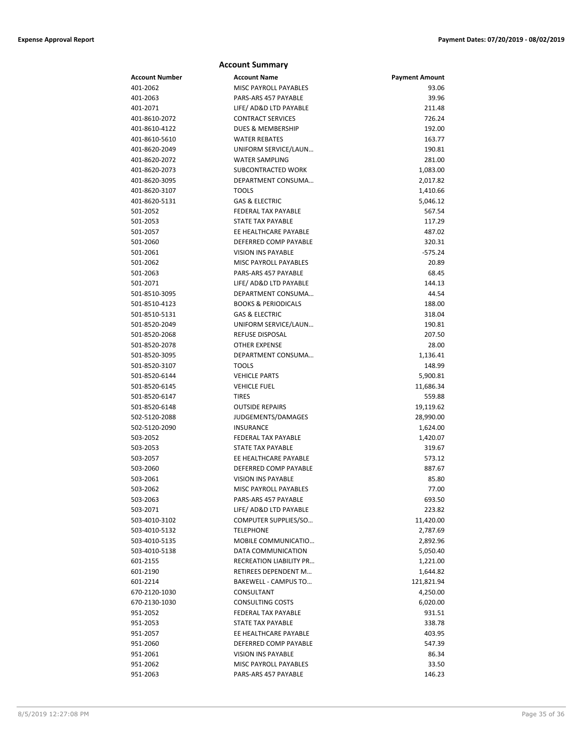## Account Summary

| Account Number | Account Name | Payment Amount |
|---|---|---|
| 401-2062 | MISC PAYROLL PAYABLES | 93.06 |
| 401-2063 | PARS-ARS 457 PAYABLE | 39.96 |
| 401-2071 | LIFE/ AD&D LTD PAYABLE | 211.48 |
| 401-8610-2072 | CONTRACT SERVICES | 726.24 |
| 401-8610-4122 | DUES & MEMBERSHIP | 192.00 |
| 401-8610-5610 | WATER REBATES | 163.77 |
| 401-8620-2049 | UNIFORM SERVICE/LAUN… | 190.81 |
| 401-8620-2072 | WATER SAMPLING | 281.00 |
| 401-8620-2073 | SUBCONTRACTED WORK | 1,083.00 |
| 401-8620-3095 | DEPARTMENT CONSUMA… | 2,017.82 |
| 401-8620-3107 | TOOLS | 1,410.66 |
| 401-8620-5131 | GAS & ELECTRIC | 5,046.12 |
| 501-2052 | FEDERAL TAX PAYABLE | 567.54 |
| 501-2053 | STATE TAX PAYABLE | 117.29 |
| 501-2057 | EE HEALTHCARE PAYABLE | 487.02 |
| 501-2060 | DEFERRED COMP PAYABLE | 320.31 |
| 501-2061 | VISION INS PAYABLE | -575.24 |
| 501-2062 | MISC PAYROLL PAYABLES | 20.89 |
| 501-2063 | PARS-ARS 457 PAYABLE | 68.45 |
| 501-2071 | LIFE/ AD&D LTD PAYABLE | 144.13 |
| 501-8510-3095 | DEPARTMENT CONSUMA… | 44.54 |
| 501-8510-4123 | BOOKS & PERIODICALS | 188.00 |
| 501-8510-5131 | GAS & ELECTRIC | 318.04 |
| 501-8520-2049 | UNIFORM SERVICE/LAUN… | 190.81 |
| 501-8520-2068 | REFUSE DISPOSAL | 207.50 |
| 501-8520-2078 | OTHER EXPENSE | 28.00 |
| 501-8520-3095 | DEPARTMENT CONSUMA… | 1,136.41 |
| 501-8520-3107 | TOOLS | 148.99 |
| 501-8520-6144 | VEHICLE PARTS | 5,900.81 |
| 501-8520-6145 | VEHICLE FUEL | 11,686.34 |
| 501-8520-6147 | TIRES | 559.88 |
| 501-8520-6148 | OUTSIDE REPAIRS | 19,119.62 |
| 502-5120-2088 | JUDGEMENTS/DAMAGES | 28,990.00 |
| 502-5120-2090 | INSURANCE | 1,624.00 |
| 503-2052 | FEDERAL TAX PAYABLE | 1,420.07 |
| 503-2053 | STATE TAX PAYABLE | 319.67 |
| 503-2057 | EE HEALTHCARE PAYABLE | 573.12 |
| 503-2060 | DEFERRED COMP PAYABLE | 887.67 |
| 503-2061 | VISION INS PAYABLE | 85.80 |
| 503-2062 | MISC PAYROLL PAYABLES | 77.00 |
| 503-2063 | PARS-ARS 457 PAYABLE | 693.50 |
| 503-2071 | LIFE/ AD&D LTD PAYABLE | 223.82 |
| 503-4010-3102 | COMPUTER SUPPLIES/SO… | 11,420.00 |
| 503-4010-5132 | TELEPHONE | 2,787.69 |
| 503-4010-5135 | MOBILE COMMUNICATIO… | 2,892.96 |
| 503-4010-5138 | DATA COMMUNICATION | 5,050.40 |
| 601-2155 | RECREATION LIABILITY PR… | 1,221.00 |
| 601-2190 | RETIREES DEPENDENT M… | 1,644.82 |
| 601-2214 | BAKEWELL - CAMPUS TO… | 121,821.94 |
| 670-2120-1030 | CONSULTANT | 4,250.00 |
| 670-2130-1030 | CONSULTING COSTS | 6,020.00 |
| 951-2052 | FEDERAL TAX PAYABLE | 931.51 |
| 951-2053 | STATE TAX PAYABLE | 338.78 |
| 951-2057 | EE HEALTHCARE PAYABLE | 403.95 |
| 951-2060 | DEFERRED COMP PAYABLE | 547.39 |
| 951-2061 | VISION INS PAYABLE | 86.34 |
| 951-2062 | MISC PAYROLL PAYABLES | 33.50 |
| 951-2063 | PARS-ARS 457 PAYABLE | 146.23 |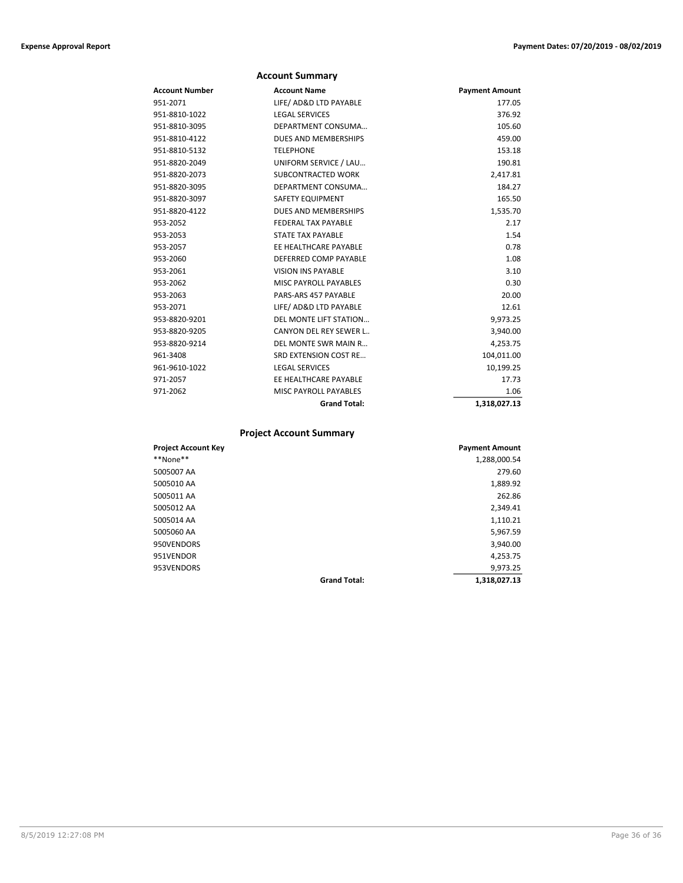## Account Summary

| Account Number | Account Name | Payment Amount |
|---|---|---|
| 951-2071 | LIFE/ AD&D LTD PAYABLE | 177.05 |
| 951-8810-1022 | LEGAL SERVICES | 376.92 |
| 951-8810-3095 | DEPARTMENT CONSUMA… | 105.60 |
| 951-8810-4122 | DUES AND MEMBERSHIPS | 459.00 |
| 951-8810-5132 | TELEPHONE | 153.18 |
| 951-8820-2049 | UNIFORM SERVICE / LAU… | 190.81 |
| 951-8820-2073 | SUBCONTRACTED WORK | 2,417.81 |
| 951-8820-3095 | DEPARTMENT CONSUMA… | 184.27 |
| 951-8820-3097 | SAFETY EQUIPMENT | 165.50 |
| 951-8820-4122 | DUES AND MEMBERSHIPS | 1,535.70 |
| 953-2052 | FEDERAL TAX PAYABLE | 2.17 |
| 953-2053 | STATE TAX PAYABLE | 1.54 |
| 953-2057 | EE HEALTHCARE PAYABLE | 0.78 |
| 953-2060 | DEFERRED COMP PAYABLE | 1.08 |
| 953-2061 | VISION INS PAYABLE | 3.10 |
| 953-2062 | MISC PAYROLL PAYABLES | 0.30 |
| 953-2063 | PARS-ARS 457 PAYABLE | 20.00 |
| 953-2071 | LIFE/ AD&D LTD PAYABLE | 12.61 |
| 953-8820-9201 | DEL MONTE LIFT STATION… | 9,973.25 |
| 953-8820-9205 | CANYON DEL REY SEWER L.. | 3,940.00 |
| 953-8820-9214 | DEL MONTE SWR MAIN R… | 4,253.75 |
| 961-3408 | SRD EXTENSION COST RE… | 104,011.00 |
| 961-9610-1022 | LEGAL SERVICES | 10,199.25 |
| 971-2057 | EE HEALTHCARE PAYABLE | 17.73 |
| 971-2062 | MISC PAYROLL PAYABLES | 1.06 |
| | **Grand Total:** | **1,318,027.13** |

## Project Account Summary

| Project Account Key | | Payment Amount |
|---|---|---|
| **None** | | 1,288,000.54 |
| 5005007 AA | | 279.60 |
| 5005010 AA | | 1,889.92 |
| 5005011 AA | | 262.86 |
| 5005012 AA | | 2,349.41 |
| 5005014 AA | | 1,110.21 |
| 5005060 AA | | 5,967.59 |
| 950VENDORS | | 3,940.00 |
| 951VENDOR | | 4,253.75 |
| 953VENDORS | | 9,973.25 |
| | **Grand Total:** | **1,318,027.13** |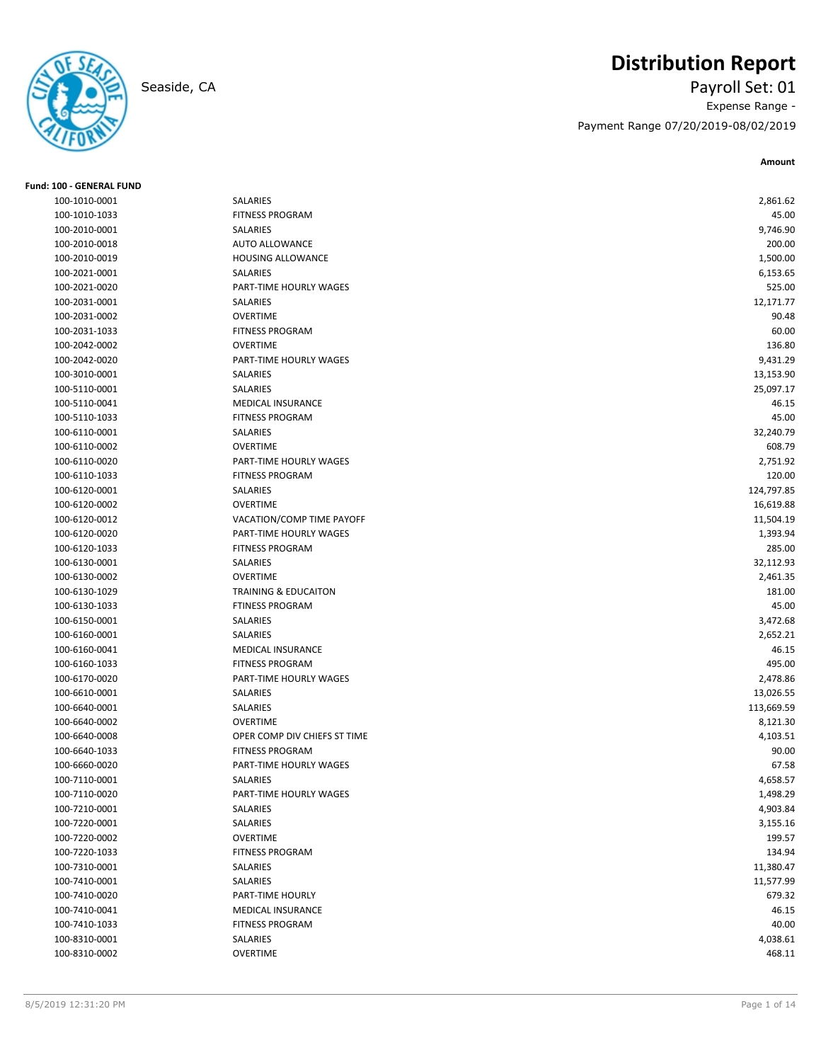# Distribution Report

Seaside, CA

Payroll Set: 01

Expense Range -

Payment Range 07/20/2019-08/02/2019

**Fund: 100 - GENERAL FUND**

| Account | Description | Amount |
|---|---|---|
| 100-1010-0001 | SALARIES | 2,861.62 |
| 100-1010-1033 | FITNESS PROGRAM | 45.00 |
| 100-2010-0001 | SALARIES | 9,746.90 |
| 100-2010-0018 | AUTO ALLOWANCE | 200.00 |
| 100-2010-0019 | HOUSING ALLOWANCE | 1,500.00 |
| 100-2021-0001 | SALARIES | 6,153.65 |
| 100-2021-0020 | PART-TIME HOURLY WAGES | 525.00 |
| 100-2031-0001 | SALARIES | 12,171.77 |
| 100-2031-0002 | OVERTIME | 90.48 |
| 100-2031-1033 | FITNESS PROGRAM | 60.00 |
| 100-2042-0002 | OVERTIME | 136.80 |
| 100-2042-0020 | PART-TIME HOURLY WAGES | 9,431.29 |
| 100-3010-0001 | SALARIES | 13,153.90 |
| 100-5110-0001 | SALARIES | 25,097.17 |
| 100-5110-0041 | MEDICAL INSURANCE | 46.15 |
| 100-5110-1033 | FITNESS PROGRAM | 45.00 |
| 100-6110-0001 | SALARIES | 32,240.79 |
| 100-6110-0002 | OVERTIME | 608.79 |
| 100-6110-0020 | PART-TIME HOURLY WAGES | 2,751.92 |
| 100-6110-1033 | FITNESS PROGRAM | 120.00 |
| 100-6120-0001 | SALARIES | 124,797.85 |
| 100-6120-0002 | OVERTIME | 16,619.88 |
| 100-6120-0012 | VACATION/COMP TIME PAYOFF | 11,504.19 |
| 100-6120-0020 | PART-TIME HOURLY WAGES | 1,393.94 |
| 100-6120-1033 | FITNESS PROGRAM | 285.00 |
| 100-6130-0001 | SALARIES | 32,112.93 |
| 100-6130-0002 | OVERTIME | 2,461.35 |
| 100-6130-1029 | TRAINING & EDUCAITON | 181.00 |
| 100-6130-1033 | FTINESS PROGRAM | 45.00 |
| 100-6150-0001 | SALARIES | 3,472.68 |
| 100-6160-0001 | SALARIES | 2,652.21 |
| 100-6160-0041 | MEDICAL INSURANCE | 46.15 |
| 100-6160-1033 | FITNESS PROGRAM | 495.00 |
| 100-6170-0020 | PART-TIME HOURLY WAGES | 2,478.86 |
| 100-6610-0001 | SALARIES | 13,026.55 |
| 100-6640-0001 | SALARIES | 113,669.59 |
| 100-6640-0002 | OVERTIME | 8,121.30 |
| 100-6640-0008 | OPER COMP DIV CHIEFS ST TIME | 4,103.51 |
| 100-6640-1033 | FITNESS PROGRAM | 90.00 |
| 100-6660-0020 | PART-TIME HOURLY WAGES | 67.58 |
| 100-7110-0001 | SALARIES | 4,658.57 |
| 100-7110-0020 | PART-TIME HOURLY WAGES | 1,498.29 |
| 100-7210-0001 | SALARIES | 4,903.84 |
| 100-7220-0001 | SALARIES | 3,155.16 |
| 100-7220-0002 | OVERTIME | 199.57 |
| 100-7220-1033 | FITNESS PROGRAM | 134.94 |
| 100-7310-0001 | SALARIES | 11,380.47 |
| 100-7410-0001 | SALARIES | 11,577.99 |
| 100-7410-0020 | PART-TIME HOURLY | 679.32 |
| 100-7410-0041 | MEDICAL INSURANCE | 46.15 |
| 100-7410-1033 | FITNESS PROGRAM | 40.00 |
| 100-8310-0001 | SALARIES | 4,038.61 |
| 100-8310-0002 | OVERTIME | 468.11 |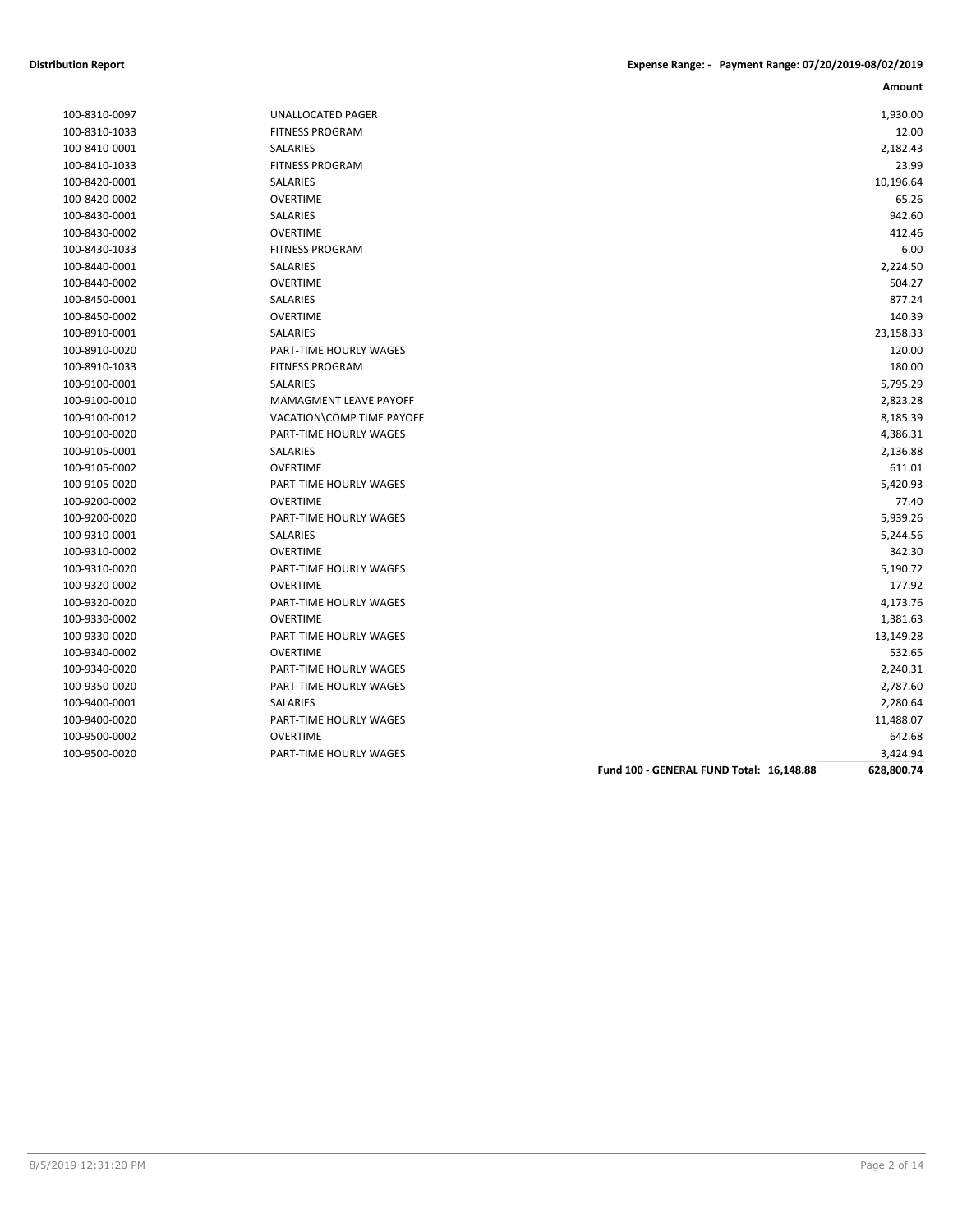**Distribution Report** **Expense Range: - Payment Range: 07/20/2019-08/02/2019**

| | | | Amount |
|---|---|---|---|
| 100-8310-0097 | UNALLOCATED PAGER | | 1,930.00 |
| 100-8310-1033 | FITNESS PROGRAM | | 12.00 |
| 100-8410-0001 | SALARIES | | 2,182.43 |
| 100-8410-1033 | FITNESS PROGRAM | | 23.99 |
| 100-8420-0001 | SALARIES | | 10,196.64 |
| 100-8420-0002 | OVERTIME | | 65.26 |
| 100-8430-0001 | SALARIES | | 942.60 |
| 100-8430-0002 | OVERTIME | | 412.46 |
| 100-8430-1033 | FITNESS PROGRAM | | 6.00 |
| 100-8440-0001 | SALARIES | | 2,224.50 |
| 100-8440-0002 | OVERTIME | | 504.27 |
| 100-8450-0001 | SALARIES | | 877.24 |
| 100-8450-0002 | OVERTIME | | 140.39 |
| 100-8910-0001 | SALARIES | | 23,158.33 |
| 100-8910-0020 | PART-TIME HOURLY WAGES | | 120.00 |
| 100-8910-1033 | FITNESS PROGRAM | | 180.00 |
| 100-9100-0001 | SALARIES | | 5,795.29 |
| 100-9100-0010 | MAMAGMENT LEAVE PAYOFF | | 2,823.28 |
| 100-9100-0012 | VACATION\COMP TIME PAYOFF | | 8,185.39 |
| 100-9100-0020 | PART-TIME HOURLY WAGES | | 4,386.31 |
| 100-9105-0001 | SALARIES | | 2,136.88 |
| 100-9105-0002 | OVERTIME | | 611.01 |
| 100-9105-0020 | PART-TIME HOURLY WAGES | | 5,420.93 |
| 100-9200-0002 | OVERTIME | | 77.40 |
| 100-9200-0020 | PART-TIME HOURLY WAGES | | 5,939.26 |
| 100-9310-0001 | SALARIES | | 5,244.56 |
| 100-9310-0002 | OVERTIME | | 342.30 |
| 100-9310-0020 | PART-TIME HOURLY WAGES | | 5,190.72 |
| 100-9320-0002 | OVERTIME | | 177.92 |
| 100-9320-0020 | PART-TIME HOURLY WAGES | | 4,173.76 |
| 100-9330-0002 | OVERTIME | | 1,381.63 |
| 100-9330-0020 | PART-TIME HOURLY WAGES | | 13,149.28 |
| 100-9340-0002 | OVERTIME | | 532.65 |
| 100-9340-0020 | PART-TIME HOURLY WAGES | | 2,240.31 |
| 100-9350-0020 | PART-TIME HOURLY WAGES | | 2,787.60 |
| 100-9400-0001 | SALARIES | | 2,280.64 |
| 100-9400-0020 | PART-TIME HOURLY WAGES | | 11,488.07 |
| 100-9500-0002 | OVERTIME | | 642.68 |
| 100-9500-0020 | PART-TIME HOURLY WAGES | | 3,424.94 |
| | | **Fund 100 - GENERAL FUND Total: 16,148.88** | **628,800.74** |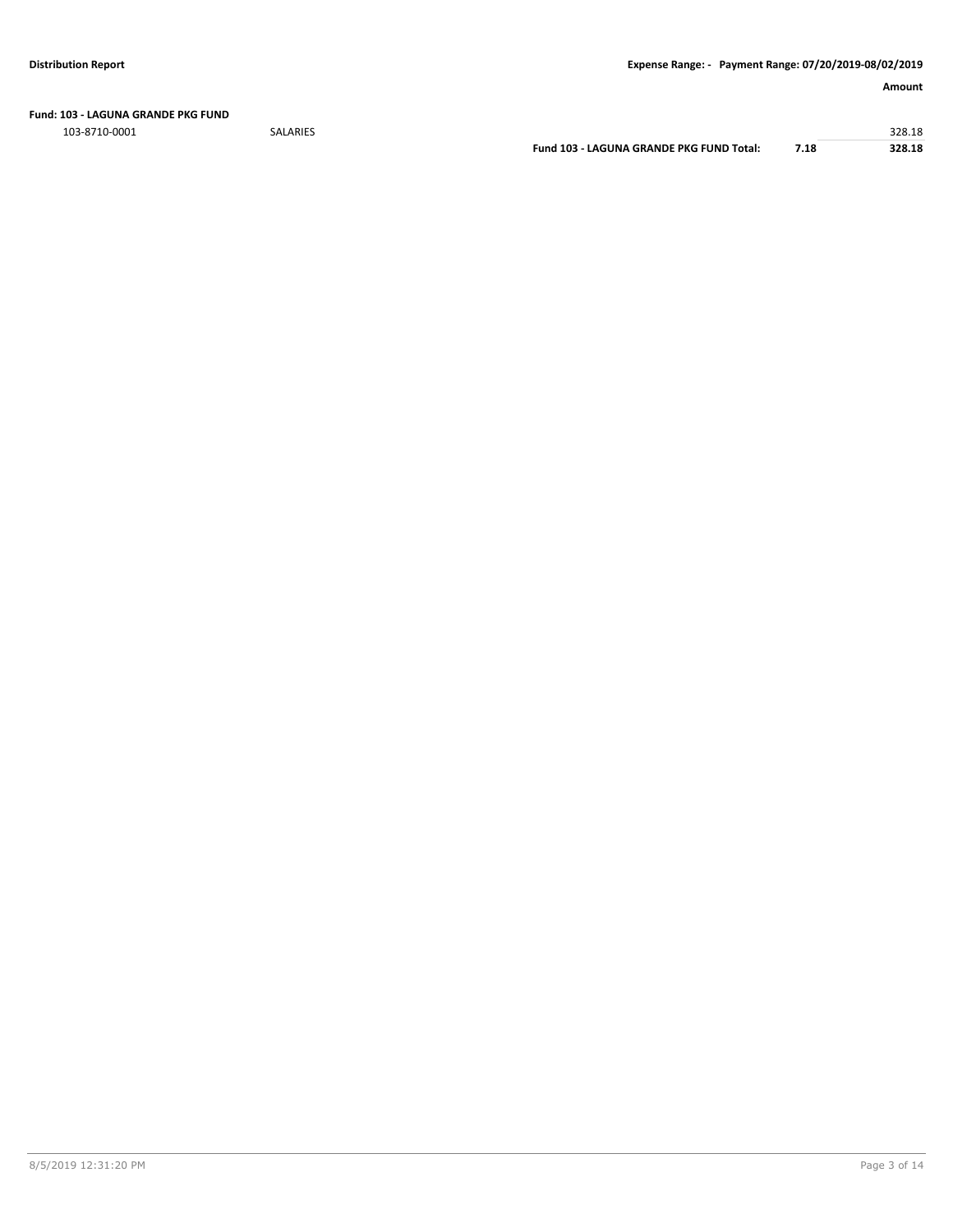**Fund: 103 - LAGUNA GRANDE PKG FUND**

| | | | | Amount |
|---|---|---|---|---|
| 103-8710-0001 | SALARIES | | | 328.18 |
| | | **Fund 103 - LAGUNA GRANDE PKG FUND Total:** | **7.18** | **328.18** |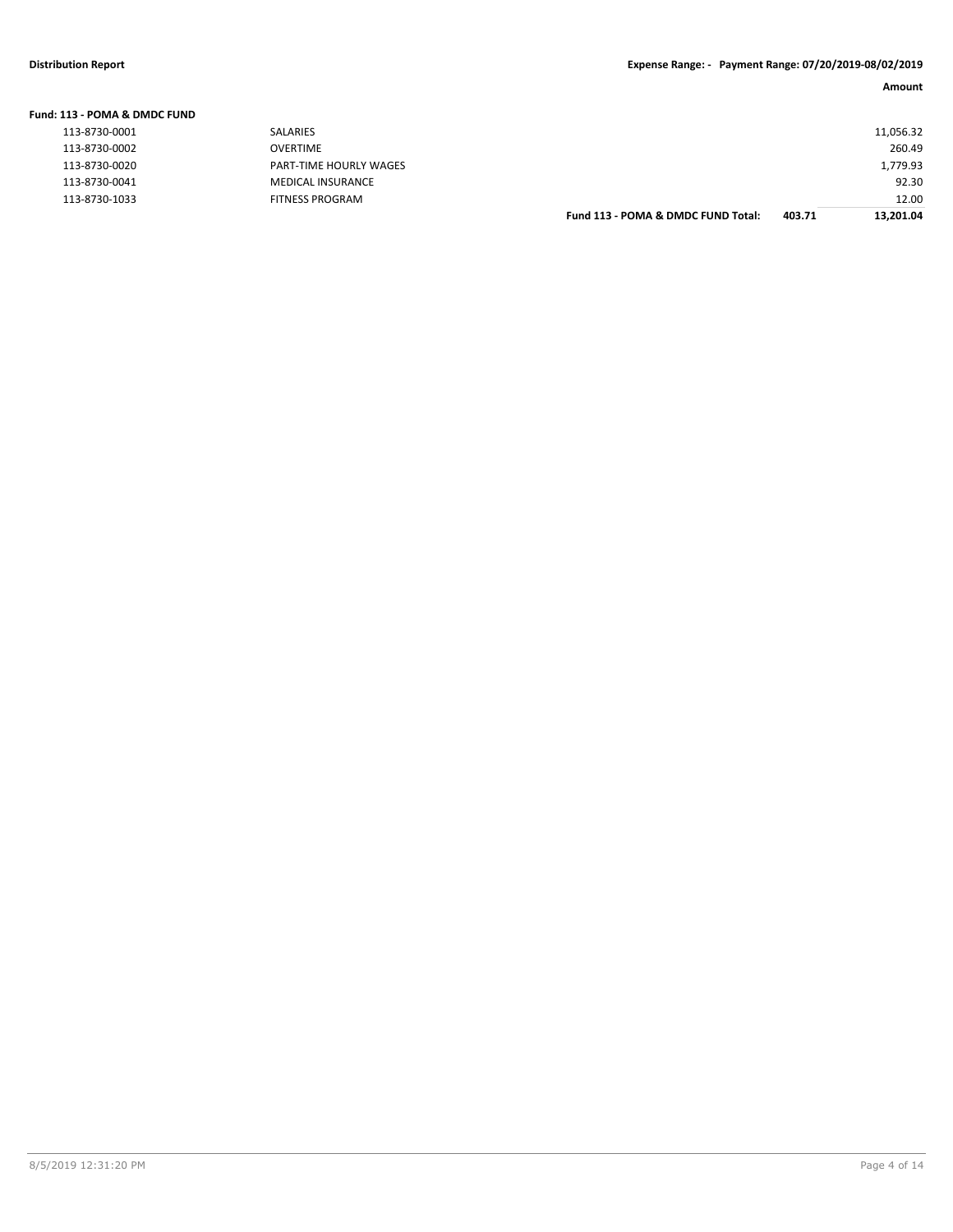**Distribution Report** **Expense Range: - Payment Range: 07/20/2019-08/02/2019**

| | | | | Amount |
|---|---|---|---|---|
| **Fund: 113 - POMA & DMDC FUND** | | | | |
| 113-8730-0001 | SALARIES | | | 11,056.32 |
| 113-8730-0002 | OVERTIME | | | 260.49 |
| 113-8730-0020 | PART-TIME HOURLY WAGES | | | 1,779.93 |
| 113-8730-0041 | MEDICAL INSURANCE | | | 92.30 |
| 113-8730-1033 | FITNESS PROGRAM | | | 12.00 |
| | | **Fund 113 - POMA & DMDC FUND Total:** | **403.71** | **13,201.04** |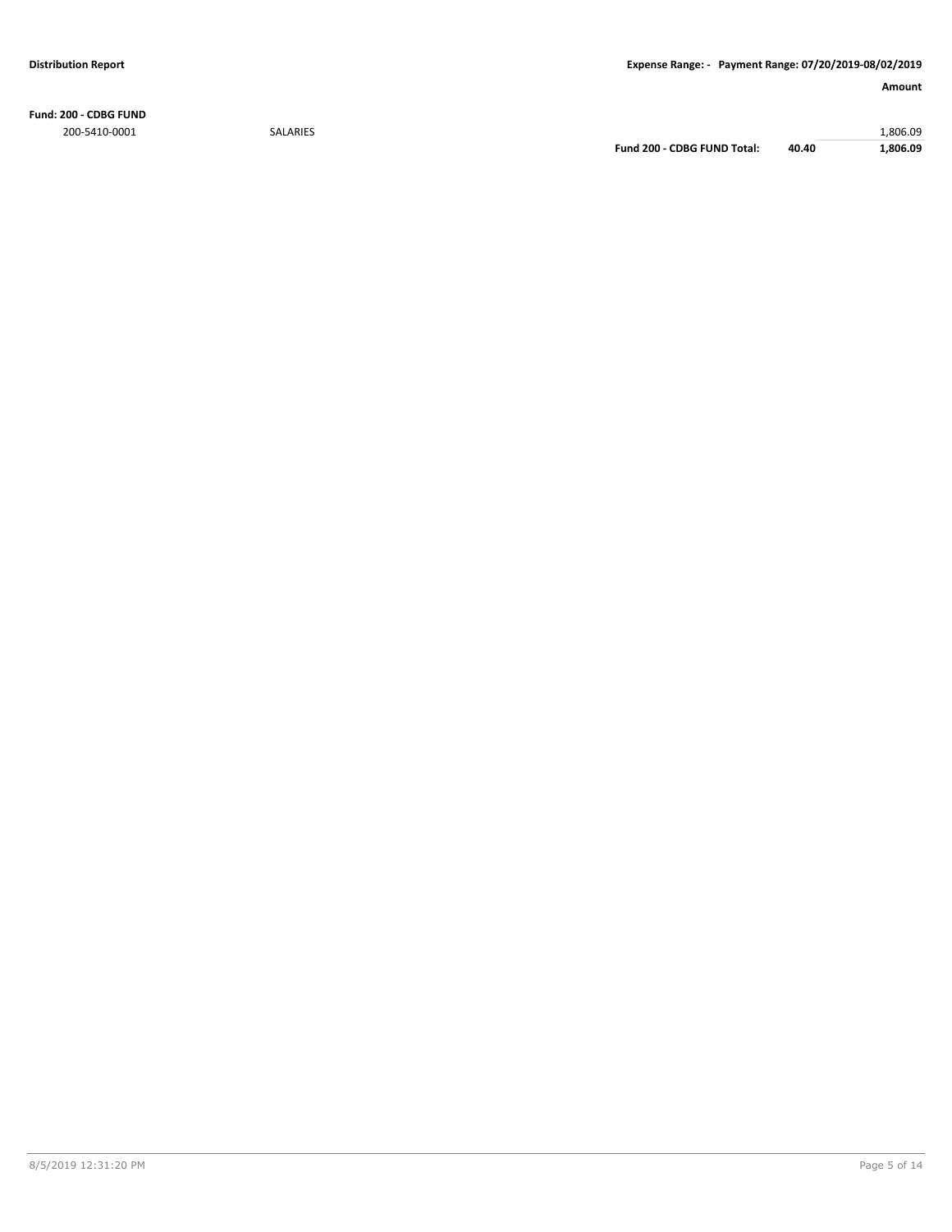**Fund: 200 - CDBG FUND**

| | | | | Amount |
|---|---|---|---|---|
| 200-5410-0001 | SALARIES | | | 1,806.09 |
| | | **Fund 200 - CDBG FUND Total:** | **40.40** | **1,806.09** |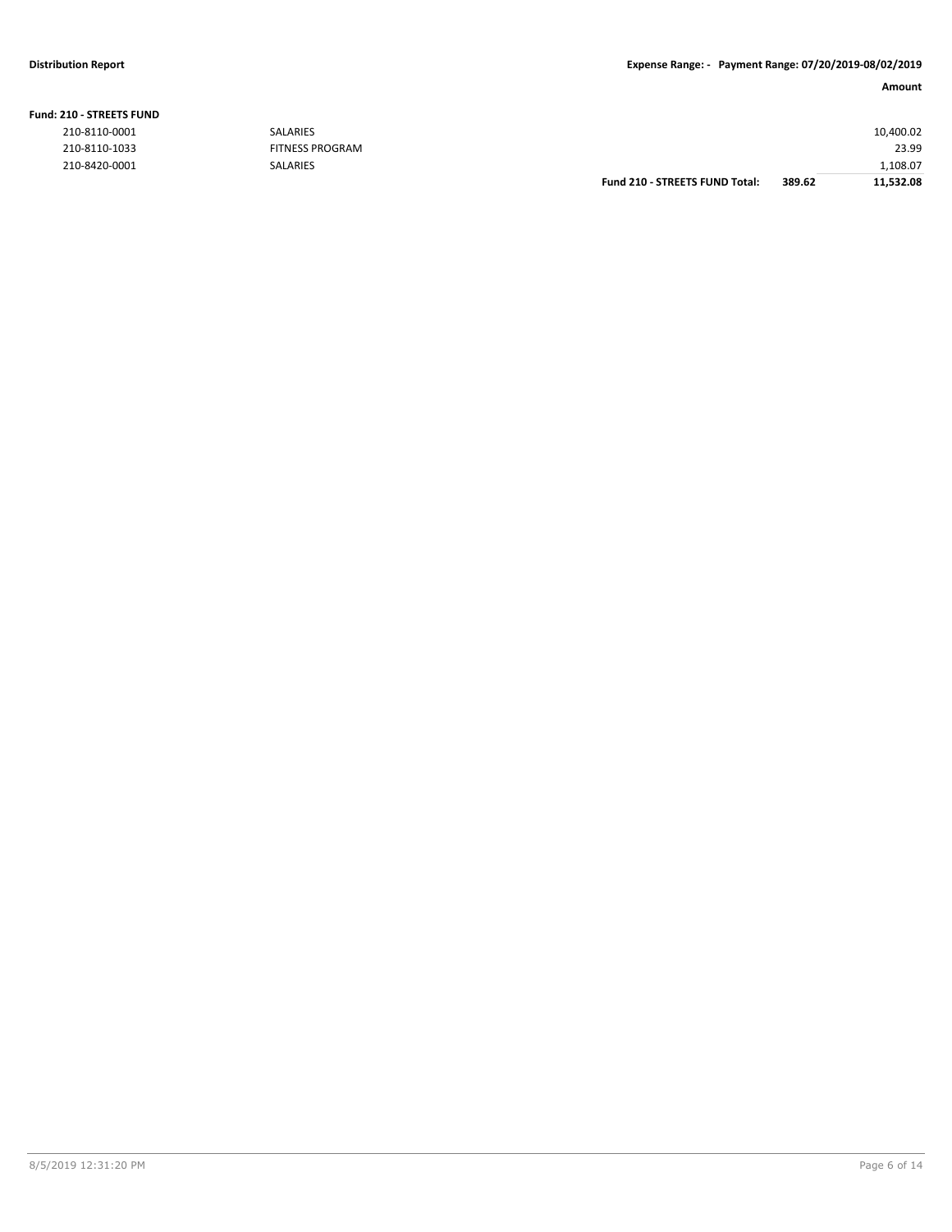**Distribution Report** **Expense Range: - Payment Range: 07/20/2019-08/02/2019**

| | | | | Amount |
|---|---|---|---|---|
| **Fund: 210 - STREETS FUND** | | | | |
| 210-8110-0001 | SALARIES | | | 10,400.02 |
| 210-8110-1033 | FITNESS PROGRAM | | | 23.99 |
| 210-8420-0001 | SALARIES | | | 1,108.07 |
| | | **Fund 210 - STREETS FUND Total:** | **389.62** | **11,532.08** |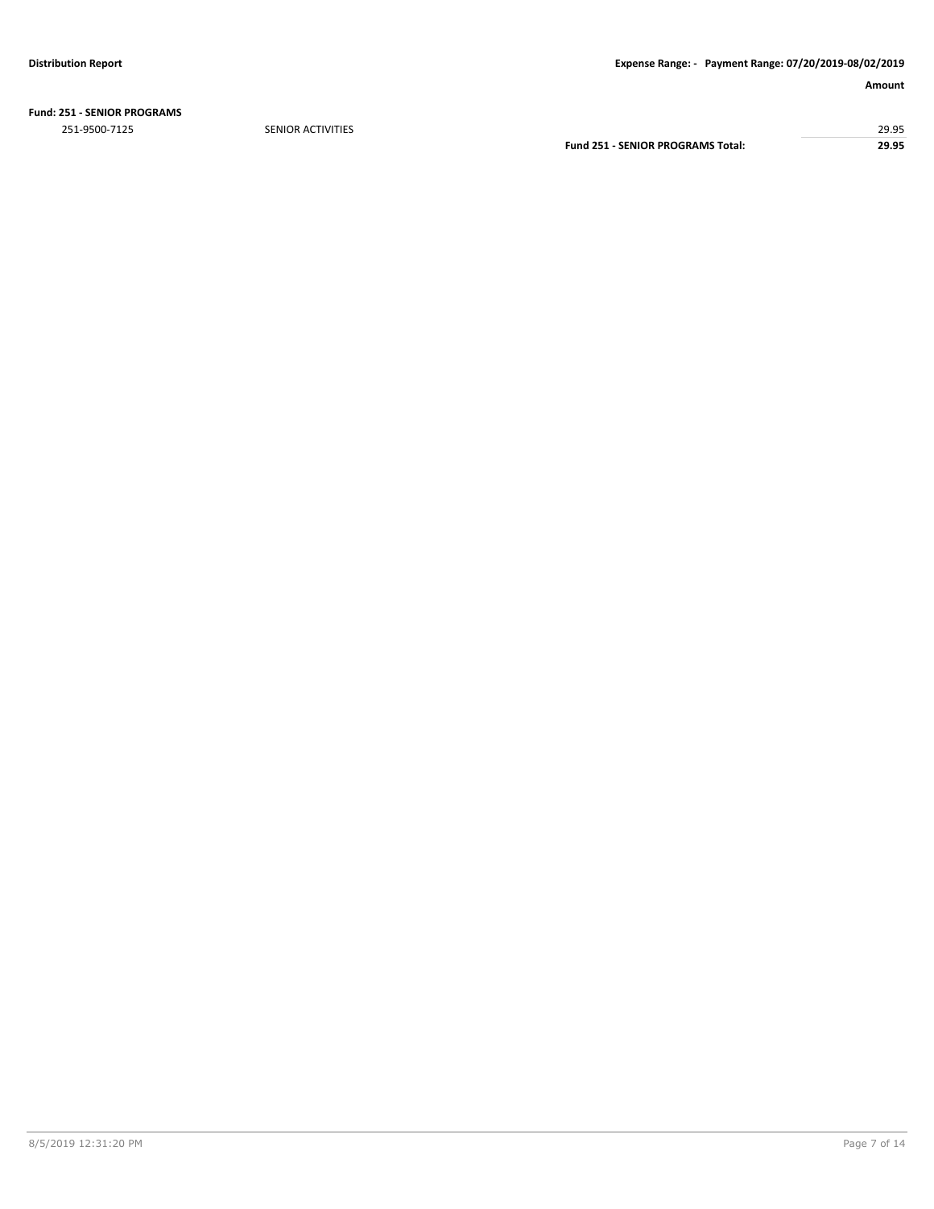**Fund: 251 - SENIOR PROGRAMS**

| | | Amount |
|---|---|---|
| 251-9500-7125 | SENIOR ACTIVITIES | 29.95 |
| | **Fund 251 - SENIOR PROGRAMS Total:** | **29.95** |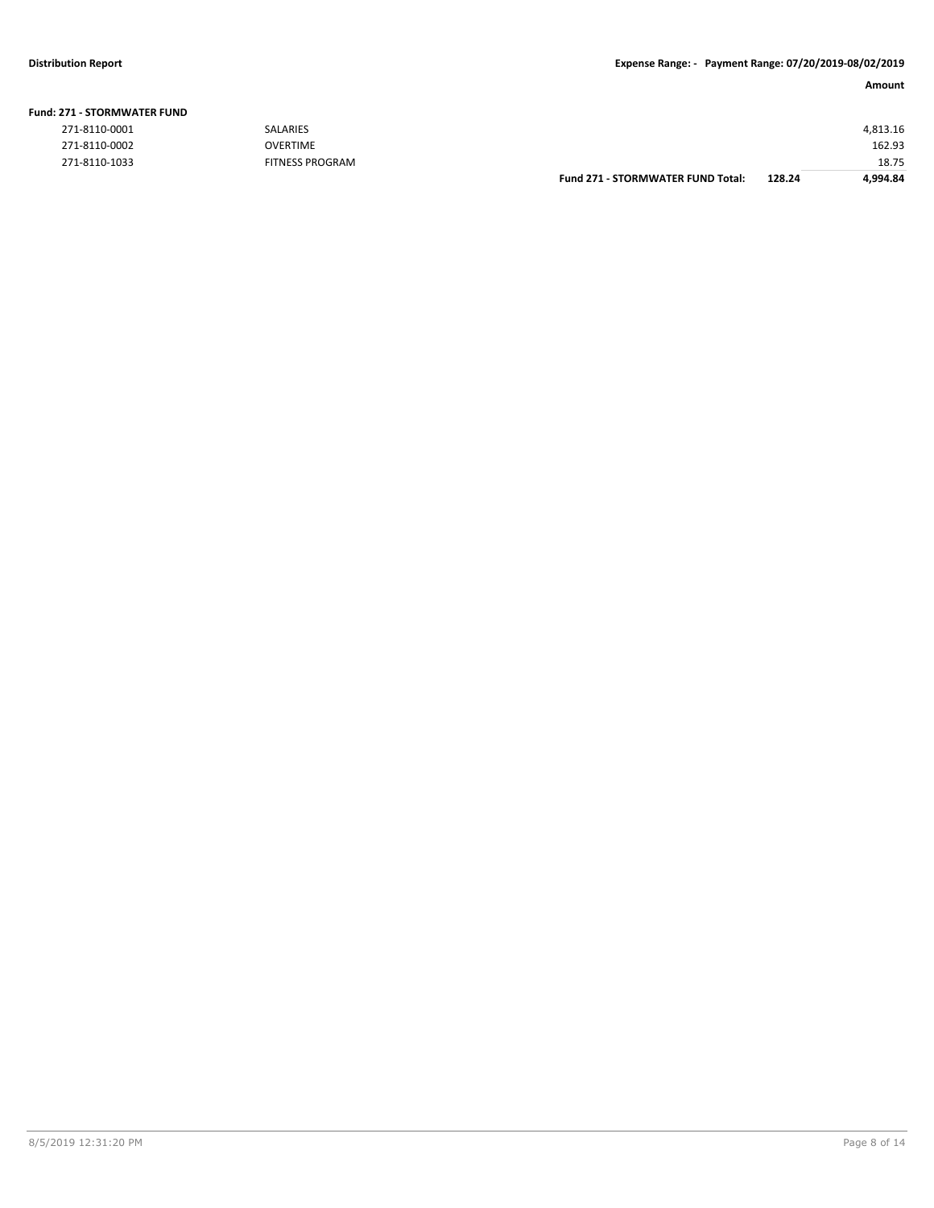**Distribution Report** **Expense Range: - Payment Range: 07/20/2019-08/02/2019**

**Fund: 271 - STORMWATER FUND**

| | | | | Amount |
|---|---|---|---|---|
| 271-8110-0001 | SALARIES | | | 4,813.16 |
| 271-8110-0002 | OVERTIME | | | 162.93 |
| 271-8110-1033 | FITNESS PROGRAM | | | 18.75 |
| | | **Fund 271 - STORMWATER FUND Total:** | **128.24** | **4,994.84** |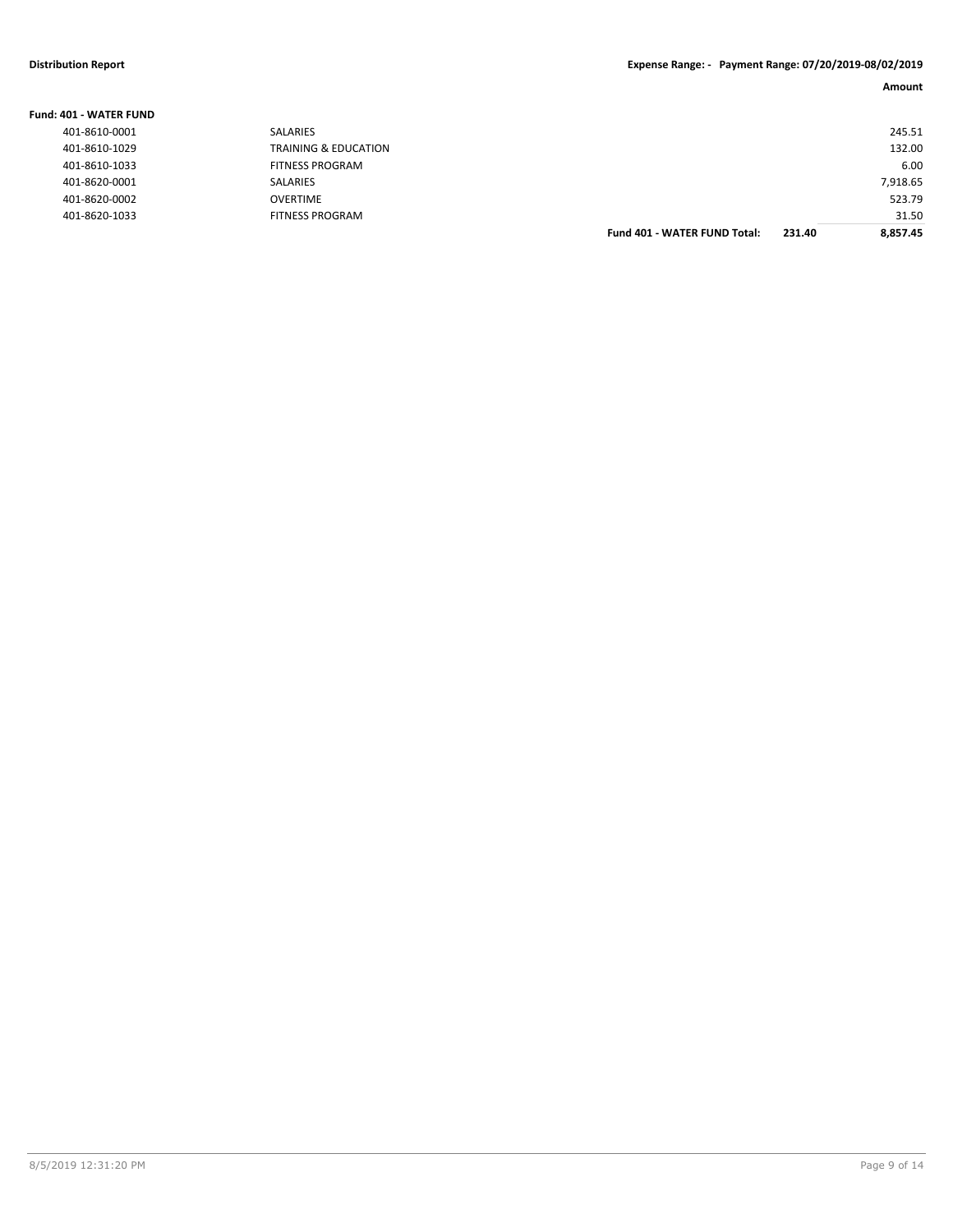**Distribution Report** **Expense Range: - Payment Range: 07/20/2019-08/02/2019**

**Fund: 401 - WATER FUND**

| Account | Description | | | Amount |
|---|---|---|---|---|
| 401-8610-0001 | SALARIES | | | 245.51 |
| 401-8610-1029 | TRAINING & EDUCATION | | | 132.00 |
| 401-8610-1033 | FITNESS PROGRAM | | | 6.00 |
| 401-8620-0001 | SALARIES | | | 7,918.65 |
| 401-8620-0002 | OVERTIME | | | 523.79 |
| 401-8620-1033 | FITNESS PROGRAM | | | 31.50 |
| | | **Fund 401 - WATER FUND Total:** | **231.40** | **8,857.45** |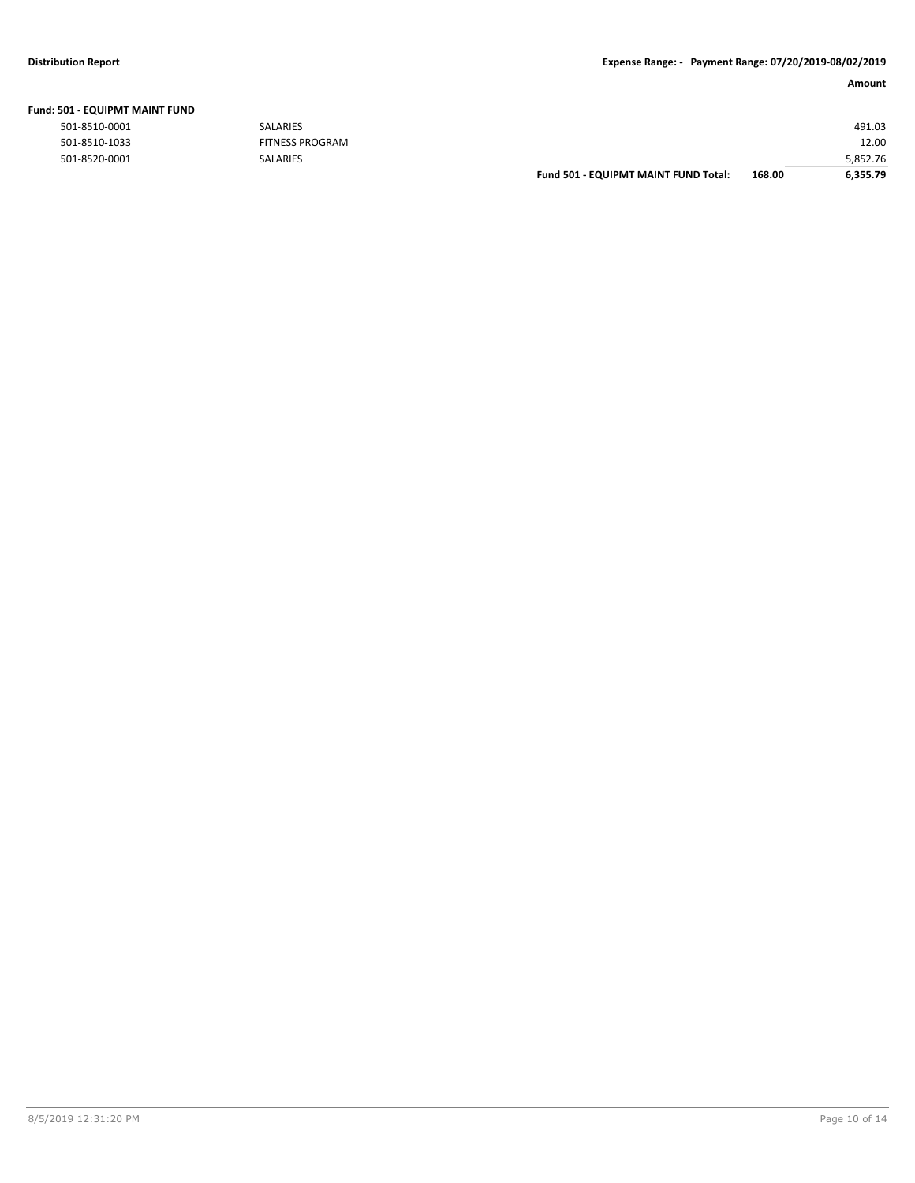**Fund: 501 - EQUIPMT MAINT FUND**

| | | | | Amount |
|---|---|---|---|---|
| 501-8510-0001 | SALARIES | | | 491.03 |
| 501-8510-1033 | FITNESS PROGRAM | | | 12.00 |
| 501-8520-0001 | SALARIES | | | 5,852.76 |
| | | **Fund 501 - EQUIPMT MAINT FUND Total:** | **168.00** | **6,355.79** |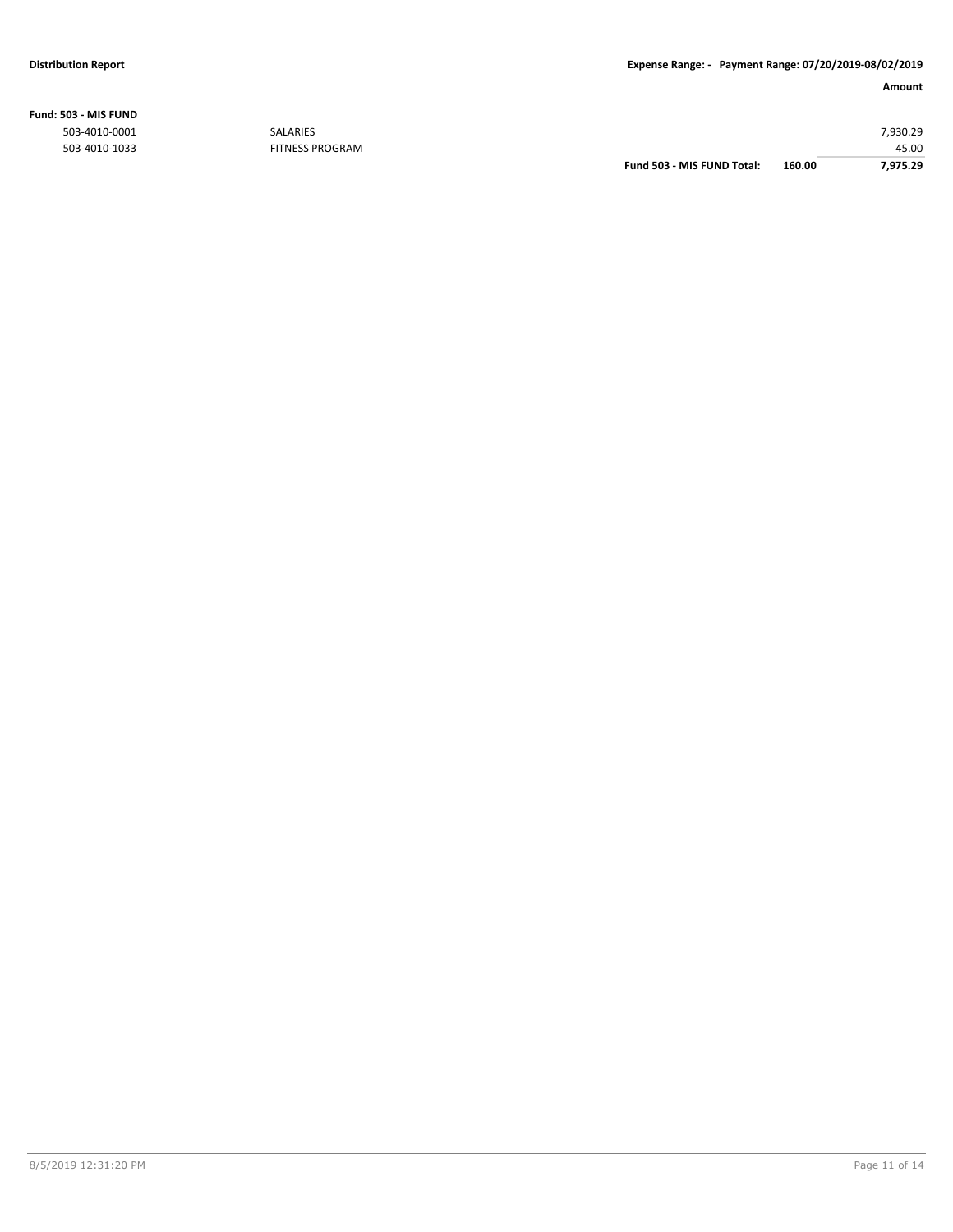**Fund: 503 - MIS FUND**

| Account | Description | | | Amount |
|---|---|---|---|---|
| 503-4010-0001 | SALARIES | | | 7,930.29 |
| 503-4010-1033 | FITNESS PROGRAM | | | 45.00 |
| | | **Fund 503 - MIS FUND Total:** | **160.00** | **7,975.29** |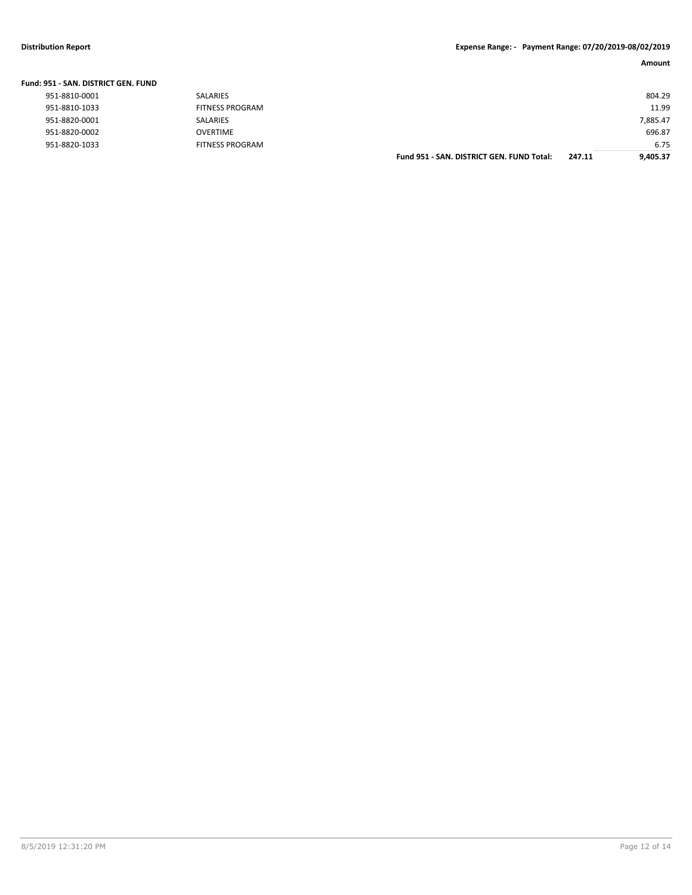| | | Amount |
|---|---|---|
| **Fund: 951 - SAN. DISTRICT GEN. FUND** | | |
| 951-8810-0001 | SALARIES | 804.29 |
| 951-8810-1033 | FITNESS PROGRAM | 11.99 |
| 951-8820-0001 | SALARIES | 7,885.47 |
| 951-8820-0002 | OVERTIME | 696.87 |
| 951-8820-1033 | FITNESS PROGRAM | 6.75 |
| **Fund 951 - SAN. DISTRICT GEN. FUND Total:** | **247.11** | **9,405.37** |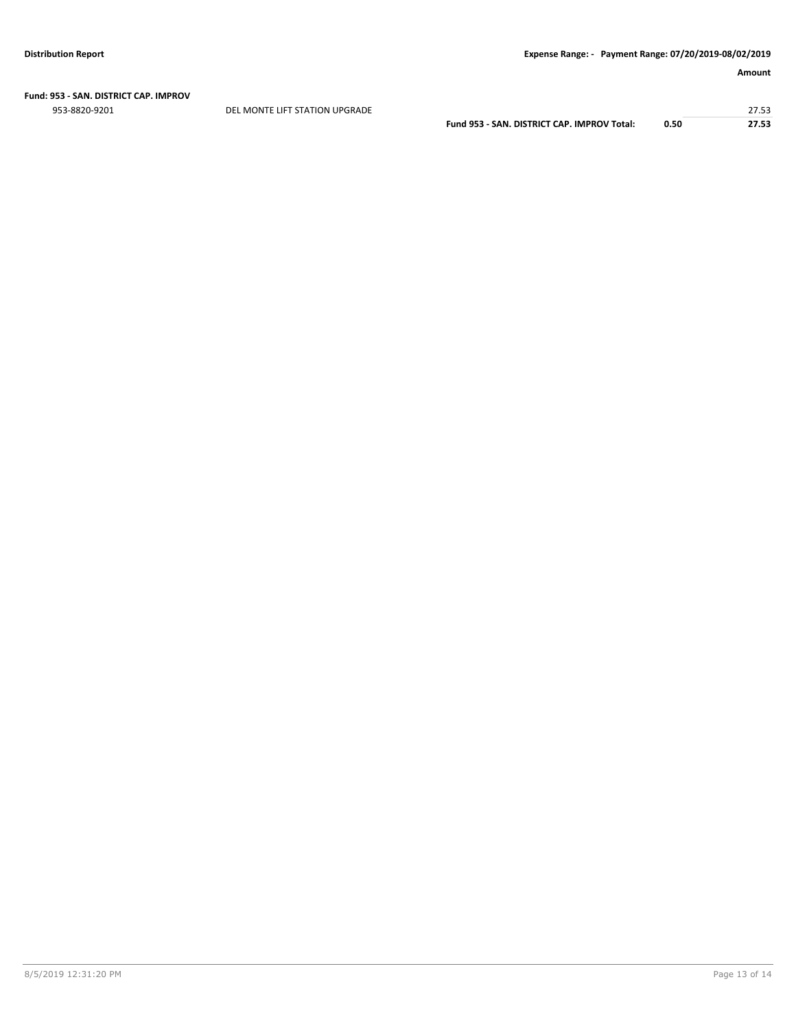**Fund: 953 - SAN. DISTRICT CAP. IMPROV**

| Account | Description | | | Amount |
|---|---|---|---|---|
| 953-8820-9201 | DEL MONTE LIFT STATION UPGRADE | | | 27.53 |
| | | **Fund 953 - SAN. DISTRICT CAP. IMPROV Total:** | **0.50** | **27.53** |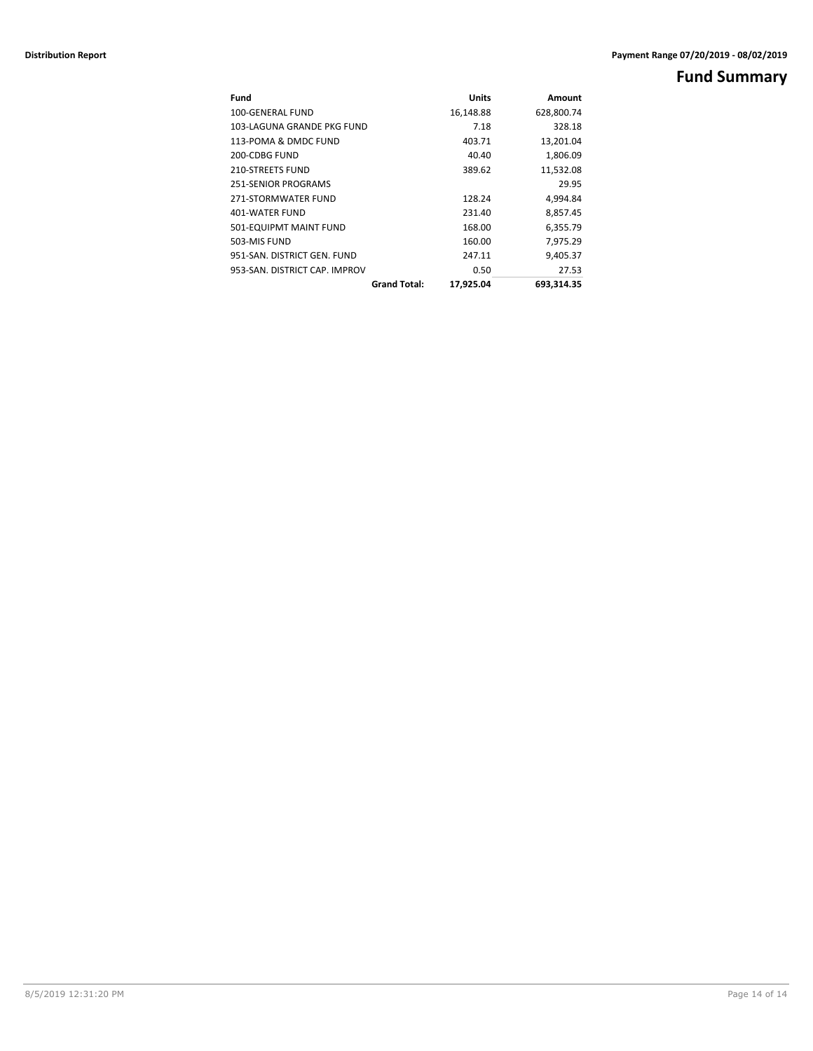# Fund Summary

| Fund | Units | Amount |
|---|---|---|
| 100-GENERAL FUND | 16,148.88 | 628,800.74 |
| 103-LAGUNA GRANDE PKG FUND | 7.18 | 328.18 |
| 113-POMA & DMDC FUND | 403.71 | 13,201.04 |
| 200-CDBG FUND | 40.40 | 1,806.09 |
| 210-STREETS FUND | 389.62 | 11,532.08 |
| 251-SENIOR PROGRAMS | | 29.95 |
| 271-STORMWATER FUND | 128.24 | 4,994.84 |
| 401-WATER FUND | 231.40 | 8,857.45 |
| 501-EQUIPMT MAINT FUND | 168.00 | 6,355.79 |
| 503-MIS FUND | 160.00 | 7,975.29 |
| 951-SAN. DISTRICT GEN. FUND | 247.11 | 9,405.37 |
| 953-SAN. DISTRICT CAP. IMPROV | 0.50 | 27.53 |
| **Grand Total:** | **17,925.04** | **693,314.35** |